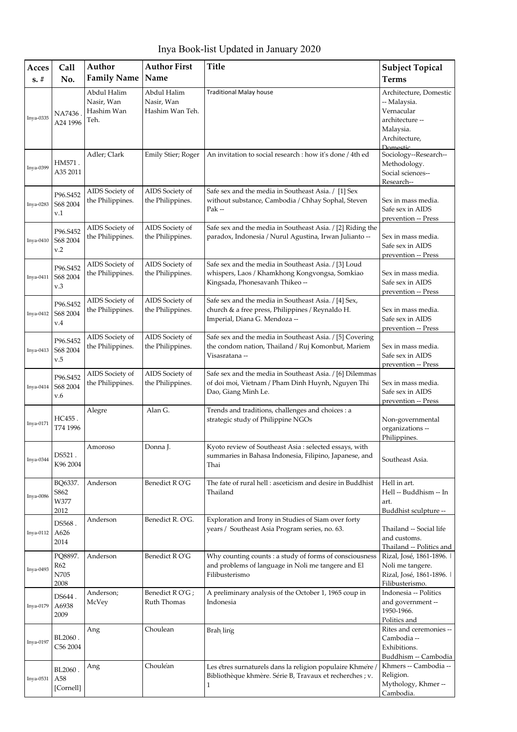# Inya Book-list Updated in January 2020

| Acces s. # | Call No. | Author Family Name | Author First Name | Title | Subject Topical Terms |
| --- | --- | --- | --- | --- | --- |
| Inya-0335 | NA7436 . A24 1996 | Abdul Halim Nasir, Wan Hashim Wan Teh. | Abdul Halim Nasir, Wan Hashim Wan Teh. | Traditional Malay house | Architecture, Domestic -- Malaysia. Vernacular architecture -- Malaysia. Architecture, Domestic |
| Inya-0399 | HM571 . A35 2011 | Adler; Clark | Emily Stier; Roger | An invitation to social research : how it's done / 4th ed | Sociology--Research--Methodology. Social sciences--Research-- |
| Inya-0283 | P96.S452 S68 2004 v.1 | AIDS Society of the Philippines. | AIDS Society of the Philippines. | Safe sex and the media in Southeast Asia. / [1] Sex without substance, Cambodia / Chhay Sophal, Steven Pak -- | Sex in mass media. Safe sex in AIDS prevention -- Press |
| Inya-0410 | P96.S452 S68 2004 v.2 | AIDS Society of the Philippines. | AIDS Society of the Philippines. | Safe sex and the media in Southeast Asia. / [2] Riding the paradox, Indonesia / Nurul Agustina, Irwan Julianto -- | Sex in mass media. Safe sex in AIDS prevention -- Press |
| Inya-0411 | P96.S452 S68 2004 v.3 | AIDS Society of the Philippines. | AIDS Society of the Philippines. | Safe sex and the media in Southeast Asia. / [3] Loud whispers, Laos / Khamkhong Kongvongsa, Somkiao Kingsada, Phonesavanh Thikeo -- | Sex in mass media. Safe sex in AIDS prevention -- Press |
| Inya-0412 | P96.S452 S68 2004 v.4 | AIDS Society of the Philippines. | AIDS Society of the Philippines. | Safe sex and the media in Southeast Asia. / [4] Sex, church & a free press, Philippines / Reynaldo H. Imperial, Diana G. Mendoza -- | Sex in mass media. Safe sex in AIDS prevention -- Press |
| Inya-0413 | P96.S452 S68 2004 v.5 | AIDS Society of the Philippines. | AIDS Society of the Philippines. | Safe sex and the media in Southeast Asia. / [5] Covering the condom nation, Thailand / Ruj Komonbut, Mariem Visasratana -- | Sex in mass media. Safe sex in AIDS prevention -- Press |
| Inya-0414 | P96.S452 S68 2004 v.6 | AIDS Society of the Philippines. | AIDS Society of the Philippines. | Safe sex and the media in Southeast Asia. / [6] Dilemmas of doi moi, Vietnam / Pham Dinh Huynh, Nguyen Thi Dao, Giang Minh Le. | Sex in mass media. Safe sex in AIDS prevention -- Press |
| Inya-0171 | HC455 . T74 1996 | Alegre | Alan G. | Trends and traditions, challenges and choices : a strategic study of Philippine NGOs | Non-governmental organizations -- Philippines. |
| Inya-0344 | DS521 . K96 2004 | Amoroso | Donna J. | Kyoto review of Southeast Asia : selected essays, with summaries in Bahasa Indonesia, Filipino, Japanese, and Thai | Southeast Asia. |
| Inya-0086 | BQ6337. S862 W377 2012 | Anderson | Benedict R O'G | The fate of rural hell : asceticism and desire in Buddhist Thailand | Hell in art. Hell -- Buddhism -- In art. Buddhist sculpture -- |
| Inya-0112 | DS568 . A626 2014 | Anderson | Benedict R. O'G. | Exploration and Irony in Studies of Siam over forty years / Southeast Asia Program series, no. 63. | Thailand -- Social life and customs. Thailand -- Politics and |
| Inya-0493 | PQ8897. R62 N705 2008 | Anderson | Benedict R O'G | Why counting counts : a study of forms of consciousness and problems of language in Noli me tangere and El Filibusterismo | Rizal, José, 1861-1896. \| Noli me tangere. Rizal, José, 1861-1896. \| Filibusterismo. |
| Inya-0179 | DS644 . A6938 2009 | Anderson; McVey | Benedict R O'G ; Ruth Thomas | A preliminary analysis of the October 1, 1965 coup in Indonesia | Indonesia -- Politics and government -- 1950-1966. Politics and |
| Inya-0197 | BL2060 . C56 2004 | Ang | Choulean | Braḥ liṅg | Rites and ceremonies -- Cambodia -- Exhibitions. Buddhism -- Cambodia |
| Inya-0531 | BL2060 . A58 [Cornell] | Ang | Chouléan | Les êtres surnaturels dans la religion populaire Khmère / Bibliothèque khmère. Série B, Travaux et recherches ; v. 1 | Khmers -- Cambodia -- Religion. Mythology, Khmer -- Cambodia. |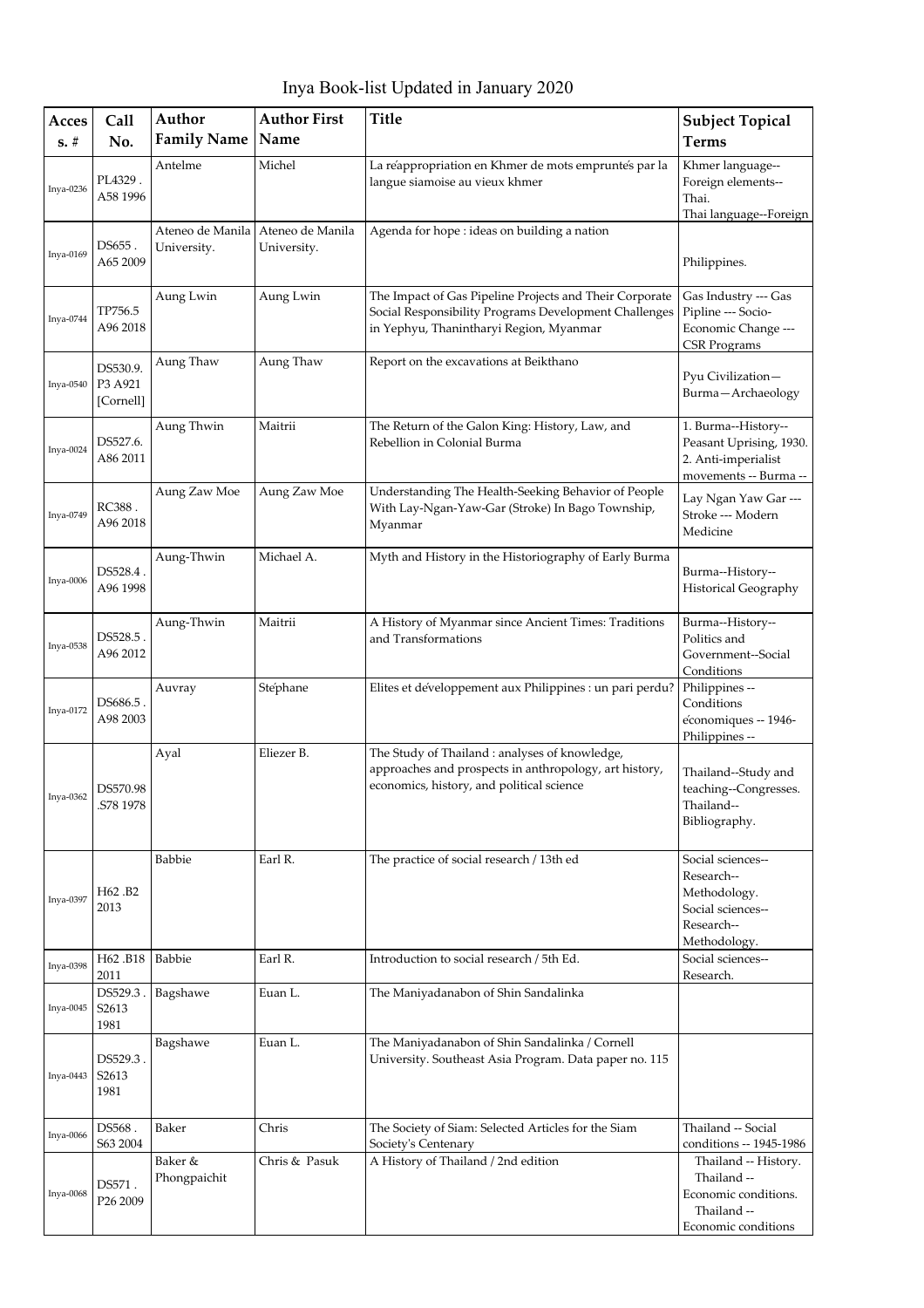# Inya Book-list Updated in January 2020

| Acces s. # | Call No. | Author Family Name | Author First Name | Title | Subject Topical Terms |
|---|---|---|---|---|---|
| Inya-0236 | PL4329 . A58 1996 | Antelme | Michel | La réappropriation en Khmer de mots empruntés par la langue siamoise au vieux khmer | Khmer language-- Foreign elements-- Thai. Thai language--Foreign |
| Inya-0169 | DS655 . A65 2009 | Ateneo de Manila University. | Ateneo de Manila University. | Agenda for hope : ideas on building a nation | Philippines. |
| Inya-0744 | TP756.5 A96 2018 | Aung Lwin | Aung Lwin | The Impact of Gas Pipeline Projects and Their Corporate Social Responsibility Programs Development Challenges in Yephyu, Thanintharyi Region, Myanmar | Gas Industry --- Gas Pipline --- Socio-Economic Change --- CSR Programs |
| Inya-0540 | DS530.9. P3 A921 [Cornell] | Aung Thaw | Aung Thaw | Report on the excavations at Beikthano | Pyu Civilization—Burma—Archaeology |
| Inya-0024 | DS527.6. A86 2011 | Aung Thwin | Maitrii | The Return of the Galon King: History, Law, and Rebellion in Colonial Burma | 1. Burma--History--Peasant Uprising, 1930. 2. Anti-imperialist movements -- Burma -- |
| Inya-0749 | RC388 . A96 2018 | Aung Zaw Moe | Aung Zaw Moe | Understanding The Health-Seeking Behavior of People With Lay-Ngan-Yaw-Gar (Stroke) In Bago Township, Myanmar | Lay Ngan Yaw Gar --- Stroke --- Modern Medicine |
| Inya-0006 | DS528.4 . A96 1998 | Aung-Thwin | Michael A. | Myth and History in the Historiography of Early Burma | Burma--History--Historical Geography |
| Inya-0538 | DS528.5 . A96 2012 | Aung-Thwin | Maitrii | A History of Myanmar since Ancient Times: Traditions and Transformations | Burma--History--Politics and Government--Social Conditions |
| Inya-0172 | DS686.5 . A98 2003 | Auvray | Stéphane | Elites et développement aux Philippines : un pari perdu? | Philippines -- Conditions économiques -- 1946- Philippines -- |
| Inya-0362 | DS570.98 .S78 1978 | Ayal | Eliezer B. | The Study of Thailand : analyses of knowledge, approaches and prospects in anthropology, art history, economics, history, and political science | Thailand--Study and teaching--Congresses. Thailand--Bibliography. |
| Inya-0397 | H62 .B2 2013 | Babbie | Earl R. | The practice of social research / 13th ed | Social sciences--Research--Methodology. Social sciences--Research--Methodology. |
| Inya-0398 | H62 .B18 2011 | Babbie | Earl R. | Introduction to social research / 5th Ed. | Social sciences--Research. |
| Inya-0045 | DS529.3 . S2613 1981 | Bagshawe | Euan L. | The Maniyadanabon of Shin Sandalinka | |
| Inya-0443 | DS529.3 . S2613 1981 | Bagshawe | Euan L. | The Maniyadanabon of Shin Sandalinka / Cornell University. Southeast Asia Program. Data paper no. 115 | |
| Inya-0066 | DS568 . S63 2004 | Baker | Chris | The Society of Siam: Selected Articles for the Siam Society's Centenary | Thailand -- Social conditions -- 1945-1986 |
| Inya-0068 | DS571 . P26 2009 | Baker & Phongpaichit | Chris & Pasuk | A History of Thailand / 2nd edition | Thailand -- History. Thailand -- Economic conditions. Thailand -- Economic conditions |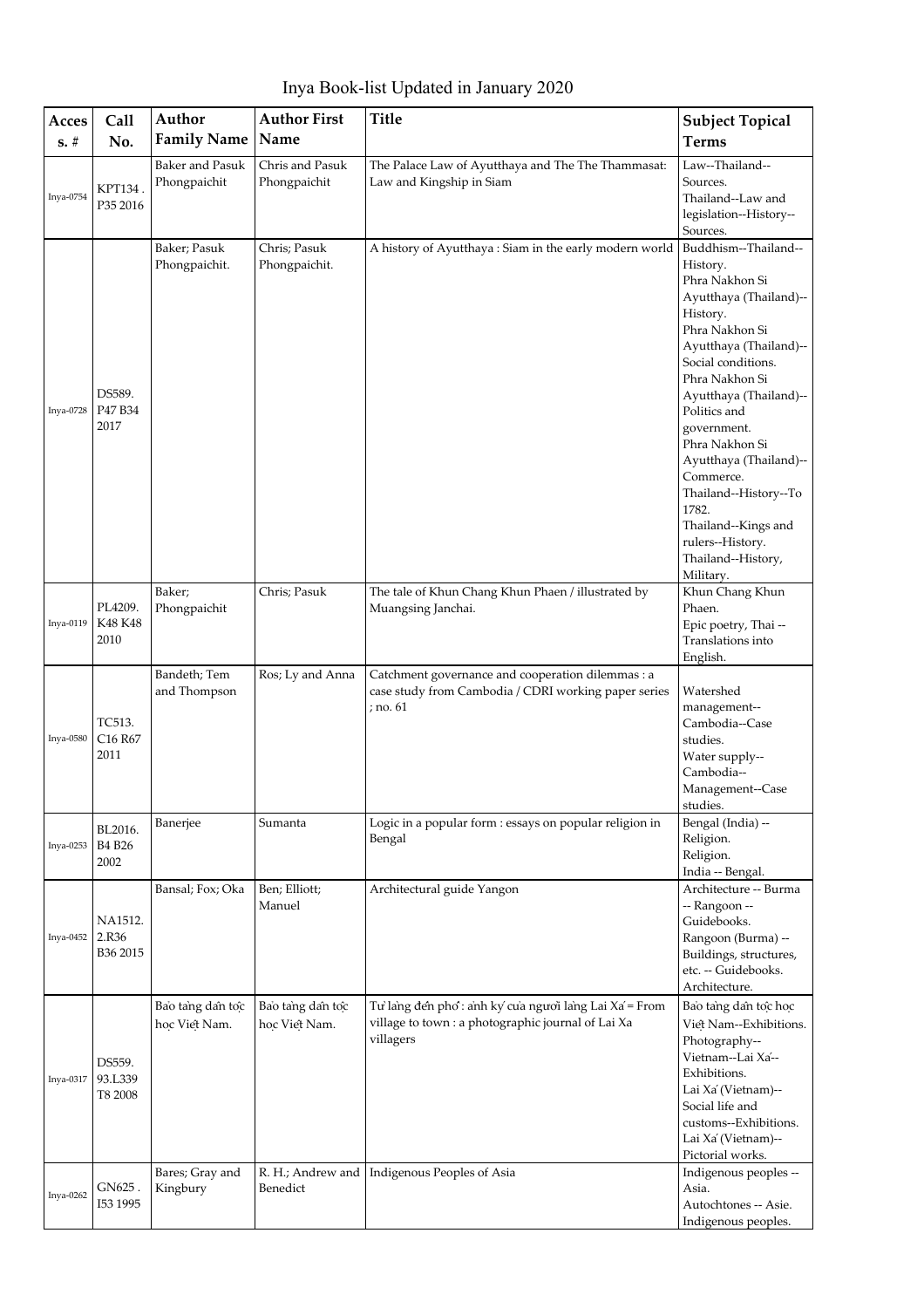# Inya Book-list Updated in January 2020

| Access. # | Call No. | Author Family Name | Author First Name | Title | Subject Topical Terms |
|---|---|---|---|---|---|
| Inya-0754 | KPT134 . P35 2016 | Baker and Pasuk Phongpaichit | Chris and Pasuk Phongpaichit | The Palace Law of Ayutthaya and The The Thammasat: Law and Kingship in Siam | Law--Thailand--Sources. Thailand--Law and legislation--History--Sources. |
| Inya-0728 | DS589. P47 B34 2017 | Baker; Pasuk Phongpaichit. | Chris; Pasuk Phongpaichit. | A history of Ayutthaya : Siam in the early modern world | Buddhism--Thailand--History. Phra Nakhon Si Ayutthaya (Thailand)--History. Phra Nakhon Si Ayutthaya (Thailand)--Social conditions. Phra Nakhon Si Ayutthaya (Thailand)--Politics and government. Phra Nakhon Si Ayutthaya (Thailand)--Commerce. Thailand--History--To 1782. Thailand--Kings and rulers--History. Thailand--History, Military. |
| Inya-0119 | PL4209. K48 K48 2010 | Baker; Phongpaichit | Chris; Pasuk | The tale of Khun Chang Khun Phaen / illustrated by Muangsing Janchai. | Khun Chang Khun Phaen. Epic poetry, Thai -- Translations into English. |
| Inya-0580 | TC513. C16 R67 2011 | Bandeth; Tem and Thompson | Ros; Ly and Anna | Catchment governance and cooperation dilemmas : a case study from Cambodia / CDRI working paper series ; no. 61 | Watershed management--Cambodia--Case studies. Water supply--Cambodia--Management--Case studies. |
| Inya-0253 | BL2016. B4 B26 2002 | Banerjee | Sumanta | Logic in a popular form : essays on popular religion in Bengal | Bengal (India) -- Religion. Religion. India -- Bengal. |
| Inya-0452 | NA1512. 2.R36 B36 2015 | Bansal; Fox; Oka | Ben; Elliott; Manuel | Architectural guide Yangon | Architecture -- Burma -- Rangoon -- Guidebooks. Rangoon (Burma) -- Buildings, structures, etc. -- Guidebooks. Architecture. |
| Inya-0317 | DS559. 93.L339 T8 2008 | Bảo tàng dân tộc học Việt Nam. | Bảo tàng dân tộc học Việt Nam. | Từ làng đến phố : ảnh ký của người làng Lai Xá = From village to town : a photographic journal of Lai Xa villagers | Bảo tàng dân tộc học Việt Nam--Exhibitions. Photography--Vietnam--Lai Xá--Exhibitions. Lai Xá (Vietnam)--Social life and customs--Exhibitions. Lai Xá (Vietnam)--Pictorial works. |
| Inya-0262 | GN625 . I53 1995 | Bares; Gray and Kingbury | R. H.; Andrew and Benedict | Indigenous Peoples of Asia | Indigenous peoples -- Asia. Autochtones -- Asie. Indigenous peoples. |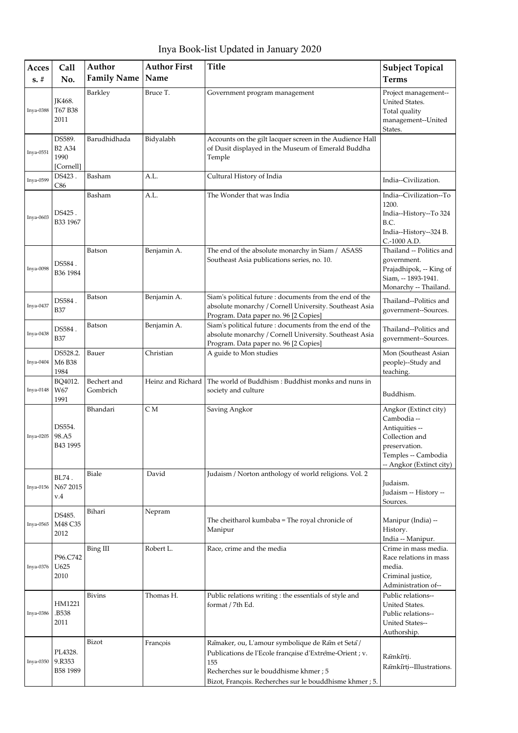# Inya Book-list Updated in January 2020

| Acces s. # | Call No. | Author Family Name | Author First Name | Title | Subject Topical Terms |
|---|---|---|---|---|---|
| Inya-0388 | JK468. T67 B38 2011 | Barkley | Bruce T. | Government program management | Project management--United States. Total quality management--United States. |
| Inya-0551 | DS589. B2 A34 1990 [Cornell] | Barudhidhada | Bidyalabh | Accounts on the gilt lacquer screen in the Audience Hall of Dusit displayed in the Museum of Emerald Buddha Temple | |
| Inya-0599 | DS423 . C86 | Basham | A.L. | Cultural History of India | India--Civilization. |
| Inya-0603 | DS425 . B33 1967 | Basham | A.L. | The Wonder that was India | India--Civilization--To 1200. India--History--To 324 B.C. India--History--324 B. C.-1000 A.D. |
| Inya-0098 | DS584 . B36 1984 | Batson | Benjamin A. | The end of the absolute monarchy in Siam / ASASS Southeast Asia publications series, no. 10. | Thailand -- Politics and government. Prajadhipok, -- King of Siam, -- 1893-1941. Monarchy -- Thailand. |
| Inya-0437 | DS584 . B37 | Batson | Benjamin A. | Siam's political future : documents from the end of the absolute monarchy / Cornell University. Southeast Asia Program. Data paper no. 96 [2 Copies] | Thailand--Politics and government--Sources. |
| Inya-0438 | DS584 . B37 | Batson | Benjamin A. | Siam's political future : documents from the end of the absolute monarchy / Cornell University. Southeast Asia Program. Data paper no. 96 [2 Copies] | Thailand--Politics and government--Sources. |
| Inya-0404 | DS528.2. M6 B38 1984 | Bauer | Christian | A guide to Mon studies | Mon (Southeast Asian people)--Study and teaching. |
| Inya-0148 | BQ4012. W67 1991 | Bechert and Gombrich | Heinz and Richard | The world of Buddhism : Buddhist monks and nuns in society and culture | Buddhism. |
| Inya-0205 | DS554. 98.A5 B43 1995 | Bhandari | C M | Saving Angkor | Angkor (Extinct city) Cambodia -- Antiquities -- Collection and preservation. Temples -- Cambodia -- Angkor (Extinct city) |
| Inya-0156 | BL74 . N67 2015 v.4 | Biale | David | Judaism / Norton anthology of world religions. Vol. 2 | Judaism. Judaism -- History -- Sources. |
| Inya-0565 | DS485. M48 C35 2012 | Bihari | Nepram | The cheitharol kumbaba = The royal chronicle of Manipur | Manipur (India) -- History. India -- Manipur. |
| Inya-0376 | P96.C742 U625 2010 | Bing III | Robert L. | Race, crime and the media | Crime in mass media. Race relations in mass media. Criminal justice, Administration of-- |
| Inya-0386 | HM1221 .B538 2011 | Bivins | Thomas H. | Public relations writing : the essentials of style and format / 7th Ed. | Public relations--United States. Public relations--United States--Authorship. |
| Inya-0350 | PL4328. 9.R353 B58 1989 | Bizot | François | Rāmaker, ou, L'amour symbolique de Rām et Setā / Publications de l'Ecole française d'Extrême-Orient ; v. 155 Recherches sur le bouddhisme khmer ; 5 Bizot, François. Recherches sur le bouddhisme khmer ; 5. | Rāmkīrtị. Rāmkīrtị--Illustrations. |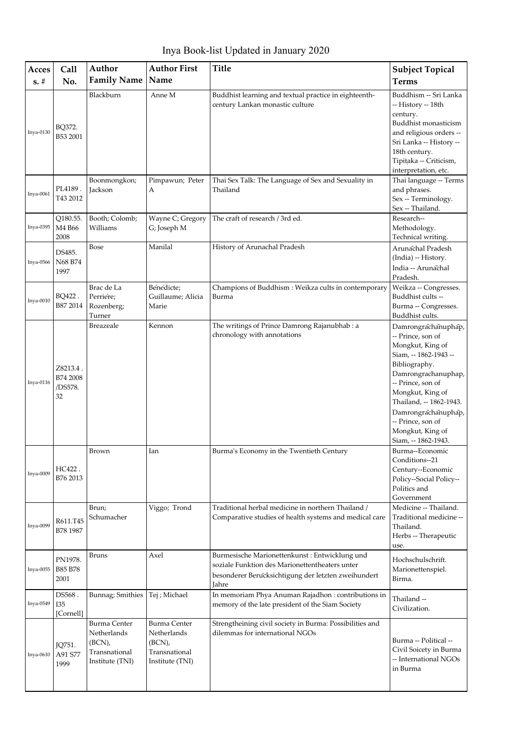# Inya Book-list Updated in January 2020

| Acces s. # | Call No. | Author Family Name | Author First Name | Title | Subject Topical Terms |
|---|---|---|---|---|---|
| Inya-0130 | BQ372. B53 2001 | Blackburn | Anne M | Buddhist learning and textual practice in eighteenth-century Lankan monastic culture | Buddhism -- Sri Lanka -- History -- 18th century. Buddhist monasticism and religious orders -- Sri Lanka -- History -- 18th century. Tipiṭaka -- Criticism, interpretation, etc. |
| Inya-0061 | PL4189 . T43 2012 | Boonmongkon; Jackson | Pimpawun; Peter A | Thai Sex Talk: The Language of Sex and Sexuality in Thailand | Thai language -- Terms and phrases. Sex -- Terminology. Sex -- Thailand. |
| Inya-0395 | Q180.55. M4 B66 2008 | Booth; Colomb; Williams | Wayne C; Gregory G; Joseph M | The craft of research / 3rd ed. | Research-- Methodology. Technical writing. |
| Inya-0566 | DS485. N68 B74 1997 | Bose | Manilal | History of Arunachal Pradesh | Arunāchal Pradesh (India) -- History. India -- Arunāchal Pradesh. |
| Inya-0010 | BQ422 . B87 2014 | Brac de La Perrière; Rozenberg; Turner | Bénédicte; Guillaume; Alicia Marie | Champions of Buddhism : Weikza cults in contemporary Burma | Weikza -- Congresses. Buddhist cults -- Burma -- Congresses. Buddhist cults. |
| Inya-0116 | Z8213.4 . B74 2008 /DS578. 32 | Breazeale | Kennon | The writings of Prince Damrong Rajanubhab : a chronology with annotations | Damrongrāchānuphāp, -- Prince, son of Mongkut, King of Siam, -- 1862-1943 -- Bibliography. Damrongrachanuphap, -- Prince, son of Mongkut, King of Thailand, -- 1862-1943. Damrongrāchānuphāp, -- Prince, son of Mongkut, King of Siam, -- 1862-1943. |
| Inya-0009 | HC422 . B76 2013 | Brown | Ian | Burma's Economy in the Twentieth Century | Burma--Economic Conditions--21 Century--Economic Policy--Social Policy--Politics and Government |
| Inya-0099 | R611.T45 B78 1987 | Brun; Schumacher | Viggo; Trond | Traditional herbal medicine in northern Thailand / Comparative studies of health systems and medical care | Medicine -- Thailand. Traditional medicine -- Thailand. Herbs -- Therapeutic use. |
| Inya-0055 | PN1978. B85 B78 2001 | Bruns | Axel | Burmesische Marionettenkunst : Entwicklung und soziale Funktion des Marionettentheaters unter besonderer Berücksichtigung der letzten zweihundert Jahre | Hochschulschrift. Marionettenspiel. Birma. |
| Inya-0549 | DS568 . I35 [Cornell] | Bunnag; Smithies | Tej ; Michael | In memoriam Phya Anuman Rajadhon : contributions in memory of the late president of the Siam Society | Thailand -- Civilization. |
| Inya-0610 | JQ751. A91 S77 1999 | Burma Center Netherlands (BCN), Transnational Institute (TNI) | Burma Center Netherlands (BCN), Transnational Institute (TNI) | Strengtheining civil society in Burma: Possibilities and dilemmas for international NGOs | Burma -- Political -- Civil Soicety in Burma -- International NGOs in Burma |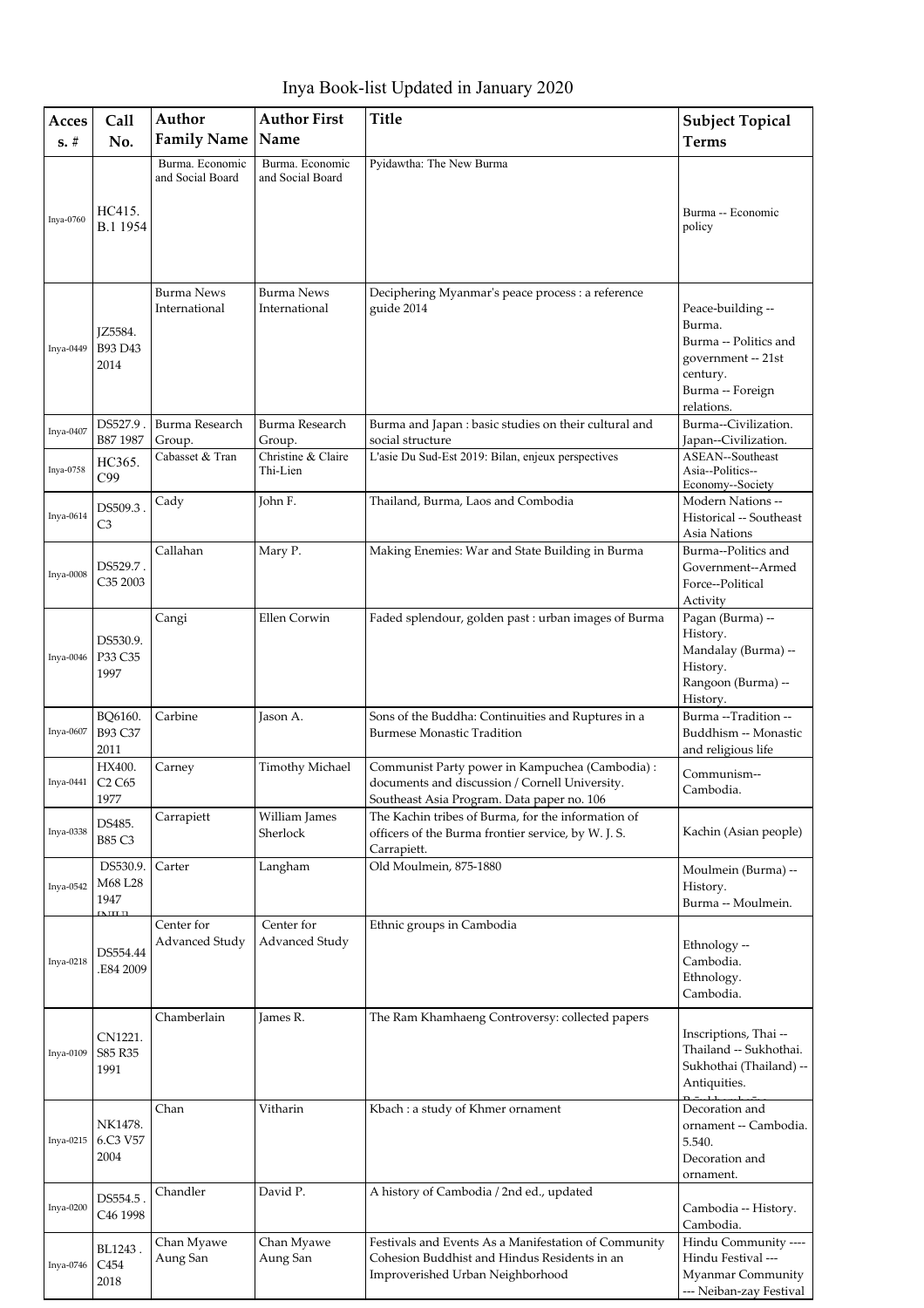# Inya Book-list Updated in January 2020

| Access. # | Call No. | Author Family Name | Author First Name | Title | Subject Topical Terms |
|---|---|---|---|---|---|
| Inya-0760 | HC415. B.1 1954 | Burma. Economic and Social Board | Burma. Economic and Social Board | Pyidawtha: The New Burma | Burma -- Economic policy |
| Inya-0449 | JZ5584. B93 D43 2014 | Burma News International | Burma News International | Deciphering Myanmar's peace process : a reference guide 2014 | Peace-building -- Burma. Burma -- Politics and government -- 21st century. Burma -- Foreign relations. |
| Inya-0407 | DS527.9 . B87 1987 | Burma Research Group. | Burma Research Group. | Burma and Japan : basic studies on their cultural and social structure | Burma--Civilization. Japan--Civilization. |
| Inya-0758 | HC365. C99 | Cabasset & Tran | Christine & Claire Thi-Lien | L'asie Du Sud-Est 2019: Bilan, enjeux perspectives | ASEAN--Southeast Asia--Politics--Economy--Society |
| Inya-0614 | DS509.3 . C3 | Cady | John F. | Thailand, Burma, Laos and Combodia | Modern Nations -- Historical -- Southeast Asia Nations |
| Inya-0008 | DS529.7 . C35 2003 | Callahan | Mary P. | Making Enemies: War and State Building in Burma | Burma--Politics and Government--Armed Force--Political Activity |
| Inya-0046 | DS530.9. P33 C35 1997 | Cangi | Ellen Corwin | Faded splendour, golden past : urban images of Burma | Pagan (Burma) -- History. Mandalay (Burma) -- History. Rangoon (Burma) -- History. |
| Inya-0607 | BQ6160. B93 C37 2011 | Carbine | Jason A. | Sons of the Buddha: Continuities and Ruptures in a Burmese Monastic Tradition | Burma --Tradition -- Buddhism -- Monastic and religious life |
| Inya-0441 | HX400. C2 C65 1977 | Carney | Timothy Michael | Communist Party power in Kampuchea (Cambodia) : documents and discussion / Cornell University. Southeast Asia Program. Data paper no. 106 | Communism--Cambodia. |
| Inya-0338 | DS485. B85 C3 | Carrapiett | William James Sherlock | The Kachin tribes of Burma, for the information of officers of the Burma frontier service, by W. J. S. Carrapiett. | Kachin (Asian people) |
| Inya-0542 | DS530.9. M68 L28 1947 | Carter | Langham | Old Moulmein, 875-1880 | Moulmein (Burma) -- History. Burma -- Moulmein. |
| Inya-0218 | DS554.44 .E84 2009 | Center for Advanced Study | Center for Advanced Study | Ethnic groups in Cambodia | Ethnology -- Cambodia. Ethnology. Cambodia. |
| Inya-0109 | CN1221. S85 R35 1991 | Chamberlain | James R. | The Ram Khamhaeng Controversy: collected papers | Inscriptions, Thai -- Thailand -- Sukhothai. Sukhothai (Thailand) -- Antiquities. |
| Inya-0215 | NK1478. 6.C3 V57 2004 | Chan | Vitharin | Kbach : a study of Khmer ornament | Decoration and ornament -- Cambodia. 5.540. Decoration and ornament. |
| Inya-0200 | DS554.5 . C46 1998 | Chandler | David P. | A history of Cambodia / 2nd ed., updated | Cambodia -- History. Cambodia. |
| Inya-0746 | BL1243 . C454 2018 | Chan Myawe Aung San | Chan Myawe Aung San | Festivals and Events As a Manifestation of Community Cohesion Buddhist and Hindus Residents in an Improverished Urban Neighborhood | Hindu Community ---- Hindu Festival --- Myanmar Community --- Neiban-zay Festival |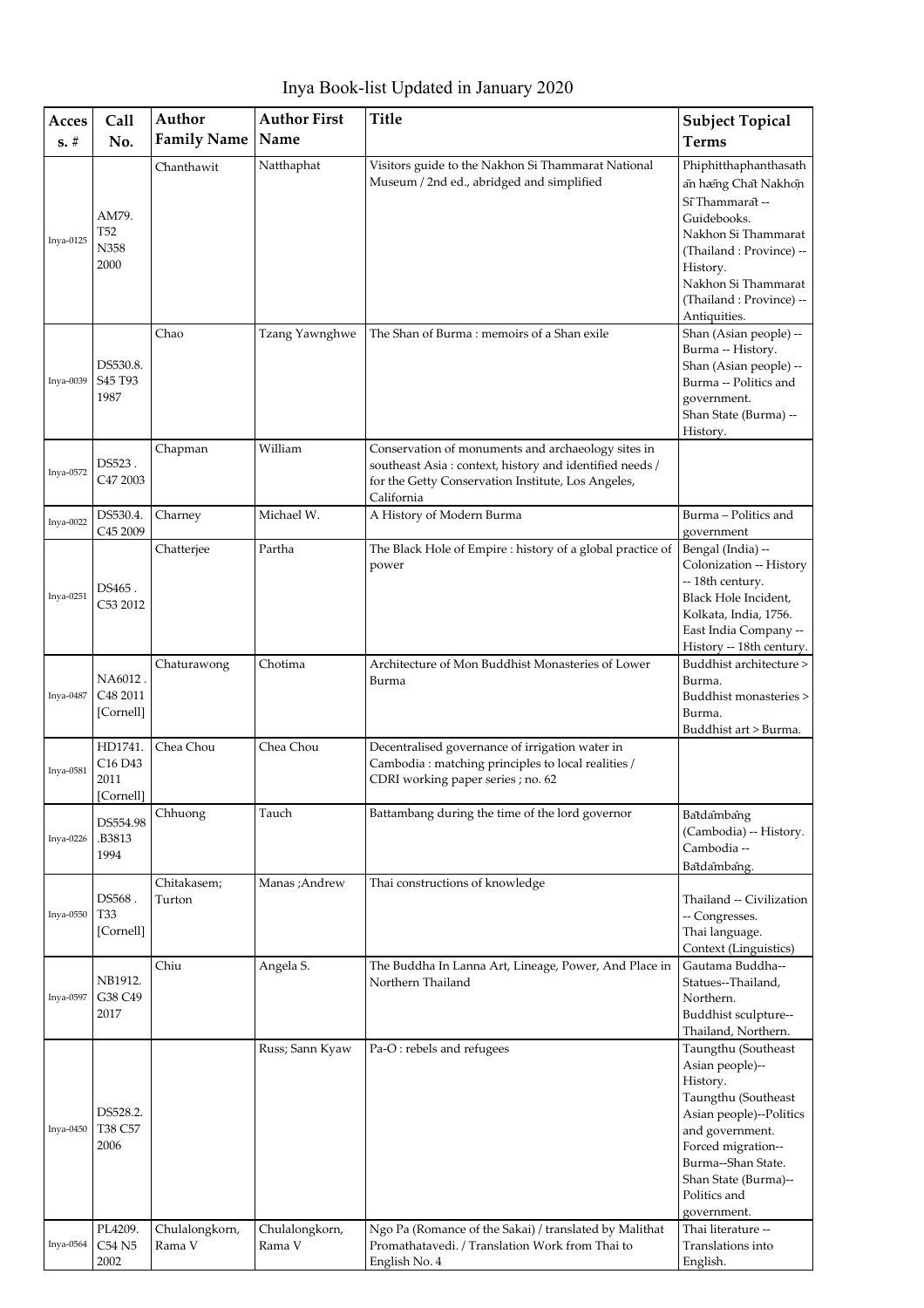# Inya Book-list Updated in January 2020

| Access. # | Call No. | Author Family Name | Author First Name | Title | Subject Topical Terms |
|---|---|---|---|---|---|
| Inya-0125 | AM79. T52 N358 2000 | Chanthawit | Natthaphat | Visitors guide to the Nakhon Si Thammarat National Museum / 2nd ed., abridged and simplified | Phiphitthaphanthasath ān hǣng Chāt Nakhō̜n Sī Thammarāt -- Guidebooks. Nakhon Si Thammarat (Thailand : Province) -- History. Nakhon Si Thammarat (Thailand : Province) -- Antiquities. |
| Inya-0039 | DS530.8. S45 T93 1987 | Chao | Tzang Yawnghwe | The Shan of Burma : memoirs of a Shan exile | Shan (Asian people) -- Burma -- History. Shan (Asian people) -- Burma -- Politics and government. Shan State (Burma) -- History. |
| Inya-0572 | DS523 . C47 2003 | Chapman | William | Conservation of monuments and archaeology sites in southeast Asia : context, history and identified needs / for the Getty Conservation Institute, Los Angeles, California | |
| Inya-0022 | DS530.4. C45 2009 | Charney | Michael W. | A History of Modern Burma | Burma – Politics and government |
| Inya-0251 | DS465 . C53 2012 | Chatterjee | Partha | The Black Hole of Empire : history of a global practice of power | Bengal (India) -- Colonization -- History -- 18th century. Black Hole Incident, Kolkata, India, 1756. East India Company -- History -- 18th century. |
| Inya-0487 | NA6012 . C48 2011 [Cornell] | Chaturawong | Chotima | Architecture of Mon Buddhist Monasteries of Lower Burma | Buddhist architecture > Burma. Buddhist monasteries > Burma. Buddhist art > Burma. |
| Inya-0581 | HD1741. C16 D43 2011 [Cornell] | Chea Chou | Chea Chou | Decentralised governance of irrigation water in Cambodia : matching principles to local realities / CDRI working paper series ; no. 62 | |
| Inya-0226 | DS554.98 .B3813 1994 | Chhuong | Tauch | Battambang during the time of the lord governor | Bātdåmbâng (Cambodia) -- History. Cambodia -- Bātdåmbâng. |
| Inya-0550 | DS568 . T33 [Cornell] | Chitakasem; Turton | Manas ;Andrew | Thai constructions of knowledge | Thailand -- Civilization -- Congresses. Thai language. Context (Linguistics) |
| Inya-0597 | NB1912. G38 C49 2017 | Chiu | Angela S. | The Buddha In Lanna Art, Lineage, Power, And Place in Northern Thailand | Gautama Buddha--Statues--Thailand, Northern. Buddhist sculpture--Thailand, Northern. |
| Inya-0450 | DS528.2. T38 C57 2006 | | Russ; Sann Kyaw | Pa-O : rebels and refugees | Taungthu (Southeast Asian people)--History. Taungthu (Southeast Asian people)--Politics and government. Forced migration--Burma--Shan State. Shan State (Burma)--Politics and government. |
| Inya-0564 | PL4209. C54 N5 2002 | Chulalongkorn, Rama V | Chulalongkorn, Rama V | Ngo Pa (Romance of the Sakai) / translated by Malithat Promathatavedi. / Translation Work from Thai to English No. 4 | Thai literature -- Translations into English. |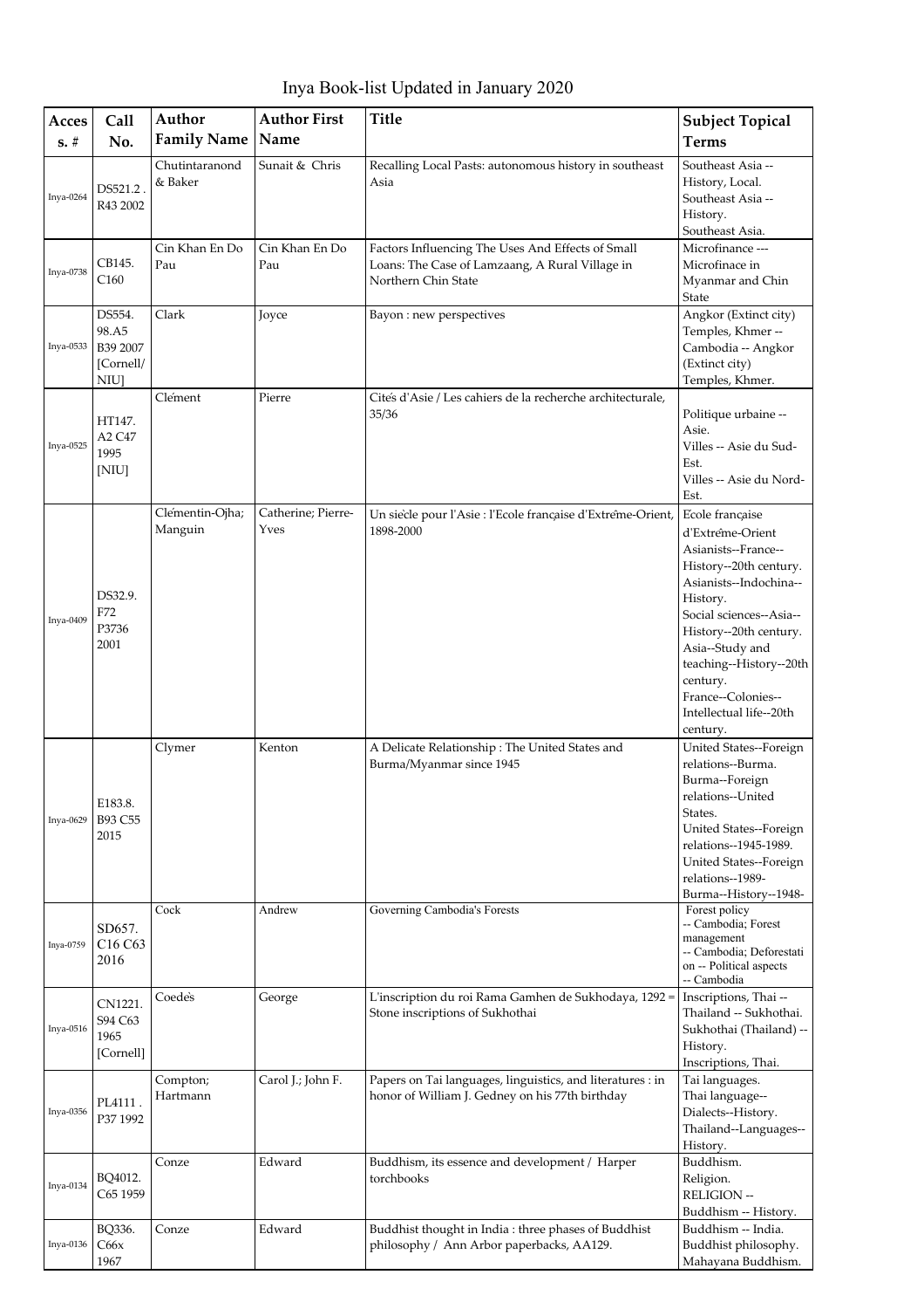# Inya Book-list Updated in January 2020

| Acces s. # | Call No. | Author Family Name | Author First Name | Title | Subject Topical Terms |
|---|---|---|---|---|---|
| Inya-0264 | DS521.2 . R43 2002 | Chutintaranond & Baker | Sunait & Chris | Recalling Local Pasts: autonomous history in southeast Asia | Southeast Asia -- History, Local. Southeast Asia -- History. Southeast Asia. |
| Inya-0738 | CB145. C160 | Cin Khan En Do Pau | Cin Khan En Do Pau | Factors Influencing The Uses And Effects of Small Loans: The Case of Lamzaang, A Rural Village in Northern Chin State | Microfinance --- Microfinace in Myanmar and Chin State |
| Inya-0533 | DS554. 98.A5 B39 2007 [Cornell/ NIU] | Clark | Joyce | Bayon : new perspectives | Angkor (Extinct city) Temples, Khmer -- Cambodia -- Angkor (Extinct city) Temples, Khmer. |
| Inya-0525 | HT147. A2 C47 1995 [NIU] | Clément | Pierre | Cités d'Asie / Les cahiers de la recherche architecturale, 35/36 | Politique urbaine -- Asie. Villes -- Asie du Sud-Est. Villes -- Asie du Nord-Est. |
| Inya-0409 | DS32.9. F72 P3736 2001 | Clémentin-Ojha; Manguin | Catherine; Pierre-Yves | Un siècle pour l'Asie : l'Ecole française d'Extrême-Orient, 1898-2000 | Ecole française d'Extrême-Orient Asianists--France--History--20th century. Asianists--Indochina--History. Social sciences--Asia--History--20th century. Asia--Study and teaching--History--20th century. France--Colonies--Intellectual life--20th century. |
| Inya-0629 | E183.8. B93 C55 2015 | Clymer | Kenton | A Delicate Relationship : The United States and Burma/Myanmar since 1945 | United States--Foreign relations--Burma. Burma--Foreign relations--United States. United States--Foreign relations--1945-1989. United States--Foreign relations--1989- Burma--History--1948- |
| Inya-0759 | SD657. C16 C63 2016 | Cock | Andrew | Governing Cambodia's Forests | Forest policy -- Cambodia; Forest management -- Cambodia; Deforestation -- Political aspects -- Cambodia |
| Inya-0516 | CN1221. S94 C63 1965 [Cornell] | Coedès | George | L'inscription du roi Rama Gamhen de Sukhodaya, 1292 = Stone inscriptions of Sukhothai | Inscriptions, Thai -- Thailand -- Sukhothai. Sukhothai (Thailand) -- History. Inscriptions, Thai. |
| Inya-0356 | PL4111 . P37 1992 | Compton; Hartmann | Carol J.; John F. | Papers on Tai languages, linguistics, and literatures : in honor of William J. Gedney on his 77th birthday | Tai languages. Thai language--Dialects--History. Thailand--Languages--History. |
| Inya-0134 | BQ4012. C65 1959 | Conze | Edward | Buddhism, its essence and development / Harper torchbooks | Buddhism. Religion. RELIGION -- Buddhism -- History. |
| Inya-0136 | BQ336. C66x 1967 | Conze | Edward | Buddhist thought in India : three phases of Buddhist philosophy / Ann Arbor paperbacks, AA129. | Buddhism -- India. Buddhist philosophy. Mahayana Buddhism. |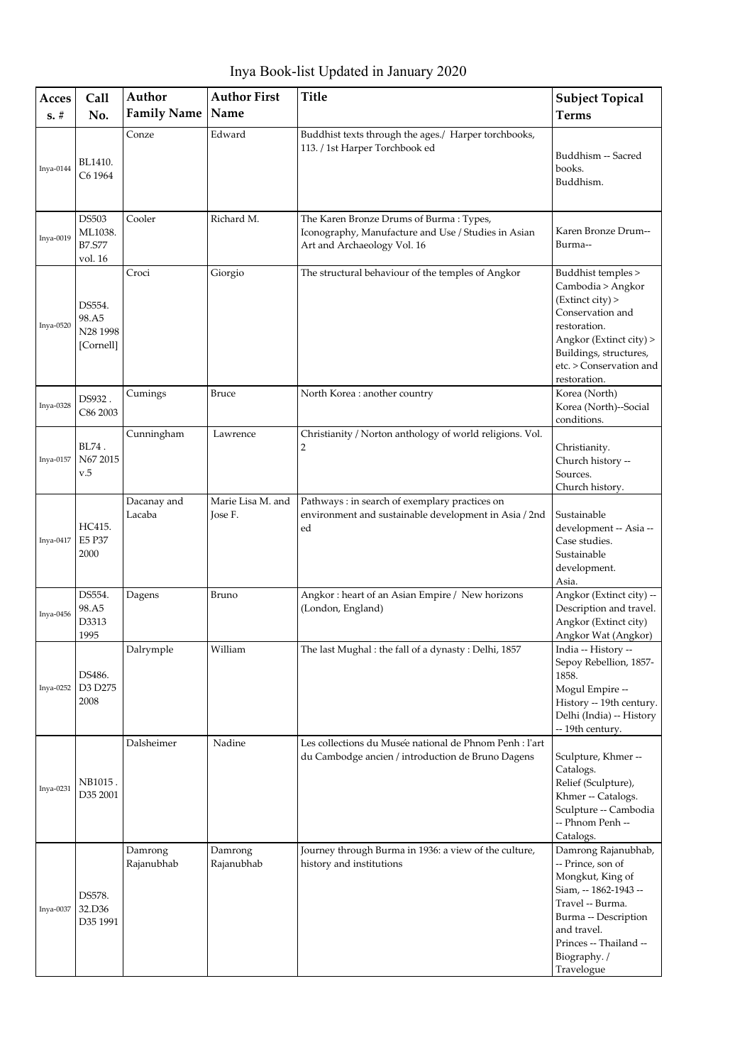# Inya Book-list Updated in January 2020

| Acces s. # | Call No. | Author Family Name | Author First Name | Title | Subject Topical Terms |
|---|---|---|---|---|---|
| Inya-0144 | BL1410. C6 1964 | Conze | Edward | Buddhist texts through the ages./ Harper torchbooks, 113. / 1st Harper Torchbook ed | Buddhism -- Sacred books.<br>Buddhism. |
| Inya-0019 | DS503 ML1038. B7.S77 vol. 16 | Cooler | Richard M. | The Karen Bronze Drums of Burma : Types, Iconography, Manufacture and Use / Studies in Asian Art and Archaeology Vol. 16 | Karen Bronze Drum-- Burma-- |
| Inya-0520 | DS554. 98.A5 N28 1998 [Cornell] | Croci | Giorgio | The structural behaviour of the temples of Angkor | Buddhist temples > Cambodia > Angkor (Extinct city) > Conservation and restoration.<br>Angkor (Extinct city) > Buildings, structures, etc. > Conservation and restoration. |
| Inya-0328 | DS932 . C86 2003 | Cumings | Bruce | North Korea : another country | Korea (North)<br>Korea (North)--Social conditions. |
| Inya-0157 | BL74 . N67 2015 v.5 | Cunningham | Lawrence | Christianity / Norton anthology of world religions. Vol. 2 | Christianity.<br>Church history -- Sources.<br>Church history. |
| Inya-0417 | HC415. E5 P37 2000 | Dacanay and Lacaba | Marie Lisa M. and Jose F. | Pathways : in search of exemplary practices on environment and sustainable development in Asia / 2nd ed | Sustainable development -- Asia -- Case studies.<br>Sustainable development.<br>Asia. |
| Inya-0456 | DS554. 98.A5 D3313 1995 | Dagens | Bruno | Angkor : heart of an Asian Empire / New horizons (London, England) | Angkor (Extinct city) -- Description and travel.<br>Angkor (Extinct city)<br>Angkor Wat (Angkor) |
| Inya-0252 | DS486. D3 D275 2008 | Dalrymple | William | The last Mughal : the fall of a dynasty : Delhi, 1857 | India -- History -- Sepoy Rebellion, 1857-1858.<br>Mogul Empire -- History -- 19th century.<br>Delhi (India) -- History -- 19th century. |
| Inya-0231 | NB1015 . D35 2001 | Dalsheimer | Nadine | Les collections du Musée national de Phnom Penh : l'art du Cambodge ancien / introduction de Bruno Dagens | Sculpture, Khmer -- Catalogs.<br>Relief (Sculpture), Khmer -- Catalogs.<br>Sculpture -- Cambodia -- Phnom Penh -- Catalogs. |
| Inya-0037 | DS578. 32.D36 D35 1991 | Damrong Rajanubhab | Damrong Rajanubhab | Journey through Burma in 1936: a view of the culture, history and institutions | Damrong Rajanubhab, -- Prince, son of Mongkut, King of Siam, -- 1862-1943 -- Travel -- Burma.<br>Burma -- Description and travel.<br>Princes -- Thailand -- Biography. / Travelogue |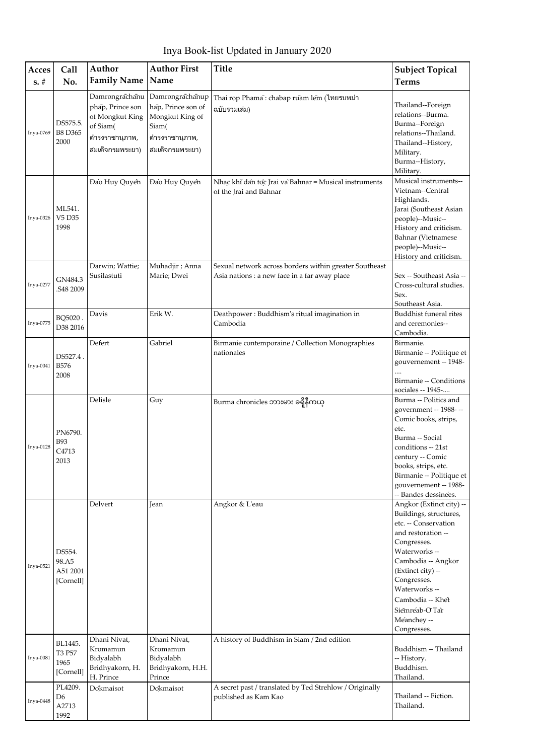# Inya Book-list Updated in January 2020

| Access. # | Call No. | Author Family Name | Author First Name | Title | Subject Topical Terms |
|---|---|---|---|---|---|
| Inya-0769 | DS575.5. B8 D365 2000 | Damrongrāchānuphāp, Prince son of Mongkut King of Siam( ดำรงราชานุภาพ, สมเด็จกรมพระยา) | Damrongrāchānuphāp, Prince son of Mongkut King of Siam( ดำรงราชานุภาพ, สมเด็จกรมพระยา) | Thai rop Phamā : chabap rūam lēm (ไทยรบพม่า ฉบับรวมเล่ม) | Thailand--Foreign relations--Burma. Burma--Foreign relations--Thailand. Thailand--History, Military. Burma--History, Military. |
| Inya-0326 | ML541. V5 D35 1998 | Đào Huy Quyền | Đào Huy Quyền | Nhạc khí dân tộc Jrai và Bahnar = Musical instruments of the Jrai and Bahnar | Musical instruments--Vietnam--Central Highlands. Jarai (Southeast Asian people)--Music--History and criticism. Bahnar (Vietnamese people)--Music--History and criticism. |
| Inya-0277 | GN484.3 .S48 2009 | Darwin; Wattie; Susilastuti | Muhadjir ; Anna Marie; Dwei | Sexual network across borders within greater Southeast Asia nations : a new face in a far away place | Sex -- Southeast Asia -- Cross-cultural studies. Sex. Southeast Asia. |
| Inya-0775 | BQ5020 . D38 2016 | Davis | Erik W. | Deathpower : Buddhism's ritual imagination in Cambodia | Buddhist funeral rites and ceremonies--Cambodia. |
| Inya-0041 | DS527.4 . B576 2008 | Defert | Gabriel | Birmanie contemporaine / Collection Monographies nationales | Birmanie. Birmanie -- Politique et gouvernement -- 1948-.... Birmanie -- Conditions sociales -- 1945-.... |
| Inya-0128 | PN6790. B93 C4713 2013 | Delisle | Guy | Burma chronicles ဘားမား ခရိုနီကယ် | Burma -- Politics and government -- 1988- -- Comic books, strips, etc. Burma -- Social conditions -- 21st century -- Comic books, strips, etc. Birmanie -- Politique et gouvernement -- 1988- -- Bandes dessinées. |
| Inya-0521 | DS554. 98.A5 A51 2001 [Cornell] | Delvert | Jean | Angkor & L'eau | Angkor (Extinct city) -- Buildings, structures, etc. -- Conservation and restoration -- Congresses. Waterworks -- Cambodia -- Angkor (Extinct city) -- Congresses. Waterworks -- Cambodia -- Khet Siemréab-Otdar Méanchey -- Congresses. |
| Inya-0081 | BL1445. T3 P57 1965 [Cornell] | Dhani Nivat, Kromamun Bidyalabh Bridhyakorn, H. H. Prince | Dhani Nivat, Kromamun Bidyalabh Bridhyakorn, H.H. Prince | A history of Buddhism in Siam / 2nd edition | Buddhism -- Thailand -- History. Buddhism. Thailand. |
| Inya-0448 | PL4209. D6 A2713 1992 | Dōkmaisot | Dōkmaisot | A secret past / translated by Ted Strehlow / Originally published as Kam Kao | Thailand -- Fiction. Thailand. |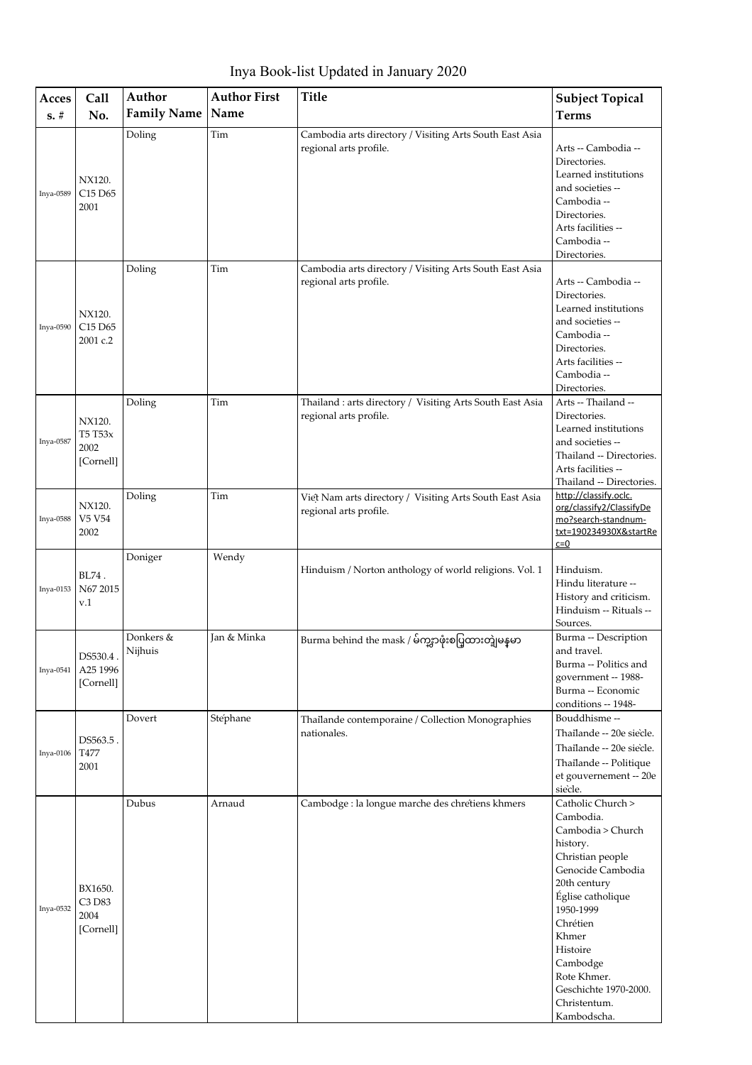# Inya Book-list Updated in January 2020

| Access. # | Call No. | Author Family Name | Author First Name | Title | Subject Topical Terms |
|---|---|---|---|---|---|
| Inya-0589 | NX120. C15 D65 2001 | Doling | Tim | Cambodia arts directory / Visiting Arts South East Asia regional arts profile. | Arts -- Cambodia -- Directories. Learned institutions and societies -- Cambodia -- Directories. Arts facilities -- Cambodia -- Directories. |
| Inya-0590 | NX120. C15 D65 2001 c.2 | Doling | Tim | Cambodia arts directory / Visiting Arts South East Asia regional arts profile. | Arts -- Cambodia -- Directories. Learned institutions and societies -- Cambodia -- Directories. Arts facilities -- Cambodia -- Directories. |
| Inya-0587 | NX120. T5 T53x 2002 [Cornell] | Doling | Tim | Thailand : arts directory / Visiting Arts South East Asia regional arts profile. | Arts -- Thailand -- Directories. Learned institutions and societies -- Thailand -- Directories. Arts facilities -- Thailand -- Directories. |
| Inya-0588 | NX120. V5 V54 2002 | Doling | Tim | Việt Nam arts directory / Visiting Arts South East Asia regional arts profile. | http://classify.oclc.org/classify2/ClassifyDemo?search-standnum-txt=190234930X&startRec=0 |
| Inya-0153 | BL74 . N67 2015 v.1 | Doniger | Wendy | Hinduism / Norton anthology of world religions. Vol. 1 | Hinduism. Hindu literature -- History and criticism. Hinduism -- Rituals -- Sources. |
| Inya-0541 | DS530.4 . A25 1996 [Cornell] | Donkers & Nijhuis | Jan & Minka | Burma behind the mask / မ်က္နွာဖုံးစြပ္ထားတဲ့ျမန္မာ | Burma -- Description and travel. Burma -- Politics and government -- 1988- Burma -- Economic conditions -- 1948- |
| Inya-0106 | DS563.5 . T477 2001 | Dovert | Stéphane | Thaïlande contemporaine / Collection Monographies nationales. | Bouddhisme -- Thaïlande -- 20e siècle. Thaïlande -- 20e siècle. Thaïlande -- Politique et gouvernement -- 20e siècle. |
| Inya-0532 | BX1650. C3 D83 2004 [Cornell] | Dubus | Arnaud | Cambodge : la longue marche des chrétiens khmers | Catholic Church > Cambodia. Cambodia > Church history. Christian people Genocide Cambodia 20th century Église catholique 1950-1999 Chrétien Khmer Histoire Cambodge Rote Khmer. Geschichte 1970-2000. Christentum. Kambodscha. |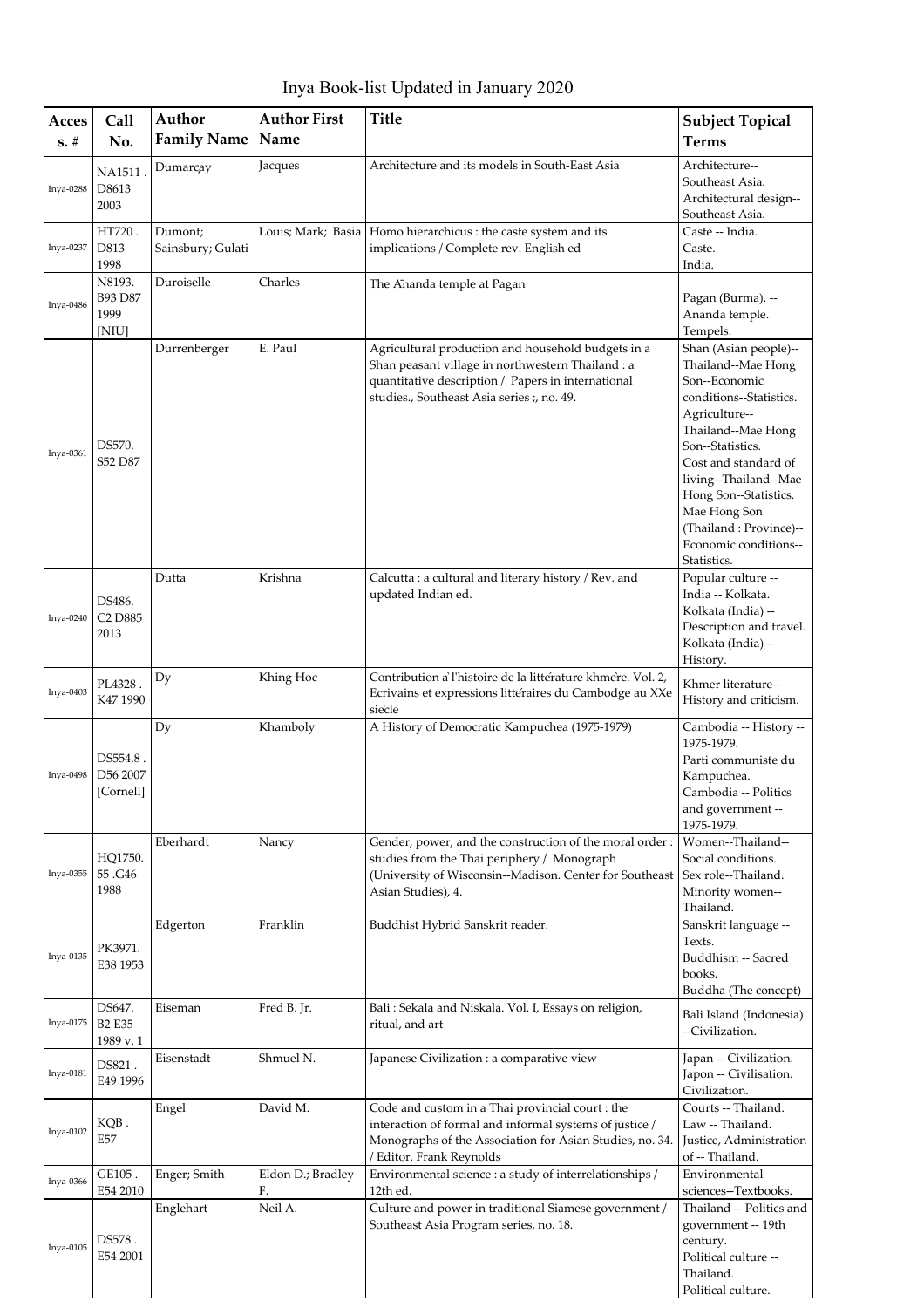# Inya Book-list Updated in January 2020

| Access. # | Call No. | Author Family Name | Author First Name | Title | Subject Topical Terms |
|---|---|---|---|---|---|
| Inya-0288 | NA1511 . D8613 2003 | Dumarçay | Jacques | Architecture and its models in South-East Asia | Architecture--Southeast Asia. Architectural design--Southeast Asia. |
| Inya-0237 | HT720 . D813 1998 | Dumont; Sainsbury; Gulati | Louis; Mark; Basia | Homo hierarchicus : the caste system and its implications / Complete rev. English ed | Caste -- India. Caste. India. |
| Inya-0486 | N8193. B93 D87 1999 [NIU] | Duroiselle | Charles | The Ānanda temple at Pagan | Pagan (Burma). -- Ananda temple. Tempels. |
| Inya-0361 | DS570. S52 D87 | Durrenberger | E. Paul | Agricultural production and household budgets in a Shan peasant village in northwestern Thailand : a quantitative description / Papers in international studies., Southeast Asia series ;, no. 49. | Shan (Asian people)--Thailand--Mae Hong Son--Economic conditions--Statistics. Agriculture--Thailand--Mae Hong Son--Statistics. Cost and standard of living--Thailand--Mae Hong Son--Statistics. Mae Hong Son (Thailand : Province)--Economic conditions--Statistics. |
| Inya-0240 | DS486. C2 D885 2013 | Dutta | Krishna | Calcutta : a cultural and literary history / Rev. and updated Indian ed. | Popular culture -- India -- Kolkata. Kolkata (India) -- Description and travel. Kolkata (India) -- History. |
| Inya-0403 | PL4328 . K47 1990 | Dy | Khing Hoc | Contribution à l'histoire de la littérature khmère. Vol. 2, Ecrivains et expressions littéraires du Cambodge au XXe siècle | Khmer literature--History and criticism. |
| Inya-0498 | DS554.8 . D56 2007 [Cornell] | Dy | Khamboly | A History of Democratic Kampuchea (1975-1979) | Cambodia -- History -- 1975-1979. Parti communiste du Kampuchea. Cambodia -- Politics and government -- 1975-1979. |
| Inya-0355 | HQ1750. 55 .G46 1988 | Eberhardt | Nancy | Gender, power, and the construction of the moral order : studies from the Thai periphery / Monograph (University of Wisconsin--Madison. Center for Southeast Asian Studies), 4. | Women--Thailand--Social conditions. Sex role--Thailand. Minority women--Thailand. |
| Inya-0135 | PK3971. E38 1953 | Edgerton | Franklin | Buddhist Hybrid Sanskrit reader. | Sanskrit language -- Texts. Buddhism -- Sacred books. Buddha (The concept) |
| Inya-0175 | DS647. B2 E35 1989 v. 1 | Eiseman | Fred B. Jr. | Bali : Sekala and Niskala. Vol. I, Essays on religion, ritual, and art | Bali Island (Indonesia) --Civilization. |
| Inya-0181 | DS821 . E49 1996 | Eisenstadt | Shmuel N. | Japanese Civilization : a comparative view | Japan -- Civilization. Japon -- Civilisation. Civilization. |
| Inya-0102 | KQB . E57 | Engel | David M. | Code and custom in a Thai provincial court : the interaction of formal and informal systems of justice / Monographs of the Association for Asian Studies, no. 34. / Editor. Frank Reynolds | Courts -- Thailand. Law -- Thailand. Justice, Administration of -- Thailand. |
| Inya-0366 | GE105 . E54 2010 | Enger; Smith | Eldon D.; Bradley F. | Environmental science : a study of interrelationships / 12th ed. | Environmental sciences--Textbooks. |
| Inya-0105 | DS578 . E54 2001 | Englehart | Neil A. | Culture and power in traditional Siamese government / Southeast Asia Program series, no. 18. | Thailand -- Politics and government -- 19th century. Political culture -- Thailand. Political culture. |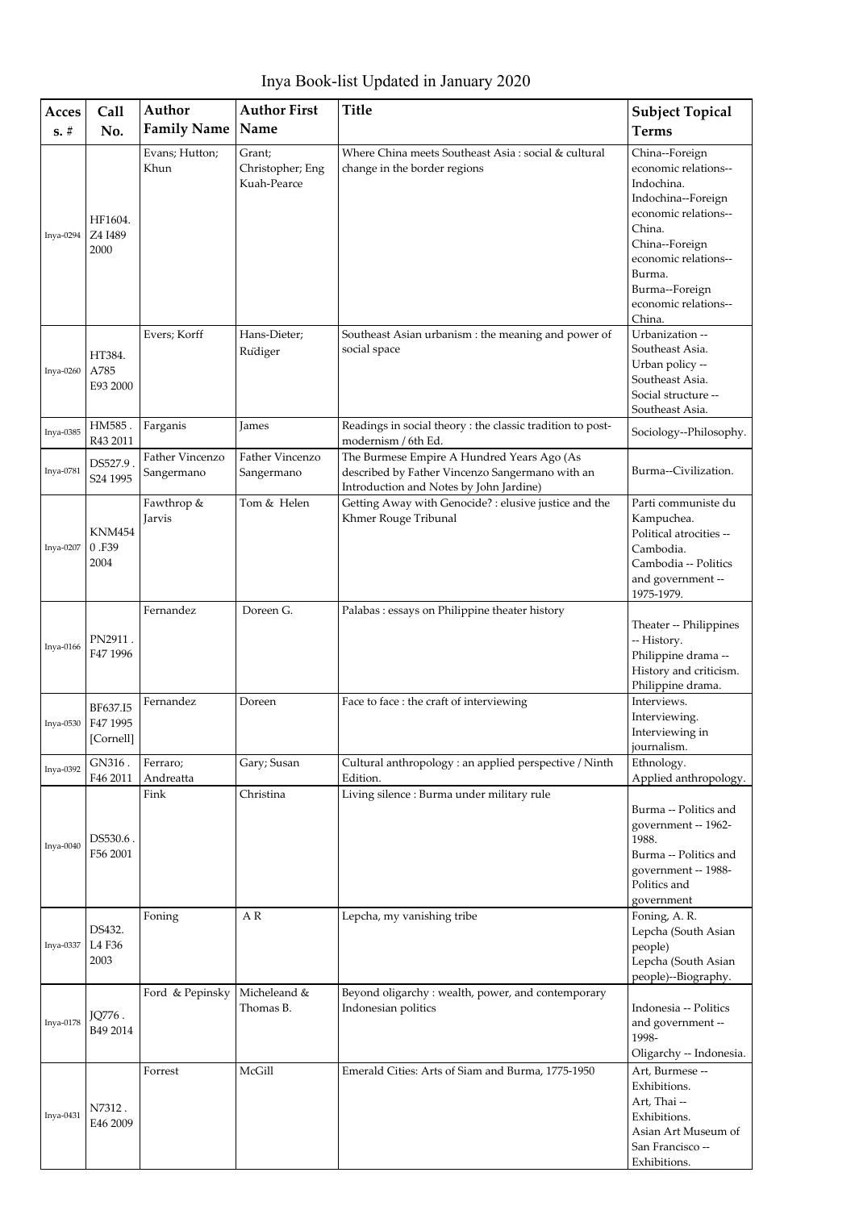# Inya Book-list Updated in January 2020

| Access. # | Call No. | Author Family Name | Author First Name | Title | Subject Topical Terms |
|---|---|---|---|---|---|
| Inya-0294 | HF1604. Z4 I489 2000 | Evans; Hutton; Khun | Grant; Christopher; Eng Kuah-Pearce | Where China meets Southeast Asia : social & cultural change in the border regions | China--Foreign economic relations--Indochina. Indochina--Foreign economic relations--China. China--Foreign economic relations--Burma. Burma--Foreign economic relations--China. |
| Inya-0260 | HT384. A785 E93 2000 | Evers; Korff | Hans-Dieter; Rudiger | Southeast Asian urbanism : the meaning and power of social space | Urbanization -- Southeast Asia. Urban policy -- Southeast Asia. Social structure -- Southeast Asia. |
| Inya-0385 | HM585 . R43 2011 | Farganis | James | Readings in social theory : the classic tradition to post-modernism / 6th Ed. | Sociology--Philosophy. |
| Inya-0781 | DS527.9 . S24 1995 | Father Vincenzo Sangermano | Father Vincenzo Sangermano | The Burmese Empire A Hundred Years Ago (As described by Father Vincenzo Sangermano with an Introduction and Notes by John Jardine) | Burma--Civilization. |
| Inya-0207 | KNM454 0 .F39 2004 | Fawthrop & Jarvis | Tom & Helen | Getting Away with Genocide? : elusive justice and the Khmer Rouge Tribunal | Parti communiste du Kampuchea. Political atrocities -- Cambodia. Cambodia -- Politics and government -- 1975-1979. |
| Inya-0166 | PN2911 . F47 1996 | Fernandez | Doreen G. | Palabas : essays on Philippine theater history | Theater -- Philippines -- History. Philippine drama -- History and criticism. Philippine drama. |
| Inya-0530 | BF637.I5 F47 1995 [Cornell] | Fernandez | Doreen | Face to face : the craft of interviewing | Interviews. Interviewing. Interviewing in journalism. |
| Inya-0392 | GN316 . F46 2011 | Ferraro; Andreatta | Gary; Susan | Cultural anthropology : an applied perspective / Ninth Edition. | Ethnology. Applied anthropology. |
| Inya-0040 | DS530.6 . F56 2001 | Fink | Christina | Living silence : Burma under military rule | Burma -- Politics and government -- 1962-1988. Burma -- Politics and government -- 1988- Politics and government |
| Inya-0337 | DS432. L4 F36 2003 | Foning | A R | Lepcha, my vanishing tribe | Foning, A. R. Lepcha (South Asian people) Lepcha (South Asian people)--Biography. |
| Inya-0178 | JQ776 . B49 2014 | Ford & Pepinsky | Micheleand & Thomas B. | Beyond oligarchy : wealth, power, and contemporary Indonesian politics | Indonesia -- Politics and government -- 1998- Oligarchy -- Indonesia. |
| Inya-0431 | N7312 . E46 2009 | Forrest | McGill | Emerald Cities: Arts of Siam and Burma, 1775-1950 | Art, Burmese -- Exhibitions. Art, Thai -- Exhibitions. Asian Art Museum of San Francisco -- Exhibitions. |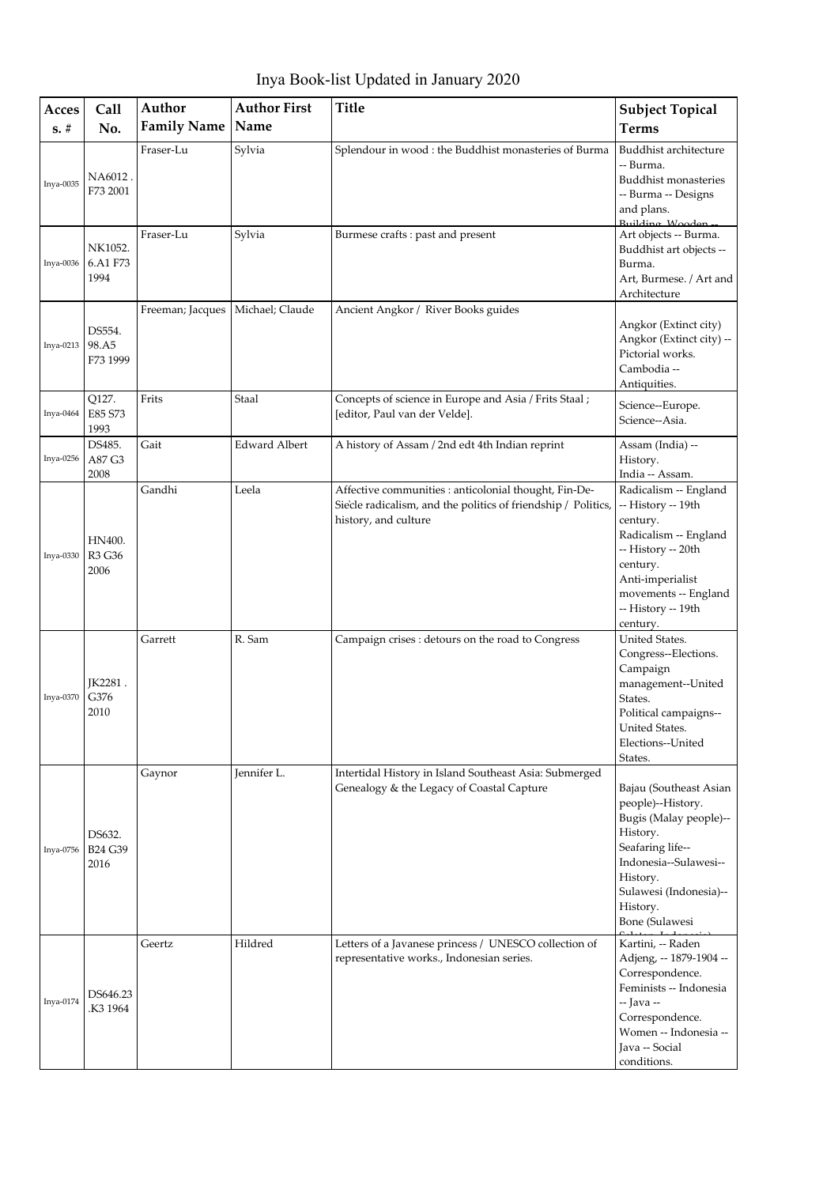# Inya Book-list Updated in January 2020

| Access. # | Call No. | Author Family Name | Author First Name | Title | Subject Topical Terms |
|---|---|---|---|---|---|
| Inya-0035 | NA6012 . F73 2001 | Fraser-Lu | Sylvia | Splendour in wood : the Buddhist monasteries of Burma | Buddhist architecture -- Burma. Buddhist monasteries -- Burma -- Designs and plans. Building, Wooden -- |
| Inya-0036 | NK1052. 6.A1 F73 1994 | Fraser-Lu | Sylvia | Burmese crafts : past and present | Art objects -- Burma. Buddhist art objects -- Burma. Art, Burmese. / Art and Architecture |
| Inya-0213 | DS554. 98.A5 F73 1999 | Freeman; Jacques | Michael; Claude | Ancient Angkor / River Books guides | Angkor (Extinct city) Angkor (Extinct city) -- Pictorial works. Cambodia -- Antiquities. |
| Inya-0464 | Q127. E85 S73 1993 | Frits | Staal | Concepts of science in Europe and Asia / Frits Staal ; [editor, Paul van der Velde]. | Science--Europe. Science--Asia. |
| Inya-0256 | DS485. A87 G3 2008 | Gait | Edward Albert | A history of Assam / 2nd edt 4th Indian reprint | Assam (India) -- History. India -- Assam. |
| Inya-0330 | HN400. R3 G36 2006 | Gandhi | Leela | Affective communities : anticolonial thought, Fin-De-Siècle radicalism, and the politics of friendship / Politics, history, and culture | Radicalism -- England -- History -- 19th century. Radicalism -- England -- History -- 20th century. Anti-imperialist movements -- England -- History -- 19th century. |
| Inya-0370 | JK2281 . G376 2010 | Garrett | R. Sam | Campaign crises : detours on the road to Congress | United States. Congress--Elections. Campaign management--United States. Political campaigns--United States. Elections--United States. |
| Inya-0756 | DS632. B24 G39 2016 | Gaynor | Jennifer L. | Intertidal History in Island Southeast Asia: Submerged Genealogy & the Legacy of Coastal Capture | Bajau (Southeast Asian people)--History. Bugis (Malay people)--History. Seafaring life--Indonesia--Sulawesi--History. Sulawesi (Indonesia)--History. Bone (Sulawesi Selatan, Indonesia) |
| Inya-0174 | DS646.23 .K3 1964 | Geertz | Hildred | Letters of a Javanese princess / UNESCO collection of representative works., Indonesian series. | Kartini, -- Raden Adjeng, -- 1879-1904 -- Correspondence. Feminists -- Indonesia -- Java -- Correspondence. Women -- Indonesia -- Java -- Social conditions. |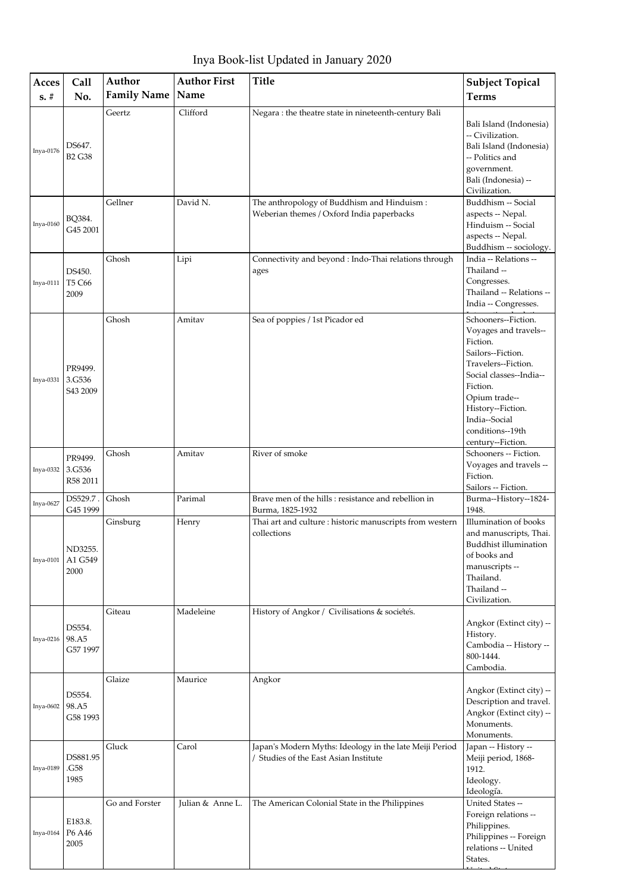# Inya Book-list Updated in January 2020

| Acces s. # | Call No. | Author Family Name | Author First Name | Title | Subject Topical Terms |
|---|---|---|---|---|---|
| Inya-0176 | DS647. B2 G38 | Geertz | Clifford | Negara : the theatre state in nineteenth-century Bali | Bali Island (Indonesia) -- Civilization. Bali Island (Indonesia) -- Politics and government. Bali (Indonesia) -- Civilization. |
| Inya-0160 | BQ384. G45 2001 | Gellner | David N. | The anthropology of Buddhism and Hinduism : Weberian themes / Oxford India paperbacks | Buddhism -- Social aspects -- Nepal. Hinduism -- Social aspects -- Nepal. Buddhism -- sociology. |
| Inya-0111 | DS450. T5 C66 2009 | Ghosh | Lipi | Connectivity and beyond : Indo-Thai relations through ages | India -- Relations -- Thailand -- Congresses. Thailand -- Relations -- India -- Congresses. |
| Inya-0331 | PR9499. 3.G536 S43 2009 | Ghosh | Amitav | Sea of poppies / 1st Picador ed | Schooners--Fiction. Voyages and travels--Fiction. Sailors--Fiction. Travelers--Fiction. Social classes--India--Fiction. Opium trade--History--Fiction. India--Social conditions--19th century--Fiction. |
| Inya-0332 | PR9499. 3.G536 R58 2011 | Ghosh | Amitav | River of smoke | Schooners -- Fiction. Voyages and travels -- Fiction. Sailors -- Fiction. |
| Inya-0627 | DS529.7 . G45 1999 | Ghosh | Parimal | Brave men of the hills : resistance and rebellion in Burma, 1825-1932 | Burma--History--1824-1948. |
| Inya-0101 | ND3255. A1 G549 2000 | Ginsburg | Henry | Thai art and culture : historic manuscripts from western collections | Illumination of books and manuscripts, Thai. Buddhist illumination of books and manuscripts -- Thailand. Thailand -- Civilization. |
| Inya-0216 | DS554. 98.A5 G57 1997 | Giteau | Madeleine | History of Angkor / Civilisations & sociétés. | Angkor (Extinct city) -- History. Cambodia -- History -- 800-1444. Cambodia. |
| Inya-0602 | DS554. 98.A5 G58 1993 | Glaize | Maurice | Angkor | Angkor (Extinct city) -- Description and travel. Angkor (Extinct city) -- Monuments. Monuments. |
| Inya-0189 | DS881.95 .G58 1985 | Gluck | Carol | Japan's Modern Myths: Ideology in the late Meiji Period / Studies of the East Asian Institute | Japan -- History -- Meiji period, 1868-1912. Ideology. Ideología. |
| Inya-0164 | E183.8. P6 A46 2005 | Go and Forster | Julian & Anne L. | The American Colonial State in the Philippines | United States -- Foreign relations -- Philippines. Philippines -- Foreign relations -- United States. |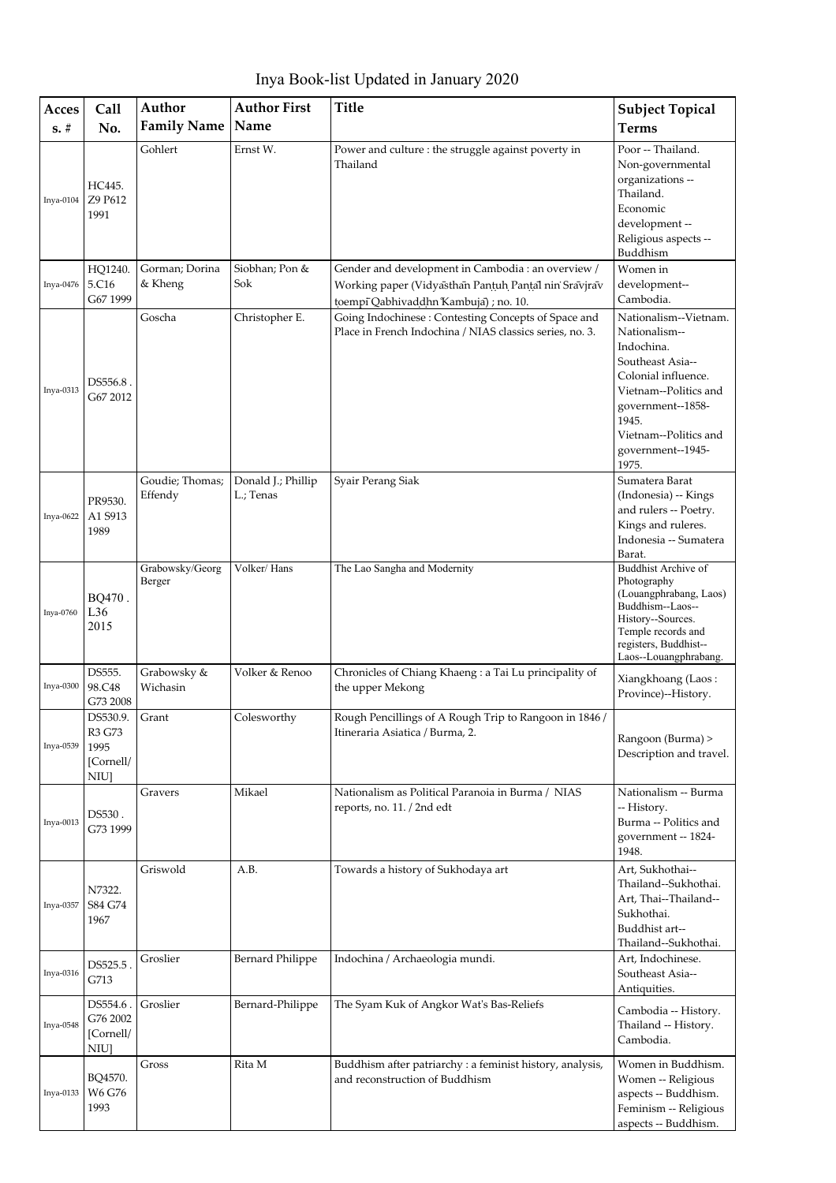# Inya Book-list Updated in January 2020

| Acces s. # | Call No. | Author Family Name | Author First Name | Title | Subject Topical Terms |
|---|---|---|---|---|---|
| Inya-0104 | HC445. Z9 P612 1991 | Gohlert | Ernst W. | Power and culture : the struggle against poverty in Thailand | Poor -- Thailand. Non-governmental organizations -- Thailand. Economic development -- Religious aspects -- Buddhism |
| Inya-0476 | HQ1240. 5.C16 G67 1999 | Gorman; Dorina & Kheng | Siobhan; Pon & Sok | Gender and development in Cambodia : an overview / Working paper (Vidyāsthān Panṭuḥ Panṭāl nin Srāvjrāv ṭoempī Qabhivaḍḍhn Kambujā) ; no. 10. | Women in development-- Cambodia. |
| Inya-0313 | DS556.8 . G67 2012 | Goscha | Christopher E. | Going Indochinese : Contesting Concepts of Space and Place in French Indochina / NIAS classics series, no. 3. | Nationalism--Vietnam. Nationalism-- Indochina. Southeast Asia-- Colonial influence. Vietnam--Politics and government--1858-1945. Vietnam--Politics and government--1945-1975. |
| Inya-0622 | PR9530. A1 S913 1989 | Goudie; Thomas; Effendy | Donald J.; Phillip L.; Tenas | Syair Perang Siak | Sumatera Barat (Indonesia) -- Kings and rulers -- Poetry. Kings and ruleres. Indonesia -- Sumatera Barat. |
| Inya-0760 | BQ470 . L36 2015 | Grabowsky/Georg Berger | Volker/ Hans | The Lao Sangha and Modernity | Buddhist Archive of Photography (Louangphrabang, Laos) Buddhism--Laos--History--Sources. Temple records and registers, Buddhist--Laos--Louangphrabang. |
| Inya-0300 | DS555. 98.C48 G73 2008 | Grabowsky & Wichasin | Volker & Renoo | Chronicles of Chiang Khaeng : a Tai Lu principality of the upper Mekong | Xiangkhoang (Laos : Province)--History. |
| Inya-0539 | DS530.9. R3 G73 1995 [Cornell/ NIU] | Grant | Colesworthy | Rough Pencillings of A Rough Trip to Rangoon in 1846 / Itineraria Asiatica / Burma, 2. | Rangoon (Burma) > Description and travel. |
| Inya-0013 | DS530 . G73 1999 | Gravers | Mikael | Nationalism as Political Paranoia in Burma / NIAS reports, no. 11. / 2nd edt | Nationalism -- Burma -- History. Burma -- Politics and government -- 1824-1948. |
| Inya-0357 | N7322. S84 G74 1967 | Griswold | A.B. | Towards a history of Sukhodaya art | Art, Sukhothai-- Thailand--Sukhothai. Art, Thai--Thailand-- Sukhothai. Buddhist art-- Thailand--Sukhothai. |
| Inya-0316 | DS525.5 . G713 | Groslier | Bernard Philippe | Indochina / Archaeologia mundi. | Art, Indochinese. Southeast Asia-- Antiquities. |
| Inya-0548 | DS554.6 . G76 2002 [Cornell/ NIU] | Groslier | Bernard-Philippe | The Syam Kuk of Angkor Wat's Bas-Reliefs | Cambodia -- History. Thailand -- History. Cambodia. |
| Inya-0133 | BQ4570. W6 G76 1993 | Gross | Rita M | Buddhism after patriarchy : a feminist history, analysis, and reconstruction of Buddhism | Women in Buddhism. Women -- Religious aspects -- Buddhism. Feminism -- Religious aspects -- Buddhism. |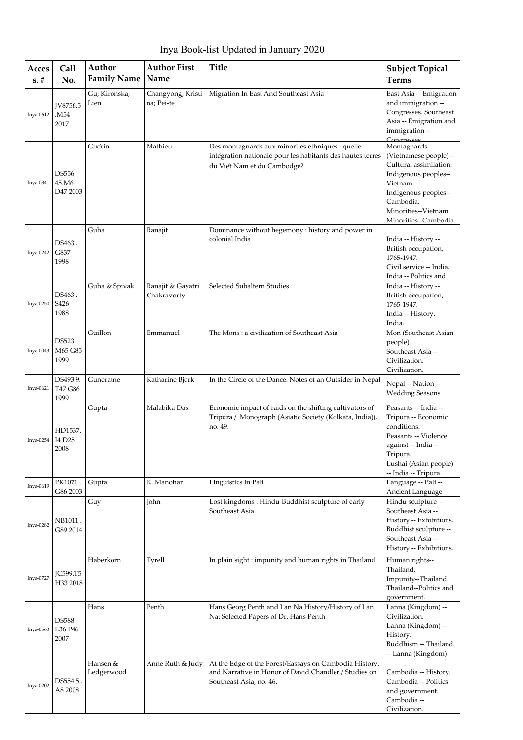# Inya Book-list Updated in January 2020

| Acces s. # | Call No. | Author Family Name | Author First Name | Title | Subject Topical Terms |
|---|---|---|---|---|---|
| Inya-0612 | JV8756.5 .M54 2017 | Gu; Kironska; Lien | Changyong; Kristi na; Pei-te | Migration In East And Southeast Asia | East Asia -- Emigration and immigration -- Congresses. Southeast Asia -- Emigration and immigration -- Congresses |
| Inya-0341 | DS556. 45.M6 D47 2003 | Guérin | Mathieu | Des montagnards aux minorités ethniques : quelle intégration nationale pour les habitants des hautes terres du Viêt Nam et du Cambodge? | Montagnards (Vietnamese people)-- Cultural assimilation. Indigenous peoples--Vietnam. Indigenous peoples--Cambodia. Minorities--Vietnam. Minorities--Cambodia. |
| Inya-0242 | DS463 . G837 1998 | Guha | Ranajit | Dominance without hegemony : history and power in colonial India | India -- History -- British occupation, 1765-1947. Civil service -- India. India -- Politics and |
| Inya-0250 | DS463 . S426 1988 | Guha & Spivak | Ranajit & Gayatri Chakravorty | Selected Subaltern Studies | India -- History -- British occupation, 1765-1947. India -- History. India. |
| Inya-0043 | DS523. M65 G85 1999 | Guillon | Emmanuel | The Mons : a civilization of Southeast Asia | Mon (Southeast Asian people) Southeast Asia -- Civilization. Civilization. |
| Inya-0621 | DS493.9. T47 G86 1999 | Guneratne | Katharine Bjork | In the Circle of the Dance: Notes of an Outsider in Nepal | Nepal -- Nation -- Wedding Seasons |
| Inya-0254 | HD1537. I4 D25 2008 | Gupta | Malabika Das | Economic impact of raids on the shifting cultivators of Tripura / Monograph (Asiatic Society (Kolkata, India)), no. 49. | Peasants -- India -- Tripura -- Economic conditions. Peasants -- Violence against -- India -- Tripura. Lushai (Asian people) -- India -- Tripura. |
| Inya-0619 | PK1071 . G86 2003 | Gupta | K. Manohar | Linguistics In Pali | Language -- Pali -- Ancient Language |
| Inya-0282 | NB1011 . G89 2014 | Guy | John | Lost kingdoms : Hindu-Buddhist sculpture of early Southeast Asia | Hindu sculpture -- Southeast Asia -- History -- Exhibitions. Buddhist sculpture -- Southeast Asia -- History -- Exhibitions. |
| Inya-0727 | JC599.T5 H33 2018 | Haberkorn | Tyrell | In plain sight : impunity and human rights in Thailand | Human rights--Thailand. Impunity--Thailand. Thailand--Politics and government. |
| Inya-0563 | DS588. L36 P46 2007 | Hans | Penth | Hans Georg Penth and Lan Na History/History of Lan Na: Selected Papers of Dr. Hans Penth | Lanna (Kingdom) -- Civilization. Lanna (Kingdom) -- History. Buddhism -- Thailand -- Lanna (Kingdom) |
| Inya-0202 | DS554.5 . A8 2008 | Hansen & Ledgerwood | Anne Ruth & Judy | At the Edge of the Forest/Essays on Cambodia History, and Narrative in Honor of David Chandler / Studies on Southeast Asia, no. 46. | Cambodia -- History. Cambodia -- Politics and government. Cambodia -- Civilization. |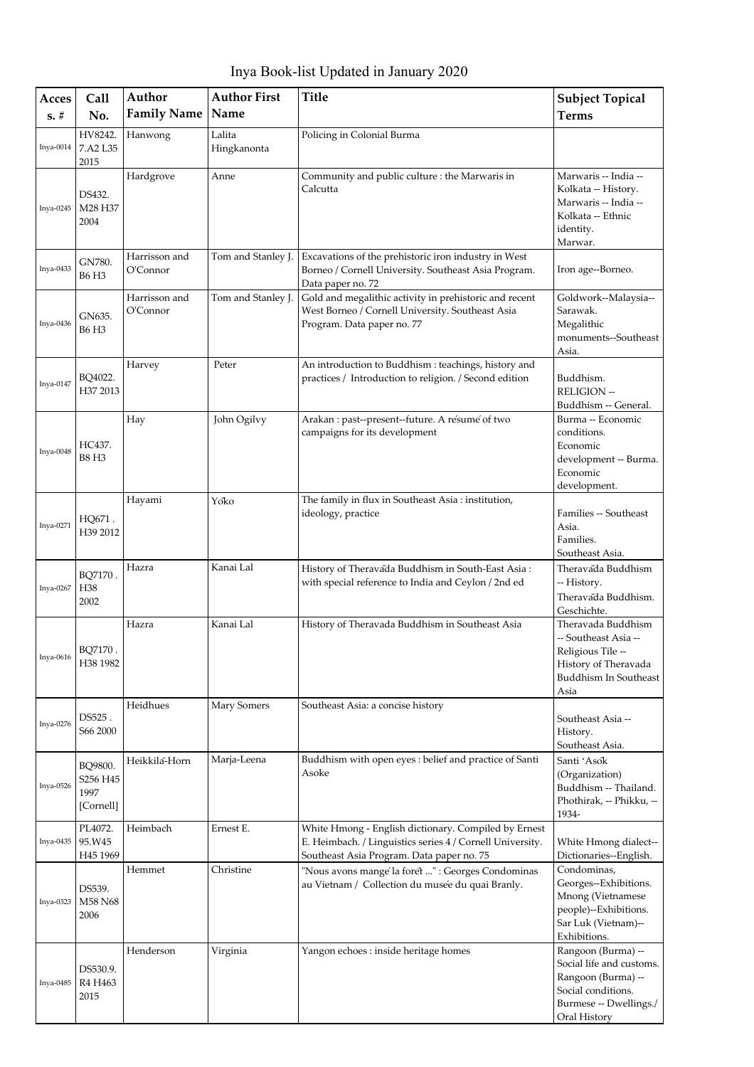# Inya Book-list Updated in January 2020

| Acces s. # | Call No. | Author Family Name | Author First Name | Title | Subject Topical Terms |
|---|---|---|---|---|---|
| Inya-0014 | HV8242. 7.A2 L35 2015 | Hanwong | Lalita Hingkanonta | Policing in Colonial Burma | |
| Inya-0245 | DS432. M28 H37 2004 | Hardgrove | Anne | Community and public culture : the Marwaris in Calcutta | Marwaris -- India -- Kolkata -- History. Marwaris -- India -- Kolkata -- Ethnic identity. Marwar. |
| Inya-0433 | GN780. B6 H3 | Harrisson and O'Connor | Tom and Stanley J. | Excavations of the prehistoric iron industry in West Borneo / Cornell University. Southeast Asia Program. Data paper no. 72 | Iron age--Borneo. |
| Inya-0436 | GN635. B6 H3 | Harrisson and O'Connor | Tom and Stanley J. | Gold and megalithic activity in prehistoric and recent West Borneo / Cornell University. Southeast Asia Program. Data paper no. 77 | Goldwork--Malaysia--Sarawak. Megalithic monuments--Southeast Asia. |
| Inya-0147 | BQ4022. H37 2013 | Harvey | Peter | An introduction to Buddhism : teachings, history and practices / Introduction to religion. / Second edition | Buddhism. RELIGION -- Buddhism -- General. |
| Inya-0048 | HC437. B8 H3 | Hay | John Ogilvy | Arakan : past--present--future. A résumé of two campaigns for its development | Burma -- Economic conditions. Economic development -- Burma. Economic development. |
| Inya-0271 | HQ671 . H39 2012 | Hayami | Yōko | The family in flux in Southeast Asia : institution, ideology, practice | Families -- Southeast Asia. Families. Southeast Asia. |
| Inya-0267 | BQ7170 . H38 2002 | Hazra | Kanai Lal | History of Theravāda Buddhism in South-East Asia : with special reference to India and Ceylon / 2nd ed | Theravāda Buddhism -- History. Theravāda Buddhism. Geschichte. |
| Inya-0616 | BQ7170 . H38 1982 | Hazra | Kanai Lal | History of Theravada Buddhism in Southeast Asia | Theravada Buddhism -- Southeast Asia -- Religious Tile -- History of Theravada Buddhism In Southeast Asia |
| Inya-0276 | DS525 . S66 2000 | Heidhues | Mary Somers | Southeast Asia: a concise history | Southeast Asia -- History. Southeast Asia. |
| Inya-0526 | BQ9800. S256 H45 1997 [Cornell] | Heikkilä-Horn | Marja-Leena | Buddhism with open eyes : belief and practice of Santi Asoke | Santi 'Asōk (Organization) Buddhism -- Thailand. Phothirak, -- Phikku, -- 1934- |
| Inya-0435 | PL4072. 95.W45 H45 1969 | Heimbach | Ernest E. | White Hmong - English dictionary. Compiled by Ernest E. Heimbach. / Linguistics series 4 / Cornell University. Southeast Asia Program. Data paper no. 75 | White Hmong dialect--Dictionaries--English. |
| Inya-0323 | DS539. M58 N68 2006 | Hemmet | Christine | "Nous avons mangé la forêt ..." : Georges Condominas au Vietnam / Collection du musée du quai Branly. | Condominas, Georges--Exhibitions. Mnong (Vietnamese people)--Exhibitions. Sar Luk (Vietnam)--Exhibitions. |
| Inya-0485 | DS530.9. R4 H463 2015 | Henderson | Virginia | Yangon echoes : inside heritage homes | Rangoon (Burma) -- Social life and customs. Rangoon (Burma) -- Social conditions. Burmese -- Dwellings./ Oral History |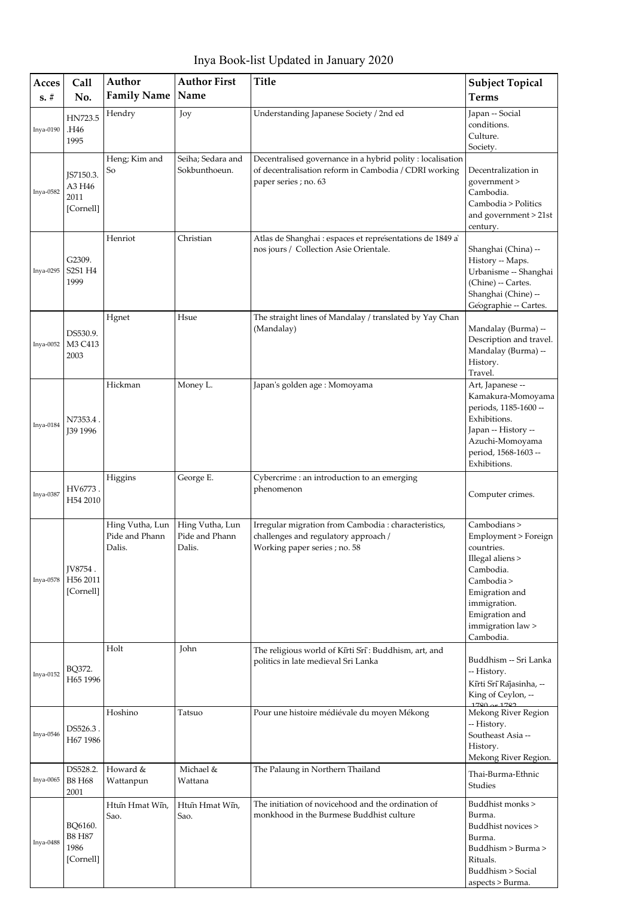# Inya Book-list Updated in January 2020

| Acces s. # | Call No. | Author Family Name | Author First Name | Title | Subject Topical Terms |
|---|---|---|---|---|---|
| Inya-0190 | HN723.5 .H46 1995 | Hendry | Joy | Understanding Japanese Society / 2nd ed | Japan -- Social conditions. Culture. Society. |
| Inya-0582 | JS7150.3. A3 H46 2011 [Cornell] | Heng; Kim and So | Seiha; Sedara and Sokbunthoeun. | Decentralised governance in a hybrid polity : localisation of decentralisation reform in Cambodia / CDRI working paper series ; no. 63 | Decentralization in government > Cambodia. Cambodia > Politics and government > 21st century. |
| Inya-0295 | G2309. S2S1 H4 1999 | Henriot | Christian | Atlas de Shanghai : espaces et représentations de 1849 à nos jours / Collection Asie Orientale. | Shanghai (China) -- History -- Maps. Urbanisme -- Shanghai (Chine) -- Cartes. Shanghai (Chine) -- Géographie -- Cartes. |
| Inya-0052 | DS530.9. M3 C413 2003 | Hgnet | Hsue | The straight lines of Mandalay / translated by Yay Chan (Mandalay) | Mandalay (Burma) -- Description and travel. Mandalay (Burma) -- History. Travel. |
| Inya-0184 | N7353.4 . J39 1996 | Hickman | Money L. | Japan's golden age : Momoyama | Art, Japanese -- Kamakura-Momoyama periods, 1185-1600 -- Exhibitions. Japan -- History -- Azuchi-Momoyama period, 1568-1603 -- Exhibitions. |
| Inya-0387 | HV6773 . H54 2010 | Higgins | George E. | Cybercrime : an introduction to an emerging phenomenon | Computer crimes. |
| Inya-0578 | JV8754 . H56 2011 [Cornell] | Hing Vutha, Lun Pide and Phann Dalis. | Hing Vutha, Lun Pide and Phann Dalis. | Irregular migration from Cambodia : characteristics, challenges and regulatory approach / Working paper series ; no. 58 | Cambodians > Employment > Foreign countries. Illegal aliens > Cambodia. Cambodia > Emigration and immigration. Emigration and immigration law > Cambodia. |
| Inya-0152 | BQ372. H65 1996 | Holt | John | The religious world of Kīrti Srī : Buddhism, art, and politics in late medieval Sri Lanka | Buddhism -- Sri Lanka -- History. Kīrti Srī Rājasinha, -- King of Ceylon, -- 1780 or 1782 |
| Inya-0546 | DS526.3 . H67 1986 | Hoshino | Tatsuo | Pour une histoire médiévale du moyen Mékong | Mekong River Region -- History. Southeast Asia -- History. Mekong River Region. |
| Inya-0065 | DS528.2. B8 H68 2001 | Howard & Wattanpun | Michael & Wattana | The Palaung in Northern Thailand | Thai-Burma-Ethnic Studies |
| Inya-0488 | BQ6160. B8 H87 1986 [Cornell] | Htun Hmat Win, Sao. | Htun Hmat Win, Sao. | The initiation of novicehood and the ordination of monkhood in the Burmese Buddhist culture | Buddhist monks > Burma. Buddhist novices > Burma. Buddhism > Burma > Rituals. Buddhism > Social aspects > Burma. |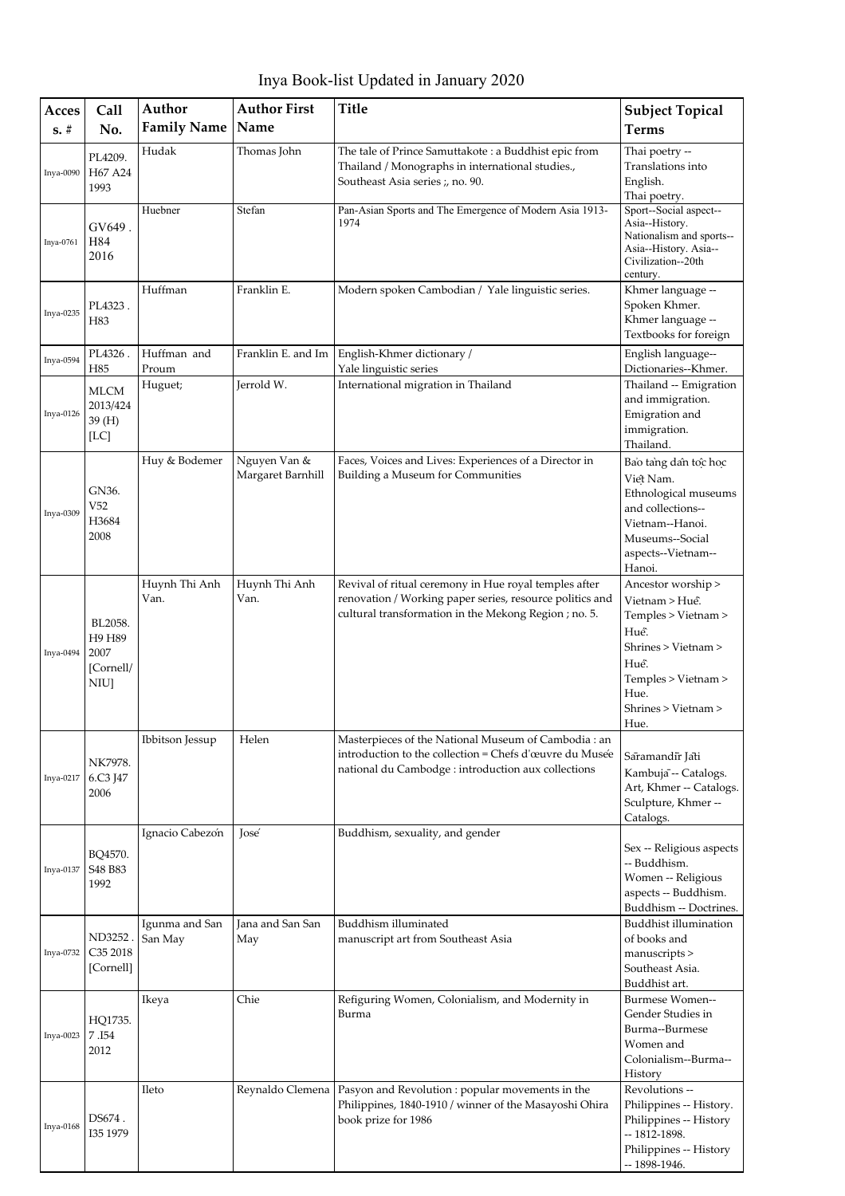# Inya Book-list Updated in January 2020

| Acces s. # | Call No. | Author Family Name | Author First Name | Title | Subject Topical Terms |
|---|---|---|---|---|---|
| Inya-0090 | PL4209. H67 A24 1993 | Hudak | Thomas John | The tale of Prince Samuttakote : a Buddhist epic from Thailand / Monographs in international studies., Southeast Asia series ;, no. 90. | Thai poetry -- Translations into English. Thai poetry. |
| Inya-0761 | GV649 . H84 2016 | Huebner | Stefan | Pan-Asian Sports and The Emergence of Modern Asia 1913-1974 | Sport--Social aspect--Asia--History. Nationalism and sports--Asia--History. Asia--Civilization--20th century. |
| Inya-0235 | PL4323 . H83 | Huffman | Franklin E. | Modern spoken Cambodian / Yale linguistic series. | Khmer language -- Spoken Khmer. Khmer language -- Textbooks for foreign |
| Inya-0594 | PL4326 . H85 | Huffman and Proum | Franklin E. and Im | English-Khmer dictionary / Yale linguistic series | English language--Dictionaries--Khmer. |
| Inya-0126 | MLCM 2013/424 39 (H) [LC] | Huguet; | Jerrold W. | International migration in Thailand | Thailand -- Emigration and immigration. Emigration and immigration. Thailand. |
| Inya-0309 | GN36. V52 H3684 2008 | Huy & Bodemer | Nguyen Van & Margaret Barnhill | Faces, Voices and Lives: Experiences of a Director in Building a Museum for Communities | Bảo tàng dân tộc học Việt Nam. Ethnological museums and collections--Vietnam--Hanoi. Museums--Social aspects--Vietnam--Hanoi. |
| Inya-0494 | BL2058. H9 H89 2007 [Cornell/ NIU] | Huynh Thi Anh Van. | Huynh Thi Anh Van. | Revival of ritual ceremony in Hue royal temples after renovation / Working paper series, resource politics and cultural transformation in the Mekong Region ; no. 5. | Ancestor worship > Vietnam > Huế. Temples > Vietnam > Huế. Shrines > Vietnam > Huế. Temples > Vietnam > Hue. Shrines > Vietnam > Hue. |
| Inya-0217 | NK7978. 6.C3 J47 2006 | Ibbitson Jessup | Helen | Masterpieces of the National Museum of Cambodia : an introduction to the collection = Chefs d'œuvre du Musée national du Cambodge : introduction aux collections | Sāramandīr Jāti Kambujā -- Catalogs. Art, Khmer -- Catalogs. Sculpture, Khmer -- Catalogs. |
| Inya-0137 | BQ4570. S48 B83 1992 | Ignacio Cabezón | José | Buddhism, sexuality, and gender | Sex -- Religious aspects -- Buddhism. Women -- Religious aspects -- Buddhism. Buddhism -- Doctrines. |
| Inya-0732 | ND3252 . C35 2018 [Cornell] | Igunma and San San May | Jana and San San May | Buddhism illuminated manuscript art from Southeast Asia | Buddhist illumination of books and manuscripts > Southeast Asia. Buddhist art. |
| Inya-0023 | HQ1735. 7 .I54 2012 | Ikeya | Chie | Refiguring Women, Colonialism, and Modernity in Burma | Burmese Women--Gender Studies in Burma--Burmese Women and Colonialism--Burma--History |
| Inya-0168 | DS674 . I35 1979 | Ileto | Reynaldo Clemena | Pasyon and Revolution : popular movements in the Philippines, 1840-1910 / winner of the Masayoshi Ohira book prize for 1986 | Revolutions -- Philippines -- History. Philippines -- History -- 1812-1898. Philippines -- History -- 1898-1946. |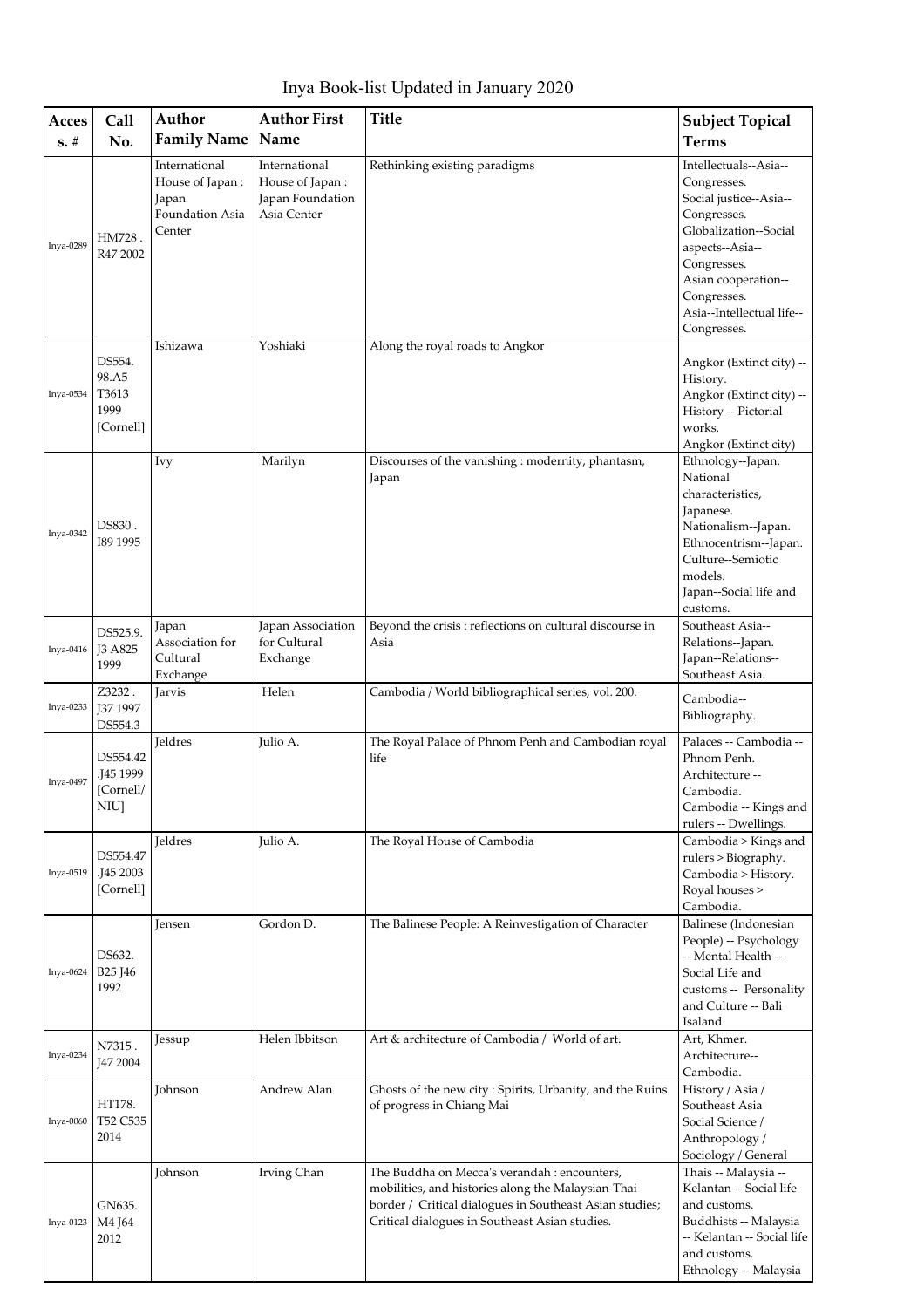# Inya Book-list Updated in January 2020

| Acces s. # | Call No. | Author Family Name | Author First Name | Title | Subject Topical Terms |
|---|---|---|---|---|---|
| Inya-0289 | HM728 . R47 2002 | International House of Japan : Japan Foundation Asia Center | International House of Japan : Japan Foundation Asia Center | Rethinking existing paradigms | Intellectuals--Asia--Congresses. Social justice--Asia--Congresses. Globalization--Social aspects--Asia--Congresses. Asian cooperation--Congresses. Asia--Intellectual life--Congresses. |
| Inya-0534 | DS554. 98.A5 T3613 1999 [Cornell] | Ishizawa | Yoshiaki | Along the royal roads to Angkor | Angkor (Extinct city) -- History. Angkor (Extinct city) -- History -- Pictorial works. Angkor (Extinct city) |
| Inya-0342 | DS830 . I89 1995 | Ivy | Marilyn | Discourses of the vanishing : modernity, phantasm, Japan | Ethnology--Japan. National characteristics, Japanese. Nationalism--Japan. Ethnocentrism--Japan. Culture--Semiotic models. Japan--Social life and customs. |
| Inya-0416 | DS525.9. J3 A825 1999 | Japan Association for Cultural Exchange | Japan Association for Cultural Exchange | Beyond the crisis : reflections on cultural discourse in Asia | Southeast Asia--Relations--Japan. Japan--Relations--Southeast Asia. |
| Inya-0233 | Z3232 . J37 1997 DS554.3 | Jarvis | Helen | Cambodia / World bibliographical series, vol. 200. | Cambodia--Bibliography. |
| Inya-0497 | DS554.42 .J45 1999 [Cornell/ NIU] | Jeldres | Julio A. | The Royal Palace of Phnom Penh and Cambodian royal life | Palaces -- Cambodia -- Phnom Penh. Architecture -- Cambodia. Cambodia -- Kings and rulers -- Dwellings. |
| Inya-0519 | DS554.47 .J45 2003 [Cornell] | Jeldres | Julio A. | The Royal House of Cambodia | Cambodia > Kings and rulers > Biography. Cambodia > History. Royal houses > Cambodia. |
| Inya-0624 | DS632. B25 J46 1992 | Jensen | Gordon D. | The Balinese People: A Reinvestigation of Character | Balinese (Indonesian People) -- Psychology -- Mental Health -- Social Life and customs -- Personality and Culture -- Bali Isaland |
| Inya-0234 | N7315 . J47 2004 | Jessup | Helen Ibbitson | Art & architecture of Cambodia / World of art. | Art, Khmer. Architecture--Cambodia. |
| Inya-0060 | HT178. T52 C535 2014 | Johnson | Andrew Alan | Ghosts of the new city : Spirits, Urbanity, and the Ruins of progress in Chiang Mai | History / Asia / Southeast Asia Social Science / Anthropology / Sociology / General |
| Inya-0123 | GN635. M4 J64 2012 | Johnson | Irving Chan | The Buddha on Mecca's verandah : encounters, mobilities, and histories along the Malaysian-Thai border / Critical dialogues in Southeast Asian studies; Critical dialogues in Southeast Asian studies. | Thais -- Malaysia -- Kelantan -- Social life and customs. Buddhists -- Malaysia -- Kelantan -- Social life and customs. Ethnology -- Malaysia |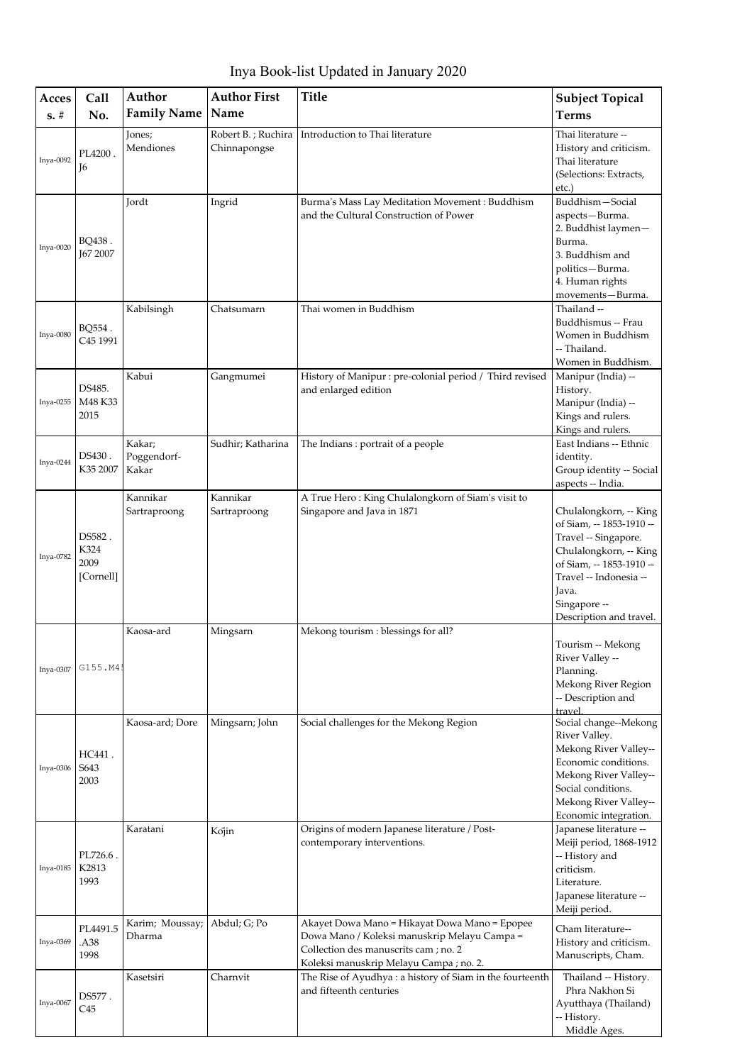# Inya Book-list Updated in January 2020

| Acces s. # | Call No. | Author Family Name | Author First Name | Title | Subject Topical Terms |
|---|---|---|---|---|---|
| Inya-0092 | PL4200 . J6 | Jones; Mendiones | Robert B. ; Ruchira Chinnapongse | Introduction to Thai literature | Thai literature -- History and criticism. Thai literature (Selections: Extracts, etc.) |
| Inya-0020 | BQ438 . J67 2007 | Jordt | Ingrid | Burma's Mass Lay Meditation Movement : Buddhism and the Cultural Construction of Power | Buddhism—Social aspects—Burma. 2. Buddhist laymen—Burma. 3. Buddhism and politics—Burma. 4. Human rights movements—Burma. |
| Inya-0080 | BQ554 . C45 1991 | Kabilsingh | Chatsumarn | Thai women in Buddhism | Thailand -- Buddhismus -- Frau Women in Buddhism -- Thailand. Women in Buddhism. |
| Inya-0255 | DS485. M48 K33 2015 | Kabui | Gangmumei | History of Manipur : pre-colonial period / Third revised and enlarged edition | Manipur (India) -- History. Manipur (India) -- Kings and rulers. Kings and rulers. |
| Inya-0244 | DS430 . K35 2007 | Kakar; Poggendorf-Kakar | Sudhir; Katharina | The Indians : portrait of a people | East Indians -- Ethnic identity. Group identity -- Social aspects -- India. |
| Inya-0782 | DS582 . K324 2009 [Cornell] | Kannikar Sartraproong | Kannikar Sartraproong | A True Hero : King Chulalongkorn of Siam's visit to Singapore and Java in 1871 | Chulalongkorn, -- King of Siam, -- 1853-1910 -- Travel -- Singapore. Chulalongkorn, -- King of Siam, -- 1853-1910 -- Travel -- Indonesia -- Java. Singapore -- Description and travel. |
| Inya-0307 | G155.M4! | Kaosa-ard | Mingsarn | Mekong tourism : blessings for all? | Tourism -- Mekong River Valley -- Planning. Mekong River Region -- Description and travel. |
| Inya-0306 | HC441 . S643 2003 | Kaosa-ard; Dore | Mingsarn; John | Social challenges for the Mekong Region | Social change--Mekong River Valley. Mekong River Valley--Economic conditions. Mekong River Valley--Social conditions. Mekong River Valley--Economic integration. |
| Inya-0185 | PL726.6 . K2813 1993 | Karatani | Kōjin | Origins of modern Japanese literature / Post-contemporary interventions. | Japanese literature -- Meiji period, 1868-1912 -- History and criticism. Literature. Japanese literature -- Meiji period. |
| Inya-0369 | PL4491.5 .A38 1998 | Karim; Moussay; Dharma | Abdul; G; Po | Akayet Dowa Mano = Hikayat Dowa Mano = Epopee Dowa Mano / Koleksi manuskrip Melayu Campa = Collection des manuscrits cam ; no. 2 Koleksi manuskrip Melayu Campa ; no. 2. | Cham literature-- History and criticism. Manuscripts, Cham. |
| Inya-0067 | DS577 . C45 | Kasetsiri | Charnvit | The Rise of Ayudhya : a history of Siam in the fourteenth and fifteenth centuries | Thailand -- History. Phra Nakhon Si Ayutthaya (Thailand) -- History. Middle Ages. |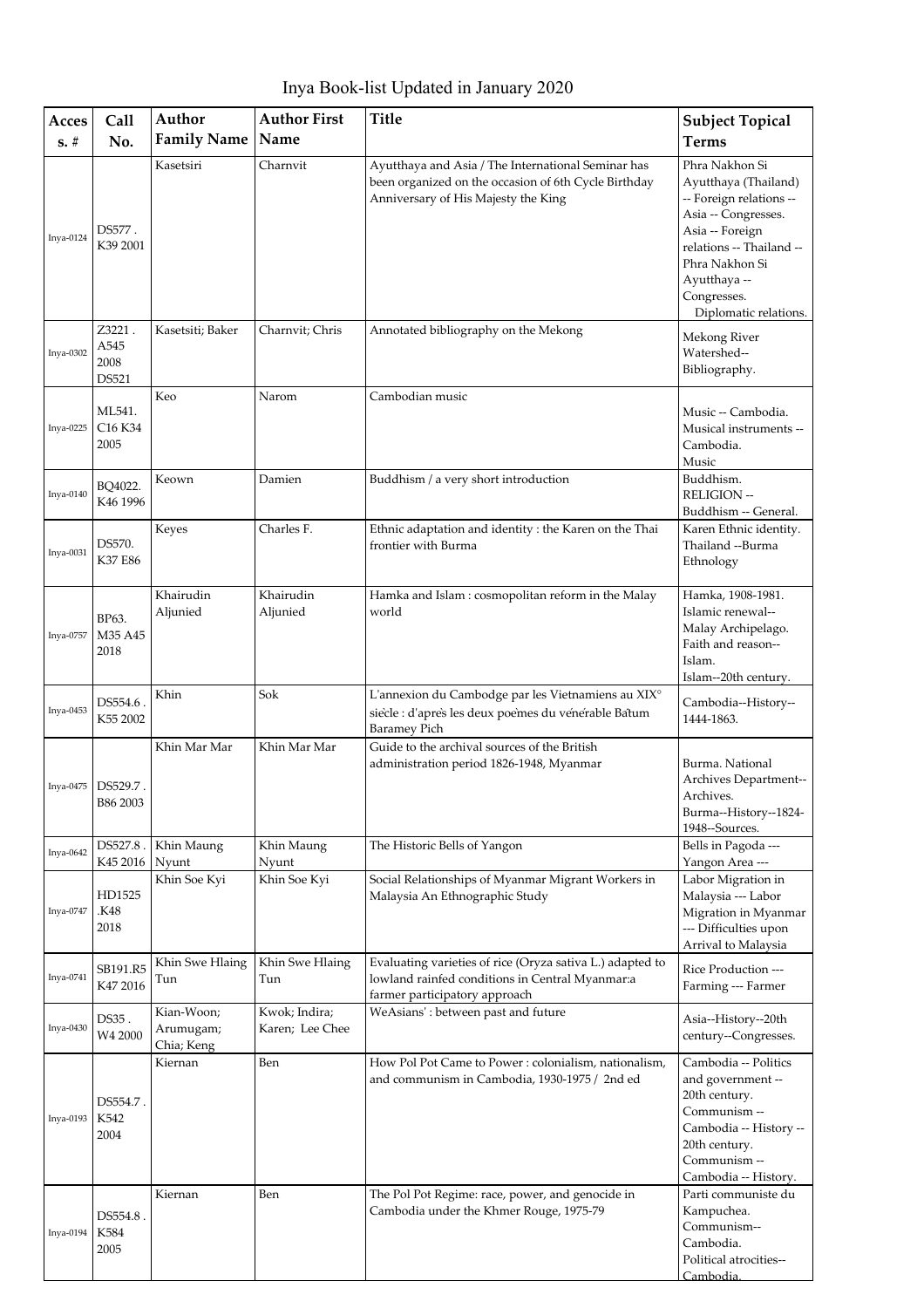# Inya Book-list Updated in January 2020

| Acces s. # | Call No. | Author Family Name | Author First Name | Title | Subject Topical Terms |
|---|---|---|---|---|---|
| Inya-0124 | DS577 . K39 2001 | Kasetsiri | Charnvit | Ayutthaya and Asia / The International Seminar has been organized on the occasion of 6th Cycle Birthday Anniversary of His Majesty the King | Phra Nakhon Si Ayutthaya (Thailand) -- Foreign relations -- Asia -- Congresses. Asia -- Foreign relations -- Thailand -- Phra Nakhon Si Ayutthaya -- Congresses. Diplomatic relations. |
| Inya-0302 | Z3221 . A545 2008 DS521 | Kasetsiti; Baker | Charnvit; Chris | Annotated bibliography on the Mekong | Mekong River Watershed-- Bibliography. |
| Inya-0225 | ML541. C16 K34 2005 | Keo | Narom | Cambodian music | Music -- Cambodia. Musical instruments -- Cambodia. Music |
| Inya-0140 | BQ4022. K46 1996 | Keown | Damien | Buddhism / a very short introduction | Buddhism. RELIGION -- Buddhism -- General. |
| Inya-0031 | DS570. K37 E86 | Keyes | Charles F. | Ethnic adaptation and identity : the Karen on the Thai frontier with Burma | Karen Ethnic identity. Thailand --Burma Ethnology |
| Inya-0757 | BP63. M35 A45 2018 | Khairudin Aljunied | Khairudin Aljunied | Hamka and Islam : cosmopolitan reform in the Malay world | Hamka, 1908-1981. Islamic renewal-- Malay Archipelago. Faith and reason-- Islam. Islam--20th century. |
| Inya-0453 | DS554.6 . K55 2002 | Khin | Sok | L'annexion du Cambodge par les Vietnamiens au XIX° siècle : d'après les deux poèmes du vénérable Bâtum Baramey Pich | Cambodia--History-- 1444-1863. |
| Inya-0475 | DS529.7 . B86 2003 | Khin Mar Mar | Khin Mar Mar | Guide to the archival sources of the British administration period 1826-1948, Myanmar | Burma. National Archives Department-- Archives. Burma--History--1824-1948--Sources. |
| Inya-0642 | DS527.8 . K45 2016 | Khin Maung Nyunt | Khin Maung Nyunt | The Historic Bells of Yangon | Bells in Pagoda --- Yangon Area --- |
| Inya-0747 | HD1525 .K48 2018 | Khin Soe Kyi | Khin Soe Kyi | Social Relationships of Myanmar Migrant Workers in Malaysia An Ethnographic Study | Labor Migration in Malaysia --- Labor Migration in Myanmar --- Difficulties upon Arrival to Malaysia |
| Inya-0741 | SB191.R5 K47 2016 | Khin Swe Hlaing Tun | Khin Swe Hlaing Tun | Evaluating varieties of rice (Oryza sativa L.) adapted to lowland rainfed conditions in Central Myanmar:a farmer participatory approach | Rice Production --- Farming --- Farmer |
| Inya-0430 | DS35 . W4 2000 | Kian-Woon; Arumugam; Chia; Keng | Kwok; Indira; Karen; Lee Chee | WeAsians' : between past and future | Asia--History--20th century--Congresses. |
| Inya-0193 | DS554.7 . K542 2004 | Kiernan | Ben | How Pol Pot Came to Power : colonialism, nationalism, and communism in Cambodia, 1930-1975 / 2nd ed | Cambodia -- Politics and government -- 20th century. Communism -- Cambodia -- History -- 20th century. Communism -- Cambodia -- History. |
| Inya-0194 | DS554.8 . K584 2005 | Kiernan | Ben | The Pol Pot Regime: race, power, and genocide in Cambodia under the Khmer Rouge, 1975-79 | Parti communiste du Kampuchea. Communism-- Cambodia. Political atrocities-- Cambodia. |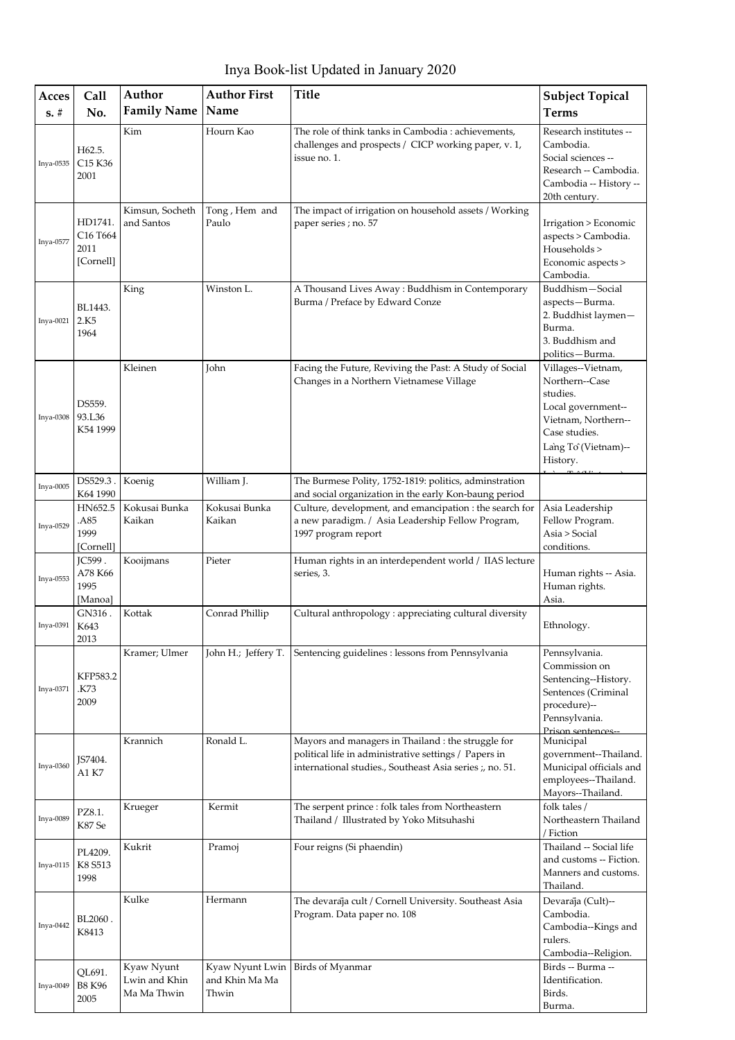# Inya Book-list Updated in January 2020

| Access. # | Call No. | Author Family Name | Author First Name | Title | Subject Topical Terms |
|---|---|---|---|---|---|
| Inya-0535 | H62.5. C15 K36 2001 | Kim | Hourn Kao | The role of think tanks in Cambodia : achievements, challenges and prospects / CICP working paper, v. 1, issue no. 1. | Research institutes -- Cambodia. Social sciences -- Research -- Cambodia. Cambodia -- History -- 20th century. |
| Inya-0577 | HD1741. C16 T664 2011 [Cornell] | Kimsun, Socheth and Santos | Tong , Hem and Paulo | The impact of irrigation on household assets / Working paper series ; no. 57 | Irrigation > Economic aspects > Cambodia. Households > Economic aspects > Cambodia. |
| Inya-0021 | BL1443. 2.K5 1964 | King | Winston L. | A Thousand Lives Away : Buddhism in Contemporary Burma / Preface by Edward Conze | Buddhism—Social aspects—Burma. 2. Buddhist laymen—Burma. 3. Buddhism and politics—Burma. |
| Inya-0308 | DS559. 93.L36 K54 1999 | Kleinen | John | Facing the Future, Reviving the Past: A Study of Social Changes in a Northern Vietnamese Village | Villages--Vietnam, Northern--Case studies. Local government--Vietnam, Northern--Case studies. Làng Tô (Vietnam)--History. |
| Inya-0005 | DS529.3 . K64 1990 | Koenig | William J. | The Burmese Polity, 1752-1819: politics, adminstration and social organization in the early Kon-baung period | |
| Inya-0529 | HN652.5 .A85 1999 [Cornell] | Kokusai Bunka Kaikan | Kokusai Bunka Kaikan | Culture, development, and emancipation : the search for a new paradigm. / Asia Leadership Fellow Program, 1997 program report | Asia Leadership Fellow Program. Asia > Social conditions. |
| Inya-0553 | JC599 . A78 K66 1995 [Manoa] | Kooijmans | Pieter | Human rights in an interdependent world / IIAS lecture series, 3. | Human rights -- Asia. Human rights. Asia. |
| Inya-0391 | GN316 . K643 2013 | Kottak | Conrad Phillip | Cultural anthropology : appreciating cultural diversity | Ethnology. |
| Inya-0371 | KFP583.2 .K73 2009 | Kramer; Ulmer | John H.; Jeffery T. | Sentencing guidelines : lessons from Pennsylvania | Pennsylvania. Commission on Sentencing--History. Sentences (Criminal procedure)--Pennsylvania. Prison sentences-- |
| Inya-0360 | JS7404. A1 K7 | Krannich | Ronald L. | Mayors and managers in Thailand : the struggle for political life in administrative settings / Papers in international studies., Southeast Asia series ;, no. 51. | Municipal government--Thailand. Municipal officials and employees--Thailand. Mayors--Thailand. |
| Inya-0089 | PZ8.1. K87 Se | Krueger | Kermit | The serpent prince : folk tales from Northeastern Thailand / Illustrated by Yoko Mitsuhashi | folk tales / Northeastern Thailand / Fiction |
| Inya-0115 | PL4209. K8 S513 1998 | Kukrit | Pramoj | Four reigns (Si phaendin) | Thailand -- Social life and customs -- Fiction. Manners and customs. Thailand. |
| Inya-0442 | BL2060 . K8413 | Kulke | Hermann | The devarāja cult / Cornell University. Southeast Asia Program. Data paper no. 108 | Devarāja (Cult)--Cambodia. Cambodia--Kings and rulers. Cambodia--Religion. |
| Inya-0049 | QL691. B8 K96 2005 | Kyaw Nyunt Lwin and Khin Ma Ma Thwin | Kyaw Nyunt Lwin and Khin Ma Ma Thwin | Birds of Myanmar | Birds -- Burma -- Identification. Birds. Burma. |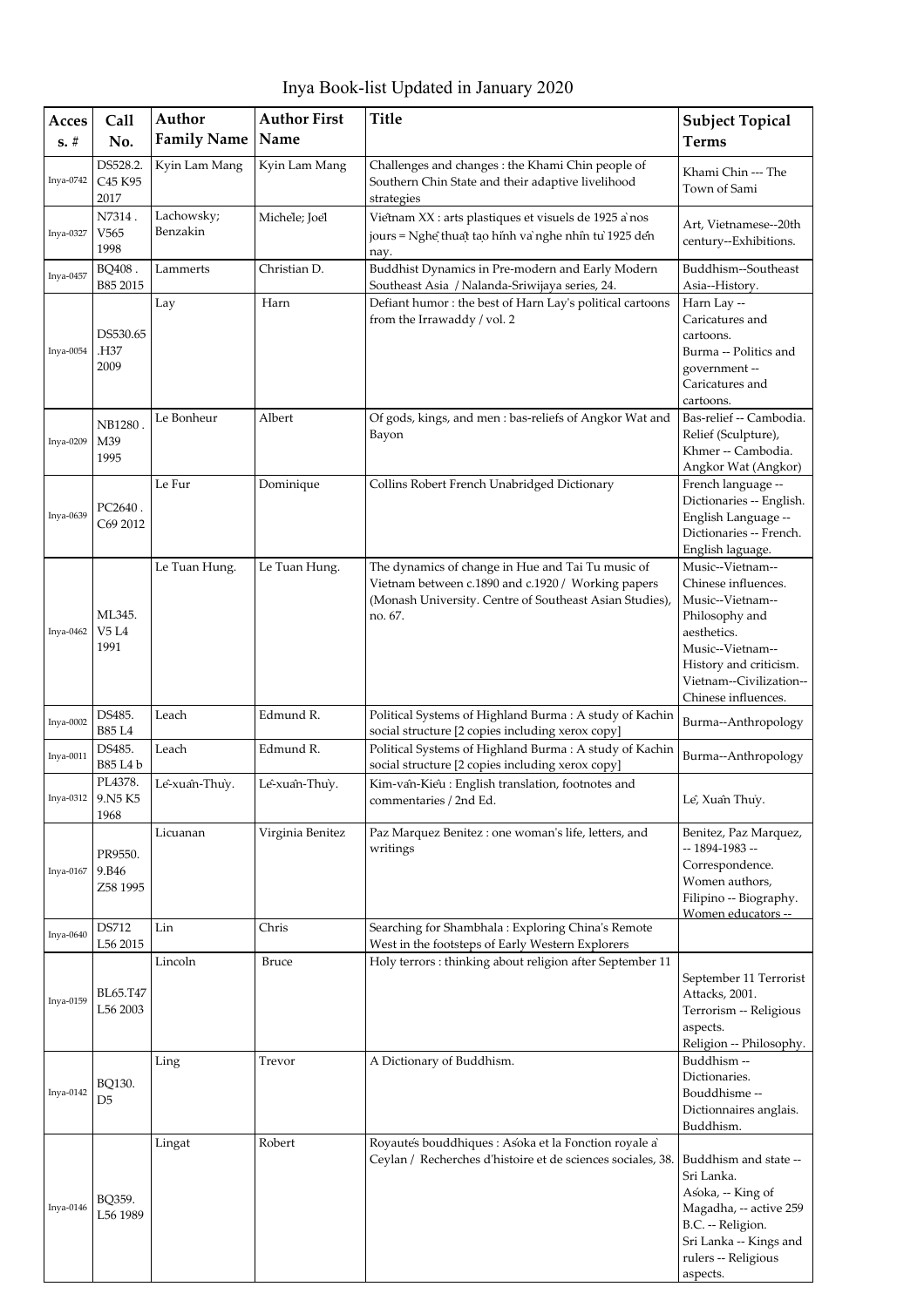# Inya Book-list Updated in January 2020

| Acces s. # | Call No. | Author Family Name | Author First Name | Title | Subject Topical Terms |
|---|---|---|---|---|---|
| Inya-0742 | DS528.2. C45 K95 2017 | Kyin Lam Mang | Kyin Lam Mang | Challenges and changes : the Khami Chin people of Southern Chin State and their adaptive livelihood strategies | Khami Chin --- The Town of Sami |
| Inya-0327 | N7314 . V565 1998 | Lachowsky; Benzakin | Michèle; Joël | Viêtnam XX : arts plastiques et visuels de 1925 à nos jours = Nghệ thuật tạo hình và nghe nhìn từ 1925 đến nay. | Art, Vietnamese--20th century--Exhibitions. |
| Inya-0457 | BQ408 . B85 2015 | Lammerts | Christian D. | Buddhist Dynamics in Pre-modern and Early Modern Southeast Asia / Nalanda-Sriwijaya series, 24. | Buddhism--Southeast Asia--History. |
| Inya-0054 | DS530.65 .H37 2009 | Lay | Harn | Defiant humor : the best of Harn Lay's political cartoons from the Irrawaddy / vol. 2 | Harn Lay -- Caricatures and cartoons. Burma -- Politics and government -- Caricatures and cartoons. |
| Inya-0209 | NB1280 . M39 1995 | Le Bonheur | Albert | Of gods, kings, and men : bas-reliefs of Angkor Wat and Bayon | Bas-relief -- Cambodia. Relief (Sculpture), Khmer -- Cambodia. Angkor Wat (Angkor) |
| Inya-0639 | PC2640 . C69 2012 | Le Fur | Dominique | Collins Robert French Unabridged Dictionary | French language -- Dictionaries -- English. English Language -- Dictionaries -- French. English laguage. |
| Inya-0462 | ML345. V5 L4 1991 | Le Tuan Hung. | Le Tuan Hung. | The dynamics of change in Hue and Tai Tu music of Vietnam between c.1890 and c.1920 / Working papers (Monash University. Centre of Southeast Asian Studies), no. 67. | Music--Vietnam--Chinese influences. Music--Vietnam--Philosophy and aesthetics. Music--Vietnam--History and criticism. Vietnam--Civilization--Chinese influences. |
| Inya-0002 | DS485. B85 L4 | Leach | Edmund R. | Political Systems of Highland Burma : A study of Kachin social structure [2 copies including xerox copy] | Burma--Anthropology |
| Inya-0011 | DS485. B85 L4 b | Leach | Edmund R. | Political Systems of Highland Burma : A study of Kachin social structure [2 copies including xerox copy] | Burma--Anthropology |
| Inya-0312 | PL4378. 9.N5 K5 1968 | Lê-xuân-Thủy. | Lê-xuân-Thủy. | Kim-vân-Kiều : English translation, footnotes and commentaries / 2nd Ed. | Lê, Xuân Thủy. |
| Inya-0167 | PR9550. 9.B46 Z58 1995 | Licuanan | Virginia Benitez | Paz Marquez Benitez : one woman's life, letters, and writings | Benitez, Paz Marquez, -- 1894-1983 -- Correspondence. Women authors, Filipino -- Biography. Women educators -- |
| Inya-0640 | DS712 L56 2015 | Lin | Chris | Searching for Shambhala : Exploring China's Remote West in the footsteps of Early Western Explorers | |
| Inya-0159 | BL65.T47 L56 2003 | Lincoln | Bruce | Holy terrors : thinking about religion after September 11 | September 11 Terrorist Attacks, 2001. Terrorism -- Religious aspects. Religion -- Philosophy. |
| Inya-0142 | BQ130. D5 | Ling | Trevor | A Dictionary of Buddhism. | Buddhism -- Dictionaries. Bouddhisme -- Dictionnaires anglais. Buddhism. |
| Inya-0146 | BQ359. L56 1989 | Lingat | Robert | Royautés bouddhiques : Aśoka et la Fonction royale à Ceylan / Recherches d'histoire et de sciences sociales, 38. | Buddhism and state -- Sri Lanka. Aśoka, -- King of Magadha, -- active 259 B.C. -- Religion. Sri Lanka -- Kings and rulers -- Religious aspects. |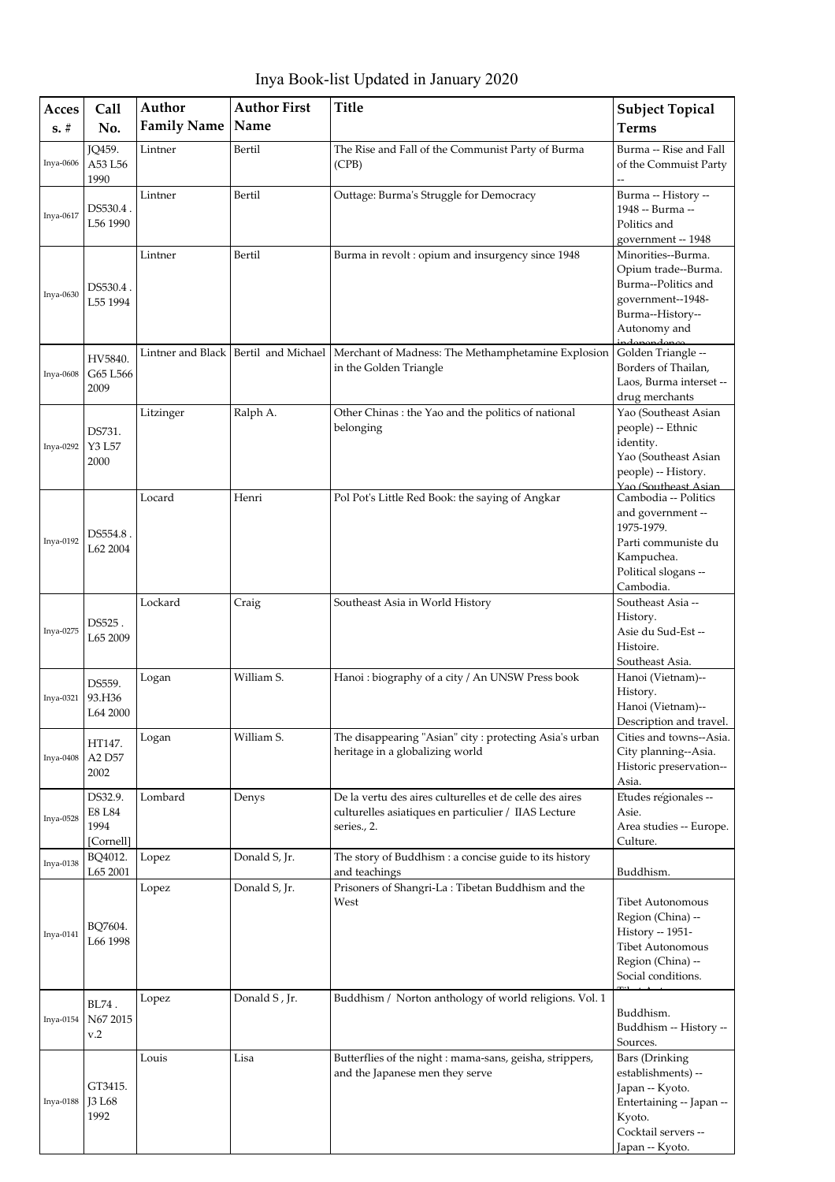# Inya Book-list Updated in January 2020

| Acces s. # | Call No. | Author Family Name | Author First Name | Title | Subject Topical Terms |
|---|---|---|---|---|---|
| Inya-0606 | JQ459. A53 L56 1990 | Lintner | Bertil | The Rise and Fall of the Communist Party of Burma (CPB) | Burma -- Rise and Fall of the Commuist Party -- |
| Inya-0617 | DS530.4 . L56 1990 | Lintner | Bertil | Outtage: Burma's Struggle for Democracy | Burma -- History -- 1948 -- Burma -- Politics and government -- 1948 |
| Inya-0630 | DS530.4 . L55 1994 | Lintner | Bertil | Burma in revolt : opium and insurgency since 1948 | Minorities--Burma. Opium trade--Burma. Burma--Politics and government--1948- Burma--History-- Autonomy and independence |
| Inya-0608 | HV5840. G65 L566 2009 | Lintner and Black | Bertil and Michael | Merchant of Madness: The Methamphetamine Explosion in the Golden Triangle | Golden Triangle -- Borders of Thailan, Laos, Burma interset -- drug merchants |
| Inya-0292 | DS731. Y3 L57 2000 | Litzinger | Ralph A. | Other Chinas : the Yao and the politics of national belonging | Yao (Southeast Asian people) -- Ethnic identity. Yao (Southeast Asian people) -- History. Yao (Southeast Asian |
| Inya-0192 | DS554.8 . L62 2004 | Locard | Henri | Pol Pot's Little Red Book: the saying of Angkar | Cambodia -- Politics and government -- 1975-1979. Parti communiste du Kampuchea. Political slogans -- Cambodia. |
| Inya-0275 | DS525 . L65 2009 | Lockard | Craig | Southeast Asia in World History | Southeast Asia -- History. Asie du Sud-Est -- Histoire. Southeast Asia. |
| Inya-0321 | DS559. 93.H36 L64 2000 | Logan | William S. | Hanoi : biography of a city / An UNSW Press book | Hanoi (Vietnam)-- History. Hanoi (Vietnam)-- Description and travel. |
| Inya-0408 | HT147. A2 D57 2002 | Logan | William S. | The disappearing "Asian" city : protecting Asia's urban heritage in a globalizing world | Cities and towns--Asia. City planning--Asia. Historic preservation-- Asia. |
| Inya-0528 | DS32.9. E8 L84 1994 [Cornell] | Lombard | Denys | De la vertu des aires culturelles et de celle des aires culturelles asiatiques en particulier / IIAS Lecture series., 2. | Etudes régionales -- Asie. Area studies -- Europe. Culture. |
| Inya-0138 | BQ4012. L65 2001 | Lopez | Donald S, Jr. | The story of Buddhism : a concise guide to its history and teachings | Buddhism. |
| Inya-0141 | BQ7604. L66 1998 | Lopez | Donald S, Jr. | Prisoners of Shangri-La : Tibetan Buddhism and the West | Tibet Autonomous Region (China) -- History -- 1951- Tibet Autonomous Region (China) -- Social conditions. |
| Inya-0154 | BL74 . N67 2015 v.2 | Lopez | Donald S , Jr. | Buddhism / Norton anthology of world religions. Vol. 1 | Buddhism. Buddhism -- History -- Sources. |
| Inya-0188 | GT3415. J3 L68 1992 | Louis | Lisa | Butterflies of the night : mama-sans, geisha, strippers, and the Japanese men they serve | Bars (Drinking establishments) -- Japan -- Kyoto. Entertaining -- Japan -- Kyoto. Cocktail servers -- Japan -- Kyoto. |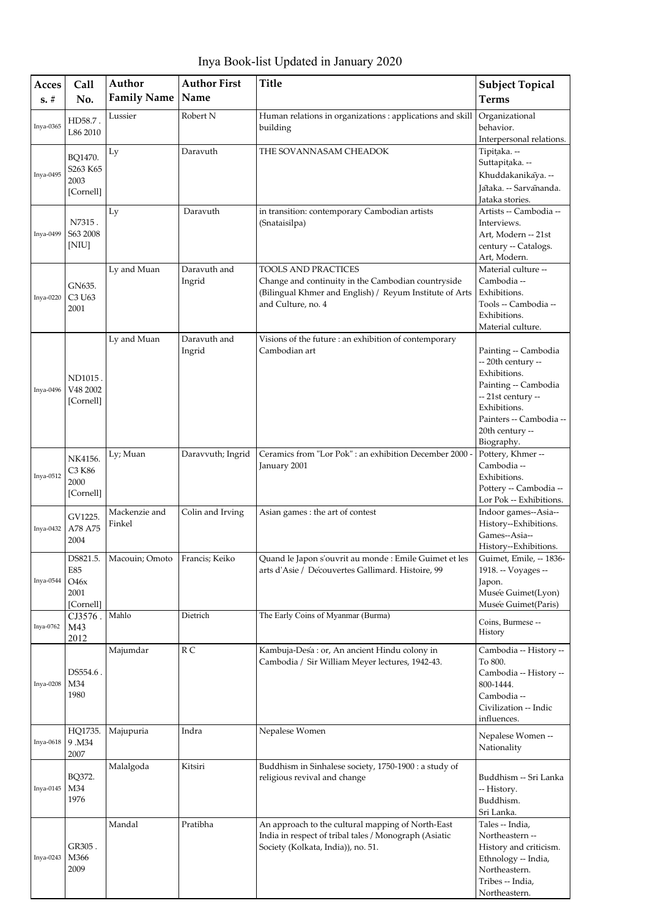# Inya Book-list Updated in January 2020

| Acces s. # | Call No. | Author Family Name | Author First Name | Title | Subject Topical Terms |
|---|---|---|---|---|---|
| Inya-0365 | HD58.7 . L86 2010 | Lussier | Robert N | Human relations in organizations : applications and skill building | Organizational behavior. Interpersonal relations. |
| Inya-0495 | BQ1470. S263 K65 2003 [Cornell] | Ly | Daravuth | THE SOVANNASAM CHEADOK | Tipiṭaka. -- Suttapiṭaka. -- Khuddakanikāya. -- Jātaka. -- Sarvānanda. Jataka stories. |
| Inya-0499 | N7315 . S63 2008 [NIU] | Ly | Daravuth | in transition: contemporary Cambodian artists (Snataisilpa) | Artists -- Cambodia -- Interviews. Art, Modern -- 21st century -- Catalogs. Art, Modern. |
| Inya-0220 | GN635. C3 U63 2001 | Ly and Muan | Daravuth and Ingrid | TOOLS AND PRACTICES Change and continuity in the Cambodian countryside (Bilingual Khmer and English) / Reyum Institute of Arts and Culture, no. 4 | Material culture -- Cambodia -- Exhibitions. Tools -- Cambodia -- Exhibitions. Material culture. |
| Inya-0496 | ND1015 . V48 2002 [Cornell] | Ly and Muan | Daravuth and Ingrid | Visions of the future : an exhibition of contemporary Cambodian art | Painting -- Cambodia -- 20th century -- Exhibitions. Painting -- Cambodia -- 21st century -- Exhibitions. Painters -- Cambodia -- 20th century -- Biography. |
| Inya-0512 | NK4156. C3 K86 2000 [Cornell] | Ly; Muan | Daravvuth; Ingrid | Ceramics from "Lor Pok" : an exhibition December 2000 - January 2001 | Pottery, Khmer -- Cambodia -- Exhibitions. Pottery -- Cambodia -- Lor Pok -- Exhibitions. |
| Inya-0432 | GV1225. A78 A75 2004 | Mackenzie and Finkel | Colin and Irving | Asian games : the art of contest | Indoor games--Asia--History--Exhibitions. Games--Asia--History--Exhibitions. |
| Inya-0544 | DS821.5. E85 O46x 2001 [Cornell] | Macouin; Omoto | Francis; Keiko | Quand le Japon s'ouvrit au monde : Emile Guimet et les arts d'Asie / Découvertes Gallimard. Histoire, 99 | Guimet, Emile, -- 1836-1918. -- Voyages -- Japon. Musée Guimet(Lyon) Musée Guimet(Paris) |
| Inya-0762 | CJ3576 . M43 2012 | Mahlo | Dietrich | The Early Coins of Myanmar (Burma) | Coins, Burmese -- History |
| Inya-0208 | DS554.6 . M34 1980 | Majumdar | R C | Kambuja-Deśa : or, An ancient Hindu colony in Cambodia / Sir William Meyer lectures, 1942-43. | Cambodia -- History -- To 800. Cambodia -- History -- 800-1444. Cambodia -- Civilization -- Indic influences. |
| Inya-0618 | HQ1735. 9 .M34 2007 | Majupuria | Indra | Nepalese Women | Nepalese Women -- Nationality |
| Inya-0145 | BQ372. M34 1976 | Malalgoda | Kitsiri | Buddhism in Sinhalese society, 1750-1900 : a study of religious revival and change | Buddhism -- Sri Lanka -- History. Buddhism. Sri Lanka. |
| Inya-0243 | GR305 . M366 2009 | Mandal | Pratibha | An approach to the cultural mapping of North-East India in respect of tribal tales / Monograph (Asiatic Society (Kolkata, India)), no. 51. | Tales -- India, Northeastern -- History and criticism. Ethnology -- India, Northeastern. Tribes -- India, Northeastern. |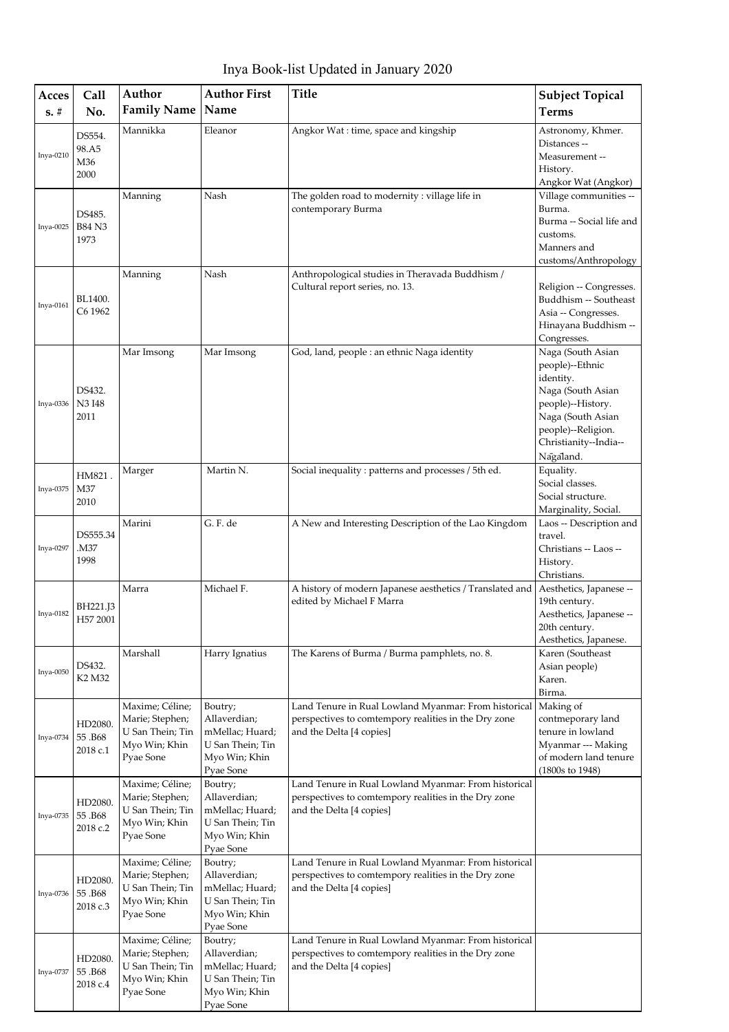# Inya Book-list Updated in January 2020

| Access. # | Call No. | Author Family Name | Author First Name | Title | Subject Topical Terms |
|---|---|---|---|---|---|
| Inya-0210 | DS554. 98.A5 M36 2000 | Mannikka | Eleanor | Angkor Wat : time, space and kingship | Astronomy, Khmer. Distances -- Measurement -- History. Angkor Wat (Angkor) |
| Inya-0025 | DS485. B84 N3 1973 | Manning | Nash | The golden road to modernity : village life in contemporary Burma | Village communities -- Burma. Burma -- Social life and customs. Manners and customs/Anthropology |
| Inya-0161 | BL1400. C6 1962 | Manning | Nash | Anthropological studies in Theravada Buddhism / Cultural report series, no. 13. | Religion -- Congresses. Buddhism -- Southeast Asia -- Congresses. Hinayana Buddhism -- Congresses. |
| Inya-0336 | DS432. N3 I48 2011 | Mar Imsong | Mar Imsong | God, land, people : an ethnic Naga identity | Naga (South Asian people)--Ethnic identity. Naga (South Asian people)--History. Naga (South Asian people)--Religion. Christianity--India--Nāgāland. |
| Inya-0375 | HM821 . M37 2010 | Marger | Martin N. | Social inequality : patterns and processes / 5th ed. | Equality. Social classes. Social structure. Marginality, Social. |
| Inya-0297 | DS555.34 .M37 1998 | Marini | G. F. de | A New and Interesting Description of the Lao Kingdom | Laos -- Description and travel. Christians -- Laos -- History. Christians. |
| Inya-0182 | BH221.J3 H57 2001 | Marra | Michael F. | A history of modern Japanese aesthetics / Translated and edited by Michael F Marra | Aesthetics, Japanese -- 19th century. Aesthetics, Japanese -- 20th century. Aesthetics, Japanese. |
| Inya-0050 | DS432. K2 M32 | Marshall | Harry Ignatius | The Karens of Burma / Burma pamphlets, no. 8. | Karen (Southeast Asian people) Karen. Birma. |
| Inya-0734 | HD2080. 55 .B68 2018 c.1 | Maxime; Céline; Marie; Stephen; U San Thein; Tin Myo Win; Khin Pyae Sone | Boutry; Allaverdian; mMellac; Huard; U San Thein; Tin Myo Win; Khin Pyae Sone | Land Tenure in Rual Lowland Myanmar: From historical perspectives to comtempory realities in the Dry zone and the Delta [4 copies] | Making of contmeporary land tenure in lowland Myanmar --- Making of modern land tenure (1800s to 1948) |
| Inya-0735 | HD2080. 55 .B68 2018 c.2 | Maxime; Céline; Marie; Stephen; U San Thein; Tin Myo Win; Khin Pyae Sone | Boutry; Allaverdian; mMellac; Huard; U San Thein; Tin Myo Win; Khin Pyae Sone | Land Tenure in Rual Lowland Myanmar: From historical perspectives to comtempory realities in the Dry zone and the Delta [4 copies] | |
| Inya-0736 | HD2080. 55 .B68 2018 c.3 | Maxime; Céline; Marie; Stephen; U San Thein; Tin Myo Win; Khin Pyae Sone | Boutry; Allaverdian; mMellac; Huard; U San Thein; Tin Myo Win; Khin Pyae Sone | Land Tenure in Rual Lowland Myanmar: From historical perspectives to comtempory realities in the Dry zone and the Delta [4 copies] | |
| Inya-0737 | HD2080. 55 .B68 2018 c.4 | Maxime; Céline; Marie; Stephen; U San Thein; Tin Myo Win; Khin Pyae Sone | Boutry; Allaverdian; mMellac; Huard; U San Thein; Tin Myo Win; Khin Pyae Sone | Land Tenure in Rual Lowland Myanmar: From historical perspectives to comtempory realities in the Dry zone and the Delta [4 copies] | |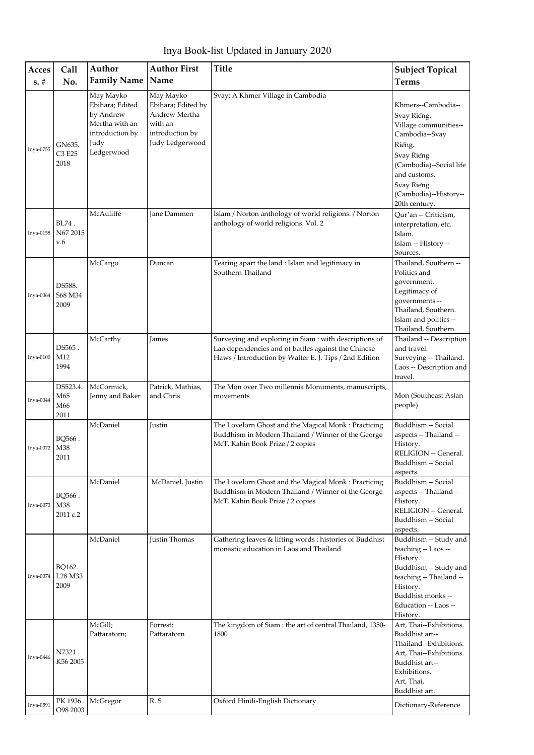# Inya Book-list Updated in January 2020

| Acces s. # | Call No. | Author Family Name | Author First Name | Title | Subject Topical Terms |
|---|---|---|---|---|---|
| Inya-0755 | GN635. C3 E25 2018 | May Mayko Ebihara; Edited by Andrew Mertha with an introduction by Judy Ledgerwood | May Mayko Ebihara; Edited by Andrew Mertha with an introduction by Judy Ledgerwood | Svay: A Khmer Village in Cambodia | Khmers--Cambodia--Svay Riĕng. Village communities--Cambodia--Svay Riĕng. Svay Riĕng (Cambodia)--Social life and customs. Svay Riĕng (Cambodia)--History--20th century. |
| Inya-0158 | BL74 . N67 2015 v.6 | McAuliffe | Jane Dammen | Islam / Norton anthology of world religions. / Norton anthology of world religions. Vol. 2 | Qur'an -- Criticism, interpretation, etc. Islam. Islam -- History -- Sources. |
| Inya-0064 | DS588. S68 M34 2009 | McCargo | Duncan | Tearing apart the land : Islam and legitimacy in Southern Thailand | Thailand, Southern -- Politics and government. Legitimacy of governments -- Thailand, Southern. Islam and politics -- Thailand, Southern. |
| Inya-0100 | DS565 . M12 1994 | McCarthy | James | Surveying and exploring in Siam : with descriptions of Lao dependencies and of battles against the Chinese Haws / Introduction by Walter E. J. Tips / 2nd Edition | Thailand -- Description and travel. Surveying -- Thailand. Laos -- Description and travel. |
| Inya-0044 | DS523.4. M65 M66 2011 | McCormick, Jenny and Baker | Patrick, Mathias, and Chris | The Mon over Two millennia Monuments, manuscripts, movements | Mon (Southeast Asian people) |
| Inya-0072 | BQ566 . M38 2011 | McDaniel | Justin | The Lovelorn Ghost and the Magical Monk : Practicing Buddhism in Modern Thailand / Winner of the George McT. Kahin Book Prize / 2 copies | Buddhism -- Social aspects -- Thailand -- History. RELIGION -- General. Buddhism -- Social aspects. |
| Inya-0073 | BQ566 . M38 2011 c.2 | McDaniel | McDaniel, Justin | The Lovelorn Ghost and the Magical Monk : Practicing Buddhism in Modern Thailand / Winner of the George McT. Kahin Book Prize / 2 copies | Buddhism -- Social aspects -- Thailand -- History. RELIGION -- General. Buddhism -- Social aspects. |
| Inya-0074 | BQ162. L28 M33 2009 | McDaniel | Justin Thomas | Gathering leaves & lifting words : histories of Buddhist monastic education in Laos and Thailand | Buddhism -- Study and teaching -- Laos -- History. Buddhism -- Study and teaching -- Thailand -- History. Buddhist monks -- Education -- Laos -- History. |
| Inya-0446 | N7321 . K56 2005 | McGill; Pattaratorn; | Forrest; Pattaratorn | The kingdom of Siam : the art of central Thailand, 1350-1800 | Art, Thai--Exhibitions. Buddhist art--Thailand--Exhibitions. Art, Thai--Exhibitions. Buddhist art--Exhibitions. Art, Thai. Buddhist art. |
| Inya-0591 | PK 1936 . O98 2003 | McGregor | R. S | Oxford Hindi-English Dictionary | Dictionary-Reference |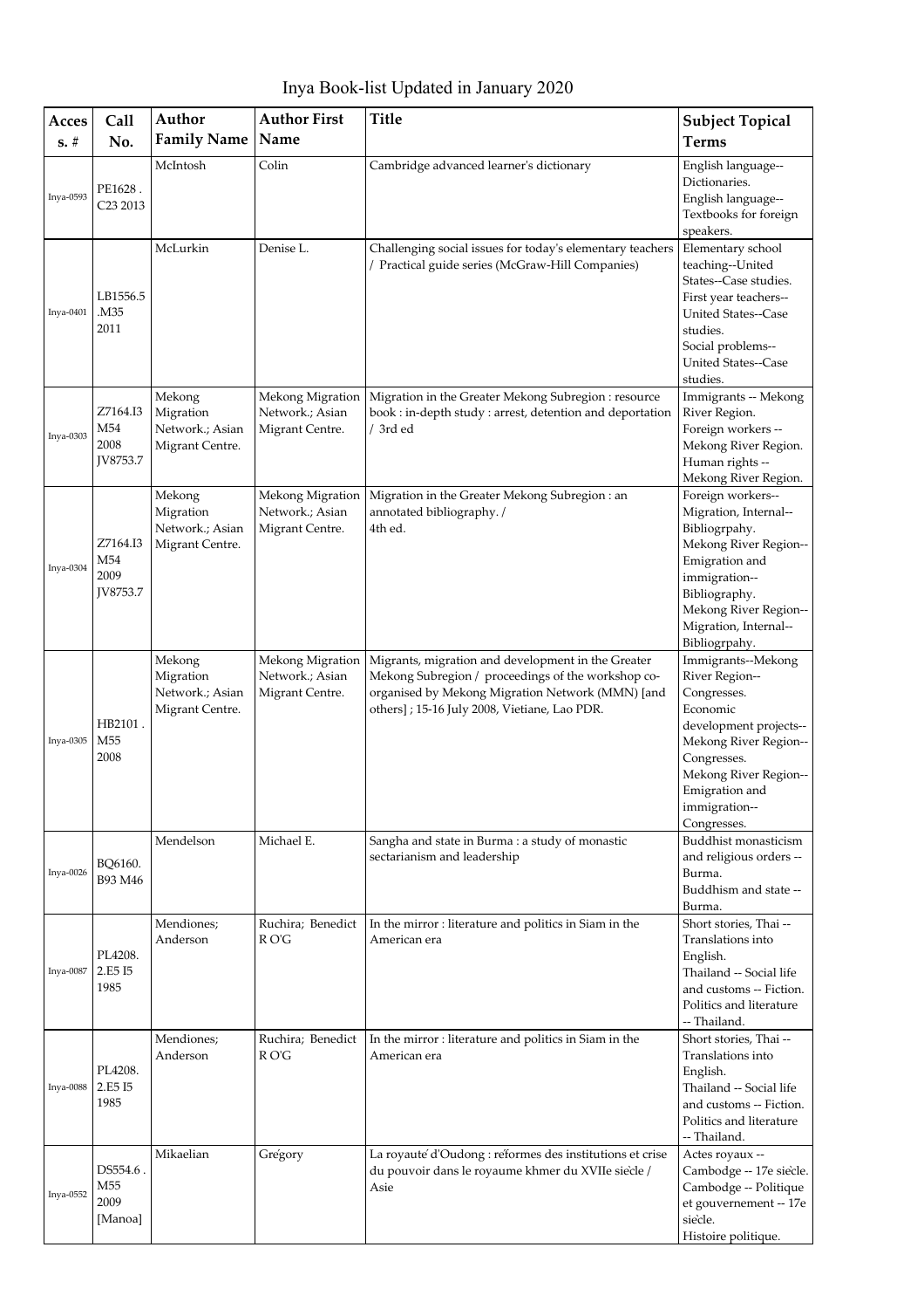# Inya Book-list Updated in January 2020

| Access. # | Call No. | Author Family Name | Author First Name | Title | Subject Topical Terms |
|---|---|---|---|---|---|
| Inya-0593 | PE1628 . C23 2013 | McIntosh | Colin | Cambridge advanced learner's dictionary | English language--Dictionaries. English language--Textbooks for foreign speakers. |
| Inya-0401 | LB1556.5 .M35 2011 | McLurkin | Denise L. | Challenging social issues for today's elementary teachers / Practical guide series (McGraw-Hill Companies) | Elementary school teaching--United States--Case studies. First year teachers--United States--Case studies. Social problems--United States--Case studies. |
| Inya-0303 | Z7164.I3 M54 2008 JV8753.7 | Mekong Migration Network.; Asian Migrant Centre. | Mekong Migration Network.; Asian Migrant Centre. | Migration in the Greater Mekong Subregion : resource book : in-depth study : arrest, detention and deportation / 3rd ed | Immigrants -- Mekong River Region. Foreign workers -- Mekong River Region. Human rights -- Mekong River Region. |
| Inya-0304 | Z7164.I3 M54 2009 JV8753.7 | Mekong Migration Network.; Asian Migrant Centre. | Mekong Migration Network.; Asian Migrant Centre. | Migration in the Greater Mekong Subregion : an annotated bibliography. / 4th ed. | Foreign workers--Migration, Internal--Bibliogrpahy. Mekong River Region--Emigration and immigration--Bibliography. Mekong River Region--Migration, Internal--Bibliogrpahy. |
| Inya-0305 | HB2101 . M55 2008 | Mekong Migration Network.; Asian Migrant Centre. | Mekong Migration Network.; Asian Migrant Centre. | Migrants, migration and development in the Greater Mekong Subregion / proceedings of the workshop co-organised by Mekong Migration Network (MMN) [and others] ; 15-16 July 2008, Vietiane, Lao PDR. | Immigrants--Mekong River Region--Congresses. Economic development projects--Mekong River Region--Congresses. Mekong River Region--Emigration and immigration--Congresses. |
| Inya-0026 | BQ6160. B93 M46 | Mendelson | Michael E. | Sangha and state in Burma : a study of monastic sectarianism and leadership | Buddhist monasticism and religious orders -- Burma. Buddhism and state -- Burma. |
| Inya-0087 | PL4208. 2.E5 I5 1985 | Mendiones; Anderson | Ruchira; Benedict R O'G | In the mirror : literature and politics in Siam in the American era | Short stories, Thai -- Translations into English. Thailand -- Social life and customs -- Fiction. Politics and literature -- Thailand. |
| Inya-0088 | PL4208. 2.E5 I5 1985 | Mendiones; Anderson | Ruchira; Benedict R O'G | In the mirror : literature and politics in Siam in the American era | Short stories, Thai -- Translations into English. Thailand -- Social life and customs -- Fiction. Politics and literature -- Thailand. |
| Inya-0552 | DS554.6 . M55 2009 [Manoa] | Mikaelian | Grégory | La royauté d'Oudong : réformes des institutions et crise du pouvoir dans le royaume khmer du XVIIe siècle / Asie | Actes royaux -- Cambodge -- 17e siècle. Cambodge -- Politique et gouvernement -- 17e siècle. Histoire politique. |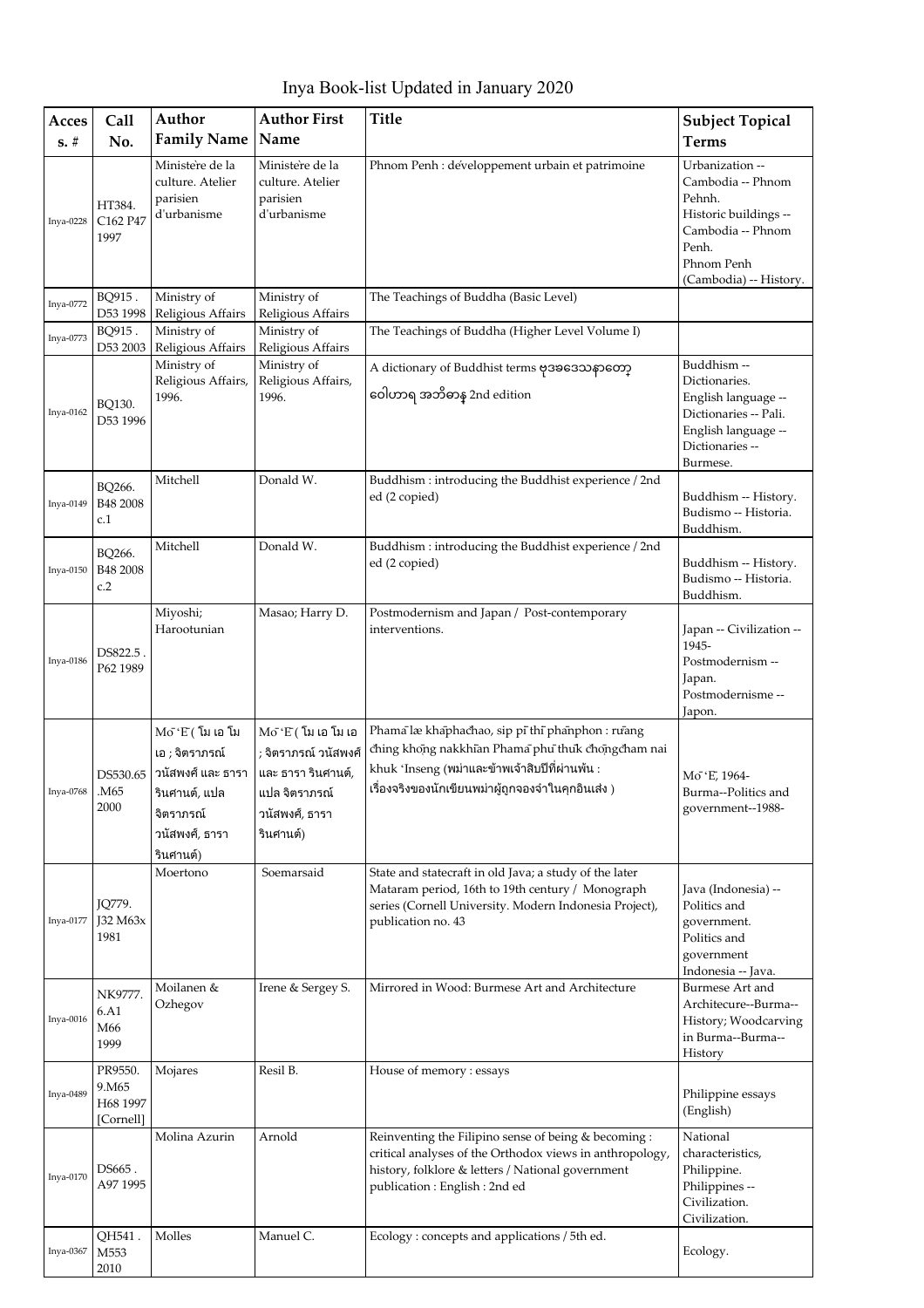# Inya Book-list Updated in January 2020

| Acces s. # | Call No. | Author Family Name | Author First Name | Title | Subject Topical Terms |
|---|---|---|---|---|---|
| Inya-0228 | HT384. C162 P47 1997 | Ministère de la culture. Atelier parisien d'urbanisme | Ministère de la culture. Atelier parisien d'urbanisme | Phnom Penh : développement urbain et patrimoine | Urbanization -- Cambodia -- Phnom Pehnh. Historic buildings -- Cambodia -- Phnom Penh. Phnom Penh (Cambodia) -- History. |
| Inya-0772 | BQ915 . D53 1998 | Ministry of Religious Affairs | Ministry of Religious Affairs | The Teachings of Buddha (Basic Level) | |
| Inya-0773 | BQ915 . D53 2003 | Ministry of Religious Affairs | Ministry of Religious Affairs | The Teachings of Buddha (Higher Level Volume I) | |
| Inya-0162 | BQ130. D53 1996 | Ministry of Religious Affairs, 1996. | Ministry of Religious Affairs, 1996. | A dictionary of Buddhist terms ဗုဒ္ဓဒေသနာတော် ဝေါဟာရ အဘိဓာန် 2nd edition | Buddhism -- Dictionaries. English language -- Dictionaries -- Pali. English language -- Dictionaries -- Burmese. |
| Inya-0149 | BQ266. B48 2008 c.1 | Mitchell | Donald W. | Buddhism : introducing the Buddhist experience / 2nd ed (2 copied) | Buddhism -- History. Budismo -- Historia. Buddhism. |
| Inya-0150 | BQ266. B48 2008 c.2 | Mitchell | Donald W. | Buddhism : introducing the Buddhist experience / 2nd ed (2 copied) | Buddhism -- History. Budismo -- Historia. Buddhism. |
| Inya-0186 | DS822.5 . P62 1989 | Miyoshi; Harootunian | Masao; Harry D. | Postmodernism and Japan / Post-contemporary interventions. | Japan -- Civilization -- 1945- Postmodernism -- Japan. Postmodernisme -- Japon. |
| Inya-0768 | DS530.65 .M65 2000 | Mo̜ ʻĒ ( โม เอ โม เอ ; จิตราภรณ์ วนัสพงศ์ และ ธารา รินศานต์, แปล จิตราภรณ์ วนัสพงศ์, ธารา รินศานต์) | Mo̜ ʻĒ ( โม เอ โม เอ ; จิตราภรณ์ วนัสพงศ์ และ ธารา รินศานต์, แปล จิตราภรณ์ วนัสพงศ์, ธารา รินศานต์) | Phamā læ khāphachao, sip pī thī phānphon : rư̄ang ching khō̜ng nakkhīan Phamā phū thuk chō̜ngcham nai khuk ʻInseng (พม่าและข้าพเจ้าสิบปีที่ผ่านพ้น : เรื่องจริงของนักเขียนพม่าผู้ถูกจองจำในคุกอินเส่ง ) | Mo̜ ʻĒ, 1964- Burma--Politics and government--1988- |
| Inya-0177 | JQ779. J32 M63x 1981 | Moertono | Soemarsaid | State and statecraft in old Java; a study of the later Mataram period, 16th to 19th century / Monograph series (Cornell University. Modern Indonesia Project), publication no. 43 | Java (Indonesia) -- Politics and government. Politics and government Indonesia -- Java. |
| Inya-0016 | NK9777. 6.A1 M66 1999 | Moilanen & Ozhegov | Irene & Sergey S. | Mirrored in Wood: Burmese Art and Architecture | Burmese Art and Architecure--Burma--History; Woodcarving in Burma--Burma--History |
| Inya-0489 | PR9550. 9.M65 H68 1997 [Cornell] | Mojares | Resil B. | House of memory : essays | Philippine essays (English) |
| Inya-0170 | DS665 . A97 1995 | Molina Azurin | Arnold | Reinventing the Filipino sense of being & becoming : critical analyses of the Orthodox views in anthropology, history, folklore & letters / National government publication : English : 2nd ed | National characteristics, Philippine. Philippines -- Civilization. Civilization. |
| Inya-0367 | QH541 . M553 2010 | Molles | Manuel C. | Ecology : concepts and applications / 5th ed. | Ecology. |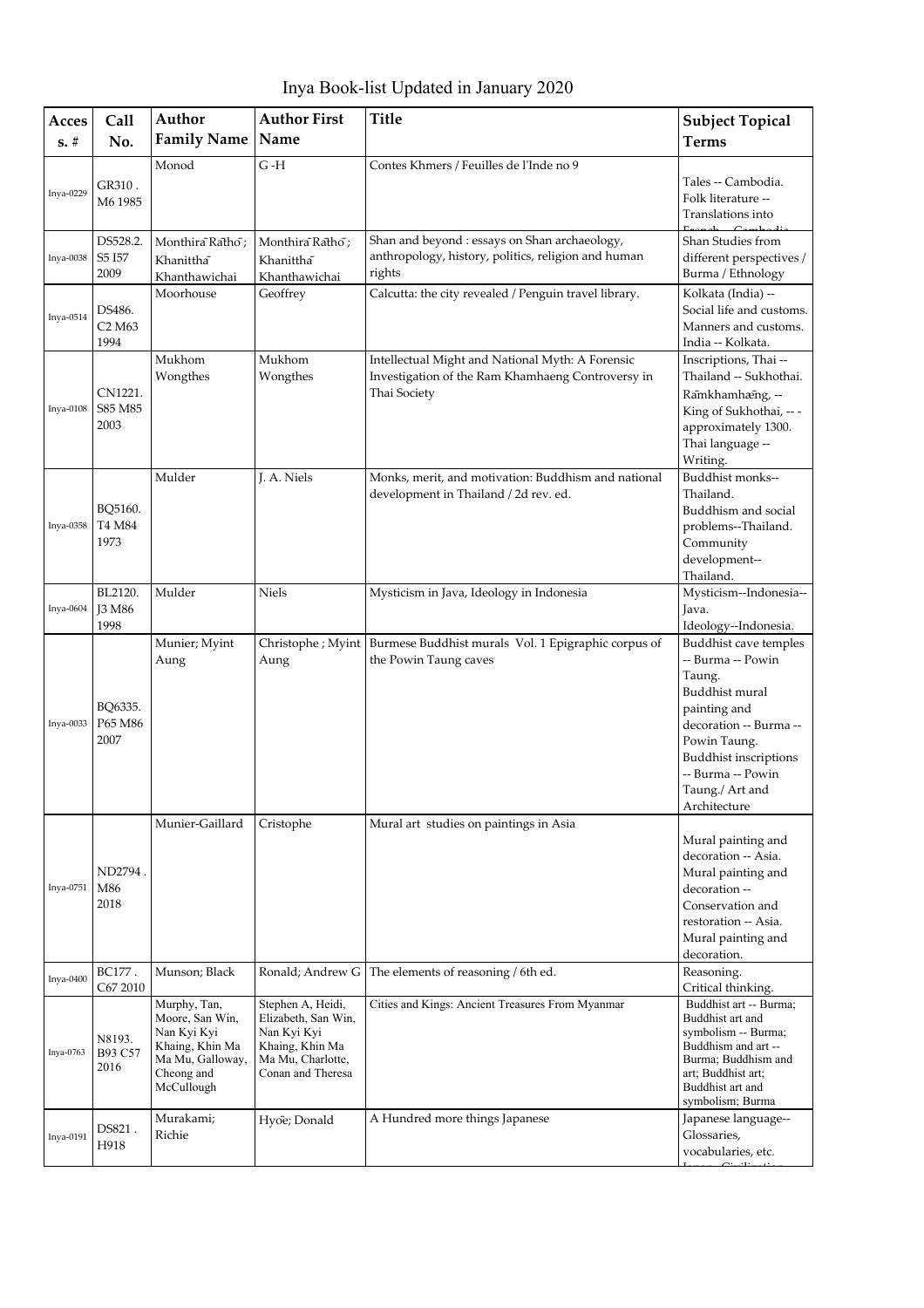# Inya Book-list Updated in January 2020

| Access. # | Call No. | Author Family Name | Author First Name | Title | Subject Topical Terms |
|---|---|---|---|---|---|
| Inya-0229 | GR310 . M6 1985 | Monod | G -H | Contes Khmers / Feuilles de l'Inde no 9 | Tales -- Cambodia. Folk literature -- Translations into French -- Cambodia |
| Inya-0038 | DS528.2. S5 I57 2009 | Monthirā Rāthō; Khanitthā Khanthawichai | Monthirā Rāthō; Khanitthā Khanthawichai | Shan and beyond : essays on Shan archaeology, anthropology, history, politics, religion and human rights | Shan Studies from different perspectives / Burma / Ethnology |
| Inya-0514 | DS486. C2 M63 1994 | Moorhouse | Geoffrey | Calcutta: the city revealed / Penguin travel library. | Kolkata (India) -- Social life and customs. Manners and customs. India -- Kolkata. |
| Inya-0108 | CN1221. S85 M85 2003 | Mukhom Wongthes | Mukhom Wongthes | Intellectual Might and National Myth: A Forensic Investigation of the Ram Khamhaeng Controversy in Thai Society | Inscriptions, Thai -- Thailand -- Sukhothai. Rāmkhamhǣng, -- King of Sukhothai, -- - approximately 1300. Thai language -- Writing. |
| Inya-0358 | BQ5160. T4 M84 1973 | Mulder | J. A. Niels | Monks, merit, and motivation: Buddhism and national development in Thailand / 2d rev. ed. | Buddhist monks--Thailand. Buddhism and social problems--Thailand. Community development--Thailand. |
| Inya-0604 | BL2120. J3 M86 1998 | Mulder | Niels | Mysticism in Java, Ideology in Indonesia | Mysticism--Indonesia--Java. Ideology--Indonesia. |
| Inya-0033 | BQ6335. P65 M86 2007 | Munier; Myint Aung | Christophe ; Myint Aung | Burmese Buddhist murals Vol. 1 Epigraphic corpus of the Powin Taung caves | Buddhist cave temples -- Burma -- Powin Taung. Buddhist mural painting and decoration -- Burma -- Powin Taung. Buddhist inscriptions -- Burma -- Powin Taung./ Art and Architecture |
| Inya-0751 | ND2794 . M86 2018 | Munier-Gaillard | Cristophe | Mural art studies on paintings in Asia | Mural painting and decoration -- Asia. Mural painting and decoration -- Conservation and restoration -- Asia. Mural painting and decoration. |
| Inya-0400 | BC177 . C67 2010 | Munson; Black | Ronald; Andrew G | The elements of reasoning / 6th ed. | Reasoning. Critical thinking. |
| Inya-0763 | N8193. B93 C57 2016 | Murphy, Tan, Moore, San Win, Nan Kyi Kyi Khaing, Khin Ma Ma Mu, Galloway, Cheong and McCullough | Stephen A, Heidi, Elizabeth, San Win, Nan Kyi Kyi Khaing, Khin Ma Ma Mu, Charlotte, Conan and Theresa | Cities and Kings: Ancient Treasures From Myanmar | Buddhist art -- Burma; Buddhist art and symbolism -- Burma; Buddhism and art -- Burma; Buddhism and art; Buddhist art; Buddhist art and symbolism; Burma |
| Inya-0191 | DS821 . H918 | Murakami; Richie | Hyōe; Donald | A Hundred more things Japanese | Japanese language--Glossaries, vocabularies, etc. Japan--Civilization |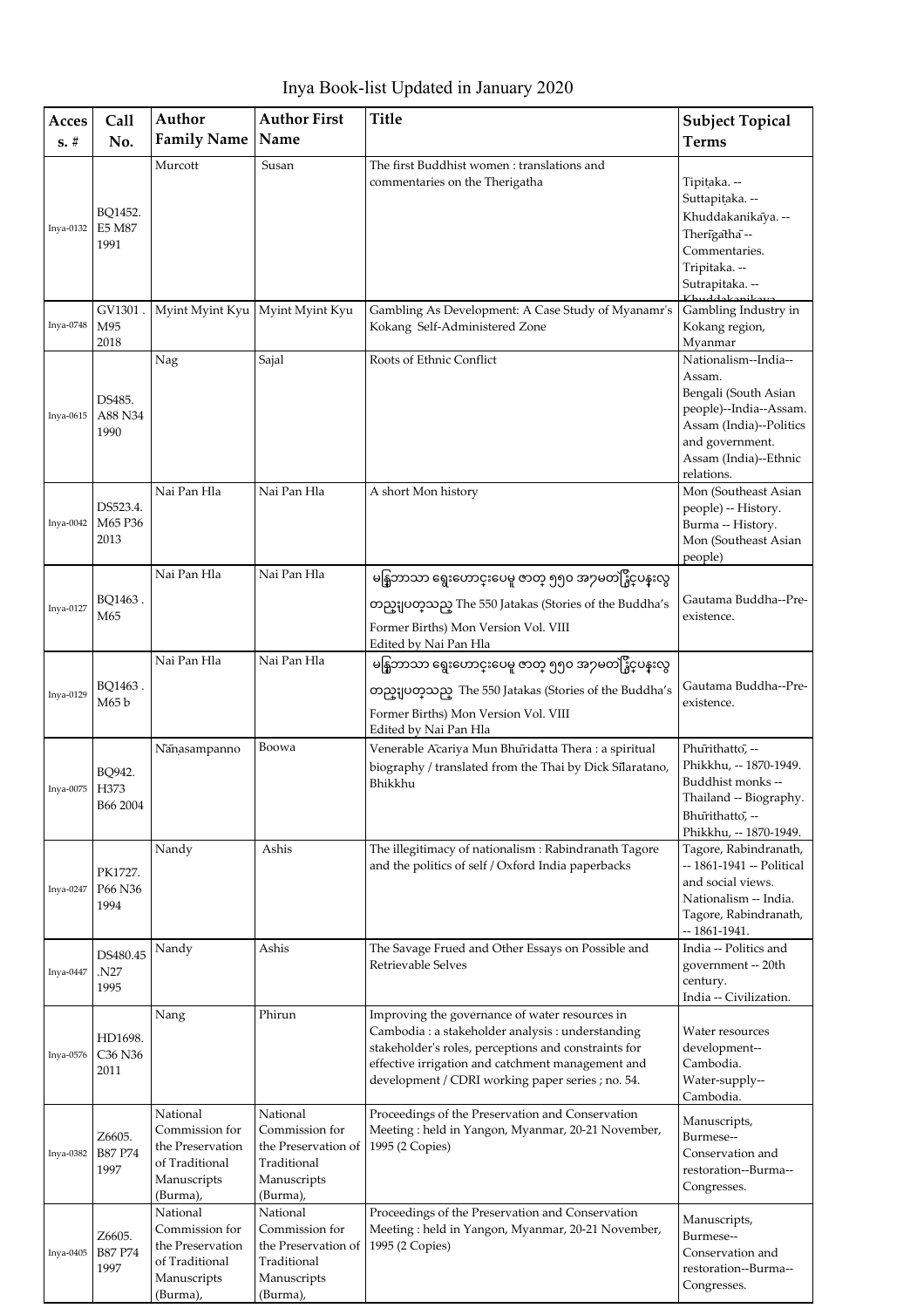# Inya Book-list Updated in January 2020

| Acces s. # | Call No. | Author Family Name | Author First Name | Title | Subject Topical Terms |
|---|---|---|---|---|---|
| Inya-0132 | BQ1452. E5 M87 1991 | Murcott | Susan | The first Buddhist women : translations and commentaries on the Therigatha | Tipiṭaka. -- Suttapiṭaka. -- Khuddakanikāya. -- Therīgāthā -- Commentaries. Tripitaka. -- Sutrapitaka. -- Khuddakanikaya |
| Inya-0748 | GV1301 . M95 2018 | Myint Myint Kyu | Myint Myint Kyu | Gambling As Development: A Case Study of Myanamr's Kokang Self-Administered Zone | Gambling Industry in Kokang region, Myanmar |
| Inya-0615 | DS485. A88 N34 1990 | Nag | Sajal | Roots of Ethnic Conflict | Nationalism--India--Assam. Bengali (South Asian people)--India--Assam. Assam (India)--Politics and government. Assam (India)--Ethnic relations. |
| Inya-0042 | DS523.4. M65 P36 2013 | Nai Pan Hla | Nai Pan Hla | A short Mon history | Mon (Southeast Asian people) -- History. Burma -- History. Mon (Southeast Asian people) |
| Inya-0127 | BQ1463 . M65 | Nai Pan Hla | Nai Pan Hla | မန်ဘာသာ ရှေးဟောင်းပေမူ ဇာတ် ၅၅၀ အဂ္ဂမတဲ့ပြင်ပန်းလွ တည့်ပုတ္တသည္ The 550 Jatakas (Stories of the Buddha's Former Births) Mon Version Vol. VIII Edited by Nai Pan Hla | Gautama Buddha--Pre-existence. |
| Inya-0129 | BQ1463 . M65 b | Nai Pan Hla | Nai Pan Hla | မန်ဘာသာ ရှေးဟောင်းပေမူ ဇာတ် ၅၅၀ အဂ္ဂမတဲ့ပြင်ပန်းလွ တည့်ပုတ္တသည္ The 550 Jatakas (Stories of the Buddha's Former Births) Mon Version Vol. VIII Edited by Nai Pan Hla | Gautama Buddha--Pre-existence. |
| Inya-0075 | BQ942. H373 B66 2004 | Ñāṇasampanno | Boowa | Venerable Ācariya Mun Bhūridatta Thera : a spiritual biography / translated from the Thai by Dick Sīlaratano, Bhikkhu | Phūrithattō, -- Phikkhu, -- 1870-1949. Buddhist monks -- Thailand -- Biography. Bhūrithattō, -- Phikkhu, -- 1870-1949. |
| Inya-0247 | PK1727. P66 N36 1994 | Nandy | Ashis | The illegitimacy of nationalism : Rabindranath Tagore and the politics of self / Oxford India paperbacks | Tagore, Rabindranath, -- 1861-1941 -- Political and social views. Nationalism -- India. Tagore, Rabindranath, -- 1861-1941. |
| Inya-0447 | DS480.45 .N27 1995 | Nandy | Ashis | The Savage Frued and Other Essays on Possible and Retrievable Selves | India -- Politics and government -- 20th century. India -- Civilization. |
| Inya-0576 | HD1698. C36 N36 2011 | Nang | Phirun | Improving the governance of water resources in Cambodia : a stakeholder analysis : understanding stakeholder's roles, perceptions and constraints for effective irrigation and catchment management and development / CDRI working paper series ; no. 54. | Water resources development--Cambodia. Water-supply--Cambodia. |
| Inya-0382 | Z6605. B87 P74 1997 | National Commission for the Preservation of Traditional Manuscripts (Burma), | National Commission for the Preservation of Traditional Manuscripts (Burma), | Proceedings of the Preservation and Conservation Meeting : held in Yangon, Myanmar, 20-21 November, 1995 (2 Copies) | Manuscripts, Burmese-- Conservation and restoration--Burma-- Congresses. |
| Inya-0405 | Z6605. B87 P74 1997 | National Commission for the Preservation of Traditional Manuscripts (Burma), | National Commission for the Preservation of Traditional Manuscripts (Burma), | Proceedings of the Preservation and Conservation Meeting : held in Yangon, Myanmar, 20-21 November, 1995 (2 Copies) | Manuscripts, Burmese-- Conservation and restoration--Burma-- Congresses. |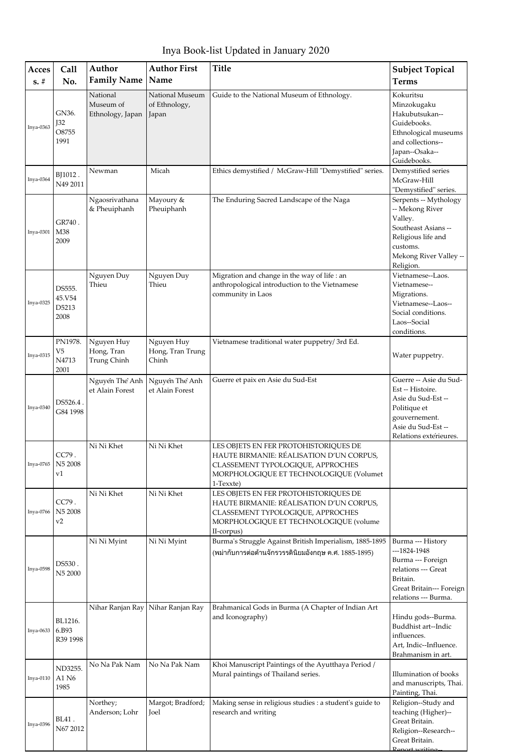# Inya Book-list Updated in January 2020

| Access. # | Call No. | Author Family Name | Author First Name | Title | Subject Topical Terms |
|---|---|---|---|---|---|
| Inya-0363 | GN36. J32 O8755 1991 | National Museum of Ethnology, Japan | National Museum of Ethnology, Japan | Guide to the National Museum of Ethnology. | Kokuritsu Minzokugaku Hakubutsukan--Guidebooks. Ethnological museums and collections--Japan--Osaka--Guidebooks. |
| Inya-0364 | BJ1012 . N49 2011 | Newman | Micah | Ethics demystified / McGraw-Hill "Demystified" series. | Demystified series McGraw-Hill "Demystified" series. |
| Inya-0301 | GR740 . M38 2009 | Ngaosrivathana & Pheuiphanh | Mayoury & Pheuiphanh | The Enduring Sacred Landscape of the Naga | Serpents -- Mythology -- Mekong River Valley. Southeast Asians -- Religious life and customs. Mekong River Valley -- Religion. |
| Inya-0325 | DS555. 45.V54 D5213 2008 | Nguyen Duy Thieu | Nguyen Duy Thieu | Migration and change in the way of life : an anthropological introduction to the Vietnamese community in Laos | Vietnamese--Laos. Vietnamese--Migrations. Vietnamese--Laos--Social conditions. Laos--Social conditions. |
| Inya-0315 | PN1978. V5 N4713 2001 | Nguyen Huy Hong, Tran Trung Chinh | Nguyen Huy Hong, Tran Trung Chinh | Vietnamese traditional water puppetry/ 3rd Ed. | Water puppetry. |
| Inya-0340 | DS526.4 . G84 1998 | Nguyễn Thế Anh et Alain Forest | Nguyễn Thế Anh et Alain Forest | Guerre et paix en Asie du Sud-Est | Guerre -- Asie du Sud-Est -- Histoire. Asie du Sud-Est -- Politique et gouvernement. Asie du Sud-Est -- Relations extérieures. |
| Inya-0765 | CC79 . N5 2008 v1 | Ni Ni Khet | Ni Ni Khet | LES OBJETS EN FER PROTOHISTORIQUES DE HAUTE BIRMANIE: RÉALISATION D'UN CORPUS, CLASSEMENT TYPOLOGIQUE, APPROCHES MORPHOLOGIQUE ET TECHNOLOGIQUE (Volumet 1-Texxte) | |
| Inya-0766 | CC79 . N5 2008 v2 | Ni Ni Khet | Ni Ni Khet | LES OBJETS EN FER PROTOHISTORIQUES DE HAUTE BIRMANIE: RÉALISATION D'UN CORPUS, CLASSEMENT TYPOLOGIQUE, APPROCHES MORPHOLOGIQUE ET TECHNOLOGIQUE (volume II-corpus) | |
| Inya-0598 | DS530 . N5 2000 | Ni Ni Myint | Ni Ni Myint | Burma's Struggle Against British Imperialism, 1885-1895 (พม่ากับการต่อต้านจักรวรรดินิยมอังกฤษ ค.ศ. 1885-1895) | Burma --- History ---1824-1948 Burma --- Foreign relations --- Great Britain. Great Britain--- Foreign relations --- Burma. |
| Inya-0633 | BL1216. 6.B93 R39 1998 | Nihar Ranjan Ray | Nihar Ranjan Ray | Brahmanical Gods in Burma (A Chapter of Indian Art and Iconography) | Hindu gods--Burma. Buddhist art--Indic influences. Art, Indic--Influence. Brahmanism in art. |
| Inya-0110 | ND3255. A1 N6 1985 | No Na Pak Nam | No Na Pak Nam | Khoi Manuscript Paintings of the Ayutthaya Period / Mural paintings of Thailand series. | Illumination of books and manuscripts, Thai. Painting, Thai. |
| Inya-0396 | BL41 . N67 2012 | Northey; Anderson; Lohr | Margot; Bradford; Joel | Making sense in religious studies : a student's guide to research and writing | Religion--Study and teaching (Higher)--Great Britain. Religion--Research--Great Britain. Report writing-- |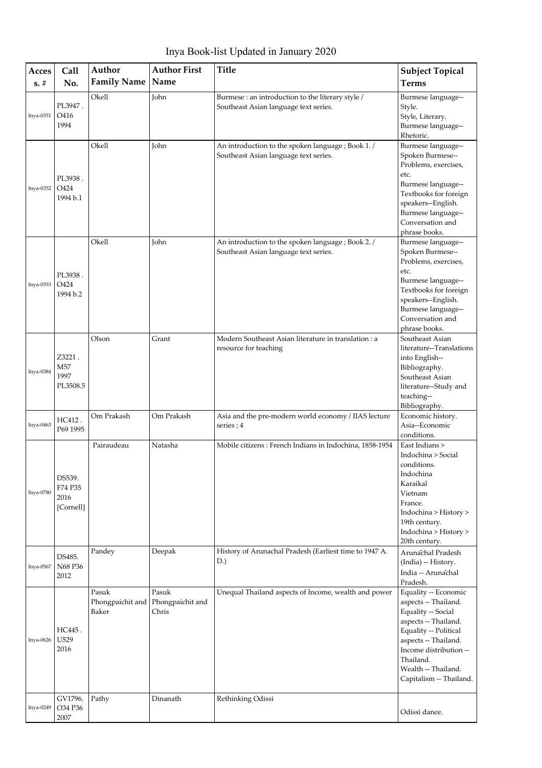# Inya Book-list Updated in January 2020

| Acces s. # | Call No. | Author Family Name | Author First Name | Title | Subject Topical Terms |
|---|---|---|---|---|---|
| Inya-0351 | PL3947 . O416 1994 | Okell | John | Burmese : an introduction to the literary style / Southeast Asian language text series. | Burmese language-- Style. Style, Literary. Burmese language-- Rhetoric. |
| Inya-0352 | PL3938 . O424 1994 b.1 | Okell | John | An introduction to the spoken language ; Book 1. / Southeast Asian language text series. | Burmese language-- Spoken Burmese-- Problems, exercises, etc. Burmese language-- Textbooks for foreign speakers--English. Burmese language-- Conversation and phrase books. |
| Inya-0353 | PL3938 . O424 1994 b.2 | Okell | John | An introduction to the spoken language ; Book 2. / Southeast Asian language text series. | Burmese language-- Spoken Burmese-- Problems, exercises, etc. Burmese language-- Textbooks for foreign speakers--English. Burmese language-- Conversation and phrase books. |
| Inya-0384 | Z3221 . M57 1997 PL3508.5 | Olson | Grant | Modern Southeast Asian literature in translation : a resource for teaching | Southeast Asian literature--Translations into English-- Bibliography. Southeast Asian literature--Study and teaching-- Bibliography. |
| Inya-0463 | HC412 . P69 1995 | Om Prakash | Om Prakash | Asia and the pre-modern world economy / IIAS lecture series ; 4 | Economic history. Asia--Economic conditions. |
| Inya-0780 | DS539. F74 P35 2016 [Cornell] | Pairaudeau | Natasha | Mobile citizens : French Indians in Indochina, 1858-1954 | East Indians > Indochina > Social conditions. Indochina Karaikal Vietnam France. Indochina > History > 19th century. Indochina > History > 20th century. |
| Inya-0567 | DS485. N68 P36 2012 | Pandey | Deepak | History of Arunachal Pradesh (Earliest time to 1947 A. D.) | Arunāchal Pradesh (India) -- History. India -- Arunāchal Pradesh. |
| Inya-0626 | HC445 . U529 2016 | Pasuk Phongpaichit and Baker | Pasuk Phongpaichit and Chris | Unequal Thailand aspects of Income, wealth and power | Equality -- Economic aspects -- Thailand. Equality -- Social aspects -- Thailand. Equality -- Political aspects -- Thailand. Income distribution -- Thailand. Wealth -- Thailand. Capitalism -- Thailand. |
| Inya-0249 | GV1796. O34 P36 2007 | Pathy | Dinanath | Rethinking Odissi | Odissi dance. |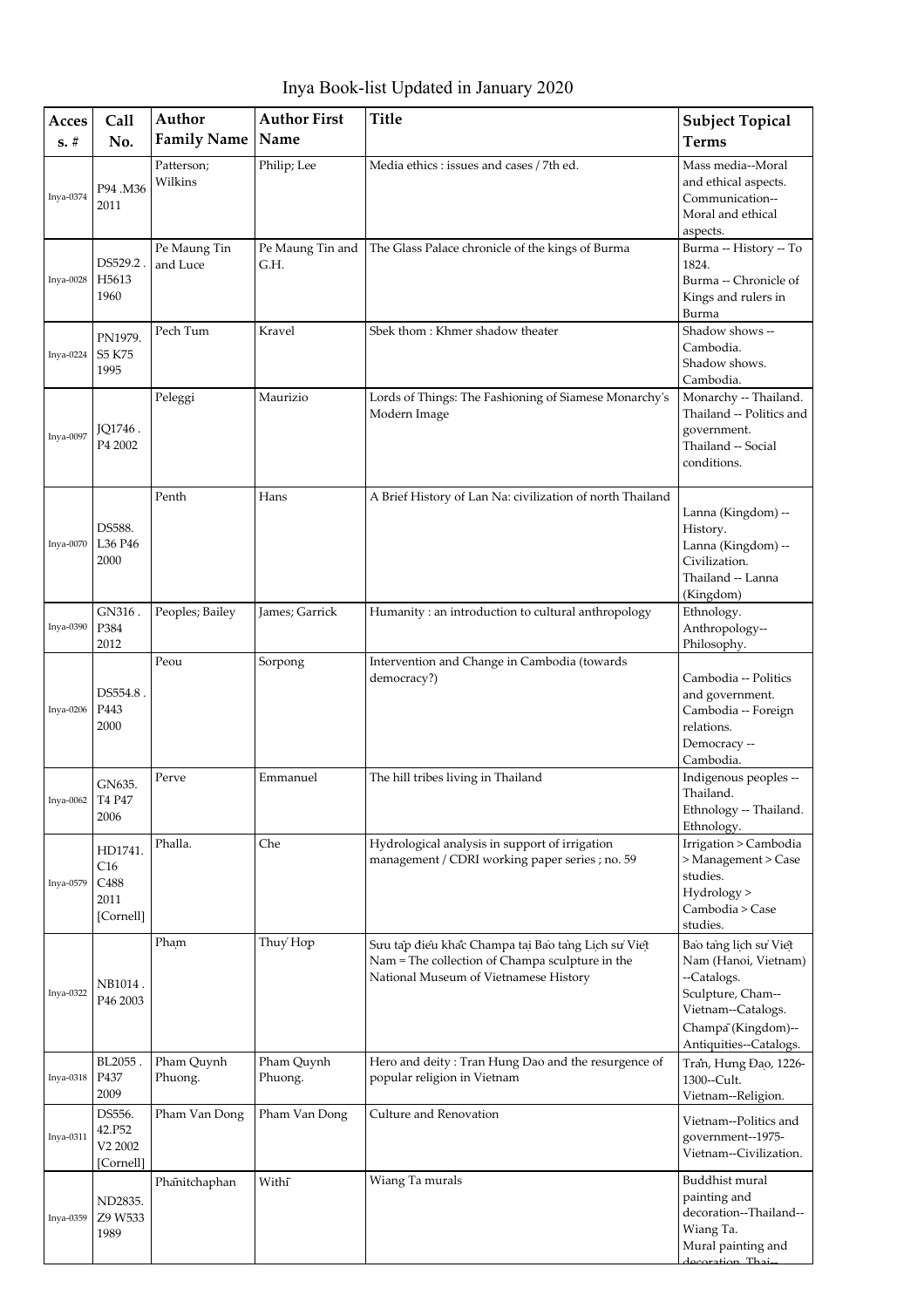# Inya Book-list Updated in January 2020

| Access. # | Call No. | Author Family Name | Author First Name | Title | Subject Topical Terms |
|---|---|---|---|---|---|
| Inya-0374 | P94 .M36 2011 | Patterson; Wilkins | Philip; Lee | Media ethics : issues and cases / 7th ed. | Mass media--Moral and ethical aspects. Communication--Moral and ethical aspects. |
| Inya-0028 | DS529.2 . H5613 1960 | Pe Maung Tin and Luce | Pe Maung Tin and G.H. | The Glass Palace chronicle of the kings of Burma | Burma -- History -- To 1824. Burma -- Chronicle of Kings and rulers in Burma |
| Inya-0224 | PN1979. S5 K75 1995 | Pech Tum | Kravel | Sbek thom : Khmer shadow theater | Shadow shows -- Cambodia. Shadow shows. Cambodia. |
| Inya-0097 | JQ1746 . P4 2002 | Peleggi | Maurizio | Lords of Things: The Fashioning of Siamese Monarchy's Modern Image | Monarchy -- Thailand. Thailand -- Politics and government. Thailand -- Social conditions. |
| Inya-0070 | DS588. L36 P46 2000 | Penth | Hans | A Brief History of Lan Na: civilization of north Thailand | Lanna (Kingdom) -- History. Lanna (Kingdom) -- Civilization. Thailand -- Lanna (Kingdom) |
| Inya-0390 | GN316 . P384 2012 | Peoples; Bailey | James; Garrick | Humanity : an introduction to cultural anthropology | Ethnology. Anthropology--Philosophy. |
| Inya-0206 | DS554.8 . P443 2000 | Peou | Sorpong | Intervention and Change in Cambodia (towards democracy?) | Cambodia -- Politics and government. Cambodia -- Foreign relations. Democracy -- Cambodia. |
| Inya-0062 | GN635. T4 P47 2006 | Perve | Emmanuel | The hill tribes living in Thailand | Indigenous peoples -- Thailand. Ethnology -- Thailand. Ethnology. |
| Inya-0579 | HD1741. C16 C488 2011 [Cornell] | Phalla. | Che | Hydrological analysis in support of irrigation management / CDRI working paper series ; no. 59 | Irrigation > Cambodia > Management > Case studies. Hydrology > Cambodia > Case studies. |
| Inya-0322 | NB1014 . P46 2003 | Phạm | Thuý Hợp | Sưu tập điêu khắc Champa tại Bảo tàng Lịch sử Việt Nam = The collection of Champa sculpture in the National Museum of Vietnamese History | Bảo tàng lịch sử Việt Nam (Hanoi, Vietnam) --Catalogs. Sculpture, Cham--Vietnam--Catalogs. Champā (Kingdom)--Antiquities--Catalogs. |
| Inya-0318 | BL2055 . P437 2009 | Pham Quynh Phuong. | Pham Quynh Phuong. | Hero and deity : Tran Hung Dao and the resurgence of popular religion in Vietnam | Trần, Hưng Đạo, 1226-1300--Cult. Vietnam--Religion. |
| Inya-0311 | DS556. 42.P52 V2 2002 [Cornell] | Pham Van Dong | Pham Van Dong | Culture and Renovation | Vietnam--Politics and government--1975- Vietnam--Civilization. |
| Inya-0359 | ND2835. Z9 W533 1989 | Phānitchaphan | Withī | Wiang Ta murals | Buddhist mural painting and decoration--Thailand--Wiang Ta. Mural painting and decoration, Thai-- |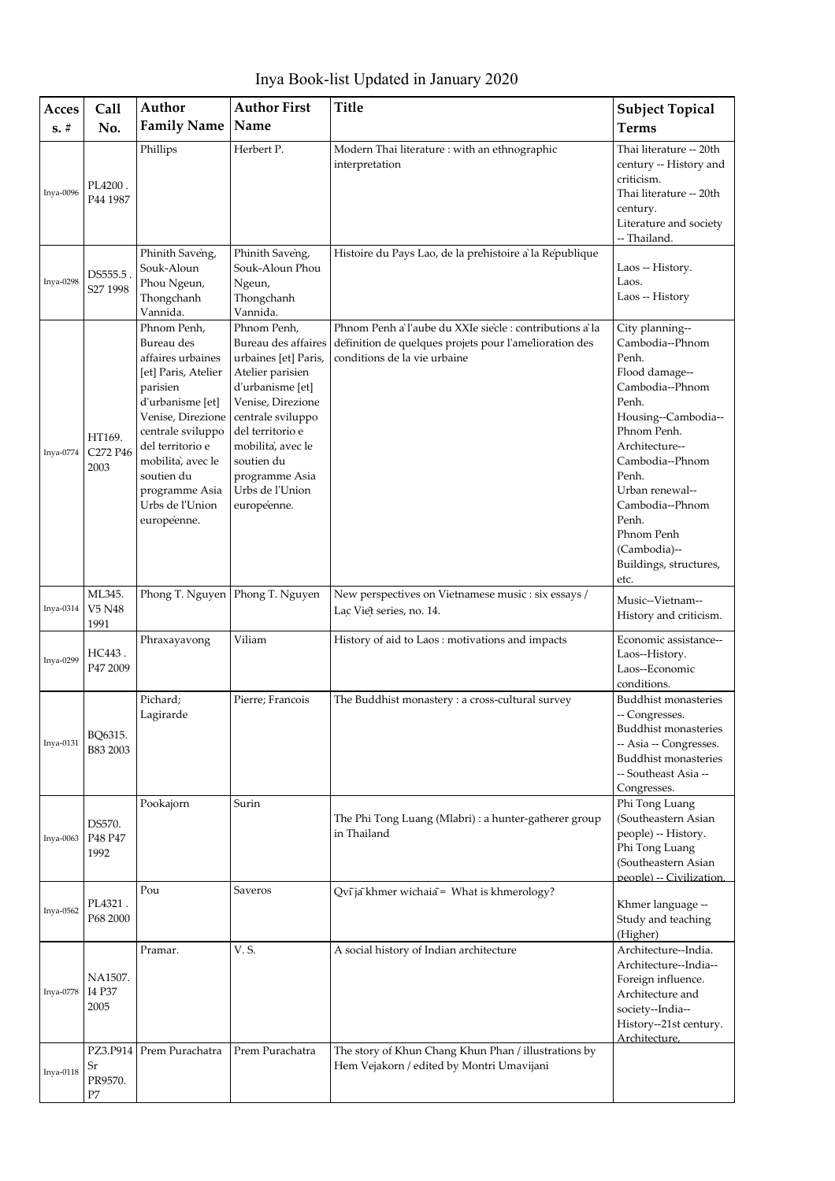# Inya Book-list Updated in January 2020

| Acces s. # | Call No. | Author Family Name | Author First Name | Title | Subject Topical Terms |
|---|---|---|---|---|---|
| Inya-0096 | PL4200 . P44 1987 | Phillips | Herbert P. | Modern Thai literature : with an ethnographic interpretation | Thai literature -- 20th century -- History and criticism. Thai literature -- 20th century. Literature and society -- Thailand. |
| Inya-0298 | DS555.5 . S27 1998 | Phinith Savèng, Souk-Aloun Phou Ngeun, Thongchanh Vannida. | Phinith Savèng, Souk-Aloun Phou Ngeun, Thongchanh Vannida. | Histoire du Pays Lao, de la préhistoire à la République | Laos -- History. Laos. Laos -- History |
| Inya-0774 | HT169. C272 P46 2003 | Phnom Penh, Bureau des affaires urbaines [et] Paris, Atelier parisien d'urbanisme [et] Venise, Direzione centrale sviluppo del territorio e mobilità, avec le soutien du programme Asia Urbs de l'Union européenne. | Phnom Penh, Bureau des affaires urbaines [et] Paris, Atelier parisien d'urbanisme [et] Venise, Direzione centrale sviluppo del territorio e mobilità, avec le soutien du programme Asia Urbs de l'Union européenne. | Phnom Penh à l'aube du XXIe siècle : contributions à la définition de quelques projets pour l'amélioration des conditions de la vie urbaine | City planning--Cambodia--Phnom Penh. Flood damage--Cambodia--Phnom Penh. Housing--Cambodia--Phnom Penh. Architecture--Cambodia--Phnom Penh. Urban renewal--Cambodia--Phnom Penh. Phnom Penh (Cambodia)--Buildings, structures, etc. |
| Inya-0314 | ML345. V5 N48 1991 | Phong T. Nguyen | Phong T. Nguyen | New perspectives on Vietnamese music : six essays / Lạc Việt series, no. 14. | Music--Vietnam--History and criticism. |
| Inya-0299 | HC443 . P47 2009 | Phraxayavong | Viliam | History of aid to Laos : motivations and impacts | Economic assistance--Laos--History. Laos--Economic conditions. |
| Inya-0131 | BQ6315. B83 2003 | Pichard; Lagirarde | Pierre; Francois | The Buddhist monastery : a cross-cultural survey | Buddhist monasteries -- Congresses. Buddhist monasteries -- Asia -- Congresses. Buddhist monasteries -- Southeast Asia -- Congresses. |
| Inya-0063 | DS570. P48 P47 1992 | Pookajorn | Surin | The Phi Tong Luang (Mlabri) : a hunter-gatherer group in Thailand | Phi Tong Luang (Southeastern Asian people) -- History. Phi Tong Luang (Southeastern Asian people) -- Civilization. |
| Inya-0562 | PL4321 . P68 2000 | Pou | Saveros | Qvī jā khmer wichaiā = What is khmerology? | Khmer language -- Study and teaching (Higher) |
| Inya-0778 | NA1507. I4 P37 2005 | Pramar. | V. S. | A social history of Indian architecture | Architecture--India. Architecture--India--Foreign influence. Architecture and society--India--History--21st century. Architecture, |
| Inya-0118 | PZ3.P914 Sr PR9570. P7 | Prem Purachatra | Prem Purachatra | The story of Khun Chang Khun Phan / illustrations by Hem Vejakorn / edited by Montri Umavijani | |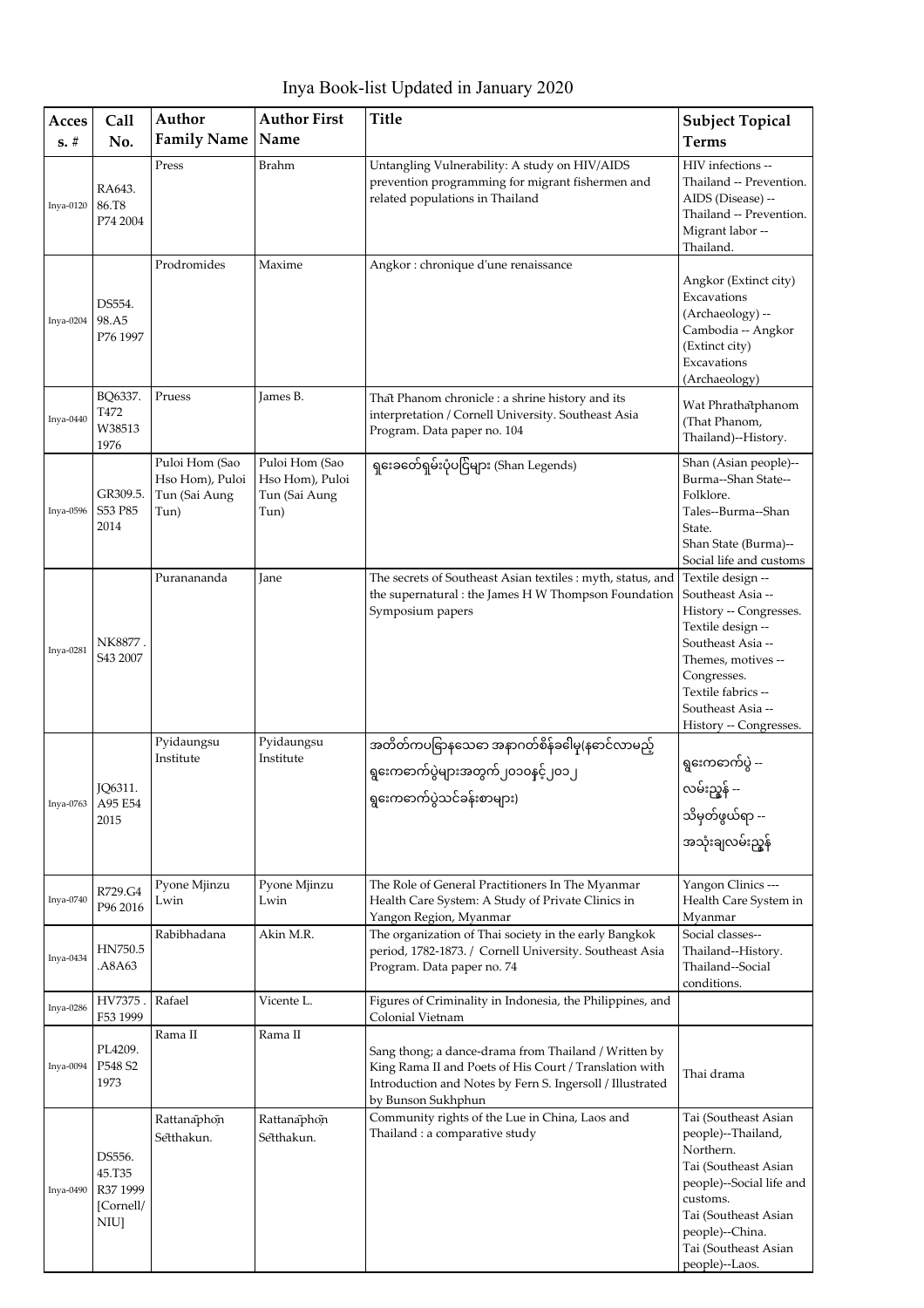# Inya Book-list Updated in January 2020

| Access. # | Call No. | Author Family Name | Author First Name | Title | Subject Topical Terms |
|---|---|---|---|---|---|
| Inya-0120 | RA643.86.T8 P74 2004 | Press | Brahm | Untangling Vulnerability: A study on HIV/AIDS prevention programming for migrant fishermen and related populations in Thailand | HIV infections -- Thailand -- Prevention. AIDS (Disease) -- Thailand -- Prevention. Migrant labor -- Thailand. |
| Inya-0204 | DS554.98.A5 P76 1997 | Prodromides | Maxime | Angkor : chronique d'une renaissance | Angkor (Extinct city) Excavations (Archaeology) -- Cambodia -- Angkor (Extinct city) Excavations (Archaeology) |
| Inya-0440 | BQ6337.T472 W38513 1976 | Pruess | James B. | That̄ Phanom chronicle : a shrine history and its interpretation / Cornell University. Southeast Asia Program. Data paper no. 104 | Wat Phrathātphanom (That Phanom, Thailand)--History. |
| Inya-0596 | GR309.5.S53 P85 2014 | Puloi Hom (Sao Hso Hom), Puloi Tun (Sai Aung Tun) | Puloi Hom (Sao Hso Hom), Puloi Tun (Sai Aung Tun) | ရှေးခေတ်ရှမ်းပုံပြင်များ (Shan Legends) | Shan (Asian people)--Burma--Shan State--Folklore. Tales--Burma--Shan State. Shan State (Burma)--Social life and customs |
| Inya-0281 | NK8877.S43 2007 | Puranananda | Jane | The secrets of Southeast Asian textiles : myth, status, and the supernatural : the James H W Thompson Foundation Symposium papers | Textile design -- Southeast Asia -- History -- Congresses. Textile design -- Southeast Asia -- Themes, motives -- Congresses. Textile fabrics -- Southeast Asia -- History -- Congresses. |
| Inya-0763 | JQ6311.A95 E54 2015 | Pyidaungsu Institute | Pyidaungsu Institute | အတိတ်ကပြောနေသော အနာဂတ်စိန်ခေါ်မှု(နောင်လာမည့် ရွေးကောက်ပွဲများအတွက် ၂၀၁၀နှင့်၂၀၁၂ ရွေးကောက်ပွဲသင်ခန်းစာများ) | ရွေးကောက်ပွဲ -- လမ်းညွှန် -- သိမှတ်ဖွယ်ရာ -- အသုံးချလမ်းညွှန် |
| Inya-0740 | R729.G4 P96 2016 | Pyone Mjinzu Lwin | Pyone Mjinzu Lwin | The Role of General Practitioners In The Myanmar Health Care System: A Study of Private Clinics in Yangon Region, Myanmar | Yangon Clinics --- Health Care System in Myanmar |
| Inya-0434 | HN750.5.A8A63 | Rabibhadana | Akin M.R. | The organization of Thai society in the early Bangkok period, 1782-1873. / Cornell University. Southeast Asia Program. Data paper no. 74 | Social classes--Thailand--History. Thailand--Social conditions. |
| Inya-0286 | HV7375.F53 1999 | Rafael | Vicente L. | Figures of Criminality in Indonesia, the Philippines, and Colonial Vietnam | |
| Inya-0094 | PL4209.P548 S2 1973 | Rama II | Rama II | Sang thong; a dance-drama from Thailand / Written by King Rama II and Poets of His Court / Translation with Introduction and Notes by Fern S. Ingersoll / Illustrated by Bunson Sukhphun | Thai drama |
| Inya-0490 | DS556.45.T35 R37 1999 [Cornell/NIU] | Rattanāphọn Sētthakun. | Rattanāphọn Sētthakun. | Community rights of the Lue in China, Laos and Thailand : a comparative study | Tai (Southeast Asian people)--Thailand, Northern. Tai (Southeast Asian people)--Social life and customs. Tai (Southeast Asian people)--China. Tai (Southeast Asian people)--Laos. |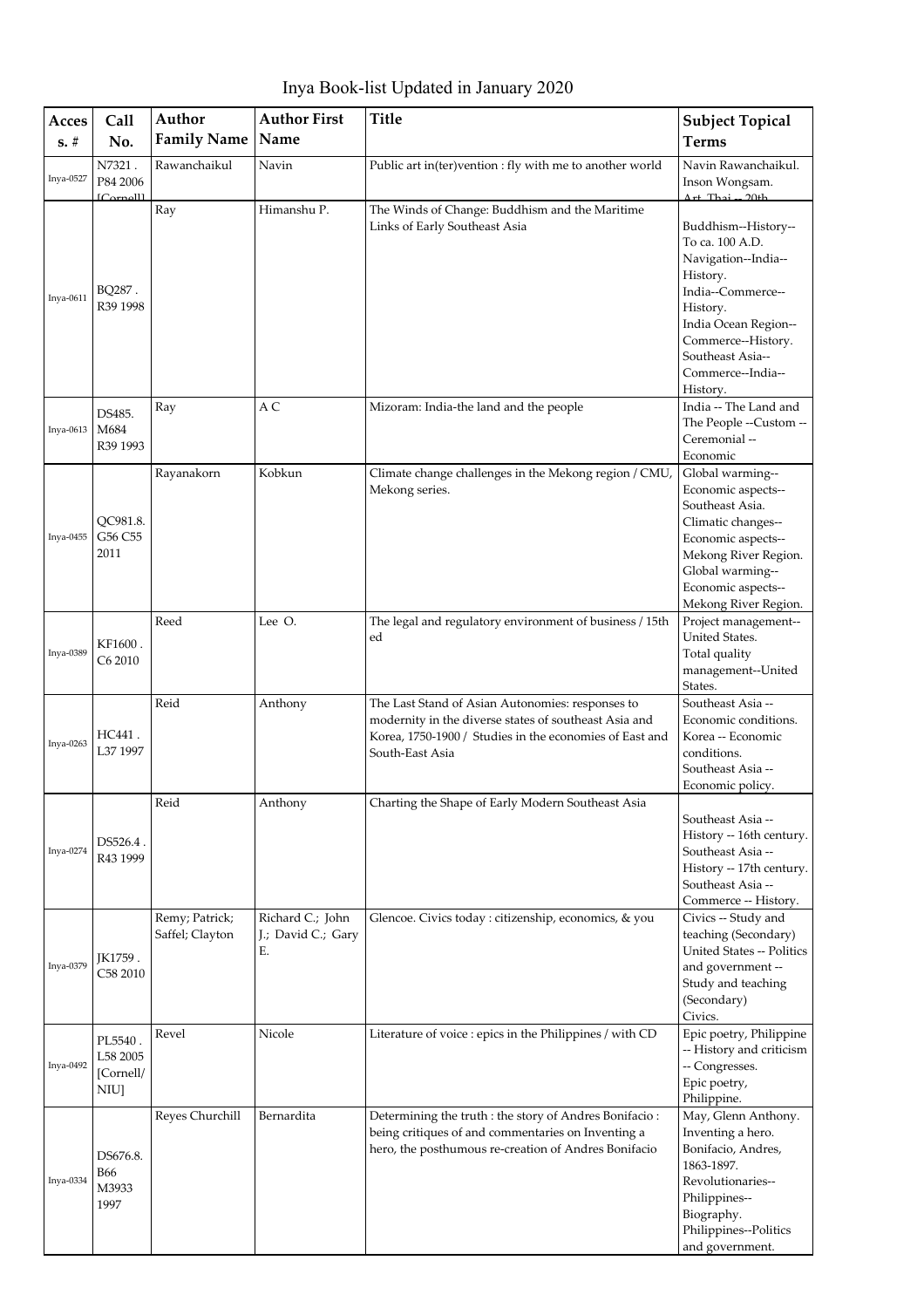# Inya Book-list Updated in January 2020

| Access. # | Call No. | Author Family Name | Author First Name | Title | Subject Topical Terms |
|---|---|---|---|---|---|
| Inya-0527 | N7321 . P84 2006 [Cornell] | Rawanchaikul | Navin | Public art in(ter)vention : fly with me to another world | Navin Rawanchaikul. Inson Wongsam. Art, Thai -- 20th |
| Inya-0611 | BQ287 . R39 1998 | Ray | Himanshu P. | The Winds of Change: Buddhism and the Maritime Links of Early Southeast Asia | Buddhism--History--To ca. 100 A.D. Navigation--India--History. India--Commerce--History. India Ocean Region--Commerce--History. Southeast Asia--Commerce--India--History. |
| Inya-0613 | DS485. M684 R39 1993 | Ray | A C | Mizoram: India-the land and the people | India -- The Land and The People --Custom -- Ceremonial -- Economic |
| Inya-0455 | QC981.8. G56 C55 2011 | Rayanakorn | Kobkun | Climate change challenges in the Mekong region / CMU, Mekong series. | Global warming--Economic aspects--Southeast Asia. Climatic changes--Economic aspects--Mekong River Region. Global warming--Economic aspects--Mekong River Region. |
| Inya-0389 | KF1600 . C6 2010 | Reed | Lee O. | The legal and regulatory environment of business / 15th ed | Project management--United States. Total quality management--United States. |
| Inya-0263 | HC441 . L37 1997 | Reid | Anthony | The Last Stand of Asian Autonomies: responses to modernity in the diverse states of southeast Asia and Korea, 1750-1900 / Studies in the economies of East and South-East Asia | Southeast Asia -- Economic conditions. Korea -- Economic conditions. Southeast Asia -- Economic policy. |
| Inya-0274 | DS526.4 . R43 1999 | Reid | Anthony | Charting the Shape of Early Modern Southeast Asia | Southeast Asia -- History -- 16th century. Southeast Asia -- History -- 17th century. Southeast Asia -- Commerce -- History. |
| Inya-0379 | JK1759 . C58 2010 | Remy; Patrick; Saffel; Clayton | Richard C.; John J.; David C.; Gary E. | Glencoe. Civics today : citizenship, economics, & you | Civics -- Study and teaching (Secondary) United States -- Politics and government -- Study and teaching (Secondary) Civics. |
| Inya-0492 | PL5540 . L58 2005 [Cornell/ NIU] | Revel | Nicole | Literature of voice : epics in the Philippines / with CD | Epic poetry, Philippine -- History and criticism -- Congresses. Epic poetry, Philippine. |
| Inya-0334 | DS676.8. B66 M3933 1997 | Reyes Churchill | Bernardita | Determining the truth : the story of Andres Bonifacio : being critiques of and commentaries on Inventing a hero, the posthumous re-creation of Andres Bonifacio | May, Glenn Anthony. Inventing a hero. Bonifacio, Andres, 1863-1897. Revolutionaries--Philippines--Biography. Philippines--Politics and government. |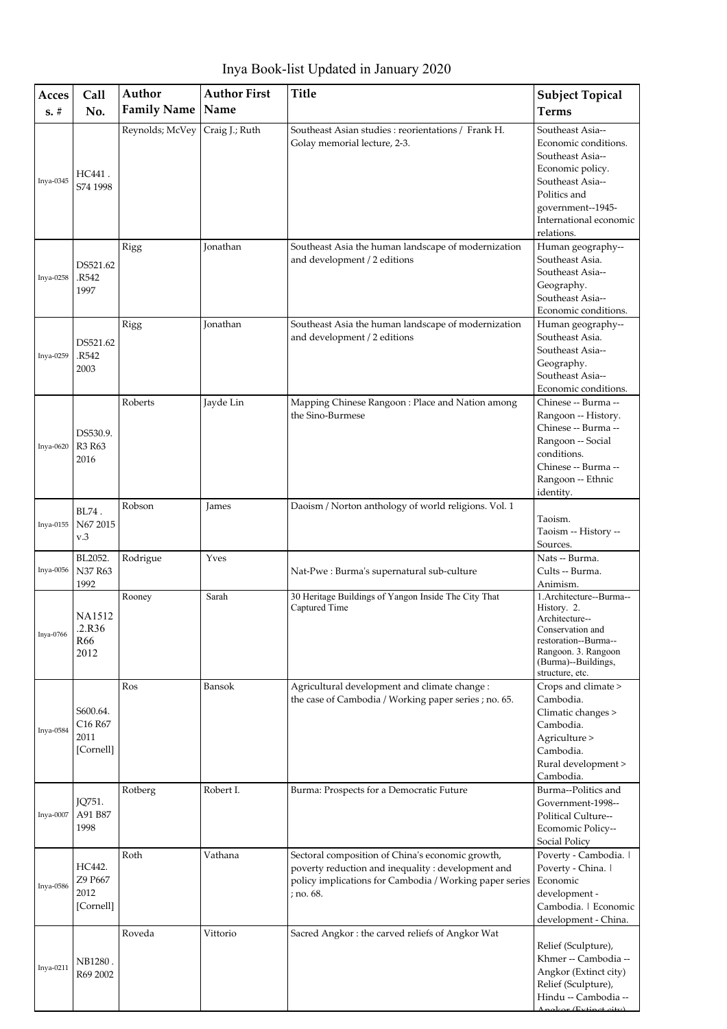# Inya Book-list Updated in January 2020

| Access. # | Call No. | Author Family Name | Author First Name | Title | Subject Topical Terms |
|---|---|---|---|---|---|
| Inya-0345 | HC441 . S74 1998 | Reynolds; McVey | Craig J.; Ruth | Southeast Asian studies : reorientations / Frank H. Golay memorial lecture, 2-3. | Southeast Asia--Economic conditions. Southeast Asia--Economic policy. Southeast Asia--Politics and government--1945- International economic relations. |
| Inya-0258 | DS521.62 .R542 1997 | Rigg | Jonathan | Southeast Asia the human landscape of modernization and development / 2 editions | Human geography--Southeast Asia. Southeast Asia--Geography. Southeast Asia--Economic conditions. |
| Inya-0259 | DS521.62 .R542 2003 | Rigg | Jonathan | Southeast Asia the human landscape of modernization and development / 2 editions | Human geography--Southeast Asia. Southeast Asia--Geography. Southeast Asia--Economic conditions. |
| Inya-0620 | DS530.9. R3 R63 2016 | Roberts | Jayde Lin | Mapping Chinese Rangoon : Place and Nation among the Sino-Burmese | Chinese -- Burma -- Rangoon -- History. Chinese -- Burma -- Rangoon -- Social conditions. Chinese -- Burma -- Rangoon -- Ethnic identity. |
| Inya-0155 | BL74 . N67 2015 v.3 | Robson | James | Daoism / Norton anthology of world religions. Vol. 1 | Taoism. Taoism -- History -- Sources. |
| Inya-0056 | BL2052. N37 R63 1992 | Rodrigue | Yves | Nat-Pwe : Burma's supernatural sub-culture | Nats -- Burma. Cults -- Burma. Animism. |
| Inya-0766 | NA1512 .2.R36 R66 2012 | Rooney | Sarah | 30 Heritage Buildings of Yangon Inside The City That Captured Time | 1.Architecture--Burma--History. 2. Architecture--Conservation and restoration--Burma--Rangoon. 3. Rangoon (Burma)--Buildings, structure, etc. |
| Inya-0584 | S600.64. C16 R67 2011 [Cornell] | Ros | Bansok | Agricultural development and climate change : the case of Cambodia / Working paper series ; no. 65. | Crops and climate > Cambodia. Climatic changes > Cambodia. Agriculture > Cambodia. Rural development > Cambodia. |
| Inya-0007 | JQ751. A91 B87 1998 | Rotberg | Robert I. | Burma: Prospects for a Democratic Future | Burma--Politics and Government-1998--Political Culture--Ecomomic Policy--Social Policy |
| Inya-0586 | HC442. Z9 P667 2012 [Cornell] | Roth | Vathana | Sectoral composition of China's economic growth, poverty reduction and inequality : development and policy implications for Cambodia / Working paper series ; no. 68. | Poverty - Cambodia. \| Poverty - China. \| Economic development - Cambodia. \| Economic development - China. |
| Inya-0211 | NB1280 . R69 2002 | Roveda | Vittorio | Sacred Angkor : the carved reliefs of Angkor Wat | Relief (Sculpture), Khmer -- Cambodia -- Angkor (Extinct city) Relief (Sculpture), Hindu -- Cambodia -- Angkor (Extinct city) |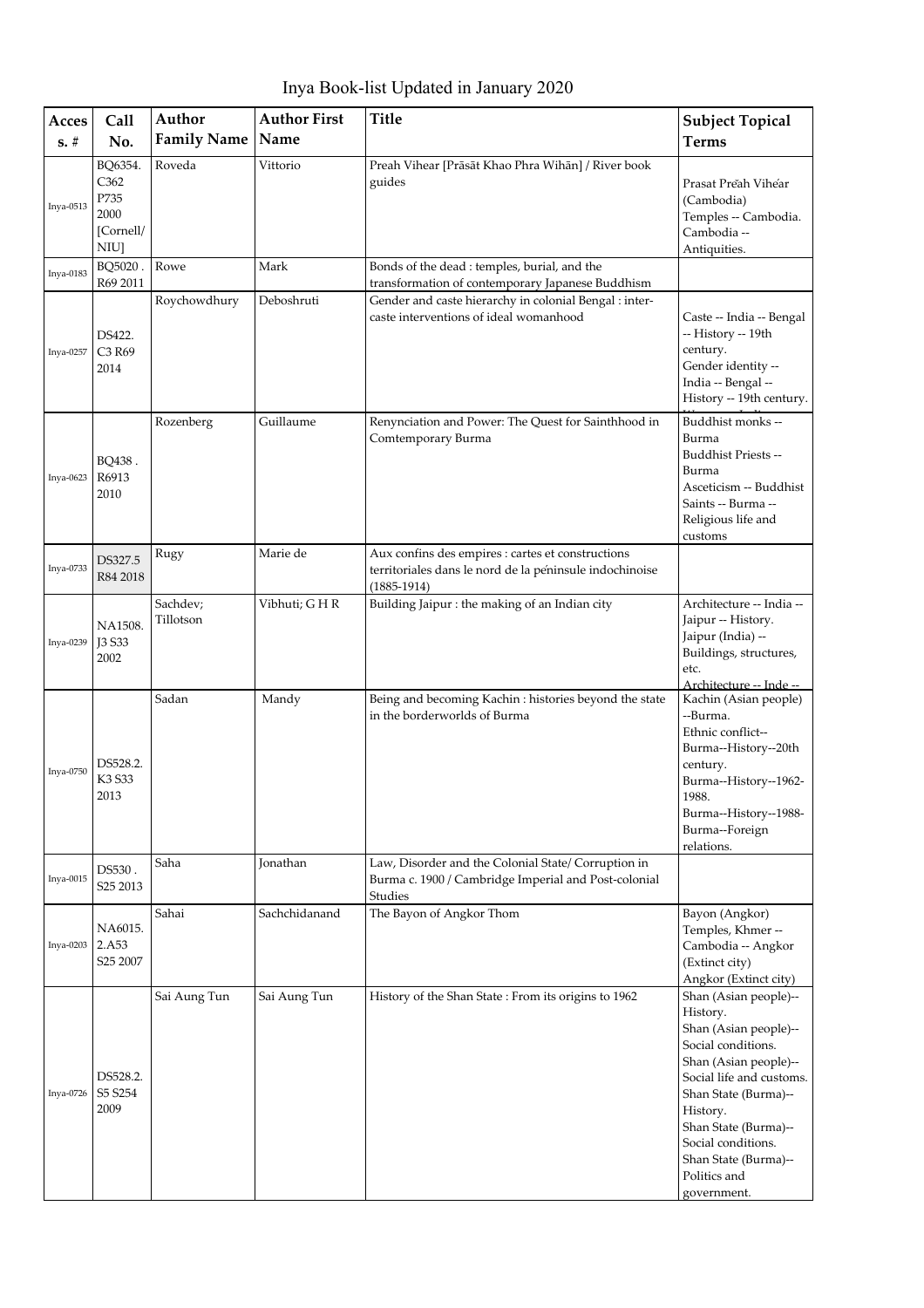# Inya Book-list Updated in January 2020

| Access. # | Call No. | Author Family Name | Author First Name | Title | Subject Topical Terms |
|---|---|---|---|---|---|
| Inya-0513 | BQ6354. C362 P735 2000 [Cornell/ NIU] | Roveda | Vittorio | Preah Vihear [Prāsāt Khao Phra Wihān] / River book guides | Prasat Preăh Vihéar (Cambodia) Temples -- Cambodia. Cambodia -- Antiquities. |
| Inya-0183 | BQ5020 . R69 2011 | Rowe | Mark | Bonds of the dead : temples, burial, and the transformation of contemporary Japanese Buddhism | |
| Inya-0257 | DS422. C3 R69 2014 | Roychowdhury | Deboshruti | Gender and caste hierarchy in colonial Bengal : inter-caste interventions of ideal womanhood | Caste -- India -- Bengal -- History -- 19th century. Gender identity -- India -- Bengal -- History -- 19th century. |
| Inya-0623 | BQ438 . R6913 2010 | Rozenberg | Guillaume | Renynciation and Power: The Quest for Sainthhood in Comtemporary Burma | Buddhist monks -- Burma Buddhist Priests -- Burma Asceticism -- Buddhist Saints -- Burma -- Religious life and customs |
| Inya-0733 | DS327.5 R84 2018 | Rugy | Marie de | Aux confins des empires : cartes et constructions territoriales dans le nord de la péninsule indochinoise (1885-1914) | |
| Inya-0239 | NA1508. J3 S33 2002 | Sachdev; Tillotson | Vibhuti; G H R | Building Jaipur : the making of an Indian city | Architecture -- India -- Jaipur -- History. Jaipur (India) -- Buildings, structures, etc. Architecture -- Inde -- |
| Inya-0750 | DS528.2. K3 S33 2013 | Sadan | Mandy | Being and becoming Kachin : histories beyond the state in the borderworlds of Burma | Kachin (Asian people) --Burma. Ethnic conflict--Burma--History--20th century. Burma--History--1962-1988. Burma--History--1988-Burma--Foreign relations. |
| Inya-0015 | DS530 . S25 2013 | Saha | Jonathan | Law, Disorder and the Colonial State/ Corruption in Burma c. 1900 / Cambridge Imperial and Post-colonial Studies | |
| Inya-0203 | NA6015. 2.A53 S25 2007 | Sahai | Sachchidanand | The Bayon of Angkor Thom | Bayon (Angkor) Temples, Khmer -- Cambodia -- Angkor (Extinct city) Angkor (Extinct city) |
| Inya-0726 | DS528.2. S5 S254 2009 | Sai Aung Tun | Sai Aung Tun | History of the Shan State : From its origins to 1962 | Shan (Asian people)--History. Shan (Asian people)--Social conditions. Shan (Asian people)--Social life and customs. Shan State (Burma)--History. Shan State (Burma)--Social conditions. Shan State (Burma)--Politics and government. |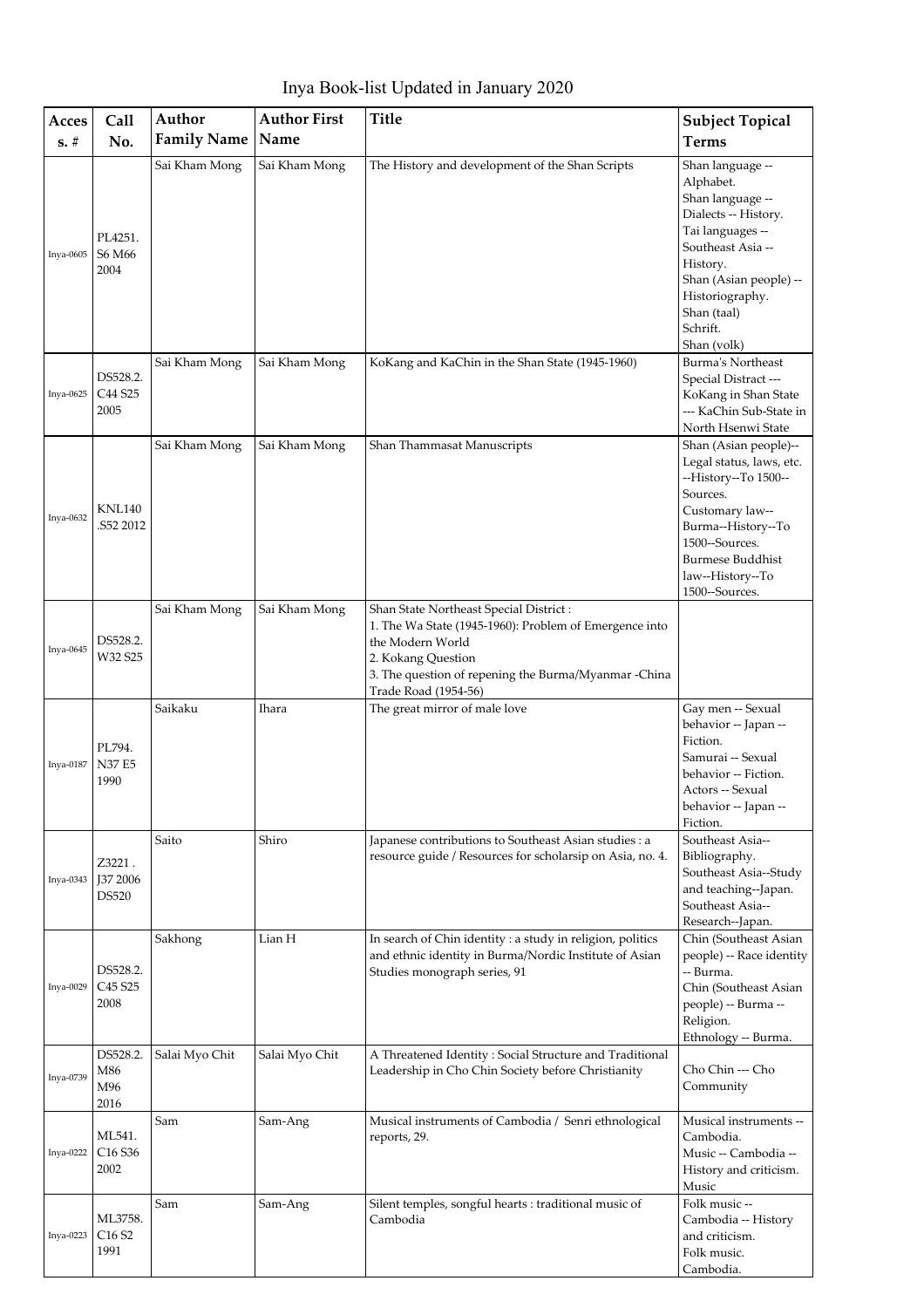# Inya Book-list Updated in January 2020

| Access. # | Call No. | Author Family Name | Author First Name | Title | Subject Topical Terms |
|---|---|---|---|---|---|
| Inya-0605 | PL4251. S6 M66 2004 | Sai Kham Mong | Sai Kham Mong | The History and development of the Shan Scripts | Shan language -- Alphabet. Shan language -- Dialects -- History. Tai languages -- Southeast Asia -- History. Shan (Asian people) -- Historiography. Shan (taal) Schrift. Shan (volk) |
| Inya-0625 | DS528.2. C44 S25 2005 | Sai Kham Mong | Sai Kham Mong | KoKang and KaChin in the Shan State (1945-1960) | Burma's Northeast Special Distract --- KoKang in Shan State --- KaChin Sub-State in North Hsenwi State |
| Inya-0632 | KNL140 .S52 2012 | Sai Kham Mong | Sai Kham Mong | Shan Thammasat Manuscripts | Shan (Asian people)--Legal status, laws, etc. --History--To 1500--Sources. Customary law--Burma--History--To 1500--Sources. Burmese Buddhist law--History--To 1500--Sources. |
| Inya-0645 | DS528.2. W32 S25 | Sai Kham Mong | Sai Kham Mong | Shan State Northeast Special District : 1. The Wa State (1945-1960): Problem of Emergence into the Modern World 2. Kokang Question 3. The question of repening the Burma/Myanmar -China Trade Road (1954-56) | |
| Inya-0187 | PL794. N37 E5 1990 | Saikaku | Ihara | The great mirror of male love | Gay men -- Sexual behavior -- Japan -- Fiction. Samurai -- Sexual behavior -- Fiction. Actors -- Sexual behavior -- Japan -- Fiction. |
| Inya-0343 | Z3221 . J37 2006 DS520 | Saito | Shiro | Japanese contributions to Southeast Asian studies : a resource guide / Resources for scholarsip on Asia, no. 4. | Southeast Asia--Bibliography. Southeast Asia--Study and teaching--Japan. Southeast Asia--Research--Japan. |
| Inya-0029 | DS528.2. C45 S25 2008 | Sakhong | Lian H | In search of Chin identity : a study in religion, politics and ethnic identity in Burma/Nordic Institute of Asian Studies monograph series, 91 | Chin (Southeast Asian people) -- Race identity -- Burma. Chin (Southeast Asian people) -- Burma -- Religion. Ethnology -- Burma. |
| Inya-0739 | DS528.2. M86 M96 2016 | Salai Myo Chit | Salai Myo Chit | A Threatened Identity : Social Structure and Traditional Leadership in Cho Chin Society before Christianity | Cho Chin --- Cho Community |
| Inya-0222 | ML541. C16 S36 2002 | Sam | Sam-Ang | Musical instruments of Cambodia / Senri ethnological reports, 29. | Musical instruments -- Cambodia. Music -- Cambodia -- History and criticism. Music |
| Inya-0223 | ML3758. C16 S2 1991 | Sam | Sam-Ang | Silent temples, songful hearts : traditional music of Cambodia | Folk music -- Cambodia -- History and criticism. Folk music. Cambodia. |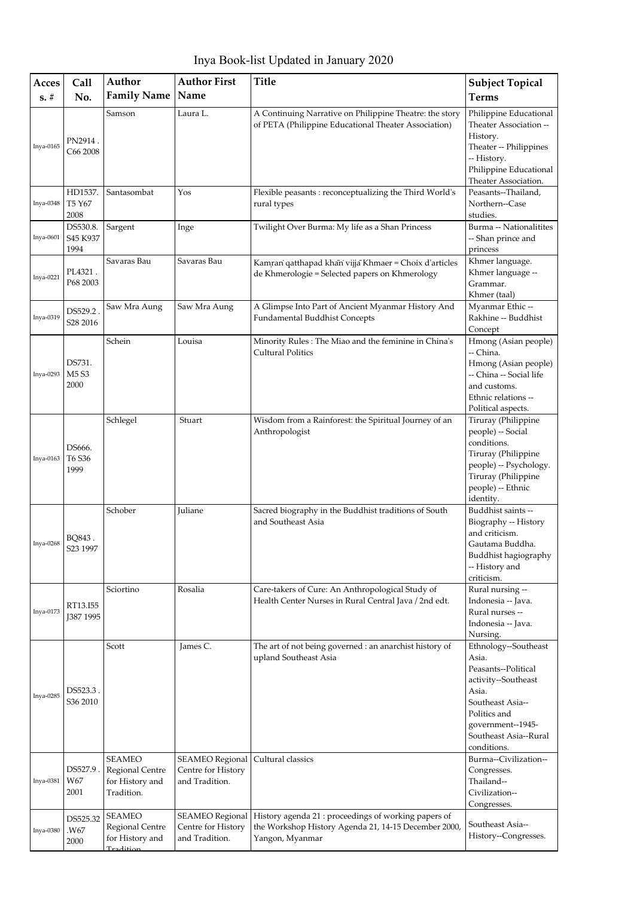# Inya Book-list Updated in January 2020

| Access. # | Call No. | Author Family Name | Author First Name | Title | Subject Topical Terms |
|---|---|---|---|---|---|
| Inya-0165 | PN2914 . C66 2008 | Samson | Laura L. | A Continuing Narrative on Philippine Theatre: the story of PETA (Philippine Educational Theater Association) | Philippine Educational Theater Association -- History. Theater -- Philippines -- History. Philippine Educational Theater Association. |
| Inya-0348 | HD1537. T5 Y67 2008 | Santasombat | Yos | Flexible peasants : reconceptualizing the Third World's rural types | Peasants--Thailand, Northern--Case studies. |
| Inya-0601 | DS530.8. S45 K937 1994 | Sargent | Inge | Twilight Over Burma: My life as a Shan Princess | Burma -- Nationalitites -- Shan prince and princess |
| Inya-0221 | PL4321 . P68 2003 | Savaras Bau | Savaras Bau | Kamṛaṅ qatthapad khāṅ vijjā Khmaer = Choix d'articles de Khmerologie = Selected papers on Khmerology | Khmer language. Khmer language -- Grammar. Khmer (taal) |
| Inya-0319 | DS529.2 . S28 2016 | Saw Mra Aung | Saw Mra Aung | A Glimpse Into Part of Ancient Myanmar History And Fundamental Buddhist Concepts | Myanmar Ethic -- Rakhine -- Buddhist Concept |
| Inya-0293 | DS731. M5 S3 2000 | Schein | Louisa | Minority Rules : The Miao and the feminine in China's Cultural Politics | Hmong (Asian people) -- China. Hmong (Asian people) -- China -- Social life and customs. Ethnic relations -- Political aspects. |
| Inya-0163 | DS666. T6 S36 1999 | Schlegel | Stuart | Wisdom from a Rainforest: the Spiritual Journey of an Anthropologist | Tiruray (Philippine people) -- Social conditions. Tiruray (Philippine people) -- Psychology. Tiruray (Philippine people) -- Ethnic identity. |
| Inya-0268 | BQ843 . S23 1997 | Schober | Juliane | Sacred biography in the Buddhist traditions of South and Southeast Asia | Buddhist saints -- Biography -- History and criticism. Gautama Buddha. Buddhist hagiography -- History and criticism. |
| Inya-0173 | RT13.I55 J387 1995 | Sciortino | Rosalia | Care-takers of Cure: An Anthropological Study of Health Center Nurses in Rural Central Java / 2nd edt. | Rural nursing -- Indonesia -- Java. Rural nurses -- Indonesia -- Java. Nursing. |
| Inya-0285 | DS523.3 . S36 2010 | Scott | James C. | The art of not being governed : an anarchist history of upland Southeast Asia | Ethnology--Southeast Asia. Peasants--Political activity--Southeast Asia. Southeast Asia--Politics and government--1945- Southeast Asia--Rural conditions. |
| Inya-0381 | DS527.9 . W67 2001 | SEAMEO Regional Centre for History and Tradition. | SEAMEO Regional Centre for History and Tradition. | Cultural classics | Burma--Civilization--Congresses. Thailand--Civilization--Congresses. |
| Inya-0380 | DS525.32 .W67 2000 | SEAMEO Regional Centre for History and Tradition | SEAMEO Regional Centre for History and Tradition. | History agenda 21 : proceedings of working papers of the Workshop History Agenda 21, 14-15 December 2000, Yangon, Myanmar | Southeast Asia--History--Congresses. |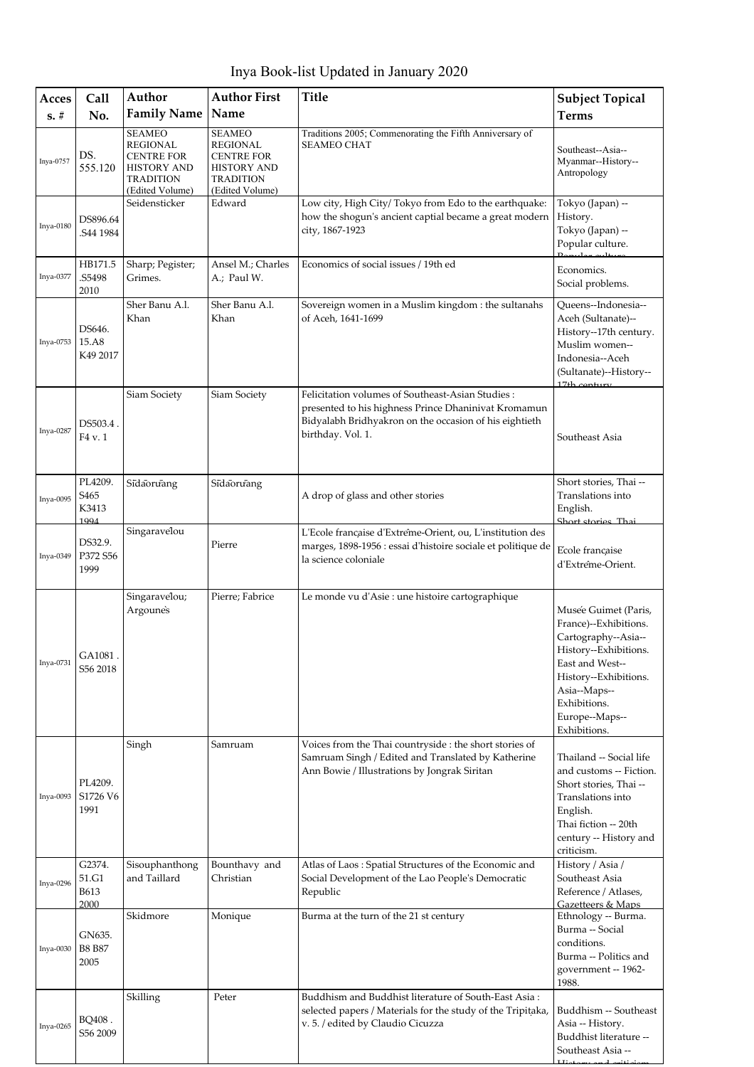# Inya Book-list Updated in January 2020

| Acces s. # | Call No. | Author Family Name | Author First Name | Title | Subject Topical Terms |
|---|---|---|---|---|---|
| Inya-0757 | DS. 555.120 | SEAMEO REGIONAL CENTRE FOR HISTORY AND TRADITION (Edited Volume) | SEAMEO REGIONAL CENTRE FOR HISTORY AND TRADITION (Edited Volume) | Traditions 2005; Commenorating the Fifth Anniversary of SEAMEO CHAT | Southeast--Asia--Myanmar--History--Antropology |
| Inya-0180 | DS896.64 .S44 1984 | Seidensticker | Edward | Low city, High City/ Tokyo from Edo to the earthquake: how the shogun's ancient captial became a great modern city, 1867-1923 | Tokyo (Japan) -- History. Tokyo (Japan) -- Popular culture. Popular culture |
| Inya-0377 | HB171.5 .S5498 2010 | Sharp; Pegister; Grimes. | Ansel M.; Charles A.; Paul W. | Economics of social issues / 19th ed | Economics. Social problems. |
| Inya-0753 | DS646. 15.A8 K49 2017 | Sher Banu A.l. Khan | Sher Banu A.l. Khan | Sovereign women in a Muslim kingdom : the sultanahs of Aceh, 1641-1699 | Queens--Indonesia--Aceh (Sultanate)--History--17th century. Muslim women--Indonesia--Aceh (Sultanate)--History--17th century |
| Inya-0287 | DS503.4 . F4 v. 1 | Siam Society | Siam Society | Felicitation volumes of Southeast-Asian Studies : presented to his highness Prince Dhaninivat Kromamun Bidyalabh Bridhyakron on the occasion of his eightieth birthday. Vol. 1. | Southeast Asia |
| Inya-0095 | PL4209. S465 K3413 1994 | Sīdaorưang | Sīdaorưang | A drop of glass and other stories | Short stories, Thai -- Translations into English. Short stories, Thai |
| Inya-0349 | DS32.9. P372 S56 1999 | Singaravélou | Pierre | L'Ecole française d'Extrême-Orient, ou, L'institution des marges, 1898-1956 : essai d'histoire sociale et politique de la science coloniale | Ecole française d'Extrême-Orient. |
| Inya-0731 | GA1081 . S56 2018 | Singaravélou; Argounès | Pierre; Fabrice | Le monde vu d'Asie : une histoire cartographique | Musée Guimet (Paris, France)--Exhibitions. Cartography--Asia--History--Exhibitions. East and West--History--Exhibitions. Asia--Maps--Exhibitions. Europe--Maps--Exhibitions. |
| Inya-0093 | PL4209. S1726 V6 1991 | Singh | Samruam | Voices from the Thai countryside : the short stories of Samruam Singh / Edited and Translated by Katherine Ann Bowie / Illustrations by Jongrak Siritan | Thailand -- Social life and customs -- Fiction. Short stories, Thai -- Translations into English. Thai fiction -- 20th century -- History and criticism. |
| Inya-0296 | G2374. 51.G1 B613 2000 | Sisouphanthong and Taillard | Bounthavy and Christian | Atlas of Laos : Spatial Structures of the Economic and Social Development of the Lao People's Democratic Republic | History / Asia / Southeast Asia Reference / Atlases, Gazetteers & Maps |
| Inya-0030 | GN635. B8 B87 2005 | Skidmore | Monique | Burma at the turn of the 21 st century | Ethnology -- Burma. Burma -- Social conditions. Burma -- Politics and government -- 1962-1988. |
| Inya-0265 | BQ408 . S56 2009 | Skilling | Peter | Buddhism and Buddhist literature of South-East Asia : selected papers / Materials for the study of the Tripiṭaka, v. 5. / edited by Claudio Cicuzza | Buddhism -- Southeast Asia -- History. Buddhist literature -- Southeast Asia -- History and criticism |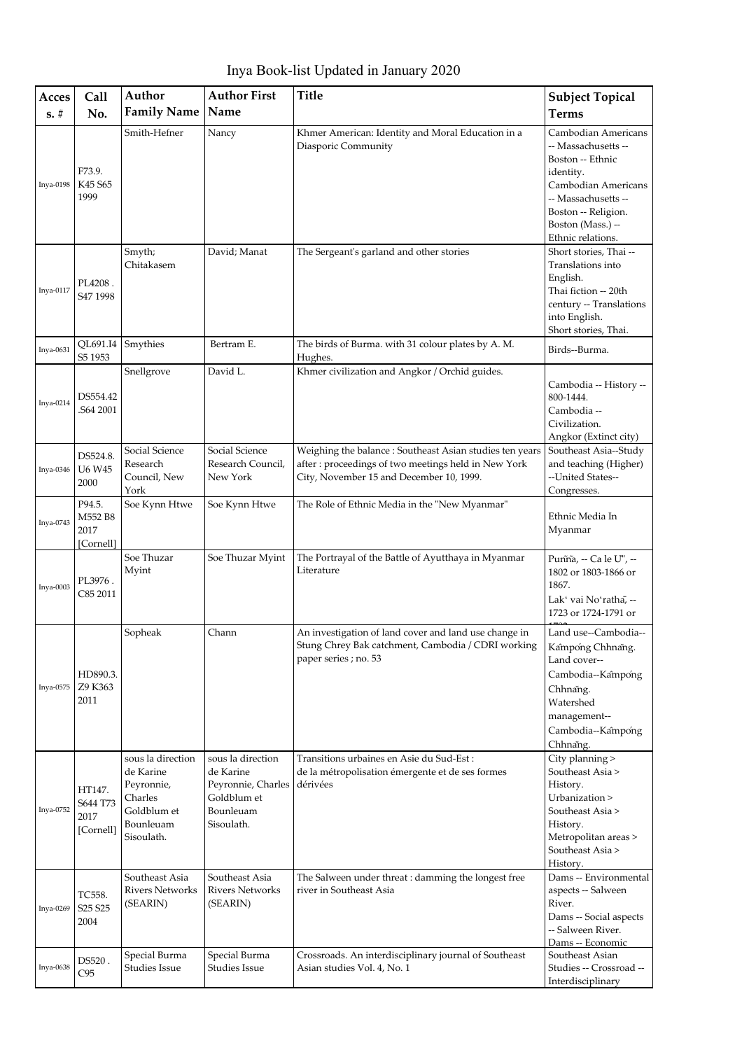# Inya Book-list Updated in January 2020

| Access. # | Call No. | Author Family Name | Author First Name | Title | Subject Topical Terms |
|---|---|---|---|---|---|
| Inya-0198 | F73.9. K45 S65 1999 | Smith-Hefner | Nancy | Khmer American: Identity and Moral Education in a Diasporic Community | Cambodian Americans -- Massachusetts -- Boston -- Ethnic identity. Cambodian Americans -- Massachusetts -- Boston -- Religion. Boston (Mass.) -- Ethnic relations. |
| Inya-0117 | PL4208 . S47 1998 | Smyth; Chitakasem | David; Manat | The Sergeant's garland and other stories | Short stories, Thai -- Translations into English. Thai fiction -- 20th century -- Translations into English. Short stories, Thai. |
| Inya-0631 | QL691.I4 S5 1953 | Smythies | Bertram E. | The birds of Burma. with 31 colour plates by A. M. Hughes. | Birds--Burma. |
| Inya-0214 | DS554.42 .S64 2001 | Snellgrove | David L. | Khmer civilization and Angkor / Orchid guides. | Cambodia -- History -- 800-1444. Cambodia -- Civilization. Angkor (Extinct city) |
| Inya-0346 | DS524.8. U6 W45 2000 | Social Science Research Council, New York | Social Science Research Council, New York | Weighing the balance : Southeast Asian studies ten years after : proceedings of two meetings held in New York City, November 15 and December 10, 1999. | Southeast Asia--Study and teaching (Higher) --United States--Congresses. |
| Inya-0743 | P94.5. M552 B8 2017 [Cornell] | Soe Kynn Htwe | Soe Kynn Htwe | The Role of Ethnic Media in the "New Myanmar" | Ethnic Media In Myanmar |
| Inya-0003 | PL3976 . C85 2011 | Soe Thuzar Myint | Soe Thuzar Myint | The Portrayal of the Battle of Ayutthaya in Myanmar Literature | Puññ̄a, -- Ca le Uʺ, -- 1802 or 1803-1866 or 1867. Lakʻ vai Noʻrathā, -- 1723 or 1724-1791 or |
| Inya-0575 | HD890.3. Z9 K363 2011 | Sopheak | Chann | An investigation of land cover and land use change in Stung Chrey Bak catchment, Cambodia / CDRI working paper series ; no. 53 | Land use--Cambodia--Kạ̄mpóng Chhnăng. Land cover--Cambodia--Kạ̄mpóng Chhnăng. Watershed management--Cambodia--Kạ̄mpóng Chhnăng. |
| Inya-0752 | HT147. S644 T73 2017 [Cornell] | sous la direction de Karine Peyronnie, Charles Goldblum et Bounleuam Sisoulath. | sous la direction de Karine Peyronnie, Charles Goldblum et Bounleuam Sisoulath. | Transitions urbaines en Asie du Sud-Est : de la métropolisation émergente et de ses formes dérivées | City planning > Southeast Asia > History. Urbanization > Southeast Asia > History. Metropolitan areas > Southeast Asia > History. |
| Inya-0269 | TC558. S25 S25 2004 | Southeast Asia Rivers Networks (SEARIN) | Southeast Asia Rivers Networks (SEARIN) | The Salween under threat : damming the longest free river in Southeast Asia | Dams -- Environmental aspects -- Salween River. Dams -- Social aspects -- Salween River. Dams -- Economic |
| Inya-0638 | DS520 . C95 | Special Burma Studies Issue | Special Burma Studies Issue | Crossroads. An interdisciplinary journal of Southeast Asian studies Vol. 4, No. 1 | Southeast Asian Studies -- Crossroad -- Interdisciplinary |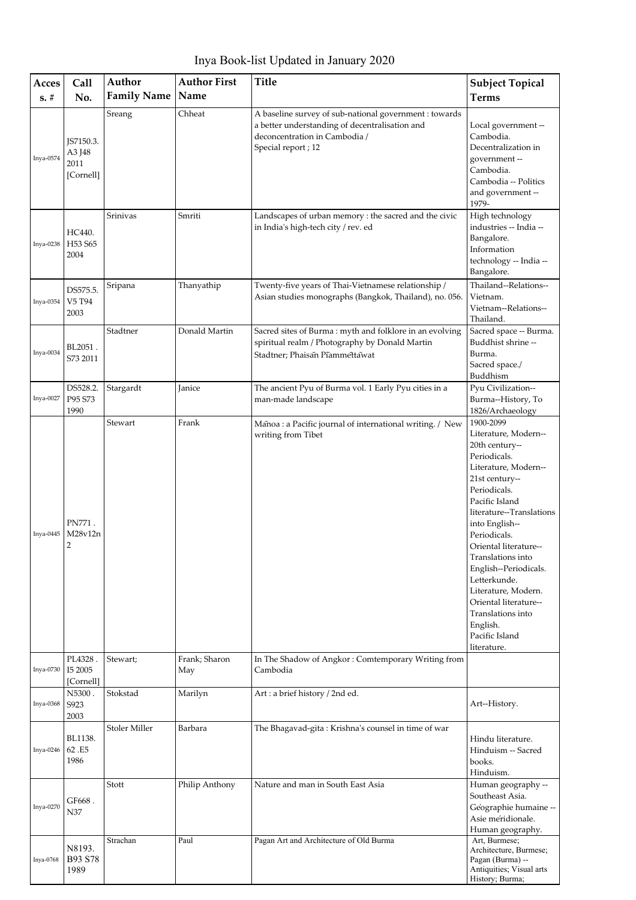# Inya Book-list Updated in January 2020

| Access. # | Call No. | Author Family Name | Author First Name | Title | Subject Topical Terms |
|---|---|---|---|---|---|
| Inya-0574 | JS7150.3. A3 J48 2011 [Cornell] | Sreang | Chheat | A baseline survey of sub-national government : towards a better understanding of decentralisation and deconcentration in Cambodia / Special report ; 12 | Local government -- Cambodia. Decentralization in government -- Cambodia. Cambodia -- Politics and government -- 1979- |
| Inya-0238 | HC440. H53 S65 2004 | Srinivas | Smriti | Landscapes of urban memory : the sacred and the civic in India's high-tech city / rev. ed | High technology industries -- India -- Bangalore. Information technology -- India -- Bangalore. |
| Inya-0354 | DS575.5. V5 T94 2003 | Sripana | Thanyathip | Twenty-five years of Thai-Vietnamese relationship / Asian studies monographs (Bangkok, Thailand), no. 056. | Thailand--Relations--Vietnam. Vietnam--Relations--Thailand. |
| Inya-0034 | BL2051 . S73 2011 | Stadtner | Donald Martin | Sacred sites of Burma : myth and folklore in an evolving spiritual realm / Photography by Donald Martin Stadtner; Phaisān Pīammēttāwat | Sacred space -- Burma. Buddhist shrine -- Burma. Sacred space./ Buddhism |
| Inya-0027 | DS528.2. P95 S73 1990 | Stargardt | Janice | The ancient Pyu of Burma vol. 1 Early Pyu cities in a man-made landscape | Pyu Civilization--Burma--History, To 1826/Archaeology |
| Inya-0445 | PN771 . M28v12n 2 | Stewart | Frank | Mānoa : a Pacific journal of international writing. / New writing from Tibet | 1900-2099 Literature, Modern--20th century--Periodicals. Literature, Modern--21st century--Periodicals. Pacific Island literature--Translations into English--Periodicals. Oriental literature--Translations into English--Periodicals. Letterkunde. Literature, Modern. Oriental literature--Translations into English. Pacific Island literature. |
| Inya-0730 | PL4328 . I5 2005 [Cornell] | Stewart; | Frank; Sharon May | In The Shadow of Angkor : Comtemporary Writing from Cambodia | |
| Inya-0368 | N5300 . S923 2003 | Stokstad | Marilyn | Art : a brief history / 2nd ed. | Art--History. |
| Inya-0246 | BL1138. 62 .E5 1986 | Stoler Miller | Barbara | The Bhagavad-gita : Krishna's counsel in time of war | Hindu literature. Hinduism -- Sacred books. Hinduism. |
| Inya-0270 | GF668 . N37 | Stott | Philip Anthony | Nature and man in South East Asia | Human geography -- Southeast Asia. Géographie humaine -- Asie méridionale. Human geography. |
| Inya-0768 | N8193. B93 S78 1989 | Strachan | Paul | Pagan Art and Architecture of Old Burma | Art, Burmese; Architecture, Burmese; Pagan (Burma) -- Antiquities; Visual arts History; Burma; |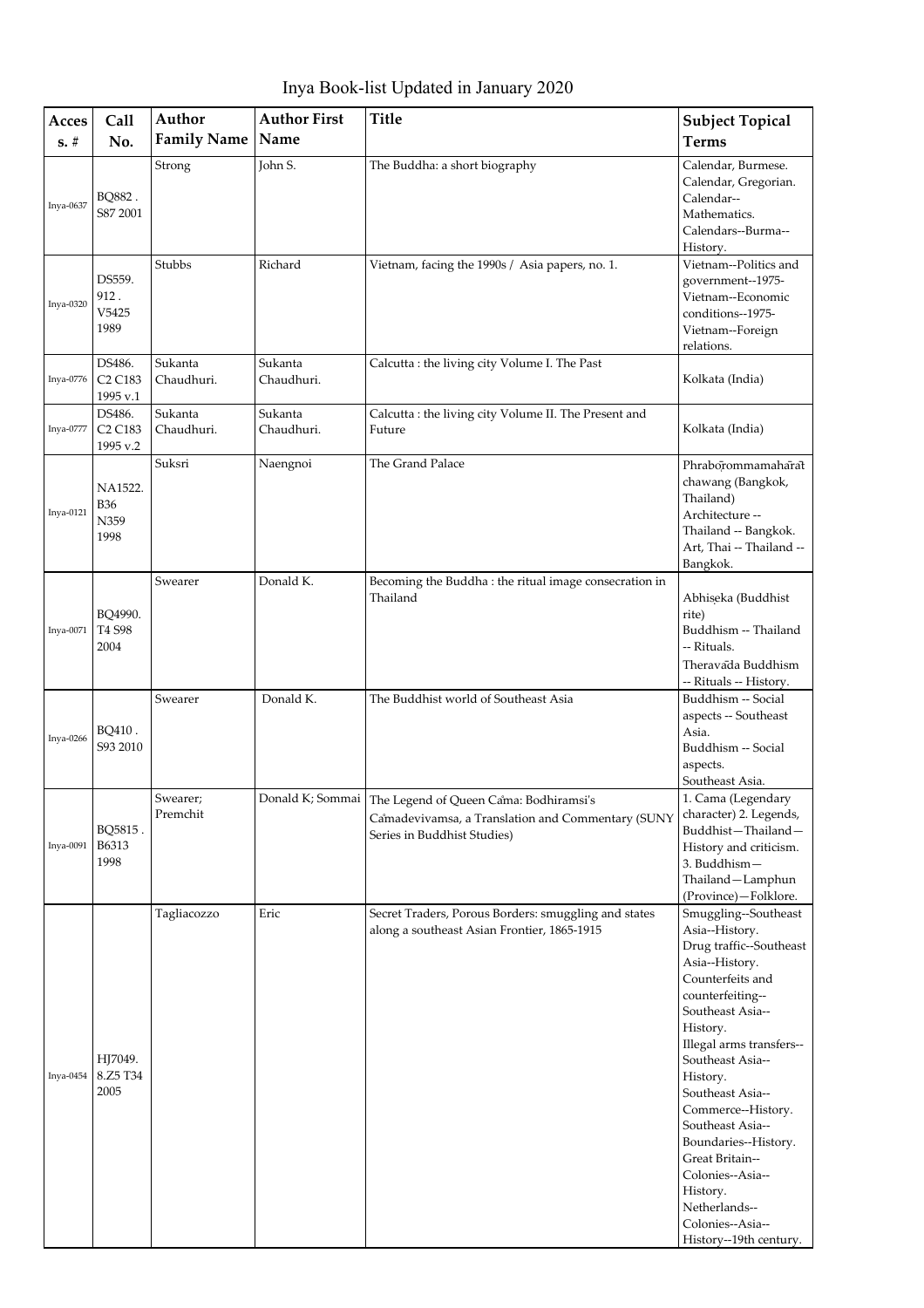# Inya Book-list Updated in January 2020

| Access. # | Call No. | Author Family Name | Author First Name | Title | Subject Topical Terms |
|---|---|---|---|---|---|
| Inya-0637 | BQ882 . S87 2001 | Strong | John S. | The Buddha: a short biography | Calendar, Burmese. Calendar, Gregorian. Calendar--Mathematics. Calendars--Burma--History. |
| Inya-0320 | DS559. 912 . V5425 1989 | Stubbs | Richard | Vietnam, facing the 1990s / Asia papers, no. 1. | Vietnam--Politics and government--1975- Vietnam--Economic conditions--1975- Vietnam--Foreign relations. |
| Inya-0776 | DS486. C2 C183 1995 v.1 | Sukanta Chaudhuri. | Sukanta Chaudhuri. | Calcutta : the living city Volume I. The Past | Kolkata (India) |
| Inya-0777 | DS486. C2 C183 1995 v.2 | Sukanta Chaudhuri. | Sukanta Chaudhuri. | Calcutta : the living city Volume II. The Present and Future | Kolkata (India) |
| Inya-0121 | NA1522. B36 N359 1998 | Suksri | Naengnoi | The Grand Palace | Phrabōrommamahārāt chawang (Bangkok, Thailand) Architecture -- Thailand -- Bangkok. Art, Thai -- Thailand -- Bangkok. |
| Inya-0071 | BQ4990. T4 S98 2004 | Swearer | Donald K. | Becoming the Buddha : the ritual image consecration in Thailand | Abhiṣeka (Buddhist rite) Buddhism -- Thailand -- Rituals. Theravāda Buddhism -- Rituals -- History. |
| Inya-0266 | BQ410 . S93 2010 | Swearer | Donald K. | The Buddhist world of Southeast Asia | Buddhism -- Social aspects -- Southeast Asia. Buddhism -- Social aspects. Southeast Asia. |
| Inya-0091 | BQ5815 . B6313 1998 | Swearer; Premchit | Donald K; Sommai | The Legend of Queen Cāma: Bodhiramsi's Cāmadevivamsa, a Translation and Commentary (SUNY Series in Buddhist Studies) | 1. Cama (Legendary character) 2. Legends, Buddhist—Thailand—History and criticism. 3. Buddhism—Thailand—Lamphun (Province)—Folklore. |
| Inya-0454 | HJ7049. 8.Z5 T34 2005 | Tagliacozzo | Eric | Secret Traders, Porous Borders: smuggling and states along a southeast Asian Frontier, 1865-1915 | Smuggling--Southeast Asia--History. Drug traffic--Southeast Asia--History. Counterfeits and counterfeiting--Southeast Asia--History. Illegal arms transfers--Southeast Asia--History. Southeast Asia--Commerce--History. Southeast Asia--Boundaries--History. Great Britain--Colonies--Asia--History. Netherlands--Colonies--Asia--History--19th century. |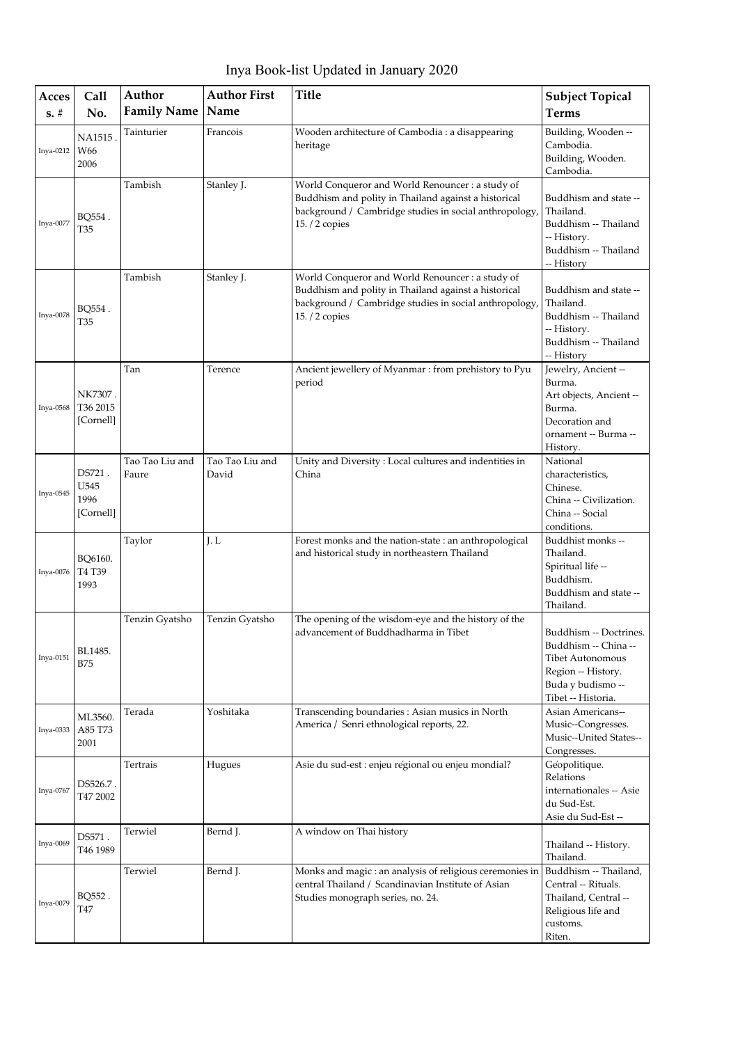# Inya Book-list Updated in January 2020

| Access. # | Call No. | Author Family Name | Author First Name | Title | Subject Topical Terms |
|---|---|---|---|---|---|
| Inya-0212 | NA1515 . W66 2006 | Tainturier | Francois | Wooden architecture of Cambodia : a disappearing heritage | Building, Wooden -- Cambodia. Building, Wooden. Cambodia. |
| Inya-0077 | BQ554 . T35 | Tambish | Stanley J. | World Conqueror and World Renouncer : a study of Buddhism and polity in Thailand against a historical background / Cambridge studies in social anthropology, 15. / 2 copies | Buddhism and state -- Thailand. Buddhism -- Thailand -- History. Buddhism -- Thailand -- History |
| Inya-0078 | BQ554 . T35 | Tambish | Stanley J. | World Conqueror and World Renouncer : a study of Buddhism and polity in Thailand against a historical background / Cambridge studies in social anthropology, 15. / 2 copies | Buddhism and state -- Thailand. Buddhism -- Thailand -- History. Buddhism -- Thailand -- History |
| Inya-0568 | NK7307 . T36 2015 [Cornell] | Tan | Terence | Ancient jewellery of Myanmar : from prehistory to Pyu period | Jewelry, Ancient -- Burma. Art objects, Ancient -- Burma. Decoration and ornament -- Burma -- History. |
| Inya-0545 | DS721 . U545 1996 [Cornell] | Tao Tao Liu and Faure | Tao Tao Liu and David | Unity and Diversity : Local cultures and indentities in China | National characteristics, Chinese. China -- Civilization. China -- Social conditions. |
| Inya-0076 | BQ6160. T4 T39 1993 | Taylor | J. L | Forest monks and the nation-state : an anthropological and historical study in northeastern Thailand | Buddhist monks -- Thailand. Spiritual life -- Buddhism. Buddhism and state -- Thailand. |
| Inya-0151 | BL1485. B75 | Tenzin Gyatsho | Tenzin Gyatsho | The opening of the wisdom-eye and the history of the advancement of Buddhadharma in Tibet | Buddhism -- Doctrines. Buddhism -- China -- Tibet Autonomous Region -- History. Buda y budismo -- Tibet -- Historia. |
| Inya-0333 | ML3560. A85 T73 2001 | Terada | Yoshitaka | Transcending boundaries : Asian musics in North America / Senri ethnological reports, 22. | Asian Americans-- Music--Congresses. Music--United States-- Congresses. |
| Inya-0767 | DS526.7 . T47 2002 | Tertrais | Hugues | Asie du sud-est : enjeu régional ou enjeu mondial? | Géopolitique. Relations internationales -- Asie du Sud-Est. Asie du Sud-Est -- |
| Inya-0069 | DS571 . T46 1989 | Terwiel | Bernd J. | A window on Thai history | Thailand -- History. Thailand. |
| Inya-0079 | BQ552 . T47 | Terwiel | Bernd J. | Monks and magic : an analysis of religious ceremonies in central Thailand / Scandinavian Institute of Asian Studies monograph series, no. 24. | Buddhism -- Thailand, Central -- Rituals. Thailand, Central -- Religious life and customs. Riten. |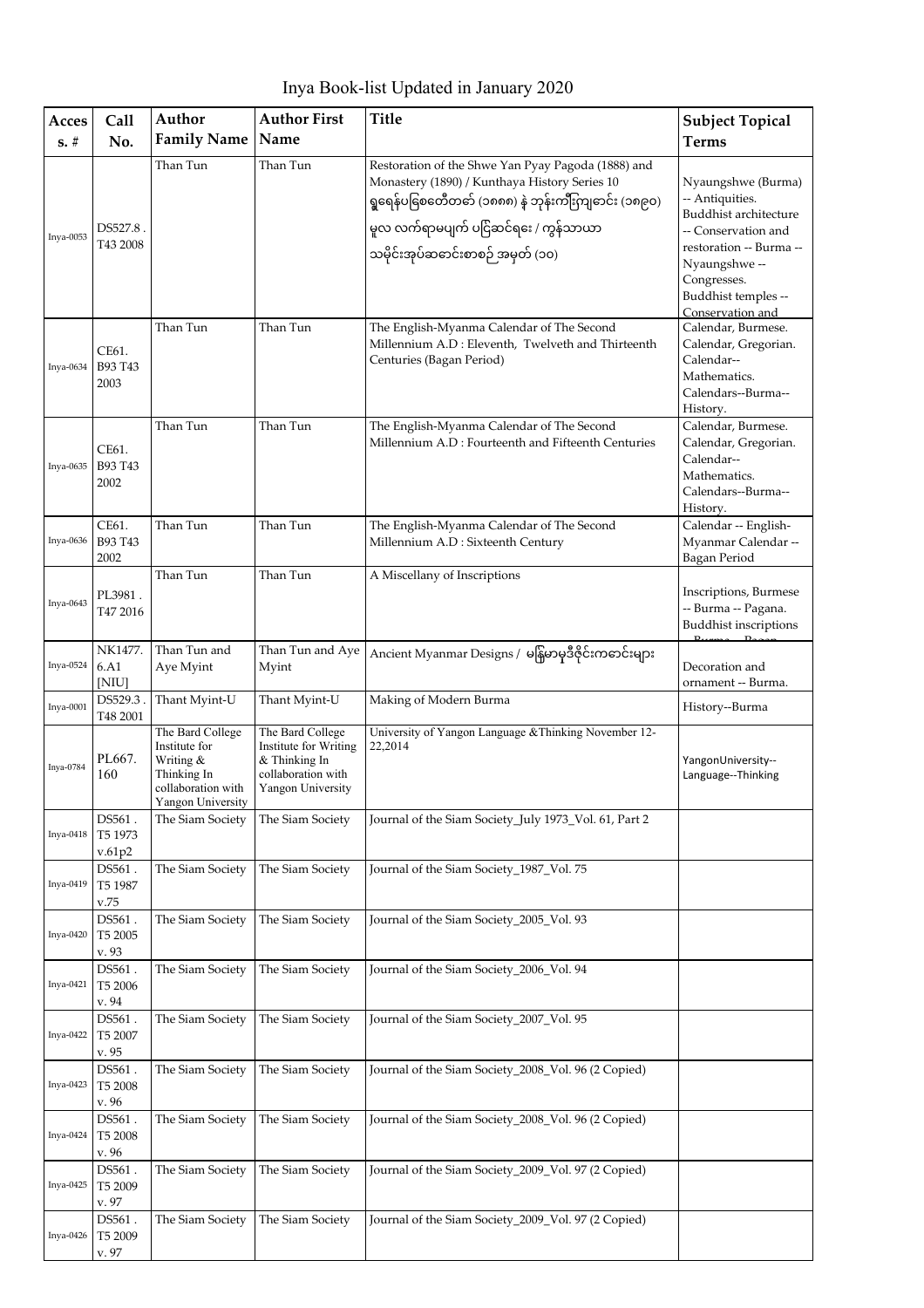# Inya Book-list Updated in January 2020

| Access. # | Call No. | Author Family Name | Author First Name | Title | Subject Topical Terms |
|---|---|---|---|---|---|
| Inya-0053 | DS527.8 . T43 2008 | Than Tun | Than Tun | Restoration of the Shwe Yan Pyay Pagoda (1888) and Monastery (1890) / Kunthaya History Series 10 ရွှေရန်ပြေစေတီတော် (၁၈၈၈) နှံ့ ဘုန်းကြီးကျောင်း (၁၈၉၀) မူလ လက်ရာမပျက် ပြုပြင်ဆင်ရေး / ကွန့်သာယာ သမိုင်းအုပ်ဆောင်းစာစဥ် အမှတ် (၁၀) | Nyaungshwe (Burma) -- Antiquities. Buddhist architecture -- Conservation and restoration -- Burma -- Nyaungshwe -- Congresses. Buddhist temples -- Conservation and |
| Inya-0634 | CE61. B93 T43 2003 | Than Tun | Than Tun | The English-Myanma Calendar of The Second Millennium A.D : Eleventh, Twelveth and Thirteenth Centuries (Bagan Period) | Calendar, Burmese. Calendar, Gregorian. Calendar-- Mathematics. Calendars--Burma-- History. |
| Inya-0635 | CE61. B93 T43 2002 | Than Tun | Than Tun | The English-Myanma Calendar of The Second Millennium A.D : Fourteenth and Fifteenth Centuries | Calendar, Burmese. Calendar, Gregorian. Calendar-- Mathematics. Calendars--Burma-- History. |
| Inya-0636 | CE61. B93 T43 2002 | Than Tun | Than Tun | The English-Myanma Calendar of The Second Millennium A.D : Sixteenth Century | Calendar -- English-Myanmar Calendar -- Bagan Period |
| Inya-0643 | PL3981 . T47 2016 | Than Tun | Than Tun | A Miscellany of Inscriptions | Inscriptions, Burmese -- Burma -- Pagana. Buddhist inscriptions |
| Inya-0524 | NK1477. 6.A1 [NIU] | Than Tun and Aye Myint | Than Tun and Aye Myint | Ancient Myanmar Designs / မြန်မာမှုဒီဇိုင်းကဗောင်းများ | Decoration and ornament -- Burma. |
| Inya-0001 | DS529.3 . T48 2001 | Thant Myint-U | Thant Myint-U | Making of Modern Burma | History--Burma |
| Inya-0784 | PL667. 160 | The Bard College Institute for Writing & Thinking In collaboration with Yangon University | The Bard College Institute for Writing & Thinking In collaboration with Yangon University | University of Yangon Language &Thinking November 12-22,2014 | YangonUniversity--Language--Thinking |
| Inya-0418 | DS561 . T5 1973 v.61p2 | The Siam Society | The Siam Society | Journal of the Siam Society_July 1973_Vol. 61, Part 2 | |
| Inya-0419 | DS561 . T5 1987 v.75 | The Siam Society | The Siam Society | Journal of the Siam Society_1987_Vol. 75 | |
| Inya-0420 | DS561 . T5 2005 v. 93 | The Siam Society | The Siam Society | Journal of the Siam Society_2005_Vol. 93 | |
| Inya-0421 | DS561 . T5 2006 v. 94 | The Siam Society | The Siam Society | Journal of the Siam Society_2006_Vol. 94 | |
| Inya-0422 | DS561 . T5 2007 v. 95 | The Siam Society | The Siam Society | Journal of the Siam Society_2007_Vol. 95 | |
| Inya-0423 | DS561 . T5 2008 v. 96 | The Siam Society | The Siam Society | Journal of the Siam Society_2008_Vol. 96 (2 Copied) | |
| Inya-0424 | DS561 . T5 2008 v. 96 | The Siam Society | The Siam Society | Journal of the Siam Society_2008_Vol. 96 (2 Copied) | |
| Inya-0425 | DS561 . T5 2009 v. 97 | The Siam Society | The Siam Society | Journal of the Siam Society_2009_Vol. 97 (2 Copied) | |
| Inya-0426 | DS561 . T5 2009 v. 97 | The Siam Society | The Siam Society | Journal of the Siam Society_2009_Vol. 97 (2 Copied) | |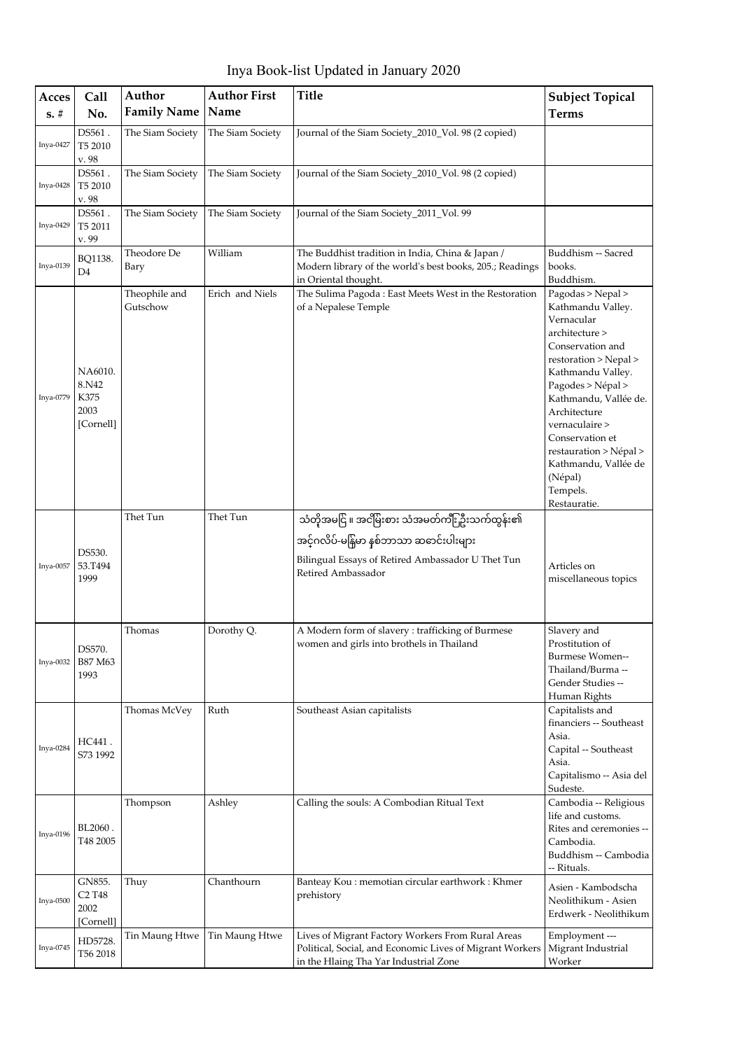# Inya Book-list Updated in January 2020

| Access. # | Call No. | Author Family Name | Author First Name | Title | Subject Topical Terms |
|---|---|---|---|---|---|
| Inya-0427 | DS561 . T5 2010 v. 98 | The Siam Society | The Siam Society | Journal of the Siam Society_2010_Vol. 98 (2 copied) | |
| Inya-0428 | DS561 . T5 2010 v. 98 | The Siam Society | The Siam Society | Journal of the Siam Society_2010_Vol. 98 (2 copied) | |
| Inya-0429 | DS561 . T5 2011 v. 99 | The Siam Society | The Siam Society | Journal of the Siam Society_2011_Vol. 99 | |
| Inya-0139 | BQ1138. D4 | Theodore De Bary | William | The Buddhist tradition in India, China & Japan / Modern library of the world's best books, 205.; Readings in Oriental thought. | Buddhism -- Sacred books. Buddhism. |
| Inya-0779 | NA6010. 8.N42 K375 2003 [Cornell] | Theophile and Gutschow | Erich and Niels | The Sulima Pagoda : East Meets West in the Restoration of a Nepalese Temple | Pagodas > Nepal > Kathmandu Valley. Vernacular architecture > Conservation and restoration > Nepal > Kathmandu Valley. Pagodes > Népal > Kathmandu, Vallée de. Architecture vernaculaire > Conservation et restauration > Népal > Kathmandu, Vallée de (Népal) Tempels. Restauratie. |
| Inya-0057 | DS530. 53.T494 1999 | Thet Tun | Thet Tun | သံတိုအမင်္ဂ ။ အငြိမ်းစား သံအမတ်ကြီးဦးသက်ထွန်း၏ အင်္ဂလိပ်-မြန်မာ နှစ်ဘာသာ ဆောင်းပါးများ Bilingual Essays of Retired Ambassador U Thet Tun Retired Ambassador | Articles on miscellaneous topics |
| Inya-0032 | DS570. B87 M63 1993 | Thomas | Dorothy Q. | A Modern form of slavery : trafficking of Burmese women and girls into brothels in Thailand | Slavery and Prostitution of Burmese Women-- Thailand/Burma -- Gender Studies -- Human Rights |
| Inya-0284 | HC441 . S73 1992 | Thomas McVey | Ruth | Southeast Asian capitalists | Capitalists and financiers -- Southeast Asia. Capital -- Southeast Asia. Capitalismo -- Asia del Sudeste. |
| Inya-0196 | BL2060 . T48 2005 | Thompson | Ashley | Calling the souls: A Combodian Ritual Text | Cambodia -- Religious life and customs. Rites and ceremonies -- Cambodia. Buddhism -- Cambodia -- Rituals. |
| Inya-0500 | GN855. C2 T48 2002 [Cornell] | Thuy | Chanthourn | Banteay Kou : memotian circular earthwork : Khmer prehistory | Asien - Kambodscha Neolithikum - Asien Erdwerk - Neolithikum |
| Inya-0745 | HD5728. T56 2018 | Tin Maung Htwe | Tin Maung Htwe | Lives of Migrant Factory Workers From Rural Areas Political, Social, and Economic Lives of Migrant Workers in the Hlaing Tha Yar Industrial Zone | Employment --- Migrant Industrial Worker |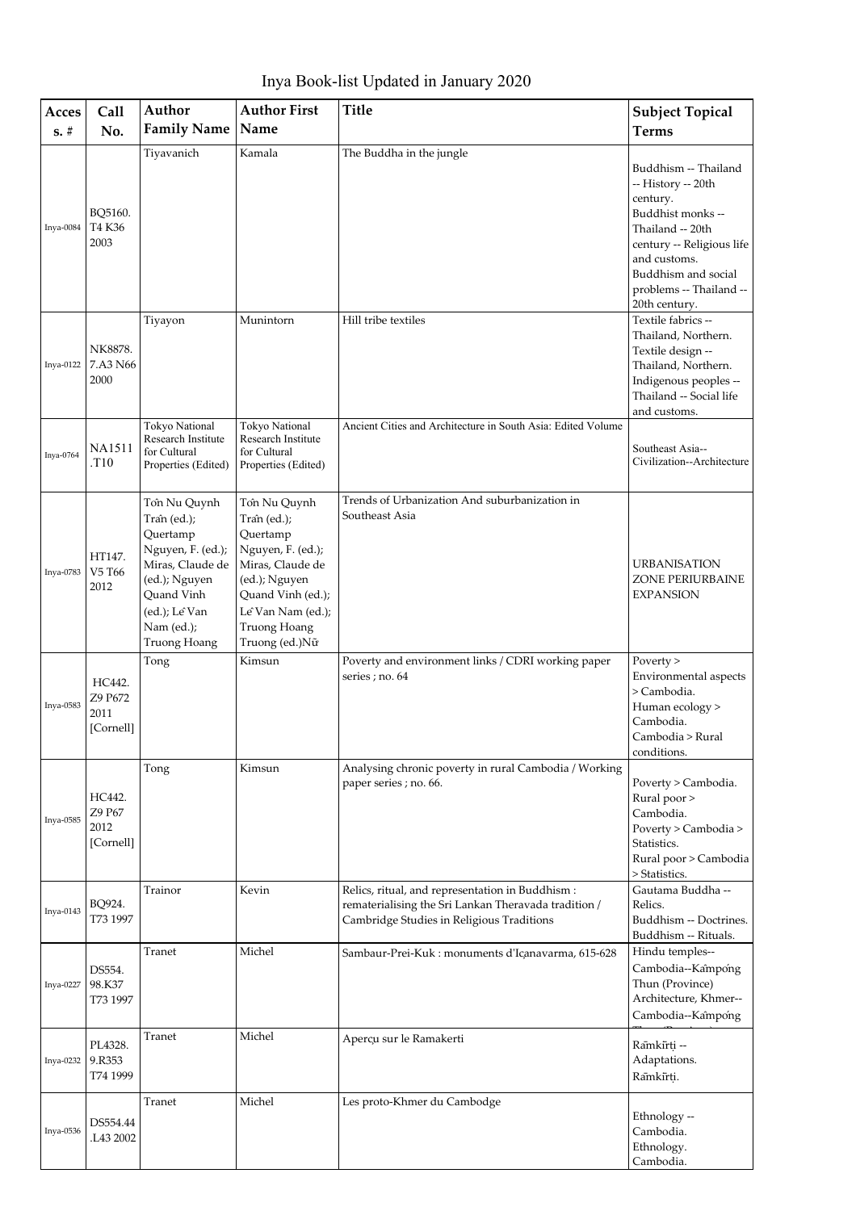# Inya Book-list Updated in January 2020

| Access. # | Call No. | Author Family Name | Author First Name | Title | Subject Topical Terms |
|---|---|---|---|---|---|
| Inya-0084 | BQ5160. T4 K36 2003 | Tiyavanich | Kamala | The Buddha in the jungle | Buddhism -- Thailand -- History -- 20th century. Buddhist monks -- Thailand -- 20th century -- Religious life and customs. Buddhism and social problems -- Thailand -- 20th century. |
| Inya-0122 | NK8878. 7.A3 N66 2000 | Tiyayon | Munintorn | Hill tribe textiles | Textile fabrics -- Thailand, Northern. Textile design -- Thailand, Northern. Indigenous peoples -- Thailand -- Social life and customs. |
| Inya-0764 | NA1511 .T10 | Tokyo National Research Institute for Cultural Properties (Edited) | Tokyo National Research Institute for Cultural Properties (Edited) | Ancient Cities and Architecture in South Asia: Edited Volume | Southeast Asia--Civilization--Architecture |
| Inya-0783 | HT147. V5 T66 2012 | Tôn Nu Quynh Trân (ed.); Quertamp Nguyen, F. (ed.); Miras, Claude de (ed.); Nguyen Quand Vinh (ed.); Lê Van Nam (ed.); Truong Hoang | Tôn Nu Quynh Trân (ed.); Quertamp Nguyen, F. (ed.); Miras, Claude de (ed.); Nguyen Quand Vinh (ed.); Lê Van Nam (ed.); Truong Hoang Truong (ed.)Nữ | Trends of Urbanization And suburbanization in Southeast Asia | URBANISATION ZONE PERIURBAINE EXPANSION |
| Inya-0583 | HC442. Z9 P672 2011 [Cornell] | Tong | Kimsun | Poverty and environment links / CDRI working paper series ; no. 64 | Poverty > Environmental aspects > Cambodia. Human ecology > Cambodia. Cambodia > Rural conditions. |
| Inya-0585 | HC442. Z9 P67 2012 [Cornell] | Tong | Kimsun | Analysing chronic poverty in rural Cambodia / Working paper series ; no. 66. | Poverty > Cambodia. Rural poor > Cambodia. Poverty > Cambodia > Statistics. Rural poor > Cambodia > Statistics. |
| Inya-0143 | BQ924. T73 1997 | Trainor | Kevin | Relics, ritual, and representation in Buddhism : rematerialising the Sri Lankan Theravada tradition / Cambridge Studies in Religious Traditions | Gautama Buddha -- Relics. Buddhism -- Doctrines. Buddhism -- Rituals. |
| Inya-0227 | DS554. 98.K37 T73 1997 | Tranet | Michel | Sambaur-Prei-Kuk : monuments d'Içanavarma, 615-628 | Hindu temples--Cambodia--Kâmpóng Thun (Province) Architecture, Khmer--Cambodia--Kâmpóng |
| Inya-0232 | PL4328. 9.R353 T74 1999 | Tranet | Michel | Aperçu sur le Ramakerti | Râmkîrṭi -- Adaptations. Râmkîrṭi. |
| Inya-0536 | DS554.44 .L43 2002 | Tranet | Michel | Les proto-Khmer du Cambodge | Ethnology -- Cambodia. Ethnology. Cambodia. |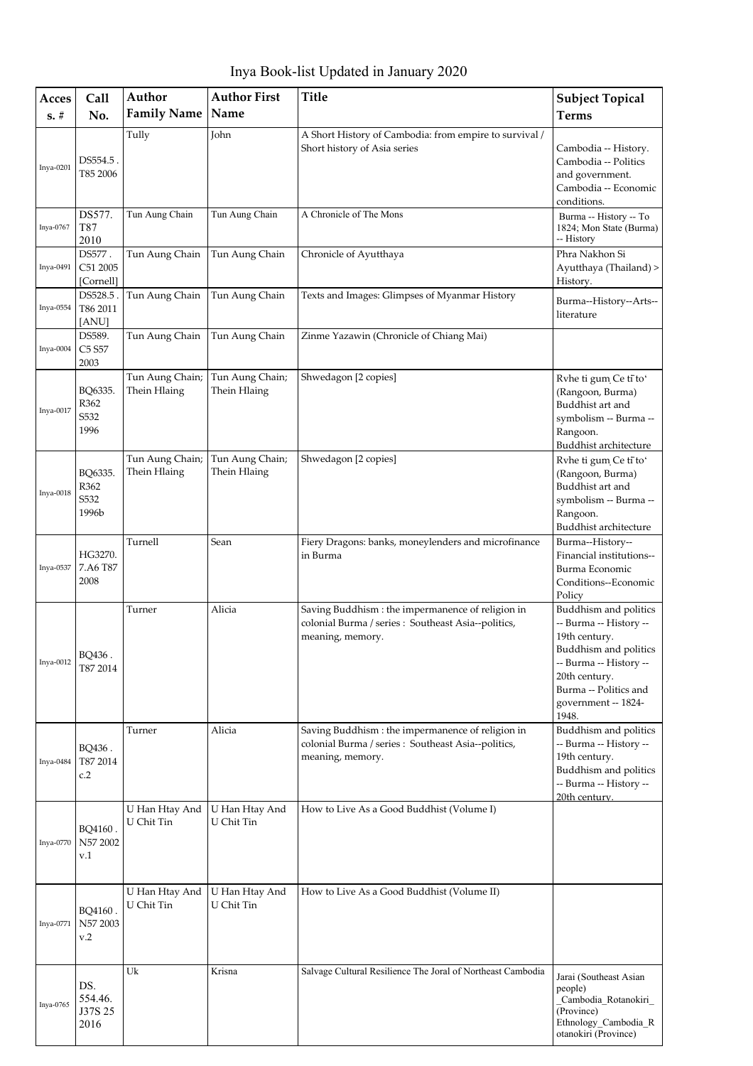# Inya Book-list Updated in January 2020

| Access. # | Call No. | Author Family Name | Author First Name | Title | Subject Topical Terms |
|---|---|---|---|---|---|
| Inya-0201 | DS554.5 . T85 2006 | Tully | John | A Short History of Cambodia: from empire to survival / Short history of Asia series | Cambodia -- History. Cambodia -- Politics and government. Cambodia -- Economic conditions. |
| Inya-0767 | DS577. T87 2010 | Tun Aung Chain | Tun Aung Chain | A Chronicle of The Mons | Burma -- History -- To 1824; Mon State (Burma) -- History |
| Inya-0491 | DS577 . C51 2005 [Cornell] | Tun Aung Chain | Tun Aung Chain | Chronicle of Ayutthaya | Phra Nakhon Si Ayutthaya (Thailand) > History. |
| Inya-0554 | DS528.5 . T86 2011 [ANU] | Tun Aung Chain | Tun Aung Chain | Texts and Images: Glimpses of Myanmar History | Burma--History--Arts--literature |
| Inya-0004 | DS589. C5 S57 2003 | Tun Aung Chain | Tun Aung Chain | Zinme Yazawin (Chronicle of Chiang Mai) | |
| Inya-0017 | BQ6335. R362 S532 1996 | Tun Aung Chain; Thein Hlaing | Tun Aung Chain; Thein Hlaing | Shwedagon [2 copies] | Rvhe ti gum̦ Ce tī to' (Rangoon, Burma) Buddhist art and symbolism -- Burma -- Rangoon. Buddhist architecture |
| Inya-0018 | BQ6335. R362 S532 1996b | Tun Aung Chain; Thein Hlaing | Tun Aung Chain; Thein Hlaing | Shwedagon [2 copies] | Rvhe ti gum̦ Ce tī to' (Rangoon, Burma) Buddhist art and symbolism -- Burma -- Rangoon. Buddhist architecture |
| Inya-0537 | HG3270. 7.A6 T87 2008 | Turnell | Sean | Fiery Dragons: banks, moneylenders and microfinance in Burma | Burma--History--Financial institutions--Burma Economic Conditions--Economic Policy |
| Inya-0012 | BQ436 . T87 2014 | Turner | Alicia | Saving Buddhism : the impermanence of religion in colonial Burma / series : Southeast Asia--politics, meaning, memory. | Buddhism and politics -- Burma -- History -- 19th century. Buddhism and politics -- Burma -- History -- 20th century. Burma -- Politics and government -- 1824-1948. |
| Inya-0484 | BQ436 . T87 2014 c.2 | Turner | Alicia | Saving Buddhism : the impermanence of religion in colonial Burma / series : Southeast Asia--politics, meaning, memory. | Buddhism and politics -- Burma -- History -- 19th century. Buddhism and politics -- Burma -- History -- 20th century. |
| Inya-0770 | BQ4160 . N57 2002 v.1 | U Han Htay And U Chit Tin | U Han Htay And U Chit Tin | How to Live As a Good Buddhist (Volume I) | |
| Inya-0771 | BQ4160 . N57 2003 v.2 | U Han Htay And U Chit Tin | U Han Htay And U Chit Tin | How to Live As a Good Buddhist (Volume II) | |
| Inya-0765 | DS. 554.46. J37S 25 2016 | Uk | Krisna | Salvage Cultural Resilience The Joral of Northeast Cambodia | Jarai (Southeast Asian people) _Cambodia_Rotanokiri_ (Province) Ethnology_Cambodia_Rotanokiri (Province) |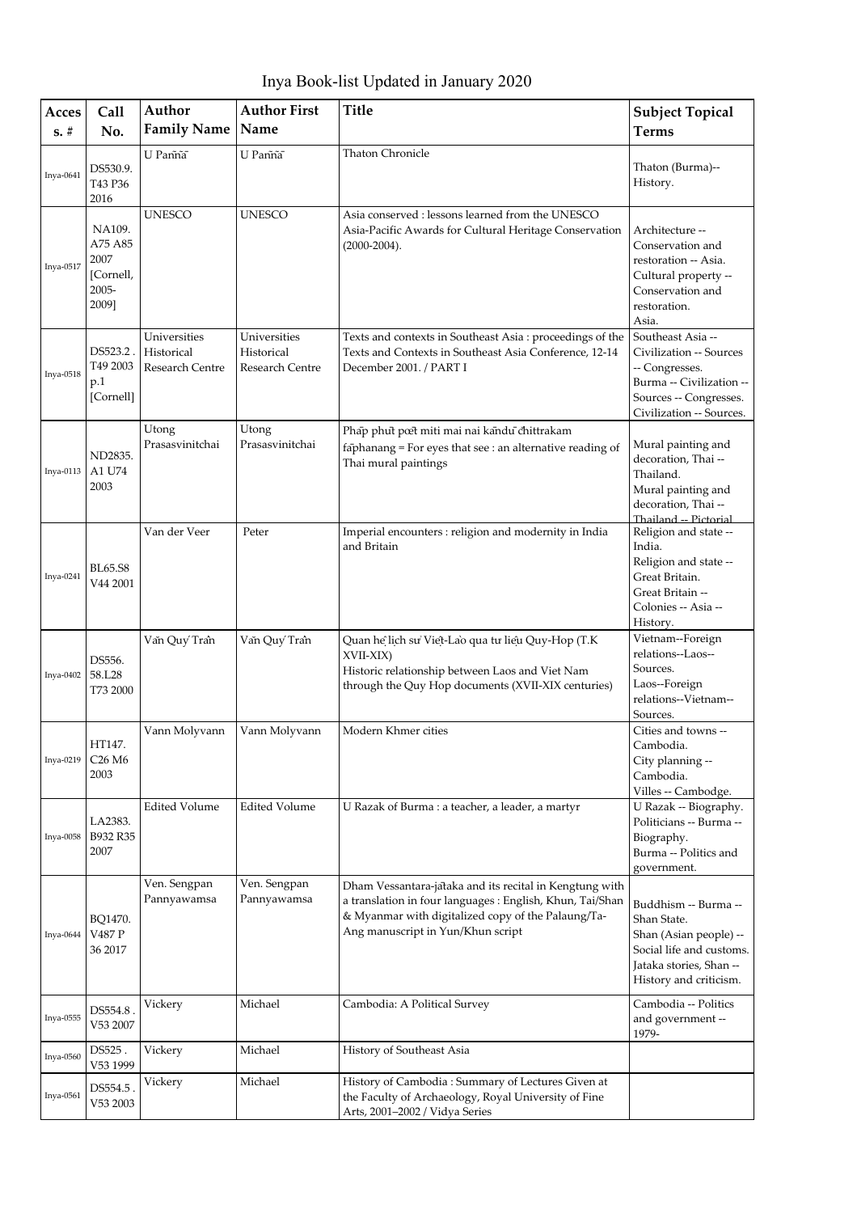# Inya Book-list Updated in January 2020

| Acces s. # | Call No. | Author Family Name | Author First Name | Title | Subject Topical Terms |
|---|---|---|---|---|---|
| Inya-0641 | DS530.9. T43 P36 2016 | U Paññā | U Paññā | Thaton Chronicle | Thaton (Burma)-- History. |
| Inya-0517 | NA109. A75 A85 2007 [Cornell, 2005-2009] | UNESCO | UNESCO | Asia conserved : lessons learned from the UNESCO Asia-Pacific Awards for Cultural Heritage Conservation (2000-2004). | Architecture -- Conservation and restoration -- Asia. Cultural property -- Conservation and restoration. Asia. |
| Inya-0518 | DS523.2 . T49 2003 p.1 [Cornell] | Universities Historical Research Centre | Universities Historical Research Centre | Texts and contexts in Southeast Asia : proceedings of the Texts and Contexts in Southeast Asia Conference, 12-14 December 2001. / PART I | Southeast Asia -- Civilization -- Sources -- Congresses. Burma -- Civilization -- Sources -- Congresses. Civilization -- Sources. |
| Inya-0113 | ND2835. A1 U74 2003 | Utong Prasasvinitchai | Utong Prasasvinitchai | Phāp phut poēt miti mai nai kāndū chittrakam fāphanang = For eyes that see : an alternative reading of Thai mural paintings | Mural painting and decoration, Thai -- Thailand. Mural painting and decoration, Thai -- Thailand -- Pictorial |
| Inya-0241 | BL65.S8 V44 2001 | Van der Veer | Peter | Imperial encounters : religion and modernity in India and Britain | Religion and state -- India. Religion and state -- Great Britain. Great Britain -- Colonies -- Asia -- History. |
| Inya-0402 | DS556. 58.L28 T73 2000 | Văn Quý Trần | Văn Quý Trần | Quan hệ lịch sử Việt-Lào qua tư liệu Quy-Hop (T.K XVII-XIX) Historic relationship between Laos and Viet Nam through the Quy Hop documents (XVII-XIX centuries) | Vietnam--Foreign relations--Laos-- Sources. Laos--Foreign relations--Vietnam-- Sources. |
| Inya-0219 | HT147. C26 M6 2003 | Vann Molyvann | Vann Molyvann | Modern Khmer cities | Cities and towns -- Cambodia. City planning -- Cambodia. Villes -- Cambodge. |
| Inya-0058 | LA2383. B932 R35 2007 | Edited Volume | Edited Volume | U Razak of Burma : a teacher, a leader, a martyr | U Razak -- Biography. Politicians -- Burma -- Biography. Burma -- Politics and government. |
| Inya-0644 | BQ1470. V487 P 36 2017 | Ven. Sengpan Pannyawamsa | Ven. Sengpan Pannyawamsa | Dham Vessantara-jātaka and its recital in Kengtung with a translation in four languages : English, Khun, Tai/Shan & Myanmar with digitalized copy of the Palaung/Ta-Ang manuscript in Yun/Khun script | Buddhism -- Burma -- Shan State. Shan (Asian people) -- Social life and customs. Jataka stories, Shan -- History and criticism. |
| Inya-0555 | DS554.8 . V53 2007 | Vickery | Michael | Cambodia: A Political Survey | Cambodia -- Politics and government -- 1979- |
| Inya-0560 | DS525 . V53 1999 | Vickery | Michael | History of Southeast Asia | |
| Inya-0561 | DS554.5 . V53 2003 | Vickery | Michael | History of Cambodia : Summary of Lectures Given at the Faculty of Archaeology, Royal University of Fine Arts, 2001–2002 / Vidya Series | |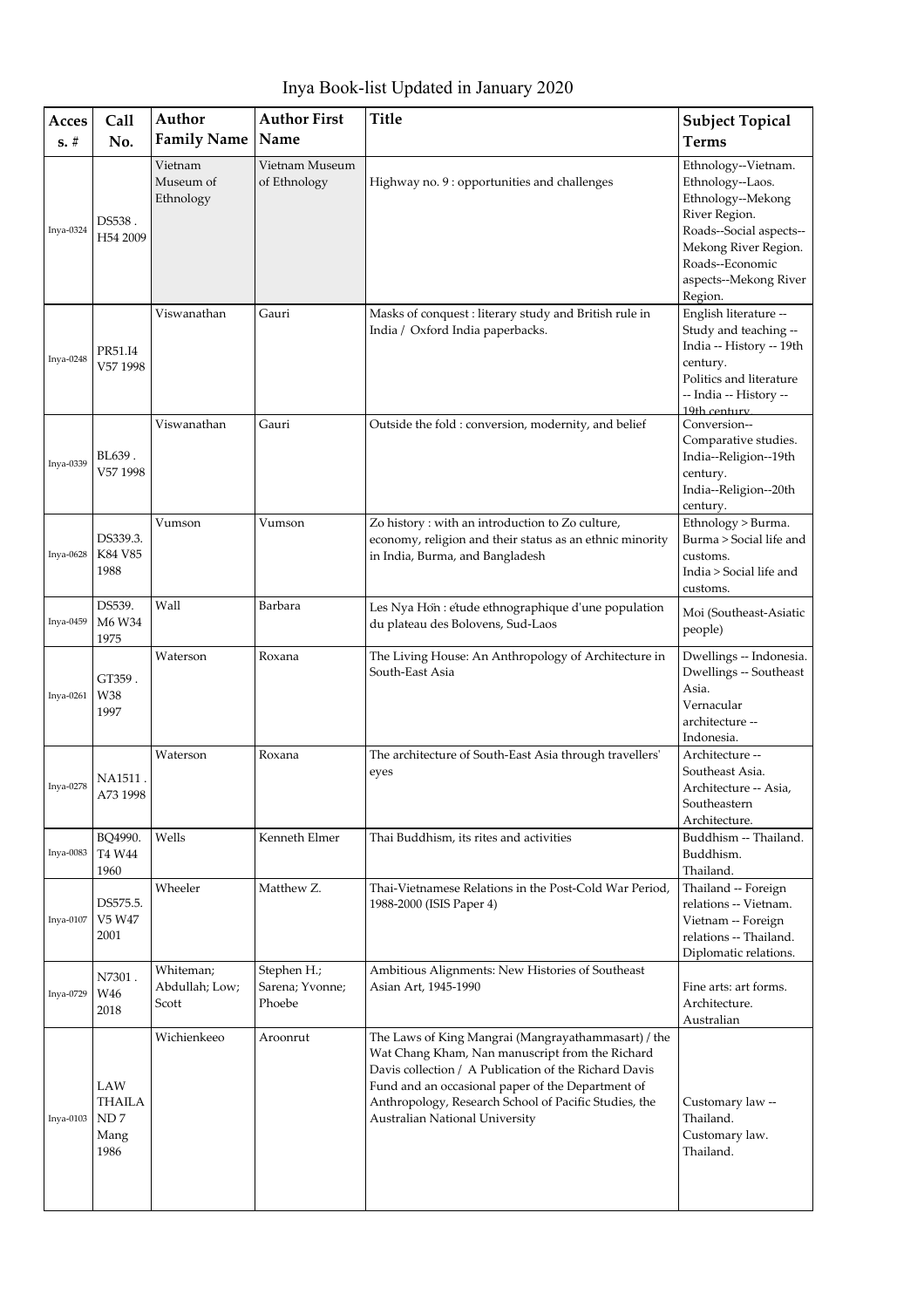# Inya Book-list Updated in January 2020

| Access. # | Call No. | Author Family Name | Author First Name | Title | Subject Topical Terms |
|---|---|---|---|---|---|
| Inya-0324 | DS538 . H54 2009 | Vietnam Museum of Ethnology | Vietnam Museum of Ethnology | Highway no. 9 : opportunities and challenges | Ethnology--Vietnam. Ethnology--Laos. Ethnology--Mekong River Region. Roads--Social aspects--Mekong River Region. Roads--Economic aspects--Mekong River Region. |
| Inya-0248 | PR51.I4 V57 1998 | Viswanathan | Gauri | Masks of conquest : literary study and British rule in India / Oxford India paperbacks. | English literature -- Study and teaching -- India -- History -- 19th century. Politics and literature -- India -- History -- 19th century. |
| Inya-0339 | BL639 . V57 1998 | Viswanathan | Gauri | Outside the fold : conversion, modernity, and belief | Conversion--Comparative studies. India--Religion--19th century. India--Religion--20th century. |
| Inya-0628 | DS339.3. K84 V85 1988 | Vumson | Vumson | Zo history : with an introduction to Zo culture, economy, religion and their status as an ethnic minority in India, Burma, and Bangladesh | Ethnology > Burma. Burma > Social life and customs. India > Social life and customs. |
| Inya-0459 | DS539. M6 W34 1975 | Wall | Barbara | Les Nya Hön : étude ethnographique d'une population du plateau des Bolovens, Sud-Laos | Moi (Southeast-Asiatic people) |
| Inya-0261 | GT359 . W38 1997 | Waterson | Roxana | The Living House: An Anthropology of Architecture in South-East Asia | Dwellings -- Indonesia. Dwellings -- Southeast Asia. Vernacular architecture -- Indonesia. |
| Inya-0278 | NA1511 . A73 1998 | Waterson | Roxana | The architecture of South-East Asia through travellers' eyes | Architecture -- Southeast Asia. Architecture -- Asia, Southeastern Architecture. |
| Inya-0083 | BQ4990. T4 W44 1960 | Wells | Kenneth Elmer | Thai Buddhism, its rites and activities | Buddhism -- Thailand. Buddhism. Thailand. |
| Inya-0107 | DS575.5. V5 W47 2001 | Wheeler | Matthew Z. | Thai-Vietnamese Relations in the Post-Cold War Period, 1988-2000 (ISIS Paper 4) | Thailand -- Foreign relations -- Vietnam. Vietnam -- Foreign relations -- Thailand. Diplomatic relations. |
| Inya-0729 | N7301 . W46 2018 | Whiteman; Abdullah; Low; Scott | Stephen H.; Sarena; Yvonne; Phoebe | Ambitious Alignments: New Histories of Southeast Asian Art, 1945-1990 | Fine arts: art forms. Architecture. Australian |
| Inya-0103 | LAW THAILA ND 7 Mang 1986 | Wichienkeeo | Aroonrut | The Laws of King Mangrai (Mangrayathammasart) / the Wat Chang Kham, Nan manuscript from the Richard Davis collection / A Publication of the Richard Davis Fund and an occasional paper of the Department of Anthropology, Research School of Pacific Studies, the Australian National University | Customary law -- Thailand. Customary law. Thailand. |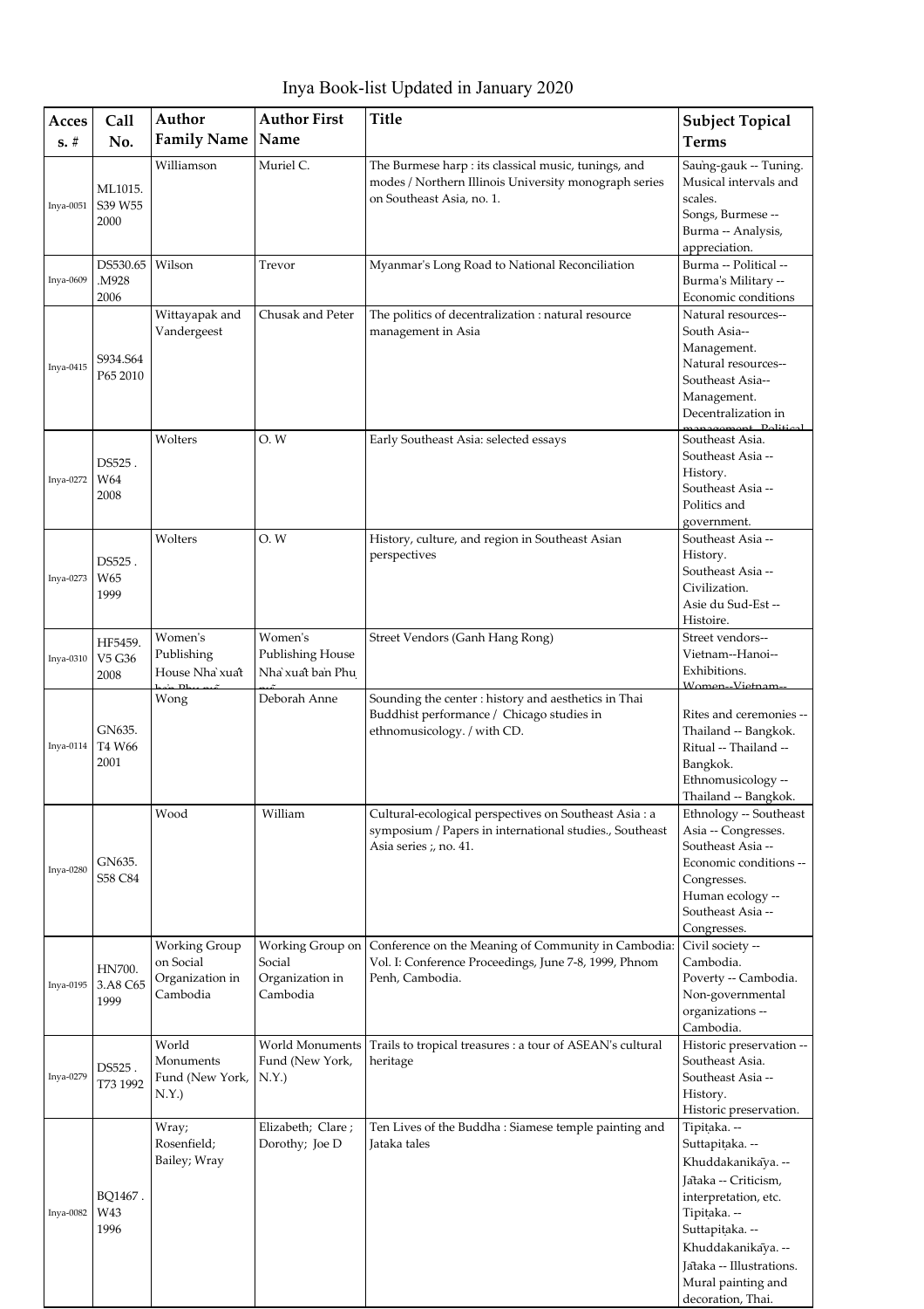# Inya Book-list Updated in January 2020

| Acces s. # | Call No. | Author Family Name | Author First Name | Title | Subject Topical Terms |
|---|---|---|---|---|---|
| Inya-0051 | ML1015. S39 W55 2000 | Williamson | Muriel C. | The Burmese harp : its classical music, tunings, and modes / Northern Illinois University monograph series on Southeast Asia, no. 1. | Saung-gauk -- Tuning. Musical intervals and scales. Songs, Burmese -- Burma -- Analysis, appreciation. |
| Inya-0609 | DS530.65 .M928 2006 | Wilson | Trevor | Myanmar's Long Road to National Reconciliation | Burma -- Political -- Burma's Military -- Economic conditions |
| Inya-0415 | S934.S64 P65 2010 | Wittayapak and Vandergeest | Chusak and Peter | The politics of decentralization : natural resource management in Asia | Natural resources-- South Asia-- Management. Natural resources-- Southeast Asia-- Management. Decentralization in management--Political |
| Inya-0272 | DS525 . W64 2008 | Wolters | O. W | Early Southeast Asia: selected essays | Southeast Asia. Southeast Asia -- History. Southeast Asia -- Politics and government. |
| Inya-0273 | DS525 . W65 1999 | Wolters | O. W | History, culture, and region in Southeast Asian perspectives | Southeast Asia -- History. Southeast Asia -- Civilization. Asie du Sud-Est -- Histoire. |
| Inya-0310 | HF5459. V5 G36 2008 | Women's Publishing House Nhà xuất bản Phụ nữ | Women's Publishing House Nhà xuất bản Phụ nữ | Street Vendors (Ganh Hang Rong) | Street vendors-- Vietnam--Hanoi-- Exhibitions. Women--Vietnam-- |
| Inya-0114 | GN635. T4 W66 2001 | Wong | Deborah Anne | Sounding the center : history and aesthetics in Thai Buddhist performance / Chicago studies in ethnomusicology. / with CD. | Rites and ceremonies -- Thailand -- Bangkok. Ritual -- Thailand -- Bangkok. Ethnomusicology -- Thailand -- Bangkok. |
| Inya-0280 | GN635. S58 C84 | Wood | William | Cultural-ecological perspectives on Southeast Asia : a symposium / Papers in international studies., Southeast Asia series ;, no. 41. | Ethnology -- Southeast Asia -- Congresses. Southeast Asia -- Economic conditions -- Congresses. Human ecology -- Southeast Asia -- Congresses. |
| Inya-0195 | HN700. 3.A8 C65 1999 | Working Group on Social Organization in Cambodia | Working Group on Social Organization in Cambodia | Conference on the Meaning of Community in Cambodia: Vol. I: Conference Proceedings, June 7-8, 1999, Phnom Penh, Cambodia. | Civil society -- Cambodia. Poverty -- Cambodia. Non-governmental organizations -- Cambodia. |
| Inya-0279 | DS525 . T73 1992 | World Monuments Fund (New York, N.Y.) | World Monuments Fund (New York, N.Y.) | Trails to tropical treasures : a tour of ASEAN's cultural heritage | Historic preservation -- Southeast Asia. Southeast Asia -- History. Historic preservation. |
| Inya-0082 | BQ1467 . W43 1996 | Wray; Rosenfield; Bailey; Wray | Elizabeth; Clare ; Dorothy; Joe D | Ten Lives of the Buddha : Siamese temple painting and Jataka tales | Tipiṭaka. -- Suttapiṭaka. -- Khuddakanikāya. -- Jātaka -- Criticism, interpretation, etc. Tipiṭaka. -- Suttapiṭaka. -- Khuddakanikāya. -- Jātaka -- Illustrations. Mural painting and decoration, Thai. |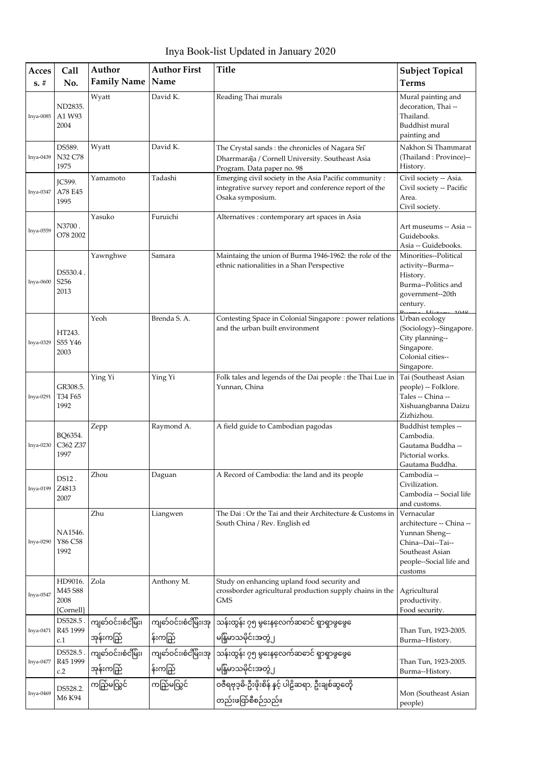# Inya Book-list Updated in January 2020

| Access. # | Call No. | Author Family Name | Author First Name | Title | Subject Topical Terms |
|---|---|---|---|---|---|
| Inya-0085 | ND2835. A1 W93 2004 | Wyatt | David K. | Reading Thai murals | Mural painting and decoration, Thai -- Thailand. Buddhist mural painting and |
| Inya-0439 | DS589. N32 C78 1975 | Wyatt | David K. | The Crystal sands : the chronicles of Nagara Srī Dharrmarāja / Cornell University. Southeast Asia Program. Data paper no. 98 | Nakhon Si Thammarat (Thailand : Province)--History. |
| Inya-0347 | JC599. A78 E45 1995 | Yamamoto | Tadashi | Emerging civil society in the Asia Pacific community : integrative survey report and conference report of the Osaka symposium. | Civil society -- Asia. Civil society -- Pacific Area. Civil society. |
| Inya-0559 | N3700 . O78 2002 | Yasuko | Furuichi | Alternatives : contemporary art spaces in Asia | Art museums -- Asia -- Guidebooks. Asia -- Guidebooks. |
| Inya-0600 | DS530.4 . S256 2013 | Yawnghwe | Samara | Maintaing the union of Burma 1946-1962: the role of the ethnic nationalities in a Shan Perspective | Minorities--Political activity--Burma--History. Burma--Politics and government--20th century. Burma--History--1948 |
| Inya-0329 | HT243. S55 Y46 2003 | Yeoh | Brenda S. A. | Contesting Space in Colonial Singapore : power relations and the urban built environment | Urban ecology (Sociology)--Singapore. City planning--Singapore. Colonial cities--Singapore. |
| Inya-0291 | GR308.5. T34 F65 1992 | Ying Yi | Ying Yi | Folk tales and legends of the Dai people : the Thai Lue in Yunnan, China | Tai (Southeast Asian people) -- Folklore. Tales -- China -- Xishuangbanna Daizu Zizhizhou. |
| Inya-0230 | BQ6354. C362 Z37 1997 | Zepp | Raymond A. | A field guide to Cambodian pagodas | Buddhist temples -- Cambodia. Gautama Buddha -- Pictorial works. Gautama Buddha. |
| Inya-0199 | DS12 . Z4813 2007 | Zhou | Daguan | A Record of Cambodia: the land and its people | Cambodia -- Civilization. Cambodia -- Social life and customs. |
| Inya-0290 | NA1546. Y86 C58 1992 | Zhu | Liangwen | The Dai : Or the Tai and their Architecture & Customs in South China / Rev. English ed | Vernacular architecture -- China -- Yunnan Sheng--China--Dai--Tai--Southeast Asian people--Social life and customs |
| Inya-0547 | HD9016. M45 S88 2008 [Cornell] | Zola | Anthony M. | Study on enhancing upland food security and crossborder agricultural production supply chains in the GMS | Agricultural productivity. Food security. |
| Inya-0471 | DS528.5 . R45 1999 c.1 | ကျော်ဝင်း၊စံငြိမ်း၊ အုန်းကြည် | ကျော်ဝင်း၊စံငြိမ်း၊အုန်းကြည် | သန်းထွန်း ၇၅ မွေးနေ့လက်ဆောင် ရှာရှာဖွေဖွေ မြန်မာသမိုင်းအတွဲ ၂ | Than Tun, 1923-2005. Burma--History. |
| Inya-0477 | DS528.5 . R45 1999 c.2 | ကျော်ဝင်း၊စံငြိမ်း၊ အုန်းကြည် | ကျော်ဝင်း၊စံငြိမ်း၊အုန်းကြည် | သန်းထွန်း ၇၅ မွေးနေ့လက်ဆောင် ရှာရှာဖွေဖွေ မြန်မာသမိုင်းအတွဲ ၂ | Than Tun, 1923-2005. Burma--History. |
| Inya-0469 | DS528.2. M6 K94 | ကြည်မလွှင် | ကြည်မလွှင် | ဝဇီရဗုဒ္ဓိ-ဦးဖိုးစိန် နှင့် ပါဠိဆရာ, ဦးချစ်ဆွေတို့ တည်းဖြတ်စီစဉ်သည်။ | Mon (Southeast Asian people) |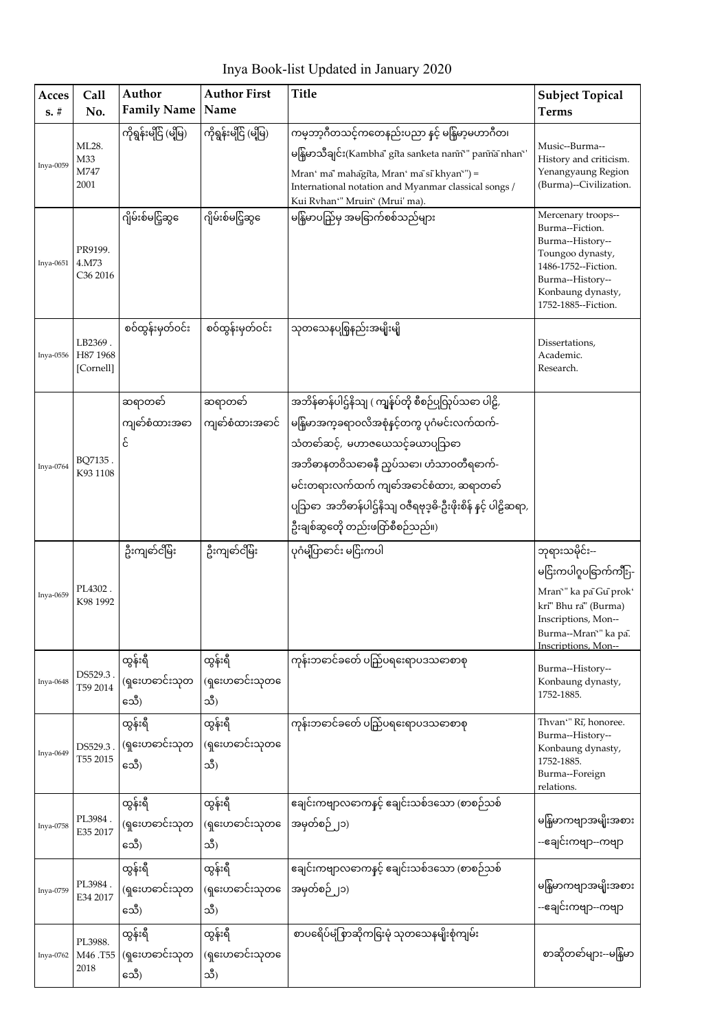# Inya Book-list Updated in January 2020

| Access. # | Call No. | Author Family Name | Author First Name | Title | Subject Topical Terms |
|---|---|---|---|---|---|
| Inya-0059 | ML28. M33 M747 2001 | ကိုရွှန်းမြိုင် (မြို့မ) | ကိုရွှန်းမြိုင် (မြို့မ) | ကမ္ဘာ့ဂီတသင်္ကေတနည်းပညာ နှင့် မြန်မာ့မဟာဂီတ၊ မြန်မာသီချင်း(Kambhā gīta saṅketa naññ" paññā nhaṅ' Mran' ma' mahāgīta, Mran' ma sī khyaṅ") = International notation and Myanmar classical songs / Kui Rvhaṅ" Mruiṅ' (Mrui' ma). | Music--Burma--History and criticism. Yenangyaung Region (Burma)--Civilization. |
| Inya-0651 | PR9199. 4.M73 C36 2016 | ဂျိမ်းစ်မငြွဆွေ | ဂျိမ်းစ်မငြွဆွေ | မြန်မာပြည်မှ အမြောက်စစ်သည်များ | Mercenary troops--Burma--Fiction. Burma--History--Toungoo dynasty, 1486-1752--Fiction. Burma--History--Konbaung dynasty, 1752-1885--Fiction. |
| Inya-0556 | LB2369 . H87 1968 [Cornell] | စဝ်ထွန်းမှတ်ဝင်း | စဝ်ထွန်းမှတ်ဝင်း | သုတသေနပြုနည်းအမျိုးမျိုး | Dissertations, Academic. Research. |
| Inya-0764 | BQ7135 . K93 1108 | ဆရာတော် ကျော်စံထားအောင် | ဆရာတော် ကျော်စံထားအောင် | အဘိန်ဓာန်ပါဠိနိသျ (ကျွန်ုပ်တို့ စီစဉ်ပြုလုပ်သော ပါဠိ၊ မြန်မာအက္ခရာဝလိအစုံနှင့်တကွ ပုဂံမင်းလက်ထက်-သံတော်ဆင့်၊ မဟာဇေယသင်္ခယာပြဿ အဘိဓာနတဝိသဇ္ဇနီ ညွှပ်သော၊ ဟံသာဝတီရဲဘက်-မင်းတရားလက်ထက် ကျော်အောင်စံထား၊ ဆရာတော် ပြဿ အဘိဓာန်ပါဠိနိသျ ဝဇီရဗုဒ္ဓိ-ဦးဖိုးစိန် နှင့် ပါဠိဆရာ၊ ဦးချစ်ဆွေတို့ တည်းဖြတ်စီစဉ်သည်။) | |
| Inya-0659 | PL4302 . K98 1992 | ဦးကျော်ငြိမ်း | ဦးကျော်ငြိမ်း | ပုဂံမြို့ပြောင်း မြင်းကပါ | ဘုရားသမိုင်း--မြင်းကပါဂူပြောက်ကြီး--Mran" ka pā Gū prok' krī" Bhu rā" (Burma) Inscriptions, Mon--Burma--Mran" ka pā. Inscriptions, Mon-- |
| Inya-0648 | DS529.3 . T59 2014 | ထွန်းရီ (ရှေးဟောင်းသုတေသီ) | ထွန်းရီ (ရှေးဟောင်းသုတေသီ) | ကုန်းဘောင်ခေတ် ပြည်ပရေးရာပဒသာစာစု | Burma--History--Konbaung dynasty, 1752-1885. |
| Inya-0649 | DS529.3 . T55 2015 | ထွန်းရီ (ရှေးဟောင်းသုတေသီ) | ထွန်းရီ (ရှေးဟောင်းသုတေသီ) | ကုန်းဘောင်ခေတ် ပြည်ပရေးရာပဒသာစာစု | Thvan'" Rī, honoree. Burma--History--Konbaung dynasty, 1752-1885. Burma--Foreign relations. |
| Inya-0758 | PL3984 . E35 2017 | ထွန်းရီ (ရှေးဟောင်းသုတေသီ) | ထွန်းရီ (ရှေးဟောင်းသုတေသီ) | ချေင်းကဗျာလင်္ကာနှင့် ချေင်းသစ်ဒသော (စာစဉ်သစ် အမှတ်စဉ် ၂၁) | မြန်မာကဗျာအမျိုးအစား--ချေင်းကဗျာ--ကဗျာ |
| Inya-0759 | PL3984 . E34 2017 | ထွန်းရီ (ရှေးဟောင်းသုတေသီ) | ထွန်းရီ (ရှေးဟောင်းသုတေသီ) | ချေင်းကဗျာလင်္ကာနှင့် ချေင်းသစ်ဒသော (စာစဉ်သစ် အမှတ်စဉ် ၂၁) | မြန်မာကဗျာအမျိုးအစား--ချေင်းကဗျာ--ကဗျာ |
| Inya-0762 | PL3988. M46 .T55 2018 | ထွန်းရီ (ရှေးဟောင်းသုတေသီ) | ထွန်းရီ (ရှေးဟောင်းသုတေသီ) | စာပရေိပ်မြဲစာဆိုကြေးမုံ သုတသေနမျိုးစုံကျမ်း | စာဆိုတော်များ--မြန်မာ |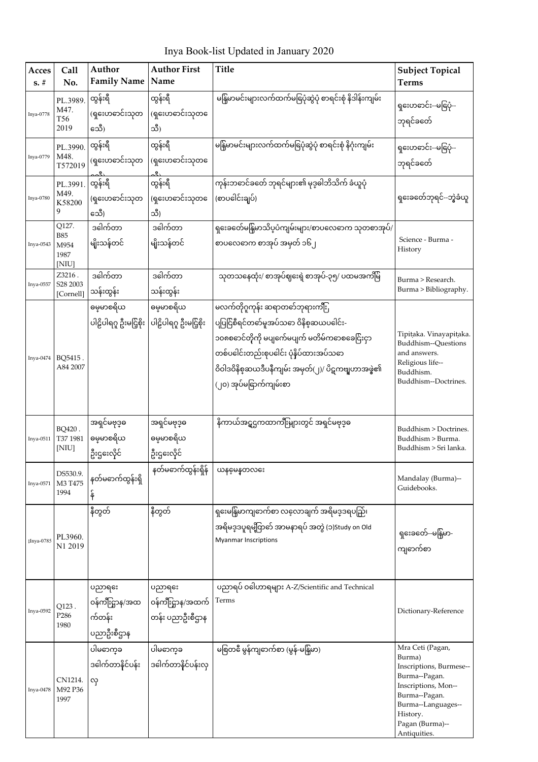# Inya Book-list Updated in January 2020

| Acces s. # | Call No. | Author Family Name | Author First Name | Title | Subject Topical Terms |
|---|---|---|---|---|---|
| Inya-0778 | PL.3989. M47. T56 2019 | ထွန်းရီ (ရှေးဟောင်းသုတေသီ) | ထွန်းရီ (ရှေးဟောင်းသုတေသီ) | မြန်မာမင်းများလက်ထက်မြေပုံဆွဲပုံ စာရင်းစုံ နိဒါန်းကျမ်း | ရှေးဟောင်း--မြေပုံ--ဘုရင်ခေတ် |
| Inya-0779 | PL.3990. M48. T572019 | ထွန်းရီ (ရှေးဟောင်းသုတေသီ) | ထွန်းရီ (ရှေးဟောင်းသုတေသီ) | မြန်မာမင်းများလက်ထက်မြေပုံဆွဲပုံ စာရင်းစုံ နိဂုံးကျမ်း | ရှေးဟောင်း--မြေပုံ--ဘုရင်ခေတ် |
| Inya-0780 | PL.3991. M49. K582009 | ထွန်းရီ (ရှေးဟောင်းသုတေသီ) | ထွန်းရီ (ရှေးဟောင်းသုတေသီ) | ကုန်းဘောင်ခေတ် ဘုရင်များ၏ မုဒ္ဒါဘိသိက် ခံယူပုံ (စာပေါင်းချုပ်) | ရှေးခေတ်ဘုရင်--ဘွဲ့ခံယူ |
| Inya-0543 | Q127. B85 M954 1987 [NIU] | ဒေါက်တာ မျိုးသန့်တင် | ဒေါက်တာ မျိုးသန့်တင် | ရှေးခေတ်မြန်မာသိပ္ပံကျမ်းများ/စာပလေဓာက သုတစာအုပ်/ စာပလေဓာက စာအုပ် အမှတ် ၁၆၂ | Science - Burma - History |
| Inya-0557 | Z3216 . S28 2003 [Cornell] | ဒေါက်တာ သန်းထွန်း | ဒေါက်တာ သန်းထွန်း | သုတသနေထုံး/ စာအုပ်စျေးရဲ့ စာအုပ်-၃၅/ ပထမအကြိမ် | Burma > Research. Burma > Bibliography. |
| Inya-0474 | BQ5415 . A84 2007 | ဓမ္မာစရိယ ပါဠိပါရဂူ ဦးမြင့်စိုး | ဓမ္မာစရိယ ပါဠိပါရဂူ ဦးမြင့်စိုး | မလက်တိုဂူကုန်း ဆရာတော်ဘုရားကြီး ပုပြင်စီရင်တော်မူအပ်သော ဝိနိစ္ဆယပေါင်း- ၁၀၈စခေါင်တို့ကို မပျက်မပျက် မတိမ်ကောစခေခြင်းငှာ တစ်ပေါင်းတည်းစုပေါင်း ပုံနှိပ်ထားအပ်သော ဝိဝါဒဝိနိစ္ဆယဒီပနီကျမ်း အမှတ်(၂)/ ပိဋကမျှဟာအဖွဲ့၏ (၂၀) အုပ်မြောက်ကျမ်းစာ | Tipiṭaka. Vinayapiṭaka. Buddhism--Questions and answers. Religious life--Buddhism. Buddhism--Doctrines. |
| Inya-0511 | BQ420 . T37 1981 [NIU] | အရှင်မဟုဒ္ဓ ဓမ္မာစရိယ ဦးငွေလှိုင် | အရှင်မဟုဒ္ဓ ဓမ္မာစရိယ ဦးငွေလှိုင် | နိကာယ်အဋ္ဌကထာကြီးများတွင် အရှင်မဟုဒ္ဓ | Buddhism > Doctrines. Buddhism > Burma. Buddhism > Sri lanka. |
| Inya-0571 | DS530.9. M3 T475 1994 | နတ်မောက်ထွန်းရှိန် | နတ်မောက်ထွန်းရှိန် | ယနေ့မန္တလေး | Mandalay (Burma)--Guidebooks. |
| ;Inya-0785 | PL3960. N1 2019 | နီတွတ် | နီတွတ် | ရှေးမြန်မာကျောက်စာ လင့်လာချက် အရိမဒ္ဒပြည်၊ အရိမဒ္ဒပူရမြို့တော် အာမနာရပ် အတွဲ (၁)Study on Old Myanmar Inscriptions | ရှေးခေတ်--မြန်မာ-ကျောက်စာ |
| Inya-0592 | Q123 . P286 1980 | ပညာရေး ဝန်ကြီးဌာန/အထက်တန်း ပညာဦးစီးဌာန | ပညာရေး ဝန်ကြီးဌာန/အထက်တန်း ပညာဦးစီးဌာန | ပညာရပ် ဝေါဟာရများ A-Z/Scientific and Technical Terms | Dictionary-Reference |
| Inya-0478 | CN1214. M92 P36 1997 | ပါမောက္ခ ဒေါက်တာနိုင်ပန်းလှ | ပါမောက္ခ ဒေါက်တာနိုင်ပန်းလှ | မစြတဇီ မွန်ကျောက်စာ (မွန်-မြန်မာ) | Mra Ceti (Pagan, Burma) Inscriptions, Burmese--Burma--Pagan. Inscriptions, Mon--Burma--Pagan. Burma--Languages--History. Pagan (Burma)--Antiquities. |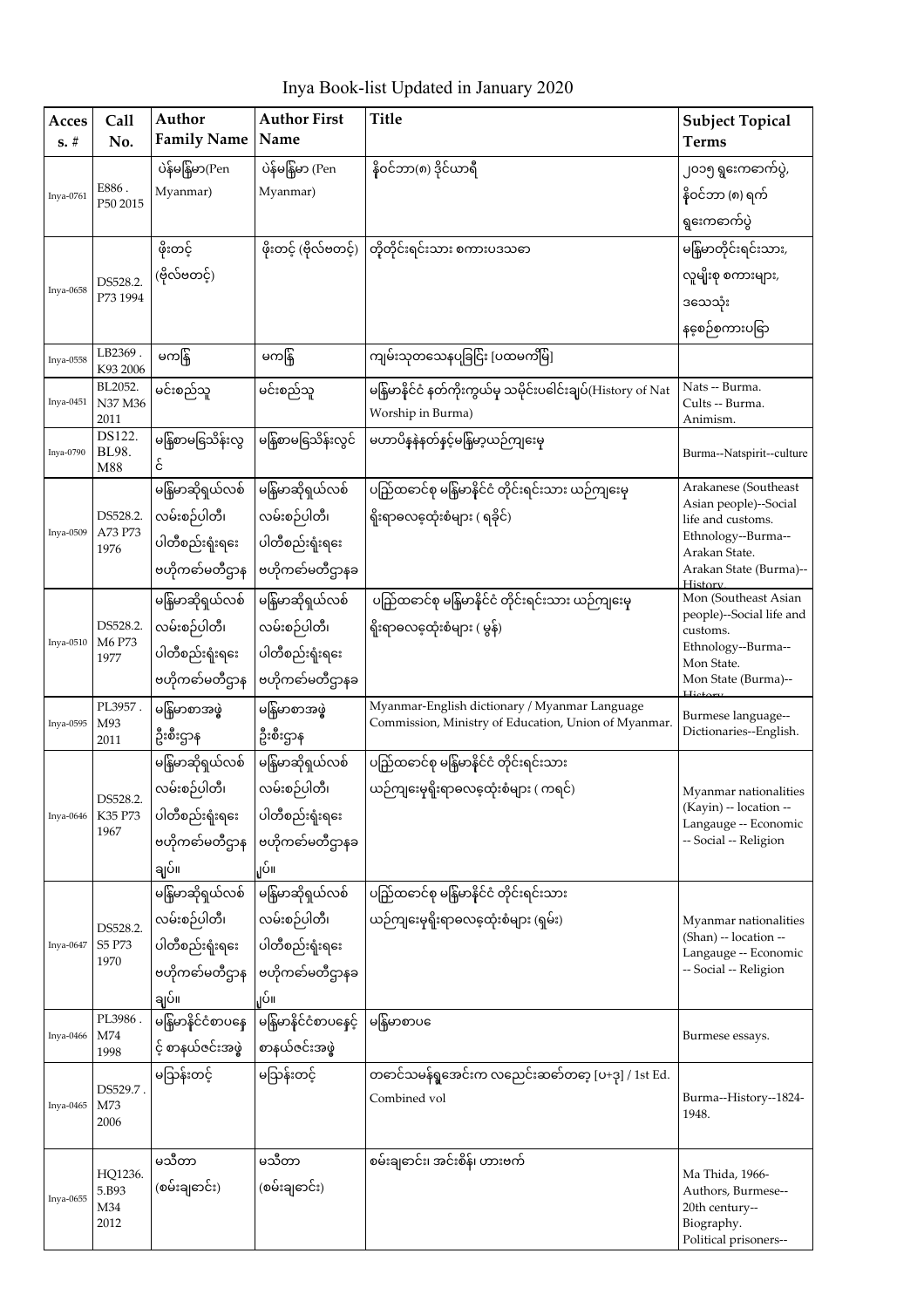# Inya Book-list Updated in January 2020

| Access. # | Call No. | Author Family Name | Author First Name | Title | Subject Topical Terms |
|---|---|---|---|---|---|
| Inya-0761 | E886 . P50 2015 | ပဲန်မြန်မာ(Pen Myanmar) | ပဲန်မြန်မာ (Pen Myanmar) | နိုဝင်ဘာ(၈) ဒိုင်ယာရီ | ၂၀၁၅ ရွေးကောက်ပွဲ, နိုဝင်ဘာ (၈) ရက် ရွေးကောက်ပွဲ |
| Inya-0658 | DS528.2. P73 1994 | ဖိုးတင့် (ဗိုလ်ဗတင့်) | ဖိုးတင့် (ဗိုလ်ဗတင့်) | တိုတိုင်းရင်းသား စကားပဒေသာ | မြန်မာတိုင်းရင်းသား, လူမျိုးစု စကားများ, ဒေသသုံး နှစ်ဘာသာစကားပြော |
| Inya-0558 | LB2369 . K93 2006 | မကန္တြ | မကန္တြ | ကျမ်းသုတေသနပြုခြင်း [ပထမကိမြ်] | |
| Inya-0451 | BL2052. N37 M36 2011 | မင်းစည်သူ | မင်းစည်သူ | မြန်မာနိုင်ငံ နတ်ကိုးကွယ်မှု သမိုင်းပေါင်းချုပ်(History of Nat Worship in Burma) | Nats -- Burma. Cults -- Burma. Animism. |
| Inya-0790 | DS122. BL98. M88 | မြန်မာမြေသိန်းလွင် | မြန်မာမြေသိန်းလွင် | မဟာပိန္နဲနတ်နှင့်မြန်မာ့ယဉ်ကျေးမှု | Burma--Natspirit--culture |
| Inya-0509 | DS528.2. A73 P73 1976 | မြန်မာဆိုရှယ်လစ် လမ်းစဉ်ပါတီ၊ ပါတီစည်းရုံးရေး ဗဟိုကော်မတီဌာန | မြန်မာဆိုရှယ်လစ် လမ်းစဉ်ပါတီ၊ ပါတီစည်းရုံးရေး ဗဟိုကော်မတီဌာနခ | ပြည်ထောင်စု မြန်မာနိုင်ငံ တိုင်းရင်းသား ယဉ်ကျေးမှု ရိုးရာဓလေ့ထုံးစံများ ( ရခိုင်) | Arakanese (Southeast Asian people)--Social life and customs. Ethnology--Burma--Arakan State. Arakan State (Burma)--History |
| Inya-0510 | DS528.2. M6 P73 1977 | မြန်မာဆိုရှယ်လစ် လမ်းစဉ်ပါတီ၊ ပါတီစည်းရုံးရေး ဗဟိုကော်မတီဌာန | မြန်မာဆိုရှယ်လစ် လမ်းစဉ်ပါတီ၊ ပါတီစည်းရုံးရေး ဗဟိုကော်မတီဌာနခ | ပြည်ထောင်စု မြန်မာနိုင်ငံ တိုင်းရင်းသား ယဉ်ကျေးမှု ရိုးရာဓလေ့ထုံးစံများ ( မွန်) | Mon (Southeast Asian people)--Social life and customs. Ethnology--Burma--Mon State. Mon State (Burma)--History |
| Inya-0595 | PL3957 . M93 2011 | မြန်မာစာအဖွဲ့ ဦးစီးဌာန | မြန်မာစာအဖွဲ့ ဦးစီးဌာန | Myanmar-English dictionary / Myanmar Language Commission, Ministry of Education, Union of Myanmar. | Burmese language--Dictionaries--English. |
| Inya-0646 | DS528.2. K35 P73 1967 | မြန်မာဆိုရှယ်လစ် လမ်းစဉ်ပါတီ၊ ပါတီစည်းရုံးရေး ဗဟိုကော်မတီဌာန ချုပ်။ | မြန်မာဆိုရှယ်လစ် လမ်းစဉ်ပါတီ၊ ပါတီစည်းရုံးရေး ဗဟိုကော်မတီဌာနခ ျုပ်။ | ပြည်ထောင်စု မြန်မာနိုင်ငံ တိုင်းရင်းသား ယဉ်ကျေးမှုရိုးရာဓလေ့ထုံးစံများ ( ကရင်) | Myanmar nationalities (Kayin) -- location -- Langauge -- Economic -- Social -- Religion |
| Inya-0647 | DS528.2. S5 P73 1970 | မြန်မာဆိုရှယ်လစ် လမ်းစဉ်ပါတီ၊ ပါတီစည်းရုံးရေး ဗဟိုကော်မတီဌာန ချုပ်။ | မြန်မာဆိုရှယ်လစ် လမ်းစဉ်ပါတီ၊ ပါတီစည်းရုံးရေး ဗဟိုကော်မတီဌာနခ ျုပ်။ | ပြည်ထောင်စု မြန်မာနိုင်ငံ တိုင်းရင်းသား ယဉ်ကျေးမှုရိုးရာဓလေ့ထုံးစံများ (ရှမ်း) | Myanmar nationalities (Shan) -- location -- Langauge -- Economic -- Social -- Religion |
| Inya-0466 | PL3986 . M74 1998 | မြန်မာနိုင်ငံစာပေနှ င့် စာနယ်ဇင်းအဖွဲ့ | မြန်မာနိုင်ငံစာပေနှင့် စာနယ်ဇင်းအဖွဲ့ | မြန်မာစာပေ | Burmese essays. |
| Inya-0465 | DS529.7 . M73 2006 | မဩန်းတင့် | မဩန်းတင့် | တောင်သမန်ရွှေအင်းက လညောင်းဆော်တော့ [ပ+ဒု] / 1st Ed. Combined vol | Burma--History--1824-1948. |
| Inya-0655 | HQ1236. 5.B93 M34 2012 | မသီတာ (စမ်းချောင်း) | မသီတာ (စမ်းချောင်း) | စမ်းချောင်း၊ အင်းစိန်၊ ဟားဗက် | Ma Thida, 1966- Authors, Burmese--20th century--Biography. Political prisoners-- |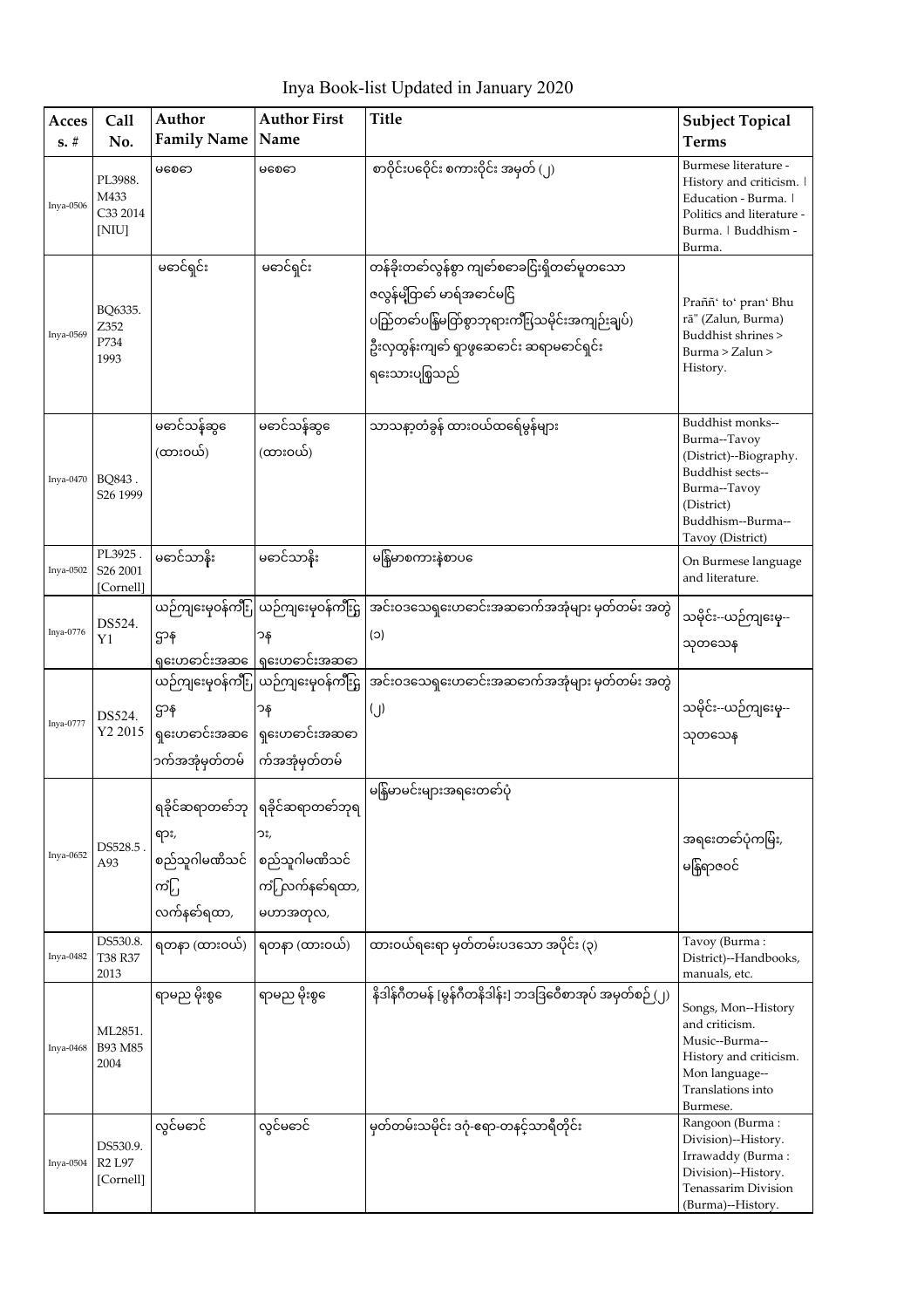# Inya Book-list Updated in January 2020

| Acces s. # | Call No. | Author Family Name | Author First Name | Title | Subject Topical Terms |
|---|---|---|---|---|---|
| Inya-0506 | PL3988. M433 C33 2014 [NIU] | မစောဓာ | မစောဓာ | စာဝိုင်းပဝိုင်း စကားဝိုင်း အမှတ် (၂) | Burmese literature - History and criticism. \| Education - Burma. \| Politics and literature - Burma. \| Buddhism - Burma. |
| Inya-0569 | BQ6335. Z352 P734 1993 | မဓာင်ရှင်း | မဓာင်ရှင်း | တန်ခိုးတော်လွန်စွာ ကျော်စောခြင်းရှိတော်မူတသော ဇလွန်မြို့တော် မာရ်အောင်မြေ ပည်တော်ပန်ြမ်ထိုတ်စွာဘုရားကိီးြသမိုင်းအကျဉ်းချုပ်) ဦးလှထွန်းကျော် ရှာဖွေဆောင်း ဆရာမဓာင်ရှင်း ရေးသားပြုစုသည် | Praññ' to' pran' Bhu rā" (Zalun, Burma) Buddhist shrines > Burma > Zalun > History. |
| Inya-0470 | BQ843 . S26 1999 | မဓာင်သန်းဆွေ (ထားဝယ်) | မဓာင်သန်းဆွေ (ထားဝယ်) | သာသနာ့တံခွန် ထားဝယ်ထေရ်မွန်များ | Buddhist monks--Burma--Tavoy (District)--Biography. Buddhist sects--Burma--Tavoy (District) Buddhism--Burma--Tavoy (District) |
| Inya-0502 | PL3925 . S26 2001 [Cornell] | မဓာင်သာနိုး | မဓာင်သာနိုး | မြန်မာစကားနှံစာပေ | On Burmese language and literature. |
| Inya-0776 | DS524. Y1 | ယဉ်ကျေးမှုဝန်ကီးြဌာန ရှေးဟောင်းအဆဓ | ယဉ်ကျေးမှုဝန်ကီးြဌာန ရှေးဟောင်းအဆဓာ | အင်းဝဒေသရှေးဟောင်းအဆဓာက်အအုံများ မှတ်တမ်း အတွဲ (၁) | သမိုင်း--ယဉ်ကျေးမှု--သုတသေန |
| Inya-0777 | DS524. Y2 2015 | ယဉ်ကျေးမှုဝန်ကီးြဌာန ရှေးဟောင်းအဆဓ ာက်အအုံမှတ်တမ် | ယဉ်ကျေးမှုဝန်ကီးြဌာန ရှေးဟောင်းအဆဓာ က်အအုံမှတ်တမ် | အင်းဝဒေသရှေးဟောင်းအဆဓာက်အအုံများ မှတ်တမ်း အတွဲ (၂) | သမိုင်း--ယဉ်ကျေးမှု--သုတသေန |
| Inya-0652 | DS528.5 . A93 | ရခိုင်ဆရာတော်ဘုရား, စည်သူဂါမဏိသင်ကျ်ြ လက်နဓ်ရထာ, | ရခိုင်ဆရာတော်ဘုရား, စည်သူဂါမဏိသင်ကျ်ြလက်နဓ်ရထာ, မဟာအတုလ, | မြန်မာမင်းများအရေးတော်ပုံ | အရေးတော်ပုံကမြီး, မြန်ြရာဇဝင် |
| Inya-0482 | DS530.8. T38 R37 2013 | ရတနာ (ထားဝယ်) | ရတနာ (ထားဝယ်) | ထားဝယ်ရေးရာ မှတ်တမ်းပဒသော အပိုင်း (၃) | Tavoy (Burma : District)--Handbooks, manuals, etc. |
| Inya-0468 | ML2851. B93 M85 2004 | ရာမည မိုးစွေ | ရာမည မိုးစွေ | နိဒါန်ဂီတမန် [မွန်ဂီတနိဒါန်း] ဘဒဒြဝီစာအုပ် အမှတ်စဉ် (၂) | Songs, Mon--History and criticism. Music--Burma--History and criticism. Mon language--Translations into Burmese. |
| Inya-0504 | DS530.9. R2 L97 [Cornell] | လွင်မဓာင် | လွင်မဓာင် | မှတ်တမ်းသမိုင်း ဒဂုံ-ဧရာ-တနင်္သာရီတိုင်း | Rangoon (Burma : Division)--History. Irrawaddy (Burma : Division)--History. Tenassarim Division (Burma)--History. |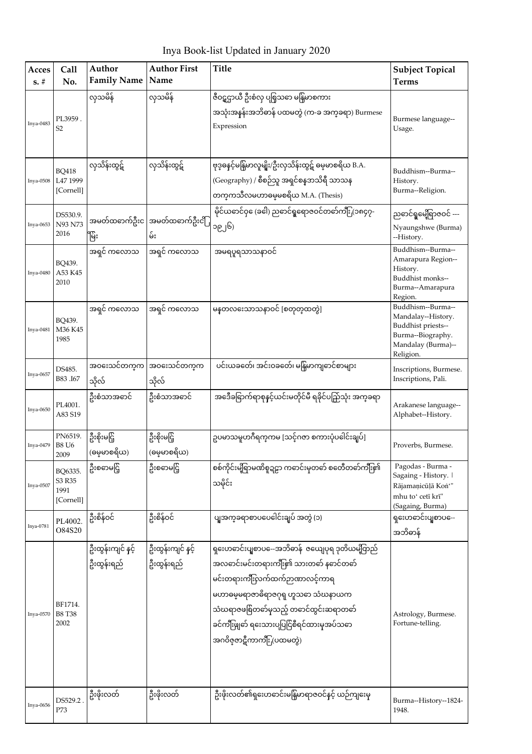# Inya Book-list Updated in January 2020

| Acces s. # | Call No. | Author Family Name | Author First Name | Title | Subject Topical Terms |
|---|---|---|---|---|---|
| Inya-0483 | PL3959 . S2 | လှသမိန် | လှသမိန် | ဇိဝဠဍာယီ ဦးစံလု ပစ္စုသာ မြန်မာစကား အသုံးအနှုန်းအဘိဓာန် ပထမတွဲ (က-ခ အက္ခရာ) Burmese Expression | Burmese language--Usage. |
| Inya-0508 | BQ418 L47 1999 [Cornell] | လှသိန်းထွဋ် | လှသိန်းထွဋ် | ဗုဒ္ဓနှင့်မြန်မာလူမျိုး/ဦးလှသိန်းထွဋ် ဓမ္မာစရိယ B.A. (Geography) / စီစဉ်သူ အရှင်စန္ဒာသိရီ သာသန တက္ကသိုလ်မဟာဓမ္မစရိယ M.A. (Thesis) | Buddhism--Burma--History. Burma--Religion. |
| Inya-0653 | DS530.9. N93 N73 2016 | အမတ်ထောက်ဦးငြိမ်း | အမတ်ထောက်ဦးငြိမ်း | မိုင်ယောင်ဇု (ခေါ်) ညောင်ရွှေရာဇဝင်တော်ကြီး(၁၈၄၇-၁၉၂၆) | ညောင်ရွှေမြို့ရာဇဝင် --- Nyaungshwe (Burma) --History. |
| Inya-0480 | BQ439. A53 K45 2010 | အရှင် ကလောသ | အရှင် ကလောသ | အမရပူရသာသနာဝင် | Buddhism--Burma--Amarapura Region--History. Buddhist monks--Burma--Amarapura Region. |
| Inya-0481 | BQ439. M36 K45 1985 | အရှင် ကလောသ | အရှင် ကလောသ | မန္တလေးသာသနာဝင် [စတုတ္ထတွဲ] | Buddhism--Burma--Mandalay--History. Buddhist priests--Burma--Biography. Mandalay (Burma)--Religion. |
| Inya-0657 | DS485. B83 .I67 | အဝေးသင်တက္ကသိုလ် | အဝေးသင်တက္ကသိုလ် | ပင်းယခေတ်၊ အင်းဝခေတ်၊ မြန်မာကျောက်စာများ | Inscriptions, Burmese. Inscriptions, Pali. |
| Inya-0650 | PL4001. A83 S19 | ဦးစံသာအောင် | ဦးစံသာအောင် | အဒေီခေါက်ရာစုနှင့်ယင်းမတိုင်မီ ရခိုင်ပြည်သုံး အက္ခရာ | Arakanese language--Alphabet--History. |
| Inya-0479 | PN6519. B8 U6 2009 | ဦးစိုးမြ (ဓမ္မာစရိယ) | ဦးစိုးမြ (ဓမ္မာစရိယ) | ဥပမာသမူဟဂီရက္ကမ [သင့်ဂဇာ စကားပုံပေါင်းချုပ်] | Proverbs, Burmese. |
| Inya-0507 | BQ6335. S3 R35 1991 [Cornell] | ဦးစောမြ | ဦးစောမြ | စစ်ကိုင်းမြို့ရာမဏိစူဠာ ကောင်းမှုတော် စေတီတော်ကြီး၏ သမိုင်း | Pagodas - Burma - Sagaing - History. \| Rājamaṇicūḷā Koṅ'" mhu to' cetī krī" (Sagaing, Burma) |
| Inya-0781 | PL4002. O84S20 | ဦးစိန်ဝင် | ဦးစိန်ဝင် | ပျူအက္ခရာစာပေပေါင်းချုပ် အတွဲ (၁) | ရှေးဟောင်းပျူစာပေ--အဘိဓာန် |
| Inya-0570 | BF1714. B8 T38 2002 | ဦးထွန်းကျော် နှင့် ဦးထွန်းရည် | ဦးထွန်းကျော် နှင့် ဦးထွန်းရည် | ရှေးဟောင်းပျူစာပေ--အဘိဓာန် ဇယျောပုရ ဒုတိယမြို့တည် အလောင်းမင်းတရားကြီး၏ သားတော် နောင်တော် မင်းတရားကြီးလက်ထက်ဉာဏာလင်္ကာရ မဟာဓမ္မရာဇာဓိရာဇဂုရု ဟူသော သံဃနာယက သံဃရာဇဖြစ်တော်မူသည့် တောင်ထွင်းဆရာတော် ခင်ကြီးဖြစ်တော် ရေးသားပြုပြင်စီရင်ထားမှုအပ်သော အဂ္ဂဝိဇ္ဇာဋီကာကြီး(ပထမတွဲ) | Astrology, Burmese. Fortune-telling. |
| Inya-0656 | DS529.2 . P73 | ဦးဖိုးလတ် | ဦးဖိုးလတ် | ဦးဖိုးလတ်၏ရှေးဟောင်းမြန်မာရာဇဝင်နှင့် ယဉ်ကျေးမှု | Burma--History--1824-1948. |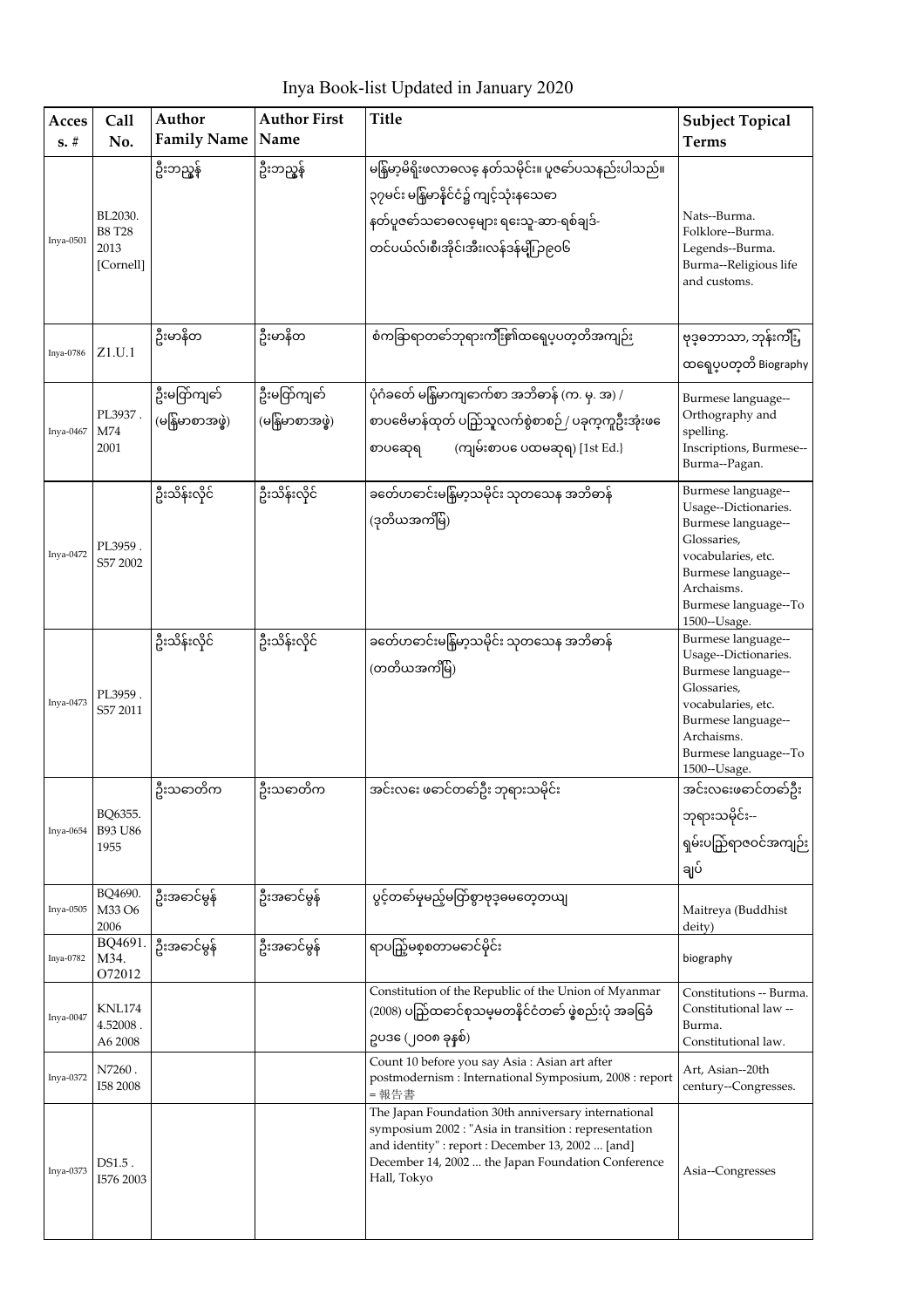# Inya Book-list Updated in January 2020

| Access. # | Call No. | Author Family Name | Author First Name | Title | Subject Topical Terms |
|---|---|---|---|---|---|
| Inya-0501 | BL2030. B8 T28 2013 [Cornell] | ဦးဘညွန့် | ဦးဘညွန့် | မြန်မာ့မိရိုးဖလာဓလေ့ နတ်သမိုင်း။ ပုဇော်ပသနည်းပါသည်။ ၃၇မင်း မြန်မာနိုင်ငံ၌ ကျင့်သုံးနသေဓာ နတ်ပူဇော်သဓာဓလေ့များ ရေးသူ-ဆာ-ရစ်ချဒ်-တင်ပယ်လ်၊စီ၊အိုင်၊အီး၊လန်ဒန်မြို့၊၁၉၀၆ | Nats--Burma. Folklore--Burma. Legends--Burma. Burma--Religious life and customs. |
| Inya-0786 | Z1.U.1 | ဦးမာနိတ | ဦးမာနိတ | စံကခြာရာတော်ဘုရားကြီး၏ထေရုပ္ပတ္တိအကျဉ်း | ဗုဒ္ဓဘာသာ, ဘုန်းကြီး ထေရုပ္ပတ္တိ Biography |
| Inya-0467 | PL3937 . M74 2001 | ဦးမတ္တာကျော် (မြန်မာစာအဖွဲ့) | ဦးမတ္တာကျော် (မြန်မာစာအဖွဲ့) | ပုဂံခေတ် မြန်မာကျောက်စာ အဘိဓာန် (က. မှ. အ) / စာပဓိဗာန်ထုတ် ပြည်သူလက်စွဲစာစဉ် / ပခုက္ကူဦးအုံးဖေ စာပဆုရ (ကျမ်းစာပဓ ပထမဆုရ) [1st Ed.] | Burmese language--Orthography and spelling. Inscriptions, Burmese--Burma--Pagan. |
| Inya-0472 | PL3959 . S57 2002 | ဦးသိန်းလှိုင် | ဦးသိန်းလှိုင် | ခေတ်ဟောင်းမြန်မာ့သမိုင်း သုတသေန အဘိဓာန် (ဒုတိယအကြိမ်) | Burmese language--Usage--Dictionaries. Burmese language--Glossaries, vocabularies, etc. Burmese language--Archaisms. Burmese language--To 1500--Usage. |
| Inya-0473 | PL3959 . S57 2011 | ဦးသိန်းလှိုင် | ဦးသိန်းလှိုင် | ခေတ်ဟောင်းမြန်မာ့သမိုင်း သုတသေန အဘိဓာန် (တတိယအကြိမ်) | Burmese language--Usage--Dictionaries. Burmese language--Glossaries, vocabularies, etc. Burmese language--Archaisms. Burmese language--To 1500--Usage. |
| Inya-0654 | BQ6355. B93 U86 1955 | ဦးသဓာတိက | ဦးသဓာတိက | အင်းလေး ဖဓာင်တော်ဦး ဘုရားသမိုင်း | အင်းလေးဖဓာင်တော်ဦး ဘုရားသမိုင်း--ရှမ်းပြည်ရာဇဝင်အကျဉ်းချုပ် |
| Inya-0505 | BQ4690. M33 O6 2006 | ဦးအဓာင်မွန် | ဦးအဓာင်မွန် | ပွင့်တော်မူမည့်မတ္တာစွာဗုဒ္ဓမတော့တယျ | Maitreya (Buddhist deity) |
| Inya-0782 | BQ4691. M34. O72012 | ဦးအဓာင်မွန် | ဦးအဓာင်မွန် | ရာပည္ဈမစ္စတာမဓာင်မိုင်း | biography |
| Inya-0047 | KNL174 4.52008 . A6 2008 | | | Constitution of the Republic of the Union of Myanmar (2008) ပြည်ထဓာင်စုသမ္မတနိုင်ငံတော် ဖွဲ့စည်းပုံ အခြေခံ ဥပဒေ (၂၀၀၈ ခုနှစ်) | Constitutions -- Burma. Constitutional law -- Burma. Constitutional law. |
| Inya-0372 | N7260 . I58 2008 | | | Count 10 before you say Asia : Asian art after postmodernism : International Symposium, 2008 : report = 報告書 | Art, Asian--20th century--Congresses. |
| Inya-0373 | DS1.5 . I576 2003 | | | The Japan Foundation 30th anniversary international symposium 2002 : "Asia in transition : representation and identity" : report : December 13, 2002 ... [and] December 14, 2002 ... the Japan Foundation Conference Hall, Tokyo | Asia--Congresses |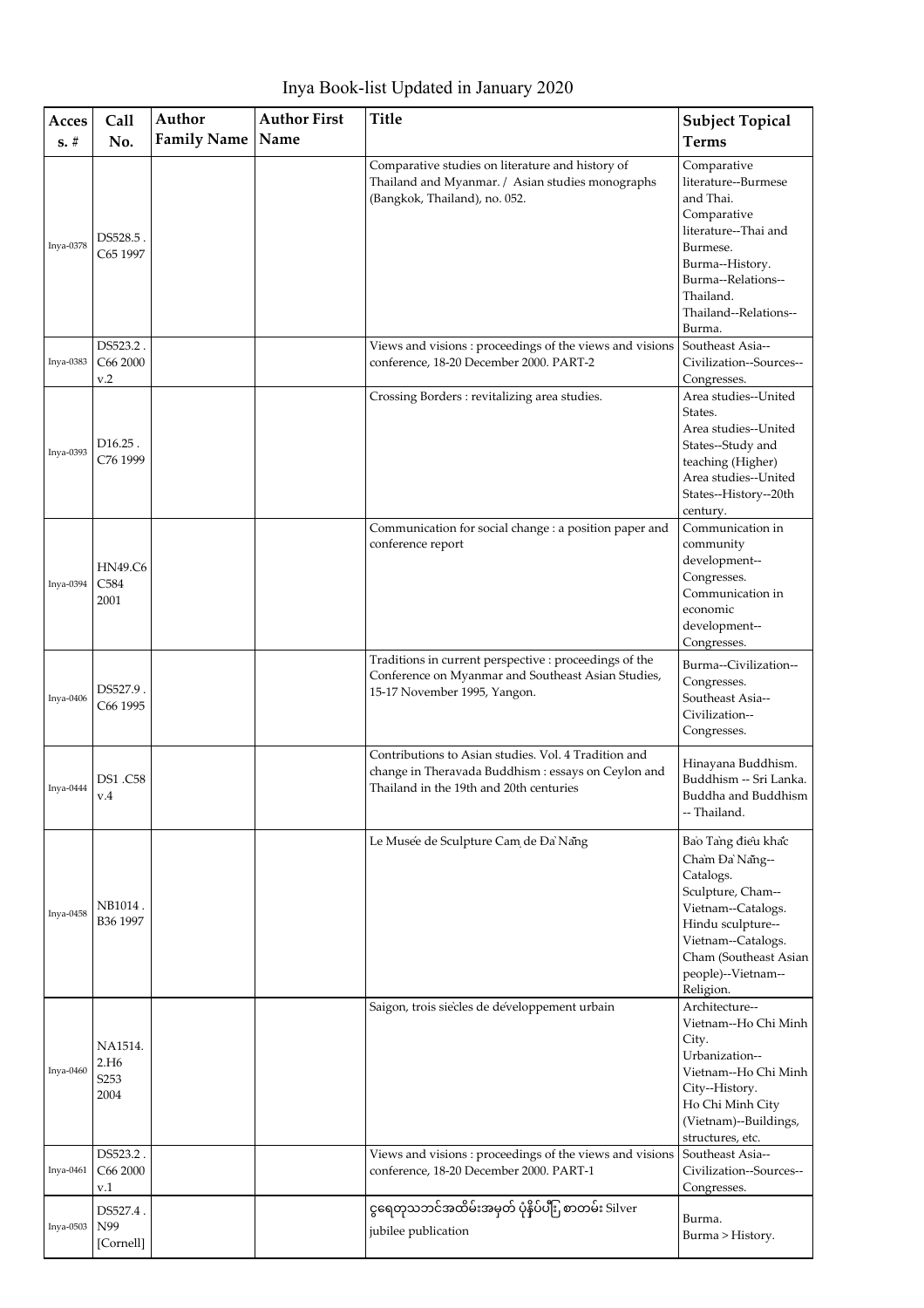# Inya Book-list Updated in January 2020

| Access. # | Call No. | Author Family Name | Author First Name | Title | Subject Topical Terms |
|---|---|---|---|---|---|
| Inya-0378 | DS528.5 . C65 1997 | | | Comparative studies on literature and history of Thailand and Myanmar. / Asian studies monographs (Bangkok, Thailand), no. 052. | Comparative literature--Burmese and Thai. Comparative literature--Thai and Burmese. Burma--History. Burma--Relations--Thailand. Thailand--Relations--Burma. |
| Inya-0383 | DS523.2 . C66 2000 v.2 | | | Views and visions : proceedings of the views and visions conference, 18-20 December 2000. PART-2 | Southeast Asia--Civilization--Sources--Congresses. |
| Inya-0393 | D16.25 . C76 1999 | | | Crossing Borders : revitalizing area studies. | Area studies--United States. Area studies--United States--Study and teaching (Higher) Area studies--United States--History--20th century. |
| Inya-0394 | HN49.C6 C584 2001 | | | Communication for social change : a position paper and conference report | Communication in community development--Congresses. Communication in economic development--Congresses. |
| Inya-0406 | DS527.9 . C66 1995 | | | Traditions in current perspective : proceedings of the Conference on Myanmar and Southeast Asian Studies, 15-17 November 1995, Yangon. | Burma--Civilization--Congresses. Southeast Asia--Civilization--Congresses. |
| Inya-0444 | DS1 .C58 v.4 | | | Contributions to Asian studies. Vol. 4 Tradition and change in Theravada Buddhism : essays on Ceylon and Thailand in the 19th and 20th centuries | Hinayana Buddhism. Buddhism -- Sri Lanka. Buddha and Buddhism -- Thailand. |
| Inya-0458 | NB1014 . B36 1997 | | | Le Musée de Sculpture Cam de Đà Nẵng | Bảo Tàng điêu khắc Chàm Đà Nẵng--Catalogs. Sculpture, Cham--Vietnam--Catalogs. Hindu sculpture--Vietnam--Catalogs. Cham (Southeast Asian people)--Vietnam--Religion. |
| Inya-0460 | NA1514. 2.H6 S253 2004 | | | Saigon, trois siècles de développement urbain | Architecture--Vietnam--Ho Chi Minh City. Urbanization--Vietnam--Ho Chi Minh City--History. Ho Chi Minh City (Vietnam)--Buildings, structures, etc. |
| Inya-0461 | DS523.2 . C66 2000 v.1 | | | Views and visions : proceedings of the views and visions conference, 18-20 December 2000. PART-1 | Southeast Asia--Civilization--Sources--Congresses. |
| Inya-0503 | DS527.4 . N99 [Cornell] | | | ငွေရတုသဘင်အထိမ်းအမှတ် ပုံနှိပ်ပါ စာတမ်း Silver jubilee publication | Burma. Burma > History. |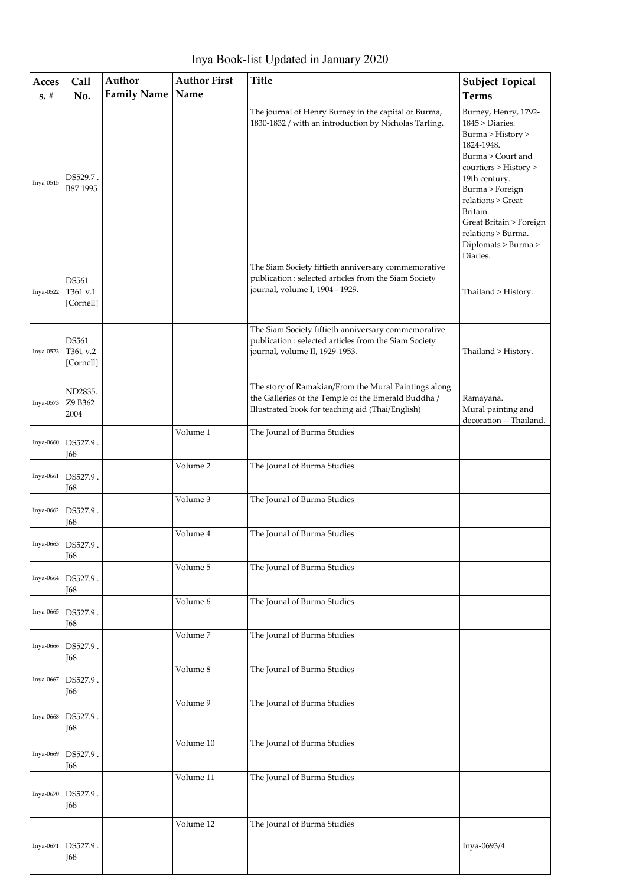# Inya Book-list Updated in January 2020

| Access. # | Call No. | Author Family Name | Author First Name | Title | Subject Topical Terms |
|---|---|---|---|---|---|
| Inya-0515 | DS529.7 . B87 1995 | | | The journal of Henry Burney in the capital of Burma, 1830-1832 / with an introduction by Nicholas Tarling. | Burney, Henry, 1792-1845 > Diaries. Burma > History > 1824-1948. Burma > Court and courtiers > History > 19th century. Burma > Foreign relations > Great Britain. Great Britain > Foreign relations > Burma. Diplomats > Burma > Diaries. |
| Inya-0522 | DS561 . T361 v.1 [Cornell] | | | The Siam Society fiftieth anniversary commemorative publication : selected articles from the Siam Society journal, volume I, 1904 - 1929. | Thailand > History. |
| Inya-0523 | DS561 . T361 v.2 [Cornell] | | | The Siam Society fiftieth anniversary commemorative publication : selected articles from the Siam Society journal, volume II, 1929-1953. | Thailand > History. |
| Inya-0573 | ND2835. Z9 B362 2004 | | | The story of Ramakian/From the Mural Paintings along the Galleries of the Temple of the Emerald Buddha / Illustrated book for teaching aid (Thai/English) | Ramayana. Mural painting and decoration -- Thailand. |
| Inya-0660 | DS527.9 . J68 | | Volume 1 | The Jounal of Burma Studies | |
| Inya-0661 | DS527.9 . J68 | | Volume 2 | The Jounal of Burma Studies | |
| Inya-0662 | DS527.9 . J68 | | Volume 3 | The Jounal of Burma Studies | |
| Inya-0663 | DS527.9 . J68 | | Volume 4 | The Jounal of Burma Studies | |
| Inya-0664 | DS527.9 . J68 | | Volume 5 | The Jounal of Burma Studies | |
| Inya-0665 | DS527.9 . J68 | | Volume 6 | The Jounal of Burma Studies | |
| Inya-0666 | DS527.9 . J68 | | Volume 7 | The Jounal of Burma Studies | |
| Inya-0667 | DS527.9 . J68 | | Volume 8 | The Jounal of Burma Studies | |
| Inya-0668 | DS527.9 . J68 | | Volume 9 | The Jounal of Burma Studies | |
| Inya-0669 | DS527.9 . J68 | | Volume 10 | The Jounal of Burma Studies | |
| Inya-0670 | DS527.9 . J68 | | Volume 11 | The Jounal of Burma Studies | |
| Inya-0671 | DS527.9 . J68 | | Volume 12 | The Jounal of Burma Studies | Inya-0693/4 |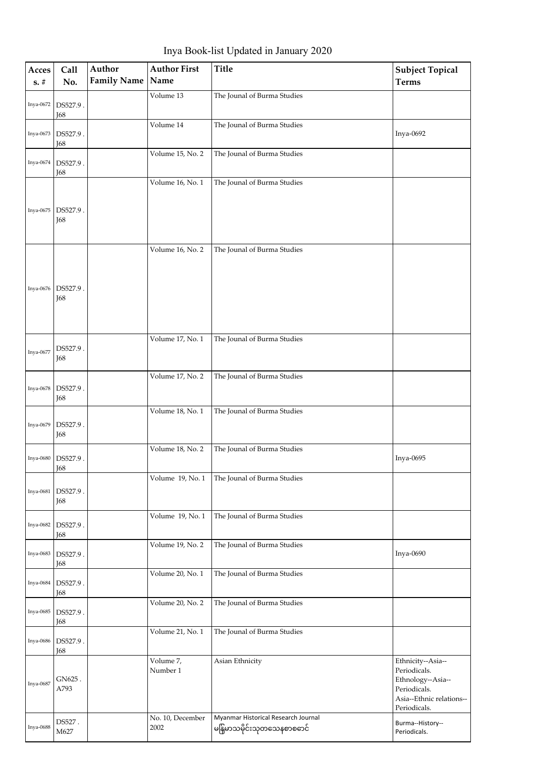# Inya Book-list Updated in January 2020

| Access. # | Call No. | Author Family Name | Author First Name | Title | Subject Topical Terms |
|---|---|---|---|---|---|
| Inya-0672 | DS527.9 . J68 | | Volume 13 | The Jounal of Burma Studies | |
| Inya-0673 | DS527.9 . J68 | | Volume 14 | The Jounal of Burma Studies | Inya-0692 |
| Inya-0674 | DS527.9 . J68 | | Volume 15, No. 2 | The Jounal of Burma Studies | |
| Inya-0675 | DS527.9 . J68 | | Volume 16, No. 1 | The Jounal of Burma Studies | |
| Inya-0676 | DS527.9 . J68 | | Volume 16, No. 2 | The Jounal of Burma Studies | |
| Inya-0677 | DS527.9 . J68 | | Volume 17, No. 1 | The Jounal of Burma Studies | |
| Inya-0678 | DS527.9 . J68 | | Volume 17, No. 2 | The Jounal of Burma Studies | |
| Inya-0679 | DS527.9 . J68 | | Volume 18, No. 1 | The Jounal of Burma Studies | |
| Inya-0680 | DS527.9 . J68 | | Volume 18, No. 2 | The Jounal of Burma Studies | Inya-0695 |
| Inya-0681 | DS527.9 . J68 | | Volume 19, No. 1 | The Jounal of Burma Studies | |
| Inya-0682 | DS527.9 . J68 | | Volume 19, No. 1 | The Jounal of Burma Studies | |
| Inya-0683 | DS527.9 . J68 | | Volume 19, No. 2 | The Jounal of Burma Studies | Inya-0690 |
| Inya-0684 | DS527.9 . J68 | | Volume 20, No. 1 | The Jounal of Burma Studies | |
| Inya-0685 | DS527.9 . J68 | | Volume 20, No. 2 | The Jounal of Burma Studies | |
| Inya-0686 | DS527.9 . J68 | | Volume 21, No. 1 | The Jounal of Burma Studies | |
| Inya-0687 | GN625 . A793 | | Volume 7, Number 1 | Asian Ethnicity | Ethnicity--Asia--Periodicals. Ethnology--Asia--Periodicals. Asia--Ethnic relations--Periodicals. |
| Inya-0688 | DS527 . M627 | | No. 10, December 2002 | Myanmar Historical Research Journal မြန်မာသမိုင်းသုတေသနစာစောင် | Burma--History--Periodicals. |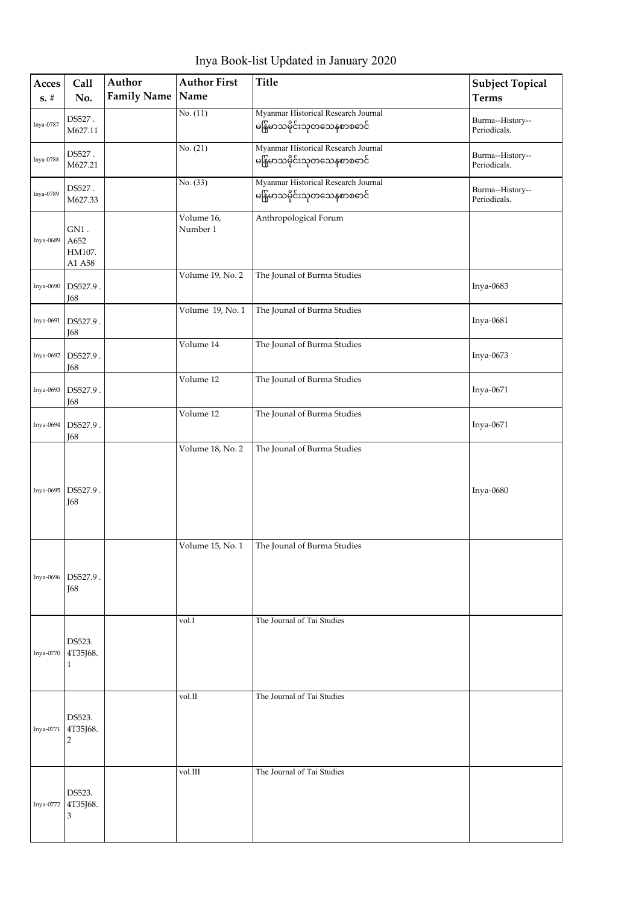Inya Book-list Updated in January 2020

| Access. # | Call No. | Author Family Name | Author First Name | Title | Subject Topical Terms |
|---|---|---|---|---|---|
| Inya-0787 | DS527 . M627.11 | | No. (11) | Myanmar Historical Research Journal မြန်မာသမိုင်းသုတေသနစာစောင် | Burma--History--Periodicals. |
| Inya-0788 | DS527 . M627.21 | | No. (21) | Myanmar Historical Research Journal မြန်မာသမိုင်းသုတေသနစာစောင် | Burma--History--Periodicals. |
| Inya-0789 | DS527 . M627.33 | | No. (33) | Myanmar Historical Research Journal မြန်မာသမိုင်းသုတေသနစာစောင် | Burma--History--Periodicals. |
| Inya-0689 | GN1 . A652 HM107. A1 A58 | | Volume 16, Number 1 | Anthropological Forum | |
| Inya-0690 | DS527.9 . J68 | | Volume 19, No. 2 | The Jounal of Burma Studies | Inya-0683 |
| Inya-0691 | DS527.9 . J68 | | Volume 19, No. 1 | The Jounal of Burma Studies | Inya-0681 |
| Inya-0692 | DS527.9 . J68 | | Volume 14 | The Jounal of Burma Studies | Inya-0673 |
| Inya-0693 | DS527.9 . J68 | | Volume 12 | The Jounal of Burma Studies | Inya-0671 |
| Inya-0694 | DS527.9 . J68 | | Volume 12 | The Jounal of Burma Studies | Inya-0671 |
| Inya-0695 | DS527.9 . J68 | | Volume 18, No. 2 | The Jounal of Burma Studies | Inya-0680 |
| Inya-0696 | DS527.9 . J68 | | Volume 15, No. 1 | The Jounal of Burma Studies | |
| Inya-0770 | DS523. 4T35J68. 1 | | vol.I | The Journal of Tai Studies | |
| Inya-0771 | DS523. 4T35J68. 2 | | vol.II | The Journal of Tai Studies | |
| Inya-0772 | DS523. 4T35J68. 3 | | vol.III | The Journal of Tai Studies | |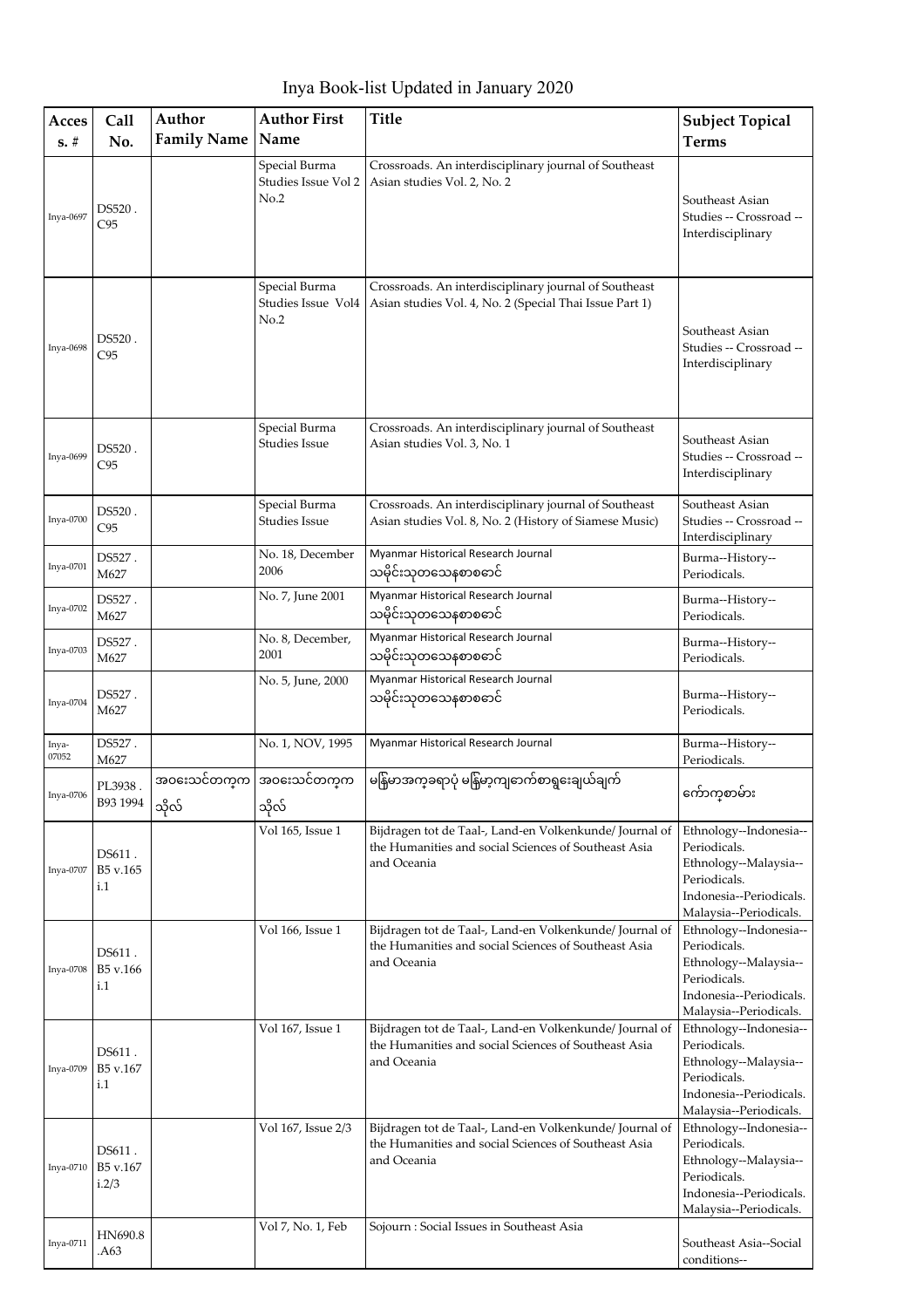# Inya Book-list Updated in January 2020

| Access. # | Call No. | Author Family Name | Author First Name | Title | Subject Topical Terms |
|---|---|---|---|---|---|
| Inya-0697 | DS520 . C95 | | Special Burma Studies Issue Vol 2 No.2 | Crossroads. An interdisciplinary journal of Southeast Asian studies Vol. 2, No. 2 | Southeast Asian Studies -- Crossroad -- Interdisciplinary |
| Inya-0698 | DS520 . C95 | | Special Burma Studies Issue Vol4 No.2 | Crossroads. An interdisciplinary journal of Southeast Asian studies Vol. 4, No. 2 (Special Thai Issue Part 1) | Southeast Asian Studies -- Crossroad -- Interdisciplinary |
| Inya-0699 | DS520 . C95 | | Special Burma Studies Issue | Crossroads. An interdisciplinary journal of Southeast Asian studies Vol. 3, No. 1 | Southeast Asian Studies -- Crossroad -- Interdisciplinary |
| Inya-0700 | DS520 . C95 | | Special Burma Studies Issue | Crossroads. An interdisciplinary journal of Southeast Asian studies Vol. 8, No. 2 (History of Siamese Music) | Southeast Asian Studies -- Crossroad -- Interdisciplinary |
| Inya-0701 | DS527 . M627 | | No. 18, December 2006 | Myanmar Historical Research Journal သမိုင်းသုတသေနစာစောင် | Burma--History--Periodicals. |
| Inya-0702 | DS527 . M627 | | No. 7, June 2001 | Myanmar Historical Research Journal သမိုင်းသုတသေနစာစောင် | Burma--History--Periodicals. |
| Inya-0703 | DS527 . M627 | | No. 8, December, 2001 | Myanmar Historical Research Journal သမိုင်းသုတသေနစာစောင် | Burma--History--Periodicals. |
| Inya-0704 | DS527 . M627 | | No. 5, June, 2000 | Myanmar Historical Research Journal သမိုင်းသုတသေနစာစောင် | Burma--History--Periodicals. |
| Inya-07052 | DS527 . M627 | | No. 1, NOV, 1995 | Myanmar Historical Research Journal | Burma--History--Periodicals. |
| Inya-0706 | PL3938 . B93 1994 | အဝေးသင်တက္ကသိုလ် | အဝေးသင်တက္ကသိုလ် | မြန်မာအက္ခရာပုံ မြန်မာ့ကျောက်စာရွေးချယ်ချက် | ကျောက်စာများ |
| Inya-0707 | DS611 . B5 v.165 i.1 | | Vol 165, Issue 1 | Bijdragen tot de Taal-, Land-en Volkenkunde/ Journal of the Humanities and social Sciences of Southeast Asia and Oceania | Ethnology--Indonesia--Periodicals. Ethnology--Malaysia--Periodicals. Indonesia--Periodicals. Malaysia--Periodicals. |
| Inya-0708 | DS611 . B5 v.166 i.1 | | Vol 166, Issue 1 | Bijdragen tot de Taal-, Land-en Volkenkunde/ Journal of the Humanities and social Sciences of Southeast Asia and Oceania | Ethnology--Indonesia--Periodicals. Ethnology--Malaysia--Periodicals. Indonesia--Periodicals. Malaysia--Periodicals. |
| Inya-0709 | DS611 . B5 v.167 i.1 | | Vol 167, Issue 1 | Bijdragen tot de Taal-, Land-en Volkenkunde/ Journal of the Humanities and social Sciences of Southeast Asia and Oceania | Ethnology--Indonesia--Periodicals. Ethnology--Malaysia--Periodicals. Indonesia--Periodicals. Malaysia--Periodicals. |
| Inya-0710 | DS611 . B5 v.167 i.2/3 | | Vol 167, Issue 2/3 | Bijdragen tot de Taal-, Land-en Volkenkunde/ Journal of the Humanities and social Sciences of Southeast Asia and Oceania | Ethnology--Indonesia--Periodicals. Ethnology--Malaysia--Periodicals. Indonesia--Periodicals. Malaysia--Periodicals. |
| Inya-0711 | HN690.8 .A63 | | Vol 7, No. 1, Feb | Sojourn : Social Issues in Southeast Asia | Southeast Asia--Social conditions-- |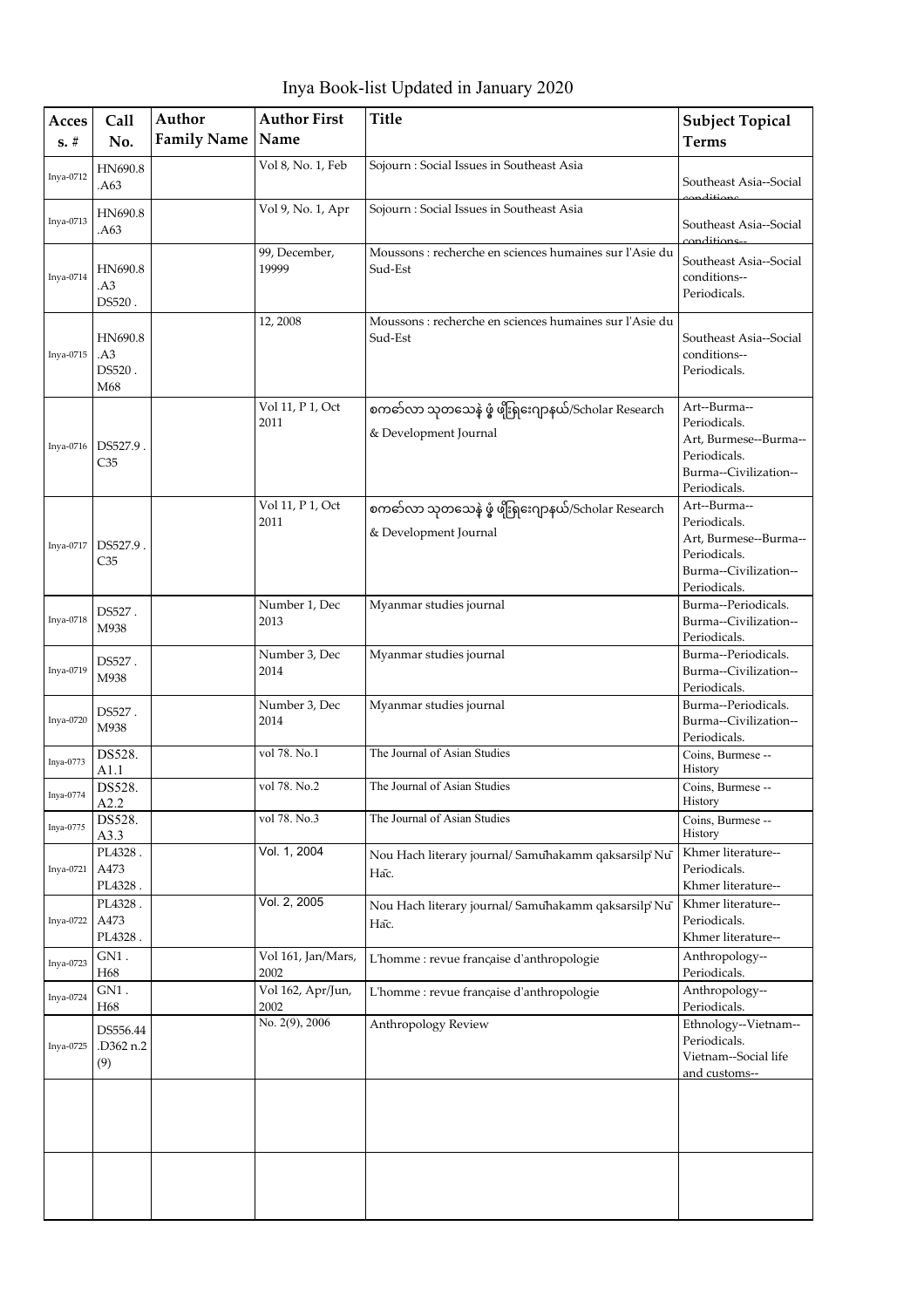# Inya Book-list Updated in January 2020

| Access. # | Call No. | Author Family Name | Author First Name | Title | Subject Topical Terms |
|---|---|---|---|---|---|
| Inya-0712 | HN690.8 .A63 | | Vol 8, No. 1, Feb | Sojourn : Social Issues in Southeast Asia | Southeast Asia--Social conditions |
| Inya-0713 | HN690.8 .A63 | | Vol 9, No. 1, Apr | Sojourn : Social Issues in Southeast Asia | Southeast Asia--Social conditions-- |
| Inya-0714 | HN690.8 .A3 DS520 . | | 99, December, 19999 | Moussons : recherche en sciences humaines sur l'Asie du Sud-Est | Southeast Asia--Social conditions-- Periodicals. |
| Inya-0715 | HN690.8 .A3 DS520 . M68 | | 12, 2008 | Moussons : recherche en sciences humaines sur l'Asie du Sud-Est | Southeast Asia--Social conditions-- Periodicals. |
| Inya-0716 | DS527.9 . C35 | | Vol 11, P 1, Oct 2011 | စကော်လာ သုတသေနဲ့ ဖွံ့ ဖြိုးရှုးရေးဂျာနယ်/Scholar Research & Development Journal | Art--Burma-- Periodicals. Art, Burmese--Burma-- Periodicals. Burma--Civilization-- Periodicals. |
| Inya-0717 | DS527.9 . C35 | | Vol 11, P 1, Oct 2011 | စကော်လာ သုတသေနဲ့ ဖွံ့ ဖြိုးရှုးရေးဂျာနယ်/Scholar Research & Development Journal | Art--Burma-- Periodicals. Art, Burmese--Burma-- Periodicals. Burma--Civilization-- Periodicals. |
| Inya-0718 | DS527 . M938 | | Number 1, Dec 2013 | Myanmar studies journal | Burma--Periodicals. Burma--Civilization-- Periodicals. |
| Inya-0719 | DS527 . M938 | | Number 3, Dec 2014 | Myanmar studies journal | Burma--Periodicals. Burma--Civilization-- Periodicals. |
| Inya-0720 | DS527 . M938 | | Number 3, Dec 2014 | Myanmar studies journal | Burma--Periodicals. Burma--Civilization-- Periodicals. |
| Inya-0773 | DS528. A1.1 | | vol 78. No.1 | The Journal of Asian Studies | Coins, Burmese -- History |
| Inya-0774 | DS528. A2.2 | | vol 78. No.2 | The Journal of Asian Studies | Coins, Burmese -- History |
| Inya-0775 | DS528. A3.3 | | vol 78. No.3 | The Journal of Asian Studies | Coins, Burmese -- History |
| Inya-0721 | PL4328 . A473 PL4328 . | | Vol. 1, 2004 | Nou Hach literary journal/ Samūhakamm qaksarsilp̊ Nū Hāc. | Khmer literature-- Periodicals. Khmer literature-- |
| Inya-0722 | PL4328 . A473 PL4328 . | | Vol. 2, 2005 | Nou Hach literary journal/ Samūhakamm qaksarsilp̊ Nū Hāc. | Khmer literature-- Periodicals. Khmer literature-- |
| Inya-0723 | GN1 . H68 | | Vol 161, Jan/Mars, 2002 | L'homme : revue française d'anthropologie | Anthropology-- Periodicals. |
| Inya-0724 | GN1 . H68 | | Vol 162, Apr/Jun, 2002 | L'homme : revue française d'anthropologie | Anthropology-- Periodicals. |
| Inya-0725 | DS556.44 .D362 n.2 (9) | | No. 2(9), 2006 | Anthropology Review | Ethnology--Vietnam-- Periodicals. Vietnam--Social life and customs-- |
| | | | | | |
| | | | | | |